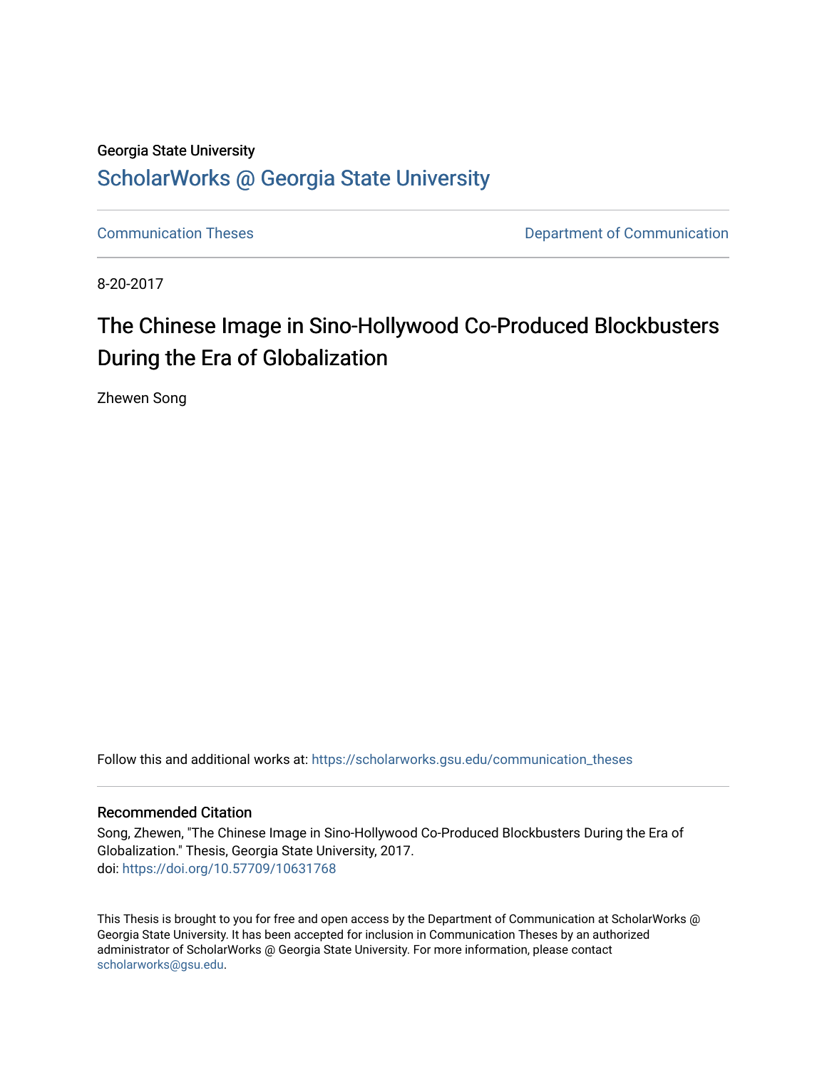Georgia State University

## ScholarWorks @ Georgia State University

Communication Theses

Department of Communication

8-20-2017

# The Chinese Image in Sino-Hollywood Co-Produced Blockbusters During the Era of Globalization

Zhewen Song

Follow this and additional works at: https://scholarworks.gsu.edu/communication_theses

### Recommended Citation

Song, Zhewen, "The Chinese Image in Sino-Hollywood Co-Produced Blockbusters During the Era of Globalization." Thesis, Georgia State University, 2017.
doi: https://doi.org/10.57709/10631768

This Thesis is brought to you for free and open access by the Department of Communication at ScholarWorks @ Georgia State University. It has been accepted for inclusion in Communication Theses by an authorized administrator of ScholarWorks @ Georgia State University. For more information, please contact scholarworks@gsu.edu.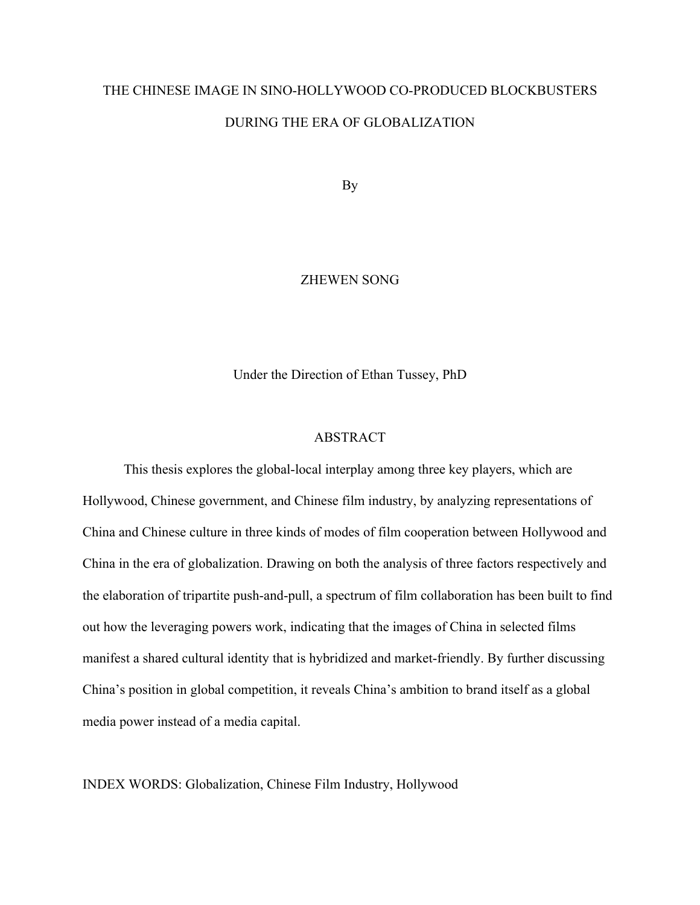# THE CHINESE IMAGE IN SINO-HOLLYWOOD CO-PRODUCED BLOCKBUSTERS DURING THE ERA OF GLOBALIZATION

By

ZHEWEN SONG

Under the Direction of Ethan Tussey, PhD

## ABSTRACT

This thesis explores the global-local interplay among three key players, which are Hollywood, Chinese government, and Chinese film industry, by analyzing representations of China and Chinese culture in three kinds of modes of film cooperation between Hollywood and China in the era of globalization. Drawing on both the analysis of three factors respectively and the elaboration of tripartite push-and-pull, a spectrum of film collaboration has been built to find out how the leveraging powers work, indicating that the images of China in selected films manifest a shared cultural identity that is hybridized and market-friendly. By further discussing China's position in global competition, it reveals China's ambition to brand itself as a global media power instead of a media capital.

INDEX WORDS: Globalization, Chinese Film Industry, Hollywood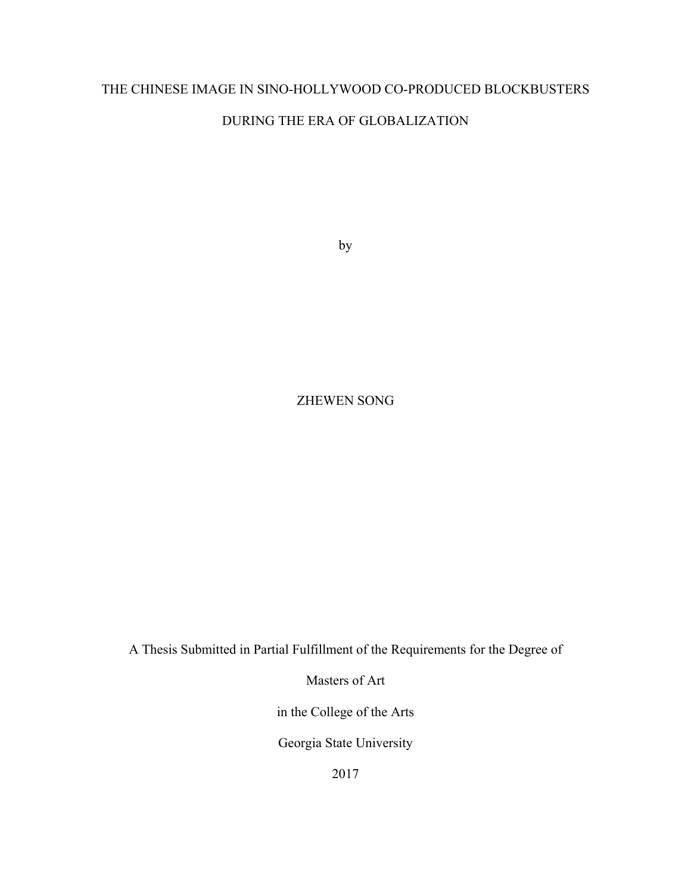# THE CHINESE IMAGE IN SINO-HOLLYWOOD CO-PRODUCED BLOCKBUSTERS DURING THE ERA OF GLOBALIZATION

by

ZHEWEN SONG

A Thesis Submitted in Partial Fulfillment of the Requirements for the Degree of

Masters of Art

in the College of the Arts

Georgia State University

2017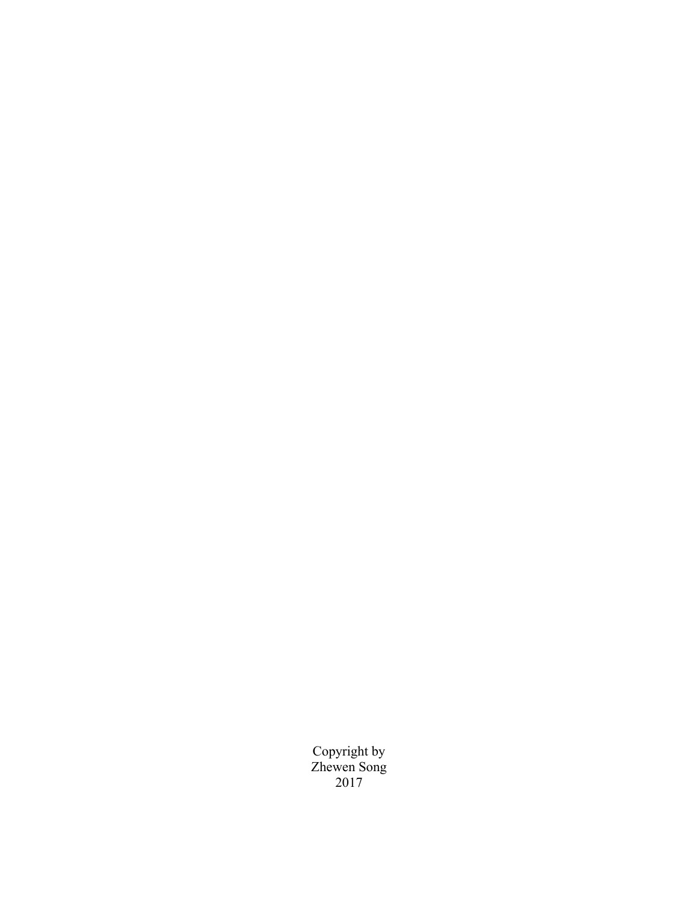Copyright by
Zhewen Song
2017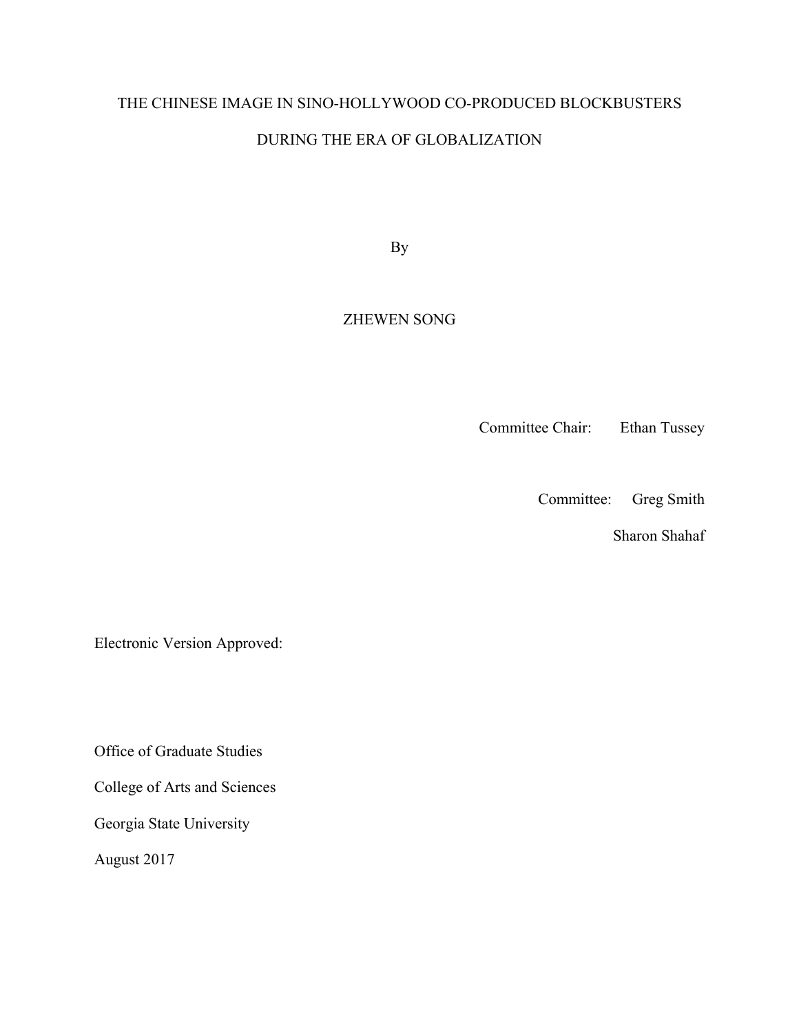THE CHINESE IMAGE IN SINO-HOLLYWOOD CO-PRODUCED BLOCKBUSTERS

DURING THE ERA OF GLOBALIZATION

By

ZHEWEN SONG

Committee Chair: Ethan Tussey

Committee: Greg Smith

Sharon Shahaf

Electronic Version Approved:

Office of Graduate Studies

College of Arts and Sciences

Georgia State University

August 2017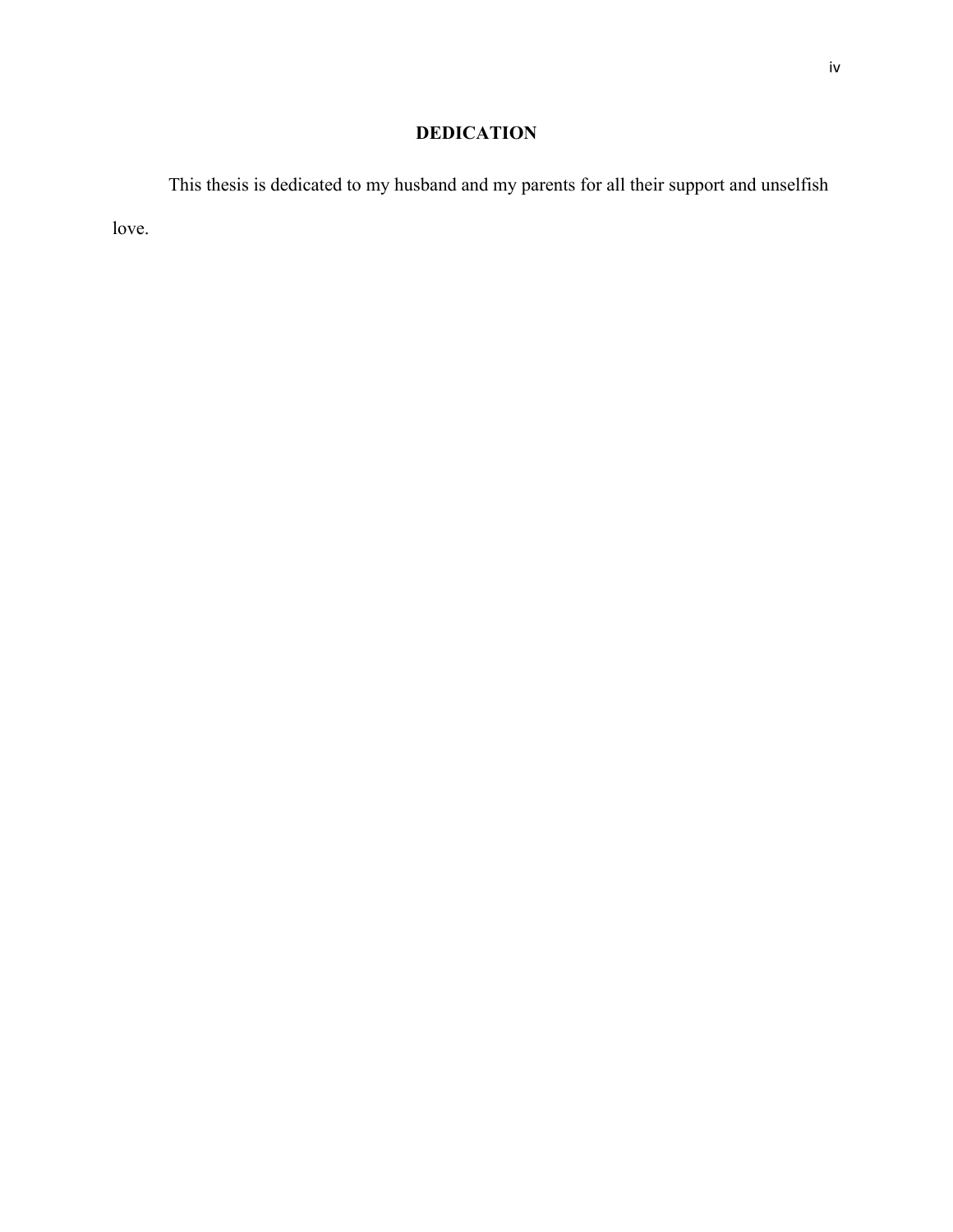# DEDICATION

This thesis is dedicated to my husband and my parents for all their support and unselfish love.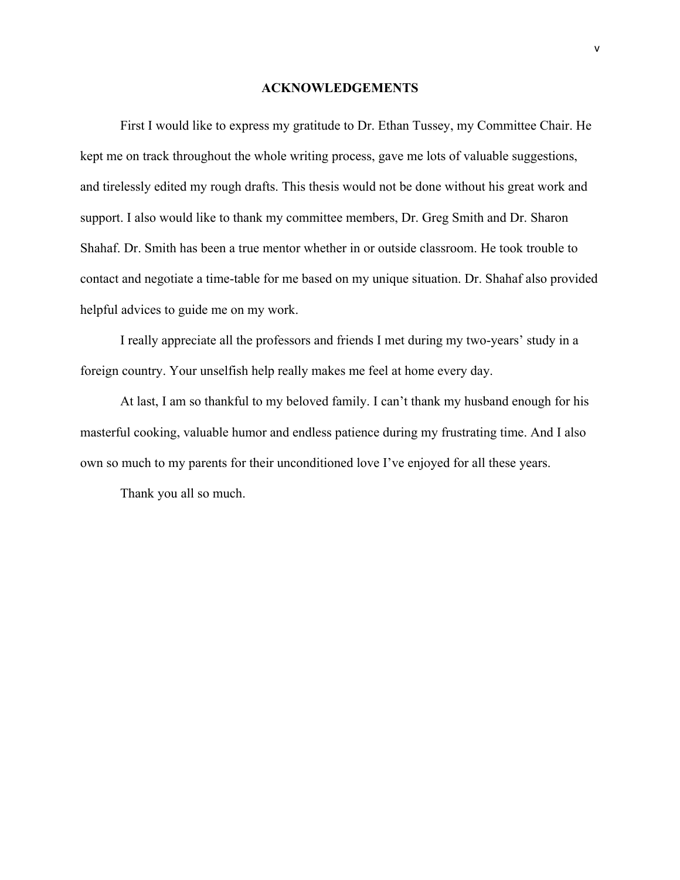## ACKNOWLEDGEMENTS

First I would like to express my gratitude to Dr. Ethan Tussey, my Committee Chair. He kept me on track throughout the whole writing process, gave me lots of valuable suggestions, and tirelessly edited my rough drafts. This thesis would not be done without his great work and support. I also would like to thank my committee members, Dr. Greg Smith and Dr. Sharon Shahaf. Dr. Smith has been a true mentor whether in or outside classroom. He took trouble to contact and negotiate a time-table for me based on my unique situation. Dr. Shahaf also provided helpful advices to guide me on my work.

I really appreciate all the professors and friends I met during my two-years' study in a foreign country. Your unselfish help really makes me feel at home every day.

At last, I am so thankful to my beloved family. I can't thank my husband enough for his masterful cooking, valuable humor and endless patience during my frustrating time. And I also own so much to my parents for their unconditioned love I've enjoyed for all these years.

Thank you all so much.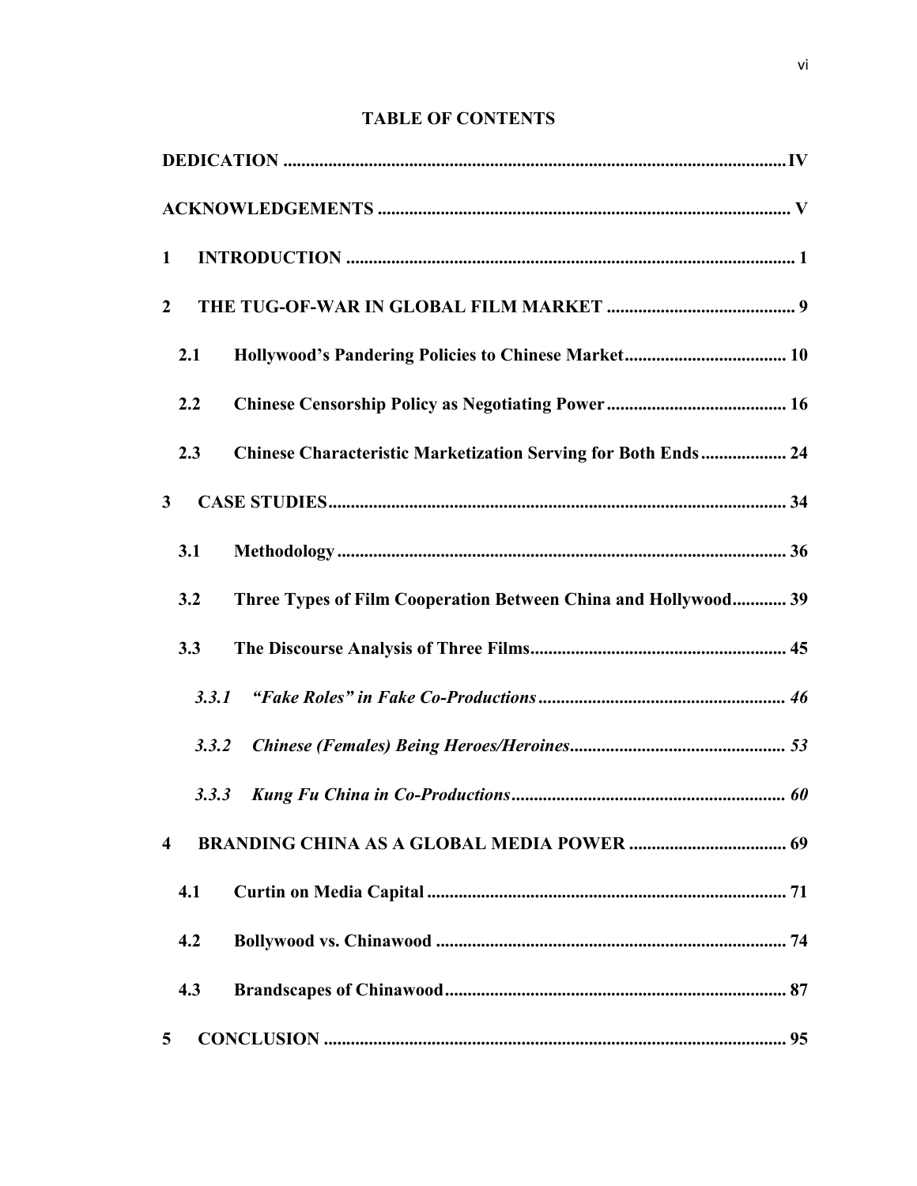**TABLE OF CONTENTS**

**DEDICATION** .......... **IV**

**ACKNOWLEDGEMENTS** .......... **V**

**1 INTRODUCTION** .......... **1**

**2 THE TUG-OF-WAR IN GLOBAL FILM MARKET** .......... **9**

- **2.1 Hollywood's Pandering Policies to Chinese Market** .......... **10**
- **2.2 Chinese Censorship Policy as Negotiating Power** .......... **16**
- **2.3 Chinese Characteristic Marketization Serving for Both Ends** .......... **24**

**3 CASE STUDIES** .......... **34**

- **3.1 Methodology** .......... **36**
- **3.2 Three Types of Film Cooperation Between China and Hollywood** .......... **39**
- **3.3 The Discourse Analysis of Three Films** .......... **45**
  - ***3.3.1 "Fake Roles" in Fake Co-Productions*** .......... ***46***
  - ***3.3.2 Chinese (Females) Being Heroes/Heroines*** .......... ***53***
  - ***3.3.3 Kung Fu China in Co-Productions*** .......... ***60***

**4 BRANDING CHINA AS A GLOBAL MEDIA POWER** .......... **69**

- **4.1 Curtin on Media Capital** .......... **71**
- **4.2 Bollywood vs. Chinawood** .......... **74**
- **4.3 Brandscapes of Chinawood** .......... **87**

**5 CONCLUSION** .......... **95**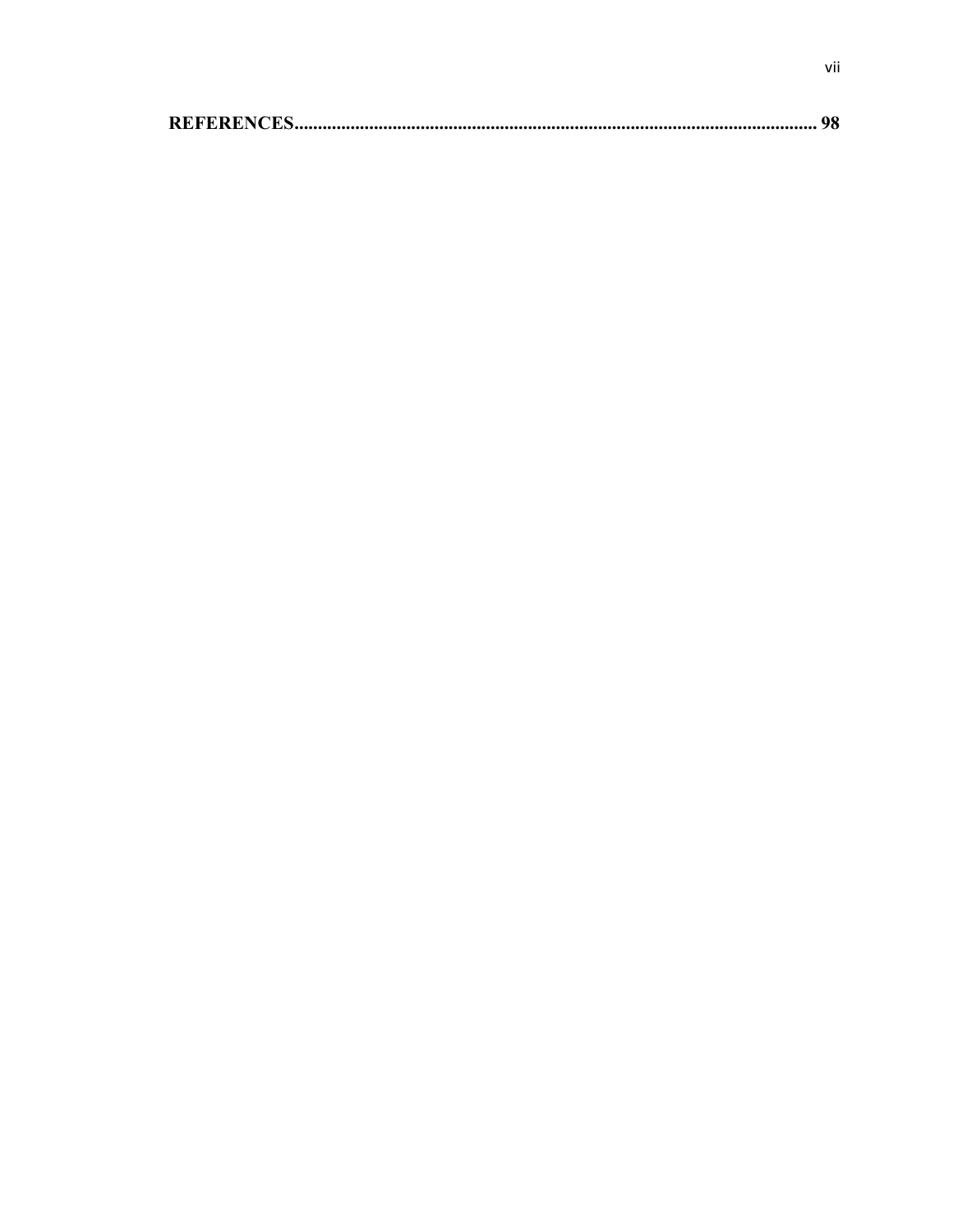**REFERENCES................................................................................................................ 98**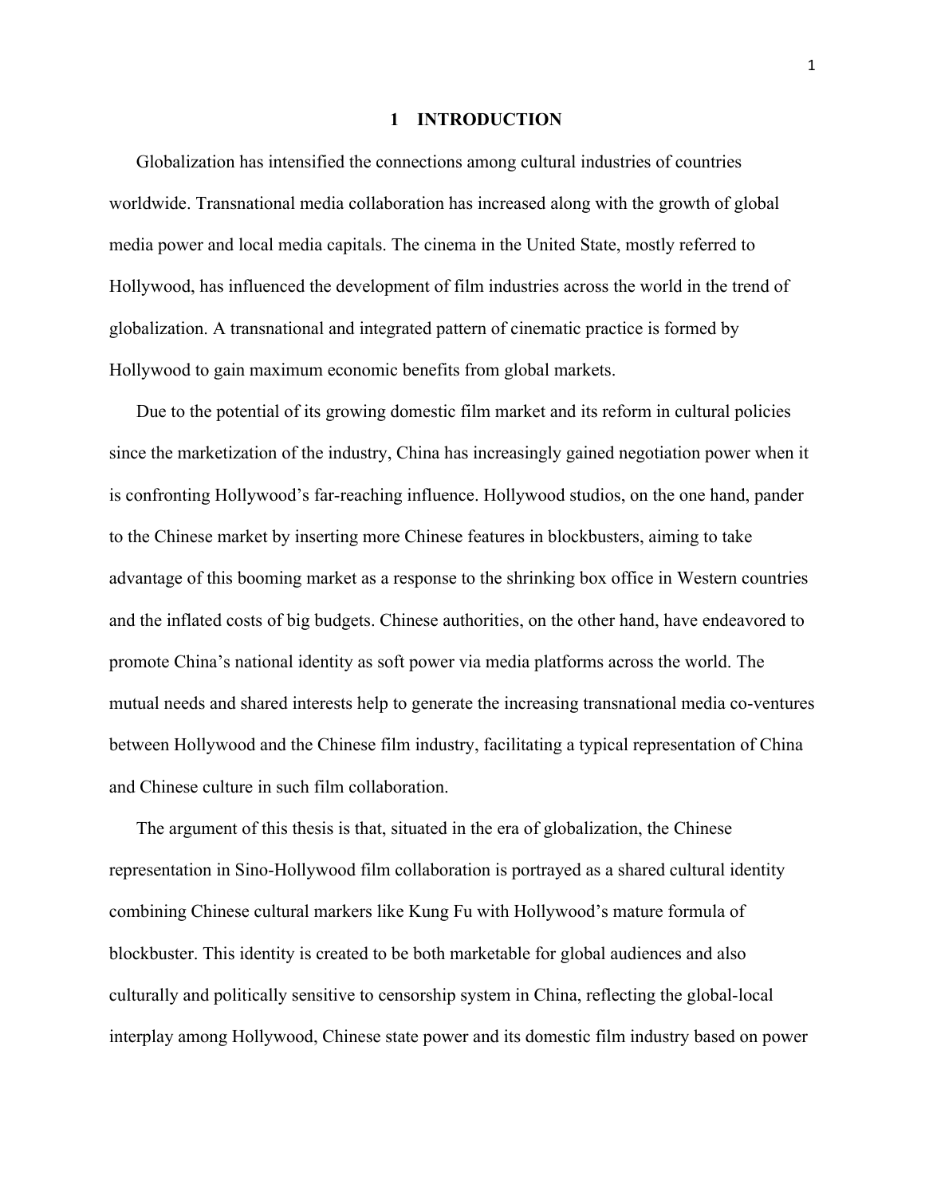# 1 INTRODUCTION

Globalization has intensified the connections among cultural industries of countries worldwide. Transnational media collaboration has increased along with the growth of global media power and local media capitals. The cinema in the United State, mostly referred to Hollywood, has influenced the development of film industries across the world in the trend of globalization. A transnational and integrated pattern of cinematic practice is formed by Hollywood to gain maximum economic benefits from global markets.

Due to the potential of its growing domestic film market and its reform in cultural policies since the marketization of the industry, China has increasingly gained negotiation power when it is confronting Hollywood's far-reaching influence. Hollywood studios, on the one hand, pander to the Chinese market by inserting more Chinese features in blockbusters, aiming to take advantage of this booming market as a response to the shrinking box office in Western countries and the inflated costs of big budgets. Chinese authorities, on the other hand, have endeavored to promote China's national identity as soft power via media platforms across the world. The mutual needs and shared interests help to generate the increasing transnational media co-ventures between Hollywood and the Chinese film industry, facilitating a typical representation of China and Chinese culture in such film collaboration.

The argument of this thesis is that, situated in the era of globalization, the Chinese representation in Sino-Hollywood film collaboration is portrayed as a shared cultural identity combining Chinese cultural markers like Kung Fu with Hollywood's mature formula of blockbuster. This identity is created to be both marketable for global audiences and also culturally and politically sensitive to censorship system in China, reflecting the global-local interplay among Hollywood, Chinese state power and its domestic film industry based on power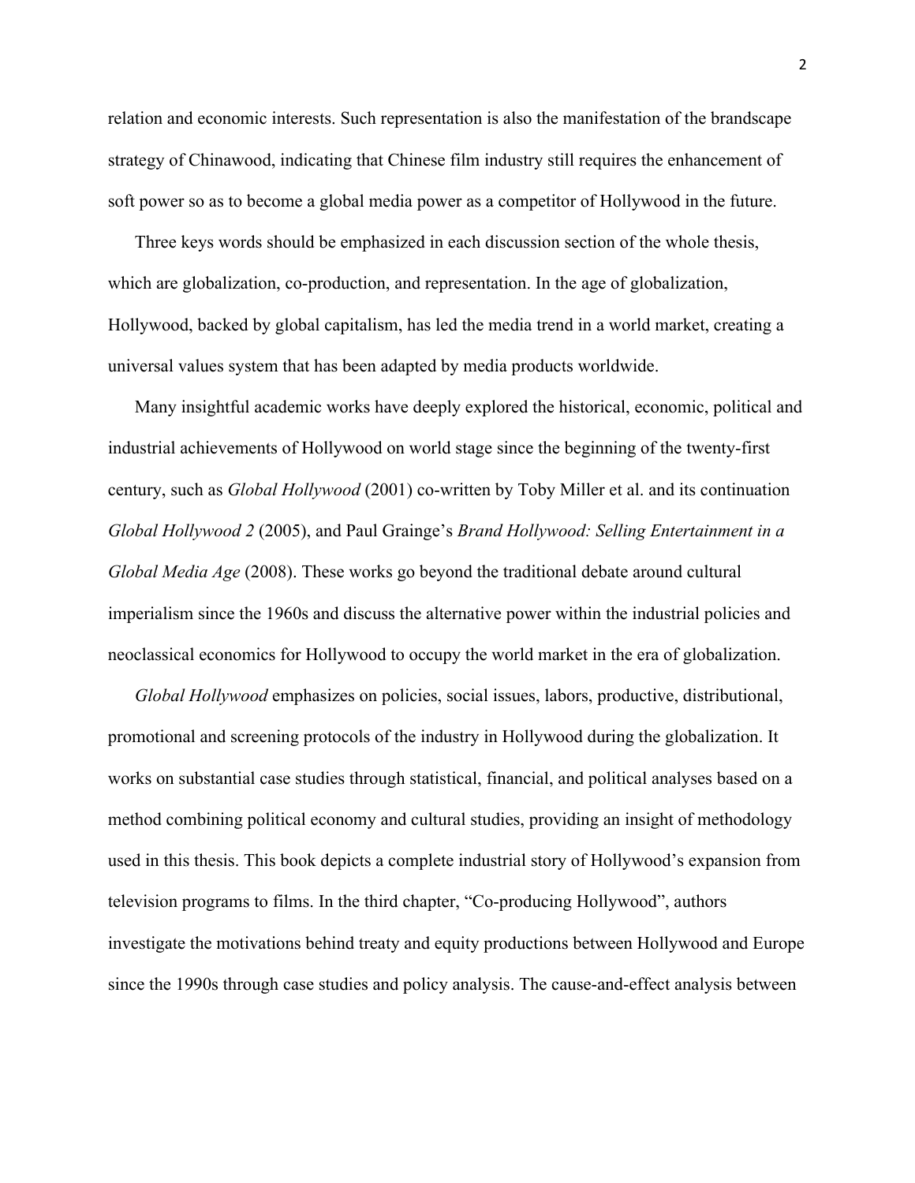relation and economic interests. Such representation is also the manifestation of the brandscape strategy of Chinawood, indicating that Chinese film industry still requires the enhancement of soft power so as to become a global media power as a competitor of Hollywood in the future.

Three keys words should be emphasized in each discussion section of the whole thesis, which are globalization, co-production, and representation. In the age of globalization, Hollywood, backed by global capitalism, has led the media trend in a world market, creating a universal values system that has been adapted by media products worldwide.

Many insightful academic works have deeply explored the historical, economic, political and industrial achievements of Hollywood on world stage since the beginning of the twenty-first century, such as *Global Hollywood* (2001) co-written by Toby Miller et al. and its continuation *Global Hollywood 2* (2005), and Paul Grainge's *Brand Hollywood: Selling Entertainment in a Global Media Age* (2008). These works go beyond the traditional debate around cultural imperialism since the 1960s and discuss the alternative power within the industrial policies and neoclassical economics for Hollywood to occupy the world market in the era of globalization.

*Global Hollywood* emphasizes on policies, social issues, labors, productive, distributional, promotional and screening protocols of the industry in Hollywood during the globalization. It works on substantial case studies through statistical, financial, and political analyses based on a method combining political economy and cultural studies, providing an insight of methodology used in this thesis. This book depicts a complete industrial story of Hollywood's expansion from television programs to films. In the third chapter, "Co-producing Hollywood", authors investigate the motivations behind treaty and equity productions between Hollywood and Europe since the 1990s through case studies and policy analysis. The cause-and-effect analysis between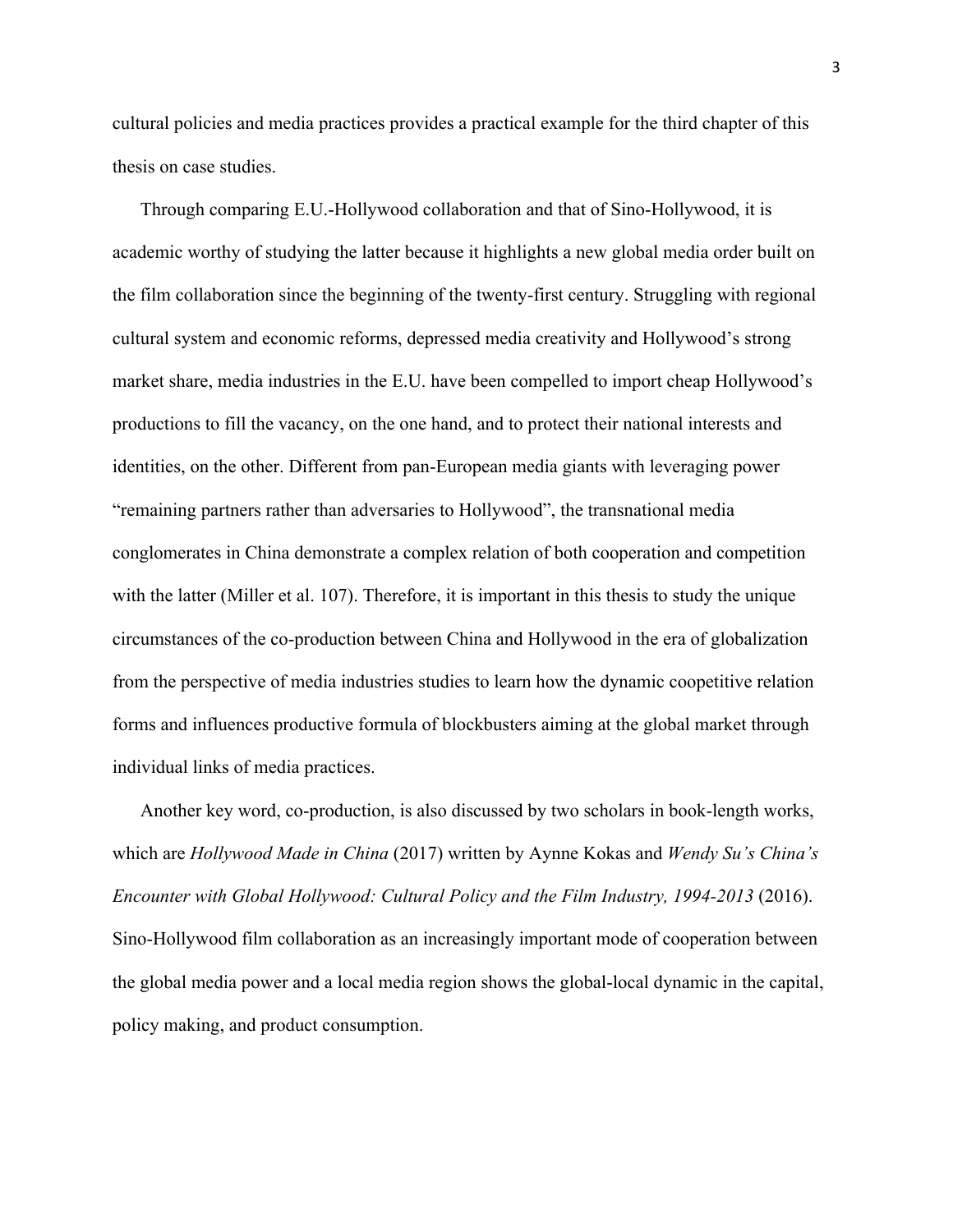cultural policies and media practices provides a practical example for the third chapter of this thesis on case studies.

Through comparing E.U.-Hollywood collaboration and that of Sino-Hollywood, it is academic worthy of studying the latter because it highlights a new global media order built on the film collaboration since the beginning of the twenty-first century. Struggling with regional cultural system and economic reforms, depressed media creativity and Hollywood's strong market share, media industries in the E.U. have been compelled to import cheap Hollywood's productions to fill the vacancy, on the one hand, and to protect their national interests and identities, on the other. Different from pan-European media giants with leveraging power "remaining partners rather than adversaries to Hollywood", the transnational media conglomerates in China demonstrate a complex relation of both cooperation and competition with the latter (Miller et al. 107). Therefore, it is important in this thesis to study the unique circumstances of the co-production between China and Hollywood in the era of globalization from the perspective of media industries studies to learn how the dynamic coopetitive relation forms and influences productive formula of blockbusters aiming at the global market through individual links of media practices.

Another key word, co-production, is also discussed by two scholars in book-length works, which are *Hollywood Made in China* (2017) written by Aynne Kokas and *Wendy Su's China's Encounter with Global Hollywood: Cultural Policy and the Film Industry, 1994-2013* (2016). Sino-Hollywood film collaboration as an increasingly important mode of cooperation between the global media power and a local media region shows the global-local dynamic in the capital, policy making, and product consumption.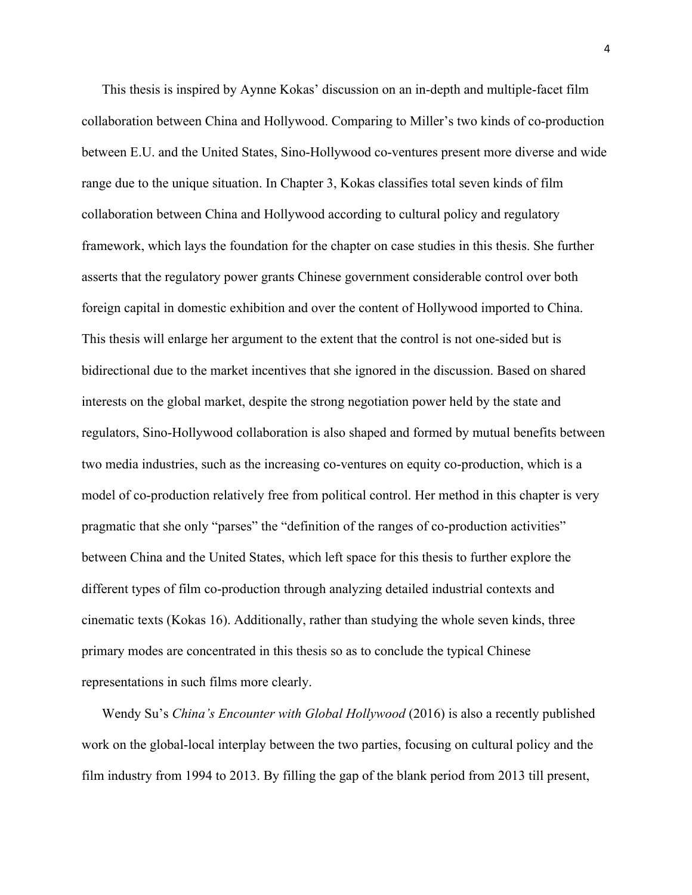This thesis is inspired by Aynne Kokas' discussion on an in-depth and multiple-facet film collaboration between China and Hollywood. Comparing to Miller's two kinds of co-production between E.U. and the United States, Sino-Hollywood co-ventures present more diverse and wide range due to the unique situation. In Chapter 3, Kokas classifies total seven kinds of film collaboration between China and Hollywood according to cultural policy and regulatory framework, which lays the foundation for the chapter on case studies in this thesis. She further asserts that the regulatory power grants Chinese government considerable control over both foreign capital in domestic exhibition and over the content of Hollywood imported to China. This thesis will enlarge her argument to the extent that the control is not one-sided but is bidirectional due to the market incentives that she ignored in the discussion. Based on shared interests on the global market, despite the strong negotiation power held by the state and regulators, Sino-Hollywood collaboration is also shaped and formed by mutual benefits between two media industries, such as the increasing co-ventures on equity co-production, which is a model of co-production relatively free from political control. Her method in this chapter is very pragmatic that she only "parses" the "definition of the ranges of co-production activities" between China and the United States, which left space for this thesis to further explore the different types of film co-production through analyzing detailed industrial contexts and cinematic texts (Kokas 16). Additionally, rather than studying the whole seven kinds, three primary modes are concentrated in this thesis so as to conclude the typical Chinese representations in such films more clearly.

Wendy Su's *China's Encounter with Global Hollywood* (2016) is also a recently published work on the global-local interplay between the two parties, focusing on cultural policy and the film industry from 1994 to 2013. By filling the gap of the blank period from 2013 till present,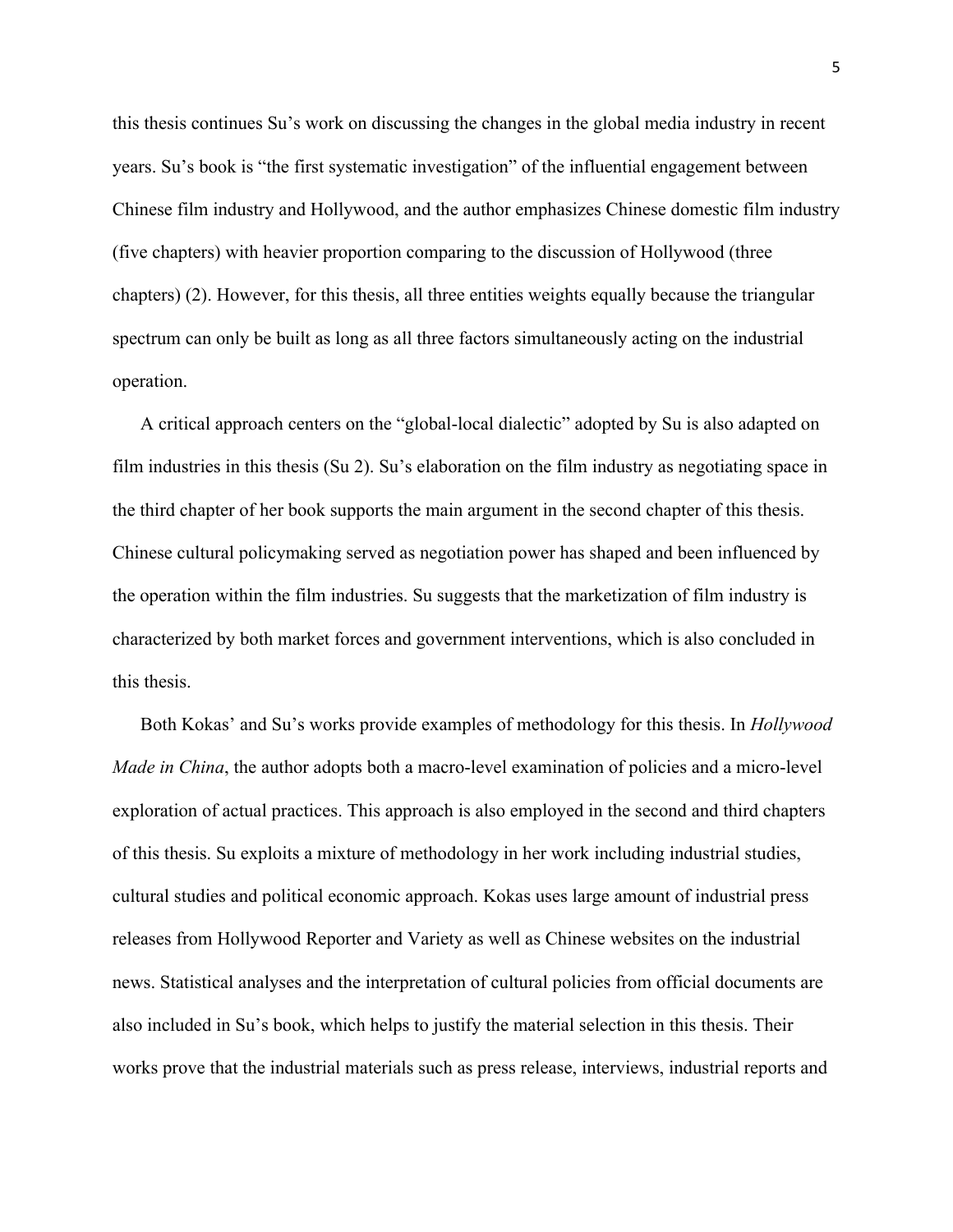this thesis continues Su's work on discussing the changes in the global media industry in recent years. Su's book is "the first systematic investigation" of the influential engagement between Chinese film industry and Hollywood, and the author emphasizes Chinese domestic film industry (five chapters) with heavier proportion comparing to the discussion of Hollywood (three chapters) (2). However, for this thesis, all three entities weights equally because the triangular spectrum can only be built as long as all three factors simultaneously acting on the industrial operation.

A critical approach centers on the "global-local dialectic" adopted by Su is also adapted on film industries in this thesis (Su 2). Su's elaboration on the film industry as negotiating space in the third chapter of her book supports the main argument in the second chapter of this thesis. Chinese cultural policymaking served as negotiation power has shaped and been influenced by the operation within the film industries. Su suggests that the marketization of film industry is characterized by both market forces and government interventions, which is also concluded in this thesis.

Both Kokas' and Su's works provide examples of methodology for this thesis. In *Hollywood Made in China*, the author adopts both a macro-level examination of policies and a micro-level exploration of actual practices. This approach is also employed in the second and third chapters of this thesis. Su exploits a mixture of methodology in her work including industrial studies, cultural studies and political economic approach. Kokas uses large amount of industrial press releases from Hollywood Reporter and Variety as well as Chinese websites on the industrial news. Statistical analyses and the interpretation of cultural policies from official documents are also included in Su's book, which helps to justify the material selection in this thesis. Their works prove that the industrial materials such as press release, interviews, industrial reports and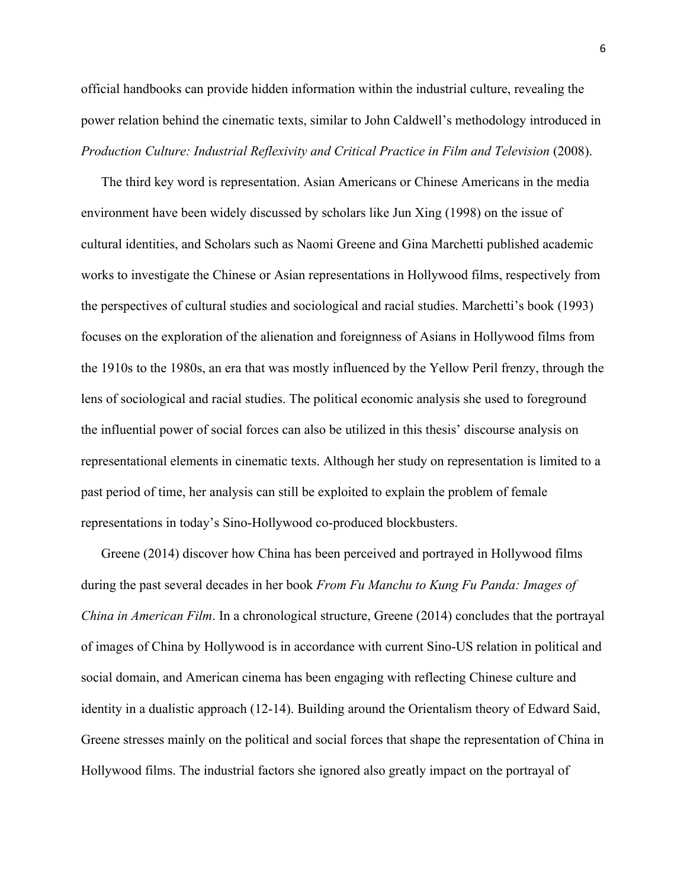official handbooks can provide hidden information within the industrial culture, revealing the power relation behind the cinematic texts, similar to John Caldwell's methodology introduced in *Production Culture: Industrial Reflexivity and Critical Practice in Film and Television* (2008).

The third key word is representation. Asian Americans or Chinese Americans in the media environment have been widely discussed by scholars like Jun Xing (1998) on the issue of cultural identities, and Scholars such as Naomi Greene and Gina Marchetti published academic works to investigate the Chinese or Asian representations in Hollywood films, respectively from the perspectives of cultural studies and sociological and racial studies. Marchetti's book (1993) focuses on the exploration of the alienation and foreignness of Asians in Hollywood films from the 1910s to the 1980s, an era that was mostly influenced by the Yellow Peril frenzy, through the lens of sociological and racial studies. The political economic analysis she used to foreground the influential power of social forces can also be utilized in this thesis' discourse analysis on representational elements in cinematic texts. Although her study on representation is limited to a past period of time, her analysis can still be exploited to explain the problem of female representations in today's Sino-Hollywood co-produced blockbusters.

Greene (2014) discover how China has been perceived and portrayed in Hollywood films during the past several decades in her book *From Fu Manchu to Kung Fu Panda: Images of China in American Film*. In a chronological structure, Greene (2014) concludes that the portrayal of images of China by Hollywood is in accordance with current Sino-US relation in political and social domain, and American cinema has been engaging with reflecting Chinese culture and identity in a dualistic approach (12-14). Building around the Orientalism theory of Edward Said, Greene stresses mainly on the political and social forces that shape the representation of China in Hollywood films. The industrial factors she ignored also greatly impact on the portrayal of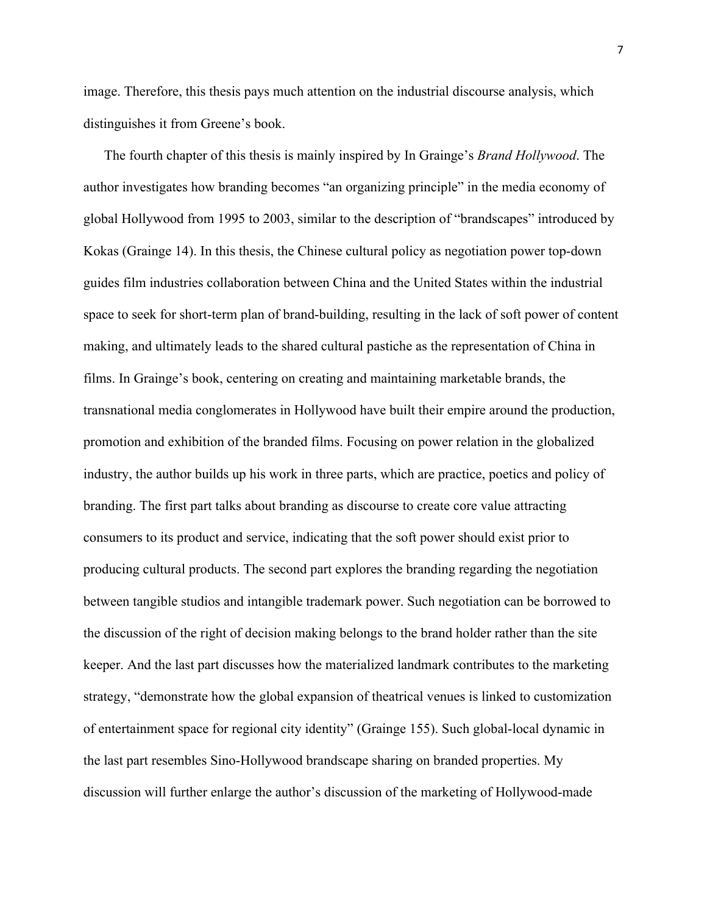image. Therefore, this thesis pays much attention on the industrial discourse analysis, which distinguishes it from Greene's book.

The fourth chapter of this thesis is mainly inspired by In Grainge's *Brand Hollywood*. The author investigates how branding becomes "an organizing principle" in the media economy of global Hollywood from 1995 to 2003, similar to the description of "brandscapes" introduced by Kokas (Grainge 14). In this thesis, the Chinese cultural policy as negotiation power top-down guides film industries collaboration between China and the United States within the industrial space to seek for short-term plan of brand-building, resulting in the lack of soft power of content making, and ultimately leads to the shared cultural pastiche as the representation of China in films. In Grainge's book, centering on creating and maintaining marketable brands, the transnational media conglomerates in Hollywood have built their empire around the production, promotion and exhibition of the branded films. Focusing on power relation in the globalized industry, the author builds up his work in three parts, which are practice, poetics and policy of branding. The first part talks about branding as discourse to create core value attracting consumers to its product and service, indicating that the soft power should exist prior to producing cultural products. The second part explores the branding regarding the negotiation between tangible studios and intangible trademark power. Such negotiation can be borrowed to the discussion of the right of decision making belongs to the brand holder rather than the site keeper. And the last part discusses how the materialized landmark contributes to the marketing strategy, "demonstrate how the global expansion of theatrical venues is linked to customization of entertainment space for regional city identity" (Grainge 155). Such global-local dynamic in the last part resembles Sino-Hollywood brandscape sharing on branded properties. My discussion will further enlarge the author's discussion of the marketing of Hollywood-made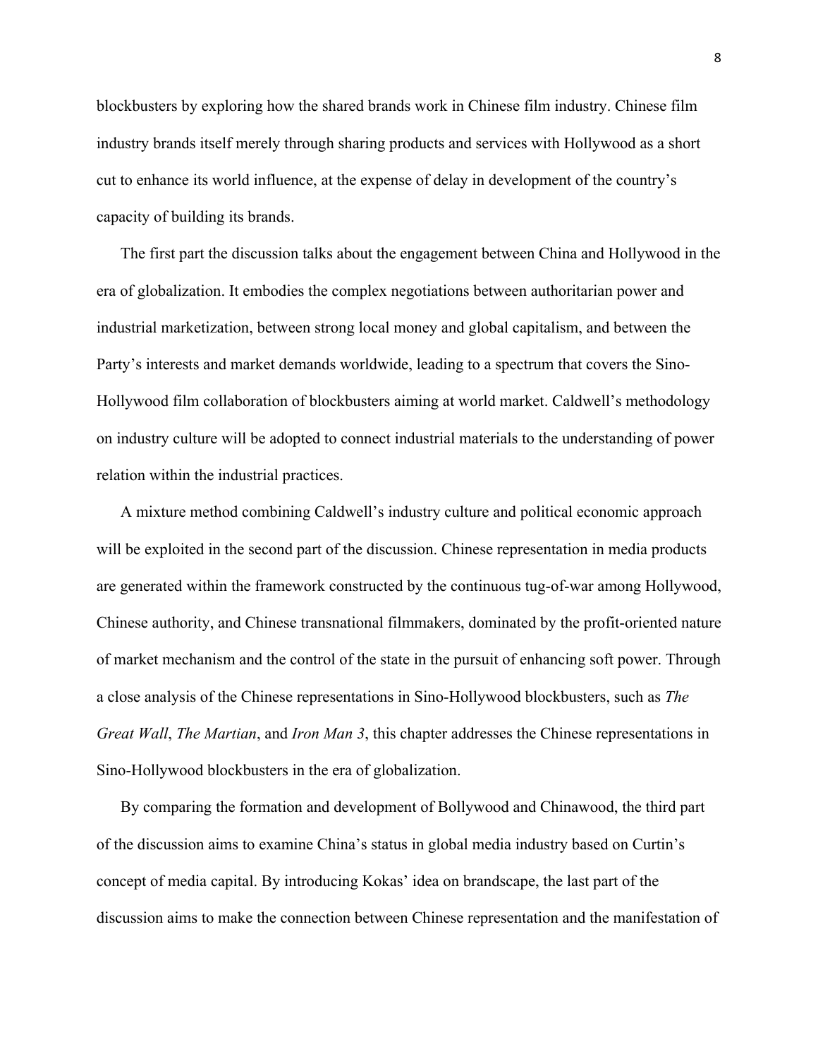blockbusters by exploring how the shared brands work in Chinese film industry. Chinese film industry brands itself merely through sharing products and services with Hollywood as a short cut to enhance its world influence, at the expense of delay in development of the country's capacity of building its brands.

The first part the discussion talks about the engagement between China and Hollywood in the era of globalization. It embodies the complex negotiations between authoritarian power and industrial marketization, between strong local money and global capitalism, and between the Party's interests and market demands worldwide, leading to a spectrum that covers the Sino-Hollywood film collaboration of blockbusters aiming at world market. Caldwell's methodology on industry culture will be adopted to connect industrial materials to the understanding of power relation within the industrial practices.

A mixture method combining Caldwell's industry culture and political economic approach will be exploited in the second part of the discussion. Chinese representation in media products are generated within the framework constructed by the continuous tug-of-war among Hollywood, Chinese authority, and Chinese transnational filmmakers, dominated by the profit-oriented nature of market mechanism and the control of the state in the pursuit of enhancing soft power. Through a close analysis of the Chinese representations in Sino-Hollywood blockbusters, such as *The Great Wall*, *The Martian*, and *Iron Man 3*, this chapter addresses the Chinese representations in Sino-Hollywood blockbusters in the era of globalization.

By comparing the formation and development of Bollywood and Chinawood, the third part of the discussion aims to examine China's status in global media industry based on Curtin's concept of media capital. By introducing Kokas' idea on brandscape, the last part of the discussion aims to make the connection between Chinese representation and the manifestation of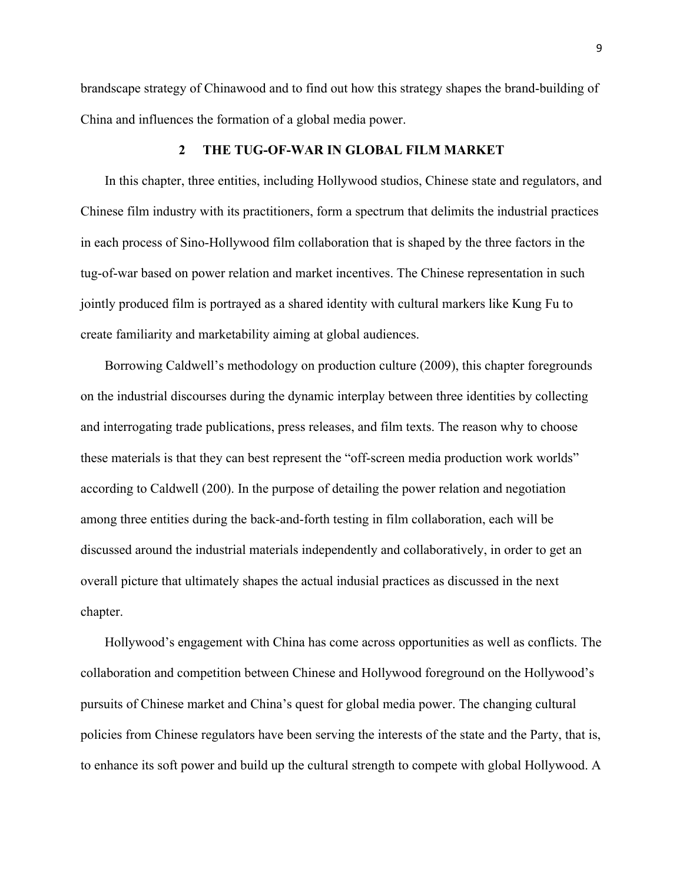brandscape strategy of Chinawood and to find out how this strategy shapes the brand-building of China and influences the formation of a global media power.

## 2 THE TUG-OF-WAR IN GLOBAL FILM MARKET

In this chapter, three entities, including Hollywood studios, Chinese state and regulators, and Chinese film industry with its practitioners, form a spectrum that delimits the industrial practices in each process of Sino-Hollywood film collaboration that is shaped by the three factors in the tug-of-war based on power relation and market incentives. The Chinese representation in such jointly produced film is portrayed as a shared identity with cultural markers like Kung Fu to create familiarity and marketability aiming at global audiences.

Borrowing Caldwell's methodology on production culture (2009), this chapter foregrounds on the industrial discourses during the dynamic interplay between three identities by collecting and interrogating trade publications, press releases, and film texts. The reason why to choose these materials is that they can best represent the "off-screen media production work worlds" according to Caldwell (200). In the purpose of detailing the power relation and negotiation among three entities during the back-and-forth testing in film collaboration, each will be discussed around the industrial materials independently and collaboratively, in order to get an overall picture that ultimately shapes the actual indusial practices as discussed in the next chapter.

Hollywood's engagement with China has come across opportunities as well as conflicts. The collaboration and competition between Chinese and Hollywood foreground on the Hollywood's pursuits of Chinese market and China's quest for global media power. The changing cultural policies from Chinese regulators have been serving the interests of the state and the Party, that is, to enhance its soft power and build up the cultural strength to compete with global Hollywood. A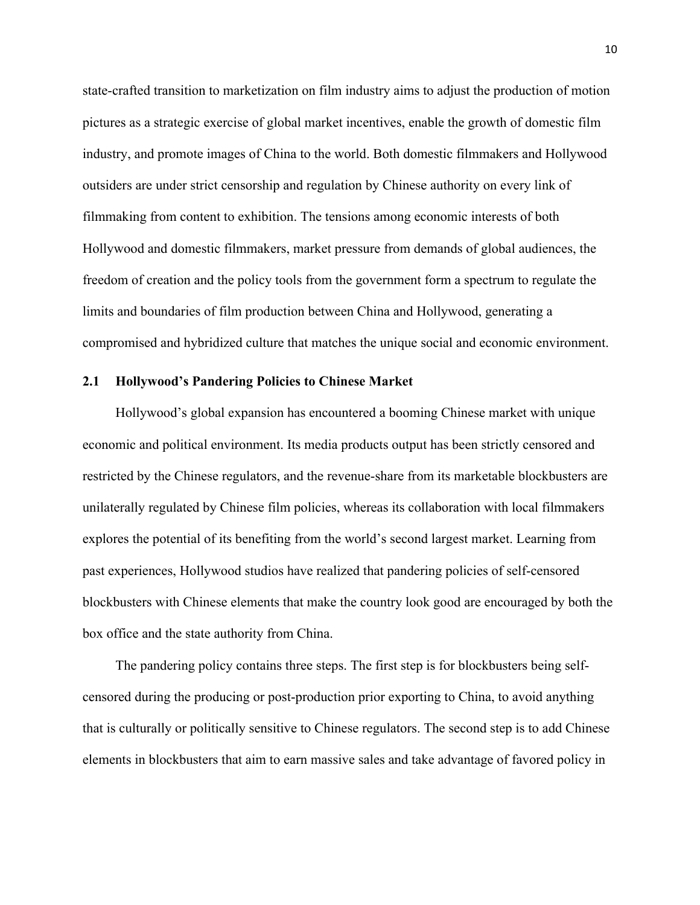state-crafted transition to marketization on film industry aims to adjust the production of motion pictures as a strategic exercise of global market incentives, enable the growth of domestic film industry, and promote images of China to the world. Both domestic filmmakers and Hollywood outsiders are under strict censorship and regulation by Chinese authority on every link of filmmaking from content to exhibition. The tensions among economic interests of both Hollywood and domestic filmmakers, market pressure from demands of global audiences, the freedom of creation and the policy tools from the government form a spectrum to regulate the limits and boundaries of film production between China and Hollywood, generating a compromised and hybridized culture that matches the unique social and economic environment.

### 2.1 Hollywood's Pandering Policies to Chinese Market

Hollywood's global expansion has encountered a booming Chinese market with unique economic and political environment. Its media products output has been strictly censored and restricted by the Chinese regulators, and the revenue-share from its marketable blockbusters are unilaterally regulated by Chinese film policies, whereas its collaboration with local filmmakers explores the potential of its benefiting from the world's second largest market. Learning from past experiences, Hollywood studios have realized that pandering policies of self-censored blockbusters with Chinese elements that make the country look good are encouraged by both the box office and the state authority from China.

The pandering policy contains three steps. The first step is for blockbusters being self-censored during the producing or post-production prior exporting to China, to avoid anything that is culturally or politically sensitive to Chinese regulators. The second step is to add Chinese elements in blockbusters that aim to earn massive sales and take advantage of favored policy in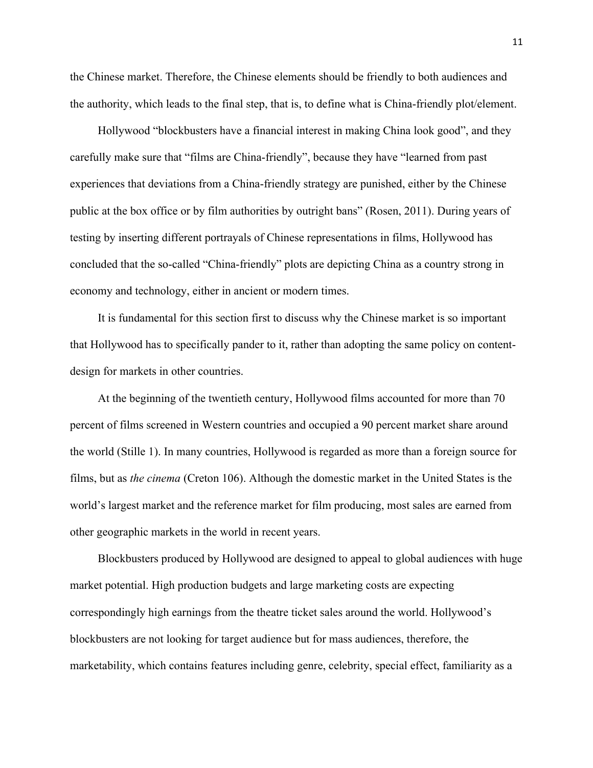the Chinese market. Therefore, the Chinese elements should be friendly to both audiences and the authority, which leads to the final step, that is, to define what is China-friendly plot/element.

Hollywood "blockbusters have a financial interest in making China look good", and they carefully make sure that "films are China-friendly", because they have "learned from past experiences that deviations from a China-friendly strategy are punished, either by the Chinese public at the box office or by film authorities by outright bans" (Rosen, 2011). During years of testing by inserting different portrayals of Chinese representations in films, Hollywood has concluded that the so-called "China-friendly" plots are depicting China as a country strong in economy and technology, either in ancient or modern times.

It is fundamental for this section first to discuss why the Chinese market is so important that Hollywood has to specifically pander to it, rather than adopting the same policy on content-design for markets in other countries.

At the beginning of the twentieth century, Hollywood films accounted for more than 70 percent of films screened in Western countries and occupied a 90 percent market share around the world (Stille 1). In many countries, Hollywood is regarded as more than a foreign source for films, but as *the cinema* (Creton 106). Although the domestic market in the United States is the world's largest market and the reference market for film producing, most sales are earned from other geographic markets in the world in recent years.

Blockbusters produced by Hollywood are designed to appeal to global audiences with huge market potential. High production budgets and large marketing costs are expecting correspondingly high earnings from the theatre ticket sales around the world. Hollywood's blockbusters are not looking for target audience but for mass audiences, therefore, the marketability, which contains features including genre, celebrity, special effect, familiarity as a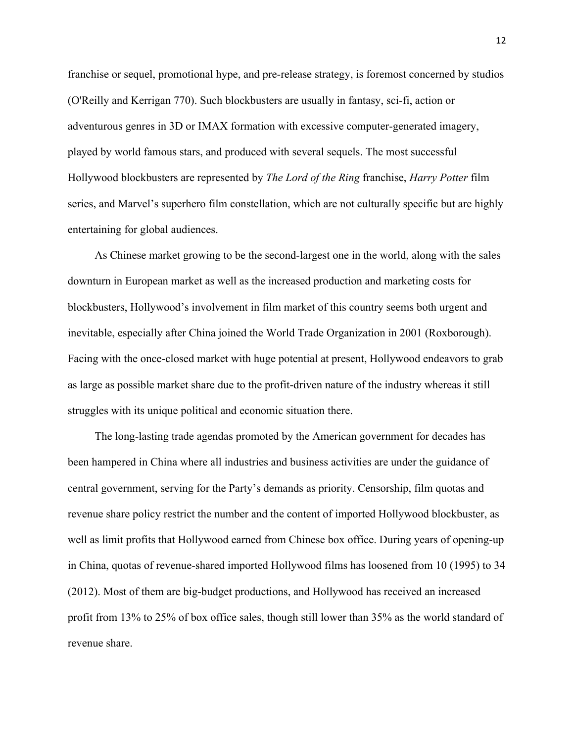franchise or sequel, promotional hype, and pre-release strategy, is foremost concerned by studios (O'Reilly and Kerrigan 770). Such blockbusters are usually in fantasy, sci-fi, action or adventurous genres in 3D or IMAX formation with excessive computer-generated imagery, played by world famous stars, and produced with several sequels. The most successful Hollywood blockbusters are represented by *The Lord of the Ring* franchise, *Harry Potter* film series, and Marvel's superhero film constellation, which are not culturally specific but are highly entertaining for global audiences.

As Chinese market growing to be the second-largest one in the world, along with the sales downturn in European market as well as the increased production and marketing costs for blockbusters, Hollywood's involvement in film market of this country seems both urgent and inevitable, especially after China joined the World Trade Organization in 2001 (Roxborough). Facing with the once-closed market with huge potential at present, Hollywood endeavors to grab as large as possible market share due to the profit-driven nature of the industry whereas it still struggles with its unique political and economic situation there.

The long-lasting trade agendas promoted by the American government for decades has been hampered in China where all industries and business activities are under the guidance of central government, serving for the Party's demands as priority. Censorship, film quotas and revenue share policy restrict the number and the content of imported Hollywood blockbuster, as well as limit profits that Hollywood earned from Chinese box office. During years of opening-up in China, quotas of revenue-shared imported Hollywood films has loosened from 10 (1995) to 34 (2012). Most of them are big-budget productions, and Hollywood has received an increased profit from 13% to 25% of box office sales, though still lower than 35% as the world standard of revenue share.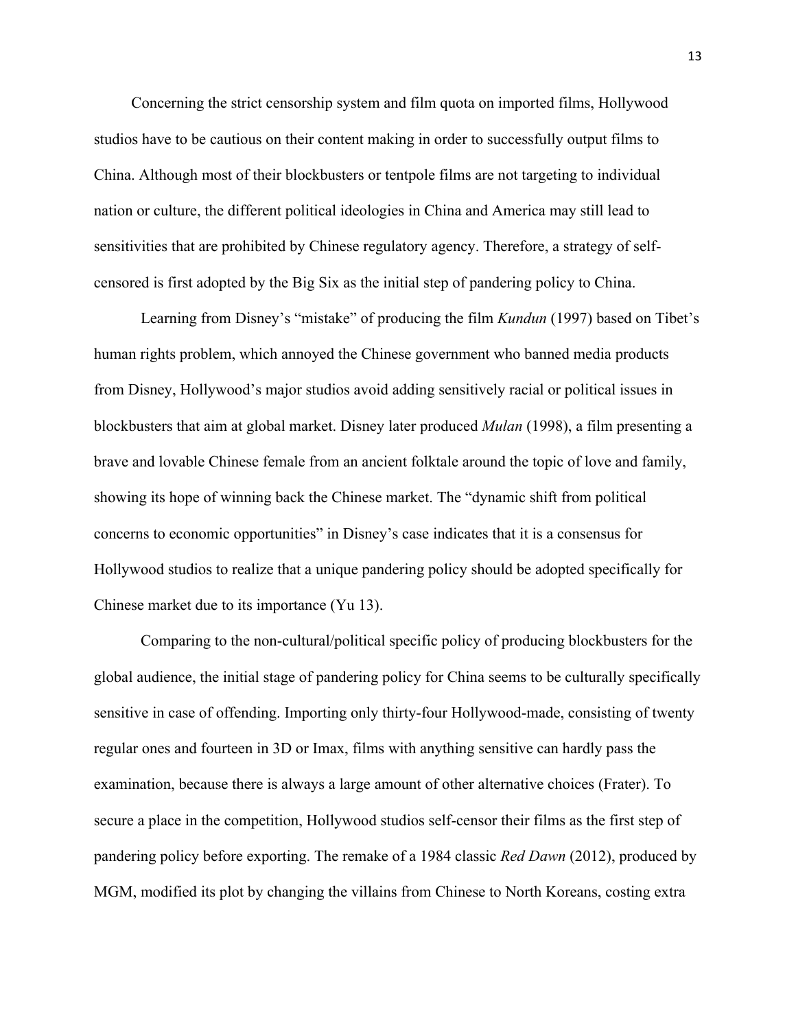Concerning the strict censorship system and film quota on imported films, Hollywood studios have to be cautious on their content making in order to successfully output films to China. Although most of their blockbusters or tentpole films are not targeting to individual nation or culture, the different political ideologies in China and America may still lead to sensitivities that are prohibited by Chinese regulatory agency. Therefore, a strategy of self-censored is first adopted by the Big Six as the initial step of pandering policy to China.

Learning from Disney's "mistake" of producing the film *Kundun* (1997) based on Tibet's human rights problem, which annoyed the Chinese government who banned media products from Disney, Hollywood's major studios avoid adding sensitively racial or political issues in blockbusters that aim at global market. Disney later produced *Mulan* (1998), a film presenting a brave and lovable Chinese female from an ancient folktale around the topic of love and family, showing its hope of winning back the Chinese market. The "dynamic shift from political concerns to economic opportunities" in Disney's case indicates that it is a consensus for Hollywood studios to realize that a unique pandering policy should be adopted specifically for Chinese market due to its importance (Yu 13).

Comparing to the non-cultural/political specific policy of producing blockbusters for the global audience, the initial stage of pandering policy for China seems to be culturally specifically sensitive in case of offending. Importing only thirty-four Hollywood-made, consisting of twenty regular ones and fourteen in 3D or Imax, films with anything sensitive can hardly pass the examination, because there is always a large amount of other alternative choices (Frater). To secure a place in the competition, Hollywood studios self-censor their films as the first step of pandering policy before exporting. The remake of a 1984 classic *Red Dawn* (2012), produced by MGM, modified its plot by changing the villains from Chinese to North Koreans, costing extra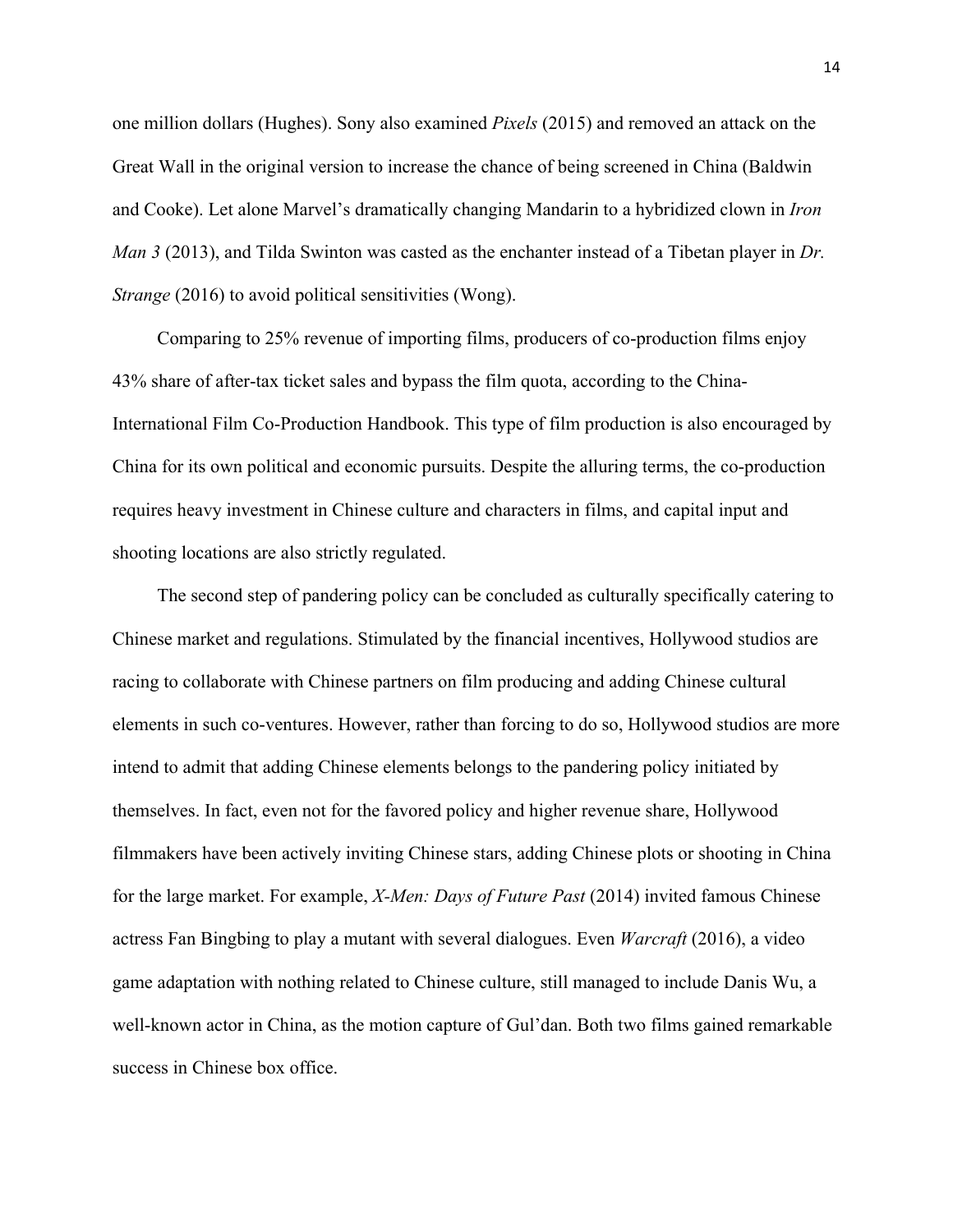one million dollars (Hughes). Sony also examined *Pixels* (2015) and removed an attack on the Great Wall in the original version to increase the chance of being screened in China (Baldwin and Cooke). Let alone Marvel's dramatically changing Mandarin to a hybridized clown in *Iron Man 3* (2013), and Tilda Swinton was casted as the enchanter instead of a Tibetan player in *Dr. Strange* (2016) to avoid political sensitivities (Wong).

Comparing to 25% revenue of importing films, producers of co-production films enjoy 43% share of after-tax ticket sales and bypass the film quota, according to the China-International Film Co-Production Handbook. This type of film production is also encouraged by China for its own political and economic pursuits. Despite the alluring terms, the co-production requires heavy investment in Chinese culture and characters in films, and capital input and shooting locations are also strictly regulated.

The second step of pandering policy can be concluded as culturally specifically catering to Chinese market and regulations. Stimulated by the financial incentives, Hollywood studios are racing to collaborate with Chinese partners on film producing and adding Chinese cultural elements in such co-ventures. However, rather than forcing to do so, Hollywood studios are more intend to admit that adding Chinese elements belongs to the pandering policy initiated by themselves. In fact, even not for the favored policy and higher revenue share, Hollywood filmmakers have been actively inviting Chinese stars, adding Chinese plots or shooting in China for the large market. For example, *X-Men: Days of Future Past* (2014) invited famous Chinese actress Fan Bingbing to play a mutant with several dialogues. Even *Warcraft* (2016), a video game adaptation with nothing related to Chinese culture, still managed to include Danis Wu, a well-known actor in China, as the motion capture of Gul'dan. Both two films gained remarkable success in Chinese box office.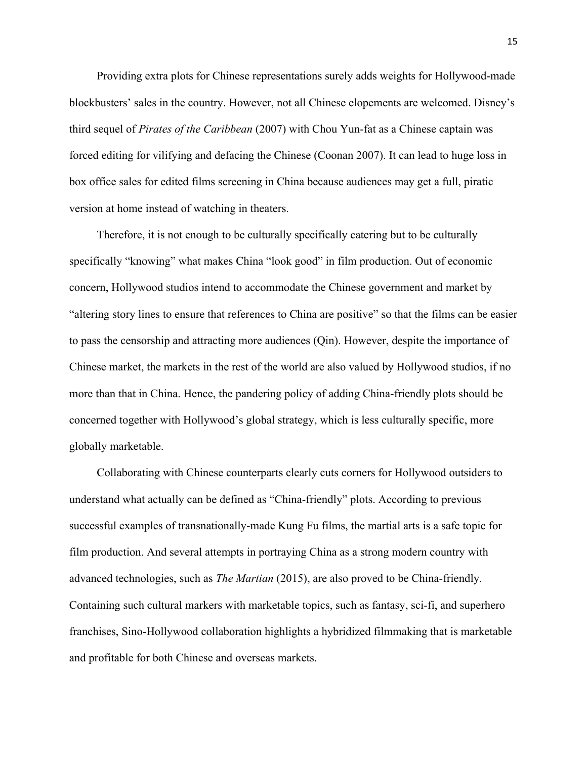Providing extra plots for Chinese representations surely adds weights for Hollywood-made blockbusters' sales in the country. However, not all Chinese elopements are welcomed. Disney's third sequel of *Pirates of the Caribbean* (2007) with Chou Yun-fat as a Chinese captain was forced editing for vilifying and defacing the Chinese (Coonan 2007). It can lead to huge loss in box office sales for edited films screening in China because audiences may get a full, piratic version at home instead of watching in theaters.

Therefore, it is not enough to be culturally specifically catering but to be culturally specifically "knowing" what makes China "look good" in film production. Out of economic concern, Hollywood studios intend to accommodate the Chinese government and market by "altering story lines to ensure that references to China are positive" so that the films can be easier to pass the censorship and attracting more audiences (Qin). However, despite the importance of Chinese market, the markets in the rest of the world are also valued by Hollywood studios, if no more than that in China. Hence, the pandering policy of adding China-friendly plots should be concerned together with Hollywood's global strategy, which is less culturally specific, more globally marketable.

Collaborating with Chinese counterparts clearly cuts corners for Hollywood outsiders to understand what actually can be defined as "China-friendly" plots. According to previous successful examples of transnationally-made Kung Fu films, the martial arts is a safe topic for film production. And several attempts in portraying China as a strong modern country with advanced technologies, such as *The Martian* (2015), are also proved to be China-friendly. Containing such cultural markers with marketable topics, such as fantasy, sci-fi, and superhero franchises, Sino-Hollywood collaboration highlights a hybridized filmmaking that is marketable and profitable for both Chinese and overseas markets.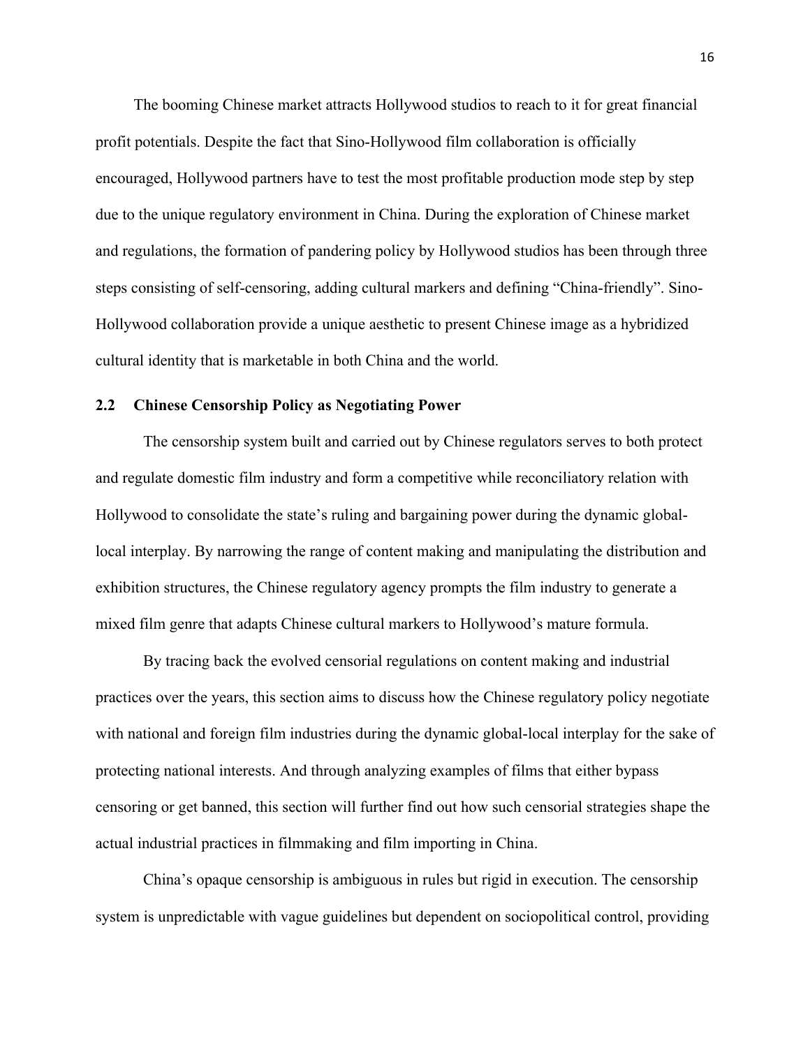The booming Chinese market attracts Hollywood studios to reach to it for great financial profit potentials. Despite the fact that Sino-Hollywood film collaboration is officially encouraged, Hollywood partners have to test the most profitable production mode step by step due to the unique regulatory environment in China. During the exploration of Chinese market and regulations, the formation of pandering policy by Hollywood studios has been through three steps consisting of self-censoring, adding cultural markers and defining "China-friendly". Sino-Hollywood collaboration provide a unique aesthetic to present Chinese image as a hybridized cultural identity that is marketable in both China and the world.

## 2.2 Chinese Censorship Policy as Negotiating Power

The censorship system built and carried out by Chinese regulators serves to both protect and regulate domestic film industry and form a competitive while reconciliatory relation with Hollywood to consolidate the state's ruling and bargaining power during the dynamic global-local interplay. By narrowing the range of content making and manipulating the distribution and exhibition structures, the Chinese regulatory agency prompts the film industry to generate a mixed film genre that adapts Chinese cultural markers to Hollywood's mature formula.

By tracing back the evolved censorial regulations on content making and industrial practices over the years, this section aims to discuss how the Chinese regulatory policy negotiate with national and foreign film industries during the dynamic global-local interplay for the sake of protecting national interests. And through analyzing examples of films that either bypass censoring or get banned, this section will further find out how such censorial strategies shape the actual industrial practices in filmmaking and film importing in China.

China's opaque censorship is ambiguous in rules but rigid in execution. The censorship system is unpredictable with vague guidelines but dependent on sociopolitical control, providing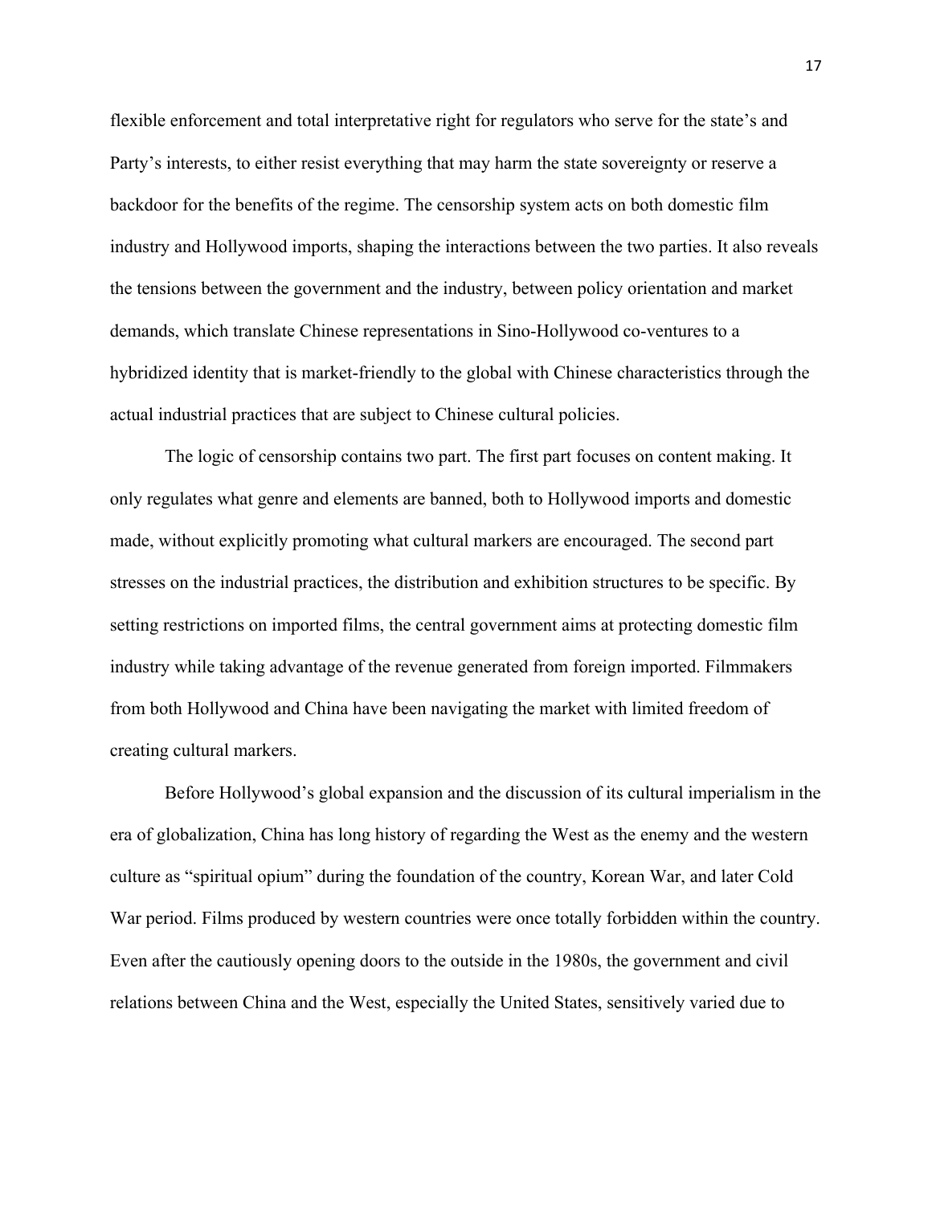flexible enforcement and total interpretative right for regulators who serve for the state's and Party's interests, to either resist everything that may harm the state sovereignty or reserve a backdoor for the benefits of the regime. The censorship system acts on both domestic film industry and Hollywood imports, shaping the interactions between the two parties. It also reveals the tensions between the government and the industry, between policy orientation and market demands, which translate Chinese representations in Sino-Hollywood co-ventures to a hybridized identity that is market-friendly to the global with Chinese characteristics through the actual industrial practices that are subject to Chinese cultural policies.

The logic of censorship contains two part. The first part focuses on content making. It only regulates what genre and elements are banned, both to Hollywood imports and domestic made, without explicitly promoting what cultural markers are encouraged. The second part stresses on the industrial practices, the distribution and exhibition structures to be specific. By setting restrictions on imported films, the central government aims at protecting domestic film industry while taking advantage of the revenue generated from foreign imported. Filmmakers from both Hollywood and China have been navigating the market with limited freedom of creating cultural markers.

Before Hollywood's global expansion and the discussion of its cultural imperialism in the era of globalization, China has long history of regarding the West as the enemy and the western culture as "spiritual opium" during the foundation of the country, Korean War, and later Cold War period. Films produced by western countries were once totally forbidden within the country. Even after the cautiously opening doors to the outside in the 1980s, the government and civil relations between China and the West, especially the United States, sensitively varied due to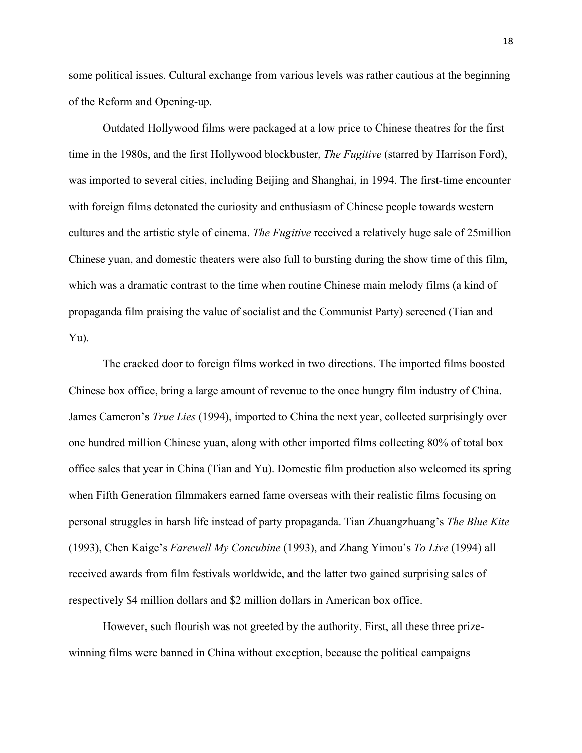some political issues. Cultural exchange from various levels was rather cautious at the beginning of the Reform and Opening-up.

Outdated Hollywood films were packaged at a low price to Chinese theatres for the first time in the 1980s, and the first Hollywood blockbuster, *The Fugitive* (starred by Harrison Ford), was imported to several cities, including Beijing and Shanghai, in 1994. The first-time encounter with foreign films detonated the curiosity and enthusiasm of Chinese people towards western cultures and the artistic style of cinema. *The Fugitive* received a relatively huge sale of 25million Chinese yuan, and domestic theaters were also full to bursting during the show time of this film, which was a dramatic contrast to the time when routine Chinese main melody films (a kind of propaganda film praising the value of socialist and the Communist Party) screened (Tian and Yu).

The cracked door to foreign films worked in two directions. The imported films boosted Chinese box office, bring a large amount of revenue to the once hungry film industry of China. James Cameron's *True Lies* (1994), imported to China the next year, collected surprisingly over one hundred million Chinese yuan, along with other imported films collecting 80% of total box office sales that year in China (Tian and Yu). Domestic film production also welcomed its spring when Fifth Generation filmmakers earned fame overseas with their realistic films focusing on personal struggles in harsh life instead of party propaganda. Tian Zhuangzhuang's *The Blue Kite* (1993), Chen Kaige's *Farewell My Concubine* (1993), and Zhang Yimou's *To Live* (1994) all received awards from film festivals worldwide, and the latter two gained surprising sales of respectively $4 million dollars and $2 million dollars in American box office.

However, such flourish was not greeted by the authority. First, all these three prize-winning films were banned in China without exception, because the political campaigns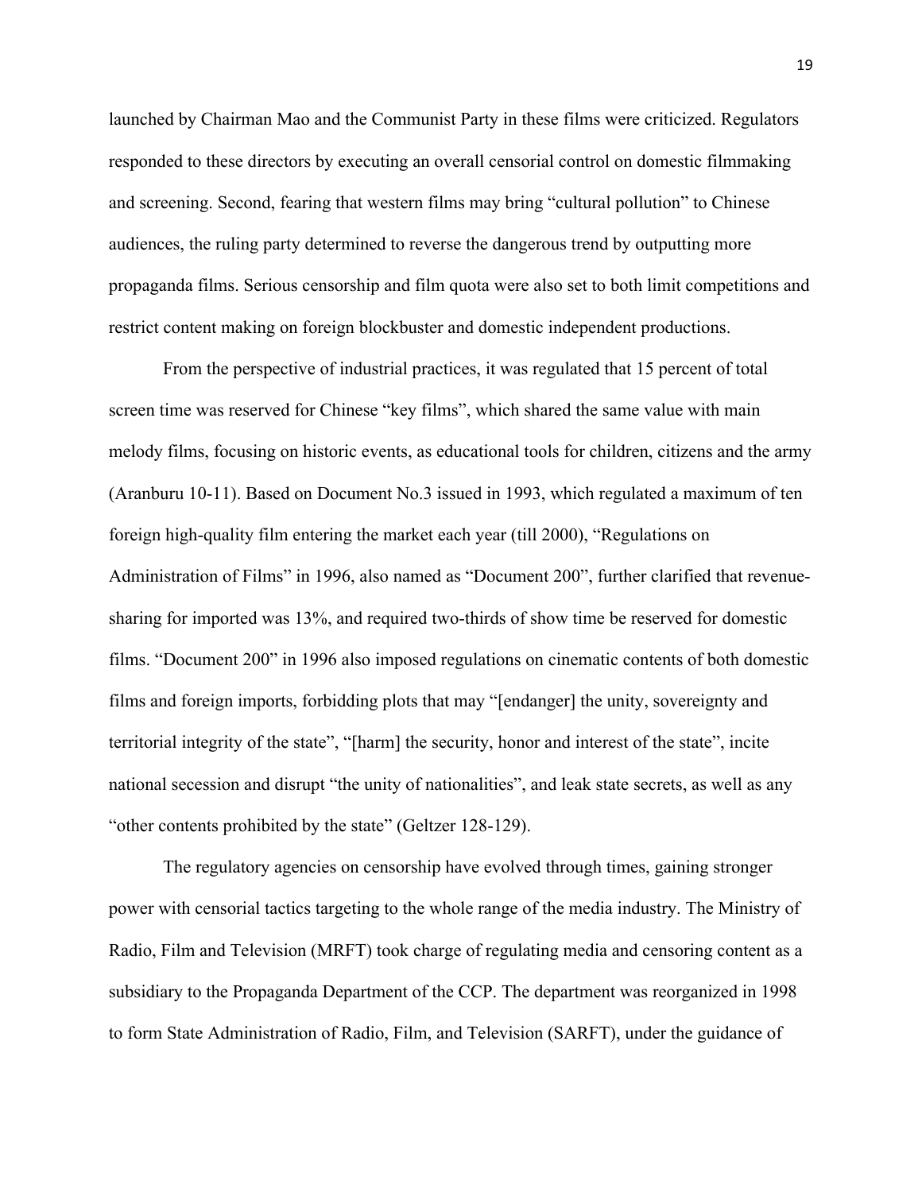launched by Chairman Mao and the Communist Party in these films were criticized. Regulators responded to these directors by executing an overall censorial control on domestic filmmaking and screening. Second, fearing that western films may bring "cultural pollution" to Chinese audiences, the ruling party determined to reverse the dangerous trend by outputting more propaganda films. Serious censorship and film quota were also set to both limit competitions and restrict content making on foreign blockbuster and domestic independent productions.

From the perspective of industrial practices, it was regulated that 15 percent of total screen time was reserved for Chinese "key films", which shared the same value with main melody films, focusing on historic events, as educational tools for children, citizens and the army (Aranburu 10-11). Based on Document No.3 issued in 1993, which regulated a maximum of ten foreign high-quality film entering the market each year (till 2000), "Regulations on Administration of Films" in 1996, also named as "Document 200", further clarified that revenue-sharing for imported was 13%, and required two-thirds of show time be reserved for domestic films. "Document 200" in 1996 also imposed regulations on cinematic contents of both domestic films and foreign imports, forbidding plots that may "[endanger] the unity, sovereignty and territorial integrity of the state", "[harm] the security, honor and interest of the state", incite national secession and disrupt "the unity of nationalities", and leak state secrets, as well as any "other contents prohibited by the state" (Geltzer 128-129).

The regulatory agencies on censorship have evolved through times, gaining stronger power with censorial tactics targeting to the whole range of the media industry. The Ministry of Radio, Film and Television (MRFT) took charge of regulating media and censoring content as a subsidiary to the Propaganda Department of the CCP. The department was reorganized in 1998 to form State Administration of Radio, Film, and Television (SARFT), under the guidance of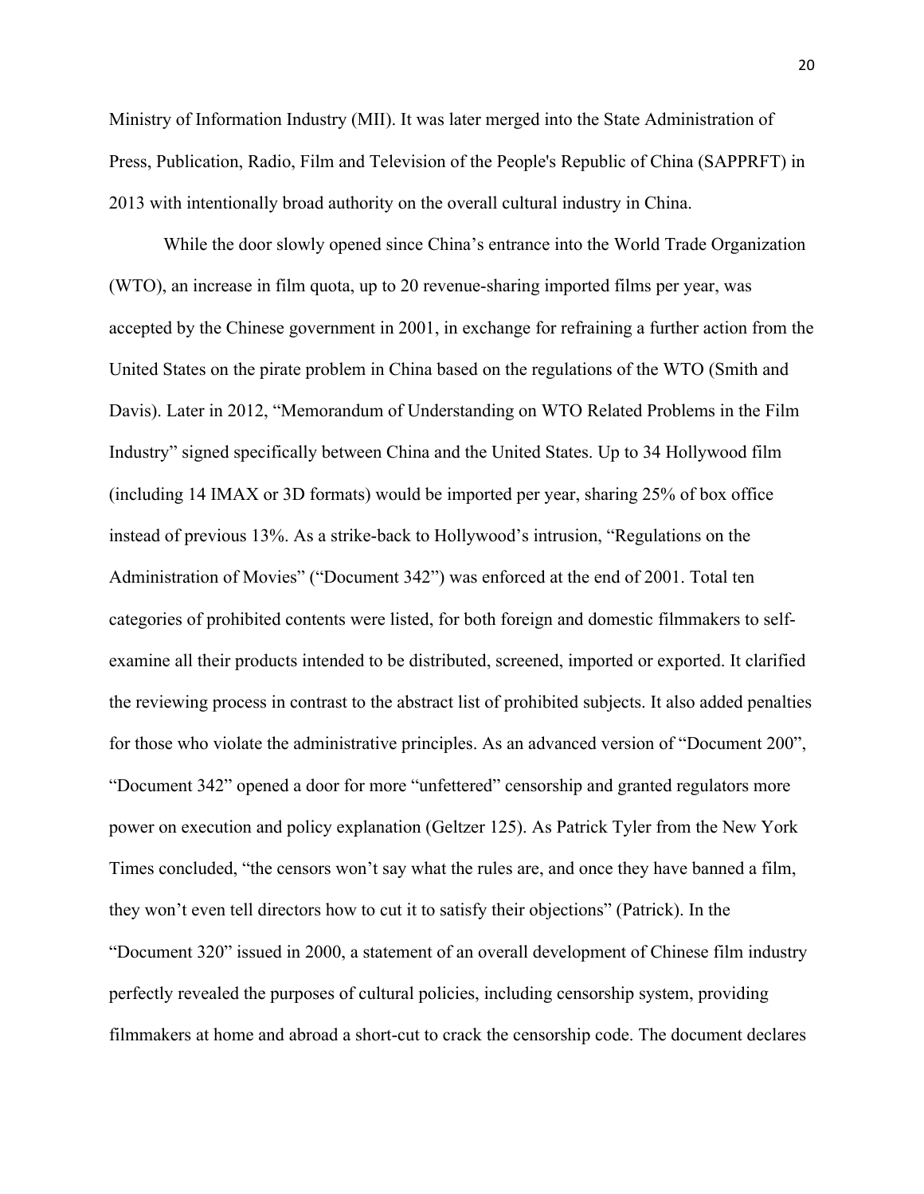Ministry of Information Industry (MII). It was later merged into the State Administration of Press, Publication, Radio, Film and Television of the People's Republic of China (SAPPRFT) in 2013 with intentionally broad authority on the overall cultural industry in China.

While the door slowly opened since China's entrance into the World Trade Organization (WTO), an increase in film quota, up to 20 revenue-sharing imported films per year, was accepted by the Chinese government in 2001, in exchange for refraining a further action from the United States on the pirate problem in China based on the regulations of the WTO (Smith and Davis). Later in 2012, "Memorandum of Understanding on WTO Related Problems in the Film Industry" signed specifically between China and the United States. Up to 34 Hollywood film (including 14 IMAX or 3D formats) would be imported per year, sharing 25% of box office instead of previous 13%. As a strike-back to Hollywood's intrusion, "Regulations on the Administration of Movies" ("Document 342") was enforced at the end of 2001. Total ten categories of prohibited contents were listed, for both foreign and domestic filmmakers to self-examine all their products intended to be distributed, screened, imported or exported. It clarified the reviewing process in contrast to the abstract list of prohibited subjects. It also added penalties for those who violate the administrative principles. As an advanced version of "Document 200", "Document 342" opened a door for more "unfettered" censorship and granted regulators more power on execution and policy explanation (Geltzer 125). As Patrick Tyler from the New York Times concluded, "the censors won't say what the rules are, and once they have banned a film, they won't even tell directors how to cut it to satisfy their objections" (Patrick). In the "Document 320" issued in 2000, a statement of an overall development of Chinese film industry perfectly revealed the purposes of cultural policies, including censorship system, providing filmmakers at home and abroad a short-cut to crack the censorship code. The document declares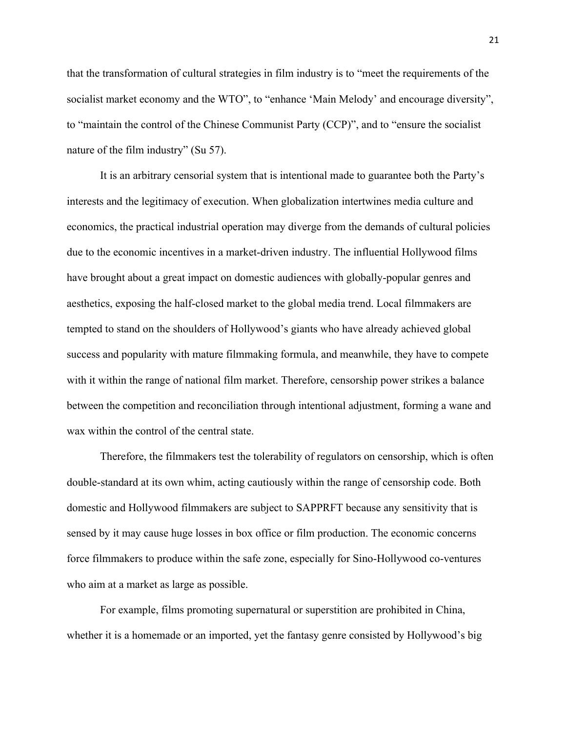that the transformation of cultural strategies in film industry is to "meet the requirements of the socialist market economy and the WTO", to "enhance 'Main Melody' and encourage diversity", to "maintain the control of the Chinese Communist Party (CCP)", and to "ensure the socialist nature of the film industry" (Su 57).

It is an arbitrary censorial system that is intentional made to guarantee both the Party's interests and the legitimacy of execution. When globalization intertwines media culture and economics, the practical industrial operation may diverge from the demands of cultural policies due to the economic incentives in a market-driven industry. The influential Hollywood films have brought about a great impact on domestic audiences with globally-popular genres and aesthetics, exposing the half-closed market to the global media trend. Local filmmakers are tempted to stand on the shoulders of Hollywood's giants who have already achieved global success and popularity with mature filmmaking formula, and meanwhile, they have to compete with it within the range of national film market. Therefore, censorship power strikes a balance between the competition and reconciliation through intentional adjustment, forming a wane and wax within the control of the central state.

Therefore, the filmmakers test the tolerability of regulators on censorship, which is often double-standard at its own whim, acting cautiously within the range of censorship code. Both domestic and Hollywood filmmakers are subject to SAPPRFT because any sensitivity that is sensed by it may cause huge losses in box office or film production. The economic concerns force filmmakers to produce within the safe zone, especially for Sino-Hollywood co-ventures who aim at a market as large as possible.

For example, films promoting supernatural or superstition are prohibited in China, whether it is a homemade or an imported, yet the fantasy genre consisted by Hollywood's big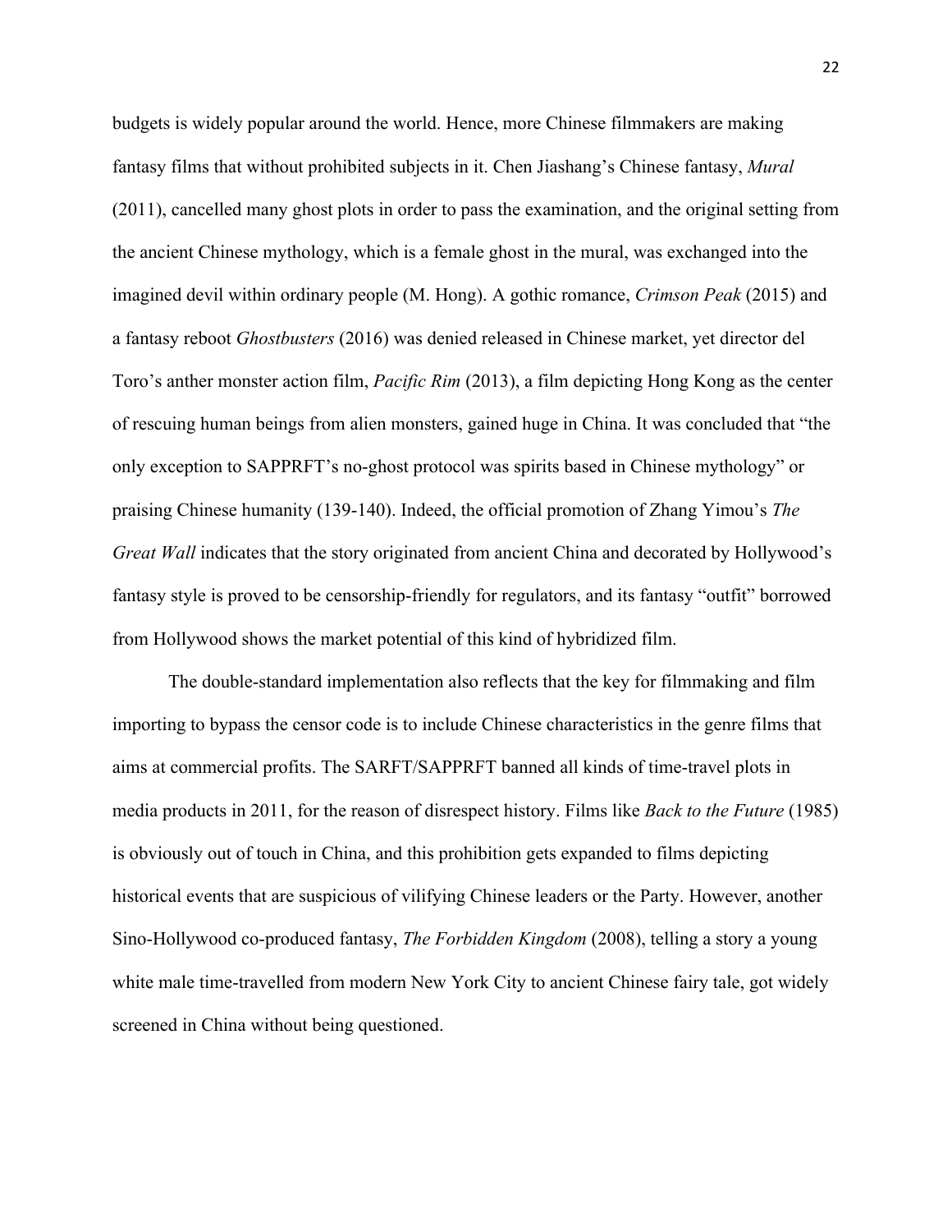budgets is widely popular around the world. Hence, more Chinese filmmakers are making fantasy films that without prohibited subjects in it. Chen Jiashang's Chinese fantasy, *Mural* (2011), cancelled many ghost plots in order to pass the examination, and the original setting from the ancient Chinese mythology, which is a female ghost in the mural, was exchanged into the imagined devil within ordinary people (M. Hong). A gothic romance, *Crimson Peak* (2015) and a fantasy reboot *Ghostbusters* (2016) was denied released in Chinese market, yet director del Toro's anther monster action film, *Pacific Rim* (2013), a film depicting Hong Kong as the center of rescuing human beings from alien monsters, gained huge in China. It was concluded that "the only exception to SAPPRFT's no-ghost protocol was spirits based in Chinese mythology" or praising Chinese humanity (139-140). Indeed, the official promotion of Zhang Yimou's *The Great Wall* indicates that the story originated from ancient China and decorated by Hollywood's fantasy style is proved to be censorship-friendly for regulators, and its fantasy "outfit" borrowed from Hollywood shows the market potential of this kind of hybridized film.

The double-standard implementation also reflects that the key for filmmaking and film importing to bypass the censor code is to include Chinese characteristics in the genre films that aims at commercial profits. The SARFT/SAPPRFT banned all kinds of time-travel plots in media products in 2011, for the reason of disrespect history. Films like *Back to the Future* (1985) is obviously out of touch in China, and this prohibition gets expanded to films depicting historical events that are suspicious of vilifying Chinese leaders or the Party. However, another Sino-Hollywood co-produced fantasy, *The Forbidden Kingdom* (2008), telling a story a young white male time-travelled from modern New York City to ancient Chinese fairy tale, got widely screened in China without being questioned.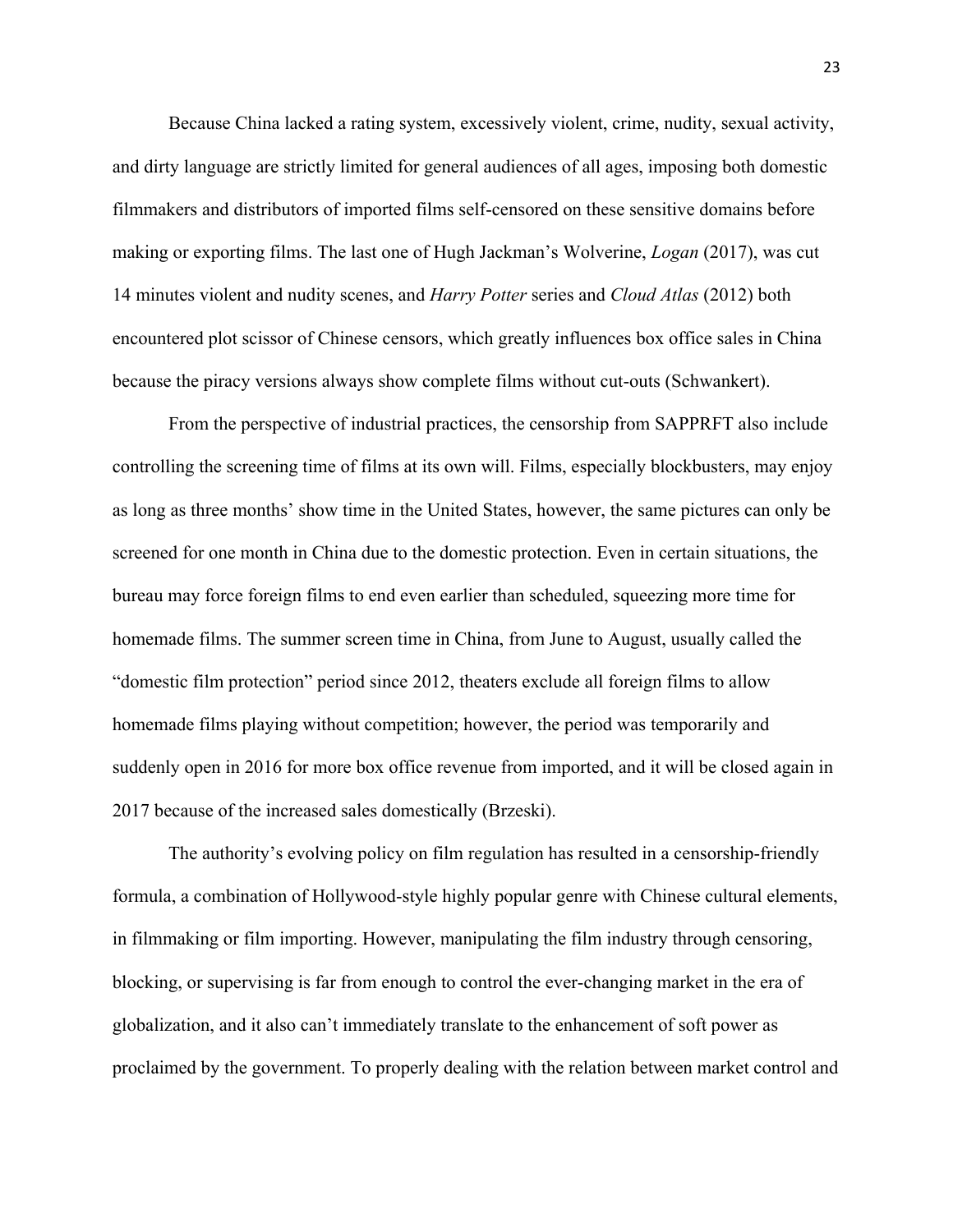Because China lacked a rating system, excessively violent, crime, nudity, sexual activity, and dirty language are strictly limited for general audiences of all ages, imposing both domestic filmmakers and distributors of imported films self-censored on these sensitive domains before making or exporting films. The last one of Hugh Jackman's Wolverine, *Logan* (2017), was cut 14 minutes violent and nudity scenes, and *Harry Potter* series and *Cloud Atlas* (2012) both encountered plot scissor of Chinese censors, which greatly influences box office sales in China because the piracy versions always show complete films without cut-outs (Schwankert).

From the perspective of industrial practices, the censorship from SAPPRFT also include controlling the screening time of films at its own will. Films, especially blockbusters, may enjoy as long as three months' show time in the United States, however, the same pictures can only be screened for one month in China due to the domestic protection. Even in certain situations, the bureau may force foreign films to end even earlier than scheduled, squeezing more time for homemade films. The summer screen time in China, from June to August, usually called the "domestic film protection" period since 2012, theaters exclude all foreign films to allow homemade films playing without competition; however, the period was temporarily and suddenly open in 2016 for more box office revenue from imported, and it will be closed again in 2017 because of the increased sales domestically (Brzeski).

The authority's evolving policy on film regulation has resulted in a censorship-friendly formula, a combination of Hollywood-style highly popular genre with Chinese cultural elements, in filmmaking or film importing. However, manipulating the film industry through censoring, blocking, or supervising is far from enough to control the ever-changing market in the era of globalization, and it also can't immediately translate to the enhancement of soft power as proclaimed by the government. To properly dealing with the relation between market control and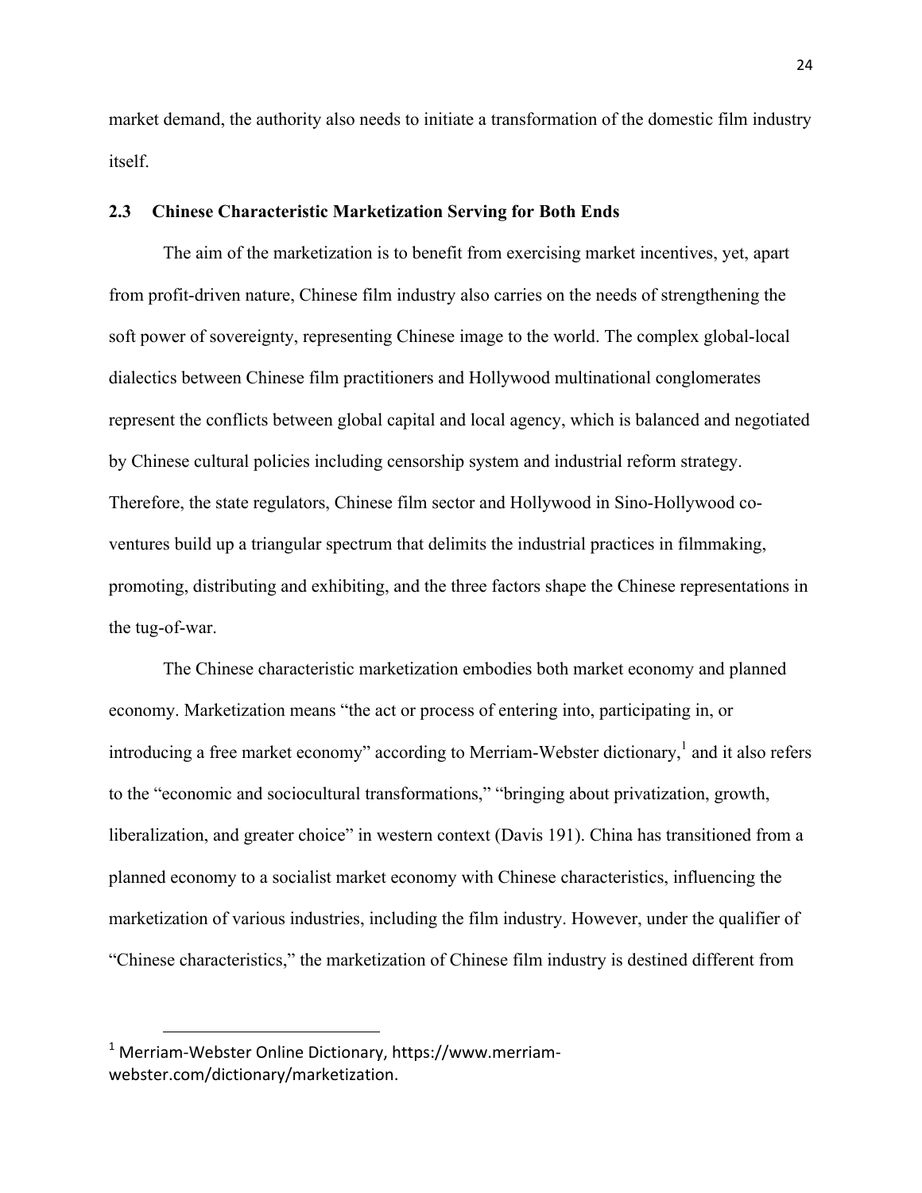market demand, the authority also needs to initiate a transformation of the domestic film industry itself.

## 2.3 Chinese Characteristic Marketization Serving for Both Ends

The aim of the marketization is to benefit from exercising market incentives, yet, apart from profit-driven nature, Chinese film industry also carries on the needs of strengthening the soft power of sovereignty, representing Chinese image to the world. The complex global-local dialectics between Chinese film practitioners and Hollywood multinational conglomerates represent the conflicts between global capital and local agency, which is balanced and negotiated by Chinese cultural policies including censorship system and industrial reform strategy. Therefore, the state regulators, Chinese film sector and Hollywood in Sino-Hollywood co-ventures build up a triangular spectrum that delimits the industrial practices in filmmaking, promoting, distributing and exhibiting, and the three factors shape the Chinese representations in the tug-of-war.

The Chinese characteristic marketization embodies both market economy and planned economy. Marketization means "the act or process of entering into, participating in, or introducing a free market economy" according to Merriam-Webster dictionary,[1] and it also refers to the "economic and sociocultural transformations," "bringing about privatization, growth, liberalization, and greater choice" in western context (Davis 191). China has transitioned from a planned economy to a socialist market economy with Chinese characteristics, influencing the marketization of various industries, including the film industry. However, under the qualifier of "Chinese characteristics," the marketization of Chinese film industry is destined different from

[1] Merriam-Webster Online Dictionary, https://www.merriam-webster.com/dictionary/marketization.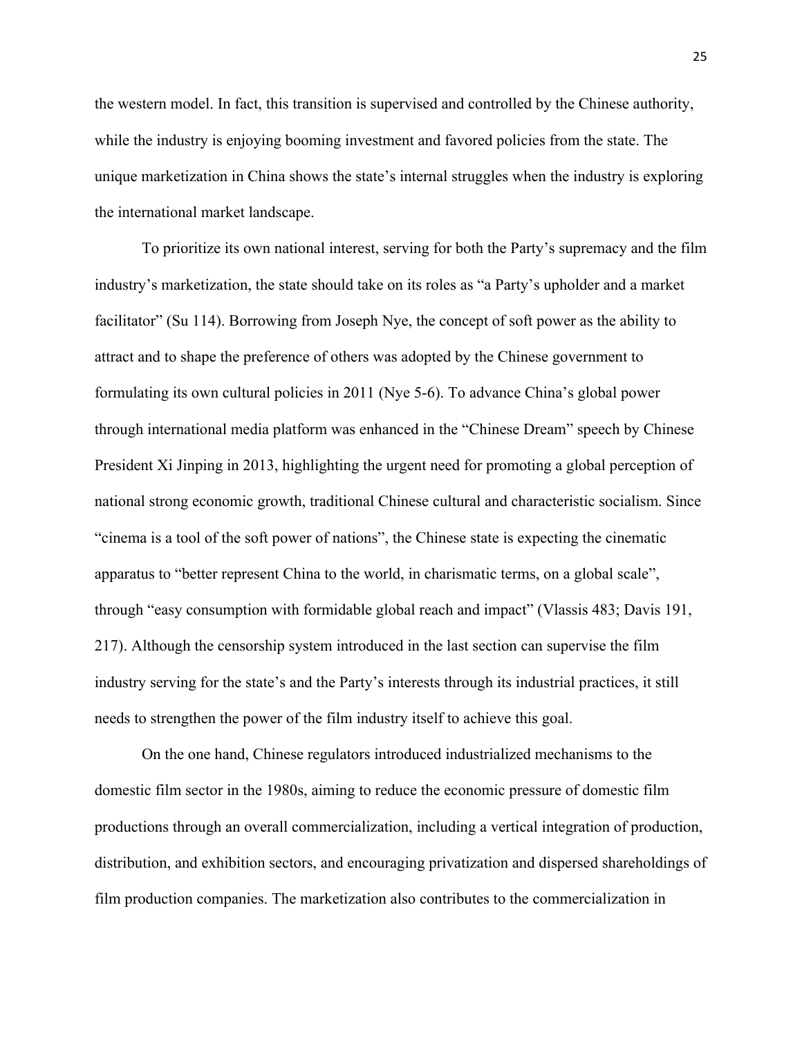the western model. In fact, this transition is supervised and controlled by the Chinese authority, while the industry is enjoying booming investment and favored policies from the state. The unique marketization in China shows the state's internal struggles when the industry is exploring the international market landscape.

To prioritize its own national interest, serving for both the Party's supremacy and the film industry's marketization, the state should take on its roles as "a Party's upholder and a market facilitator" (Su 114). Borrowing from Joseph Nye, the concept of soft power as the ability to attract and to shape the preference of others was adopted by the Chinese government to formulating its own cultural policies in 2011 (Nye 5-6). To advance China's global power through international media platform was enhanced in the "Chinese Dream" speech by Chinese President Xi Jinping in 2013, highlighting the urgent need for promoting a global perception of national strong economic growth, traditional Chinese cultural and characteristic socialism. Since "cinema is a tool of the soft power of nations", the Chinese state is expecting the cinematic apparatus to "better represent China to the world, in charismatic terms, on a global scale", through "easy consumption with formidable global reach and impact" (Vlassis 483; Davis 191, 217). Although the censorship system introduced in the last section can supervise the film industry serving for the state's and the Party's interests through its industrial practices, it still needs to strengthen the power of the film industry itself to achieve this goal.

On the one hand, Chinese regulators introduced industrialized mechanisms to the domestic film sector in the 1980s, aiming to reduce the economic pressure of domestic film productions through an overall commercialization, including a vertical integration of production, distribution, and exhibition sectors, and encouraging privatization and dispersed shareholdings of film production companies. The marketization also contributes to the commercialization in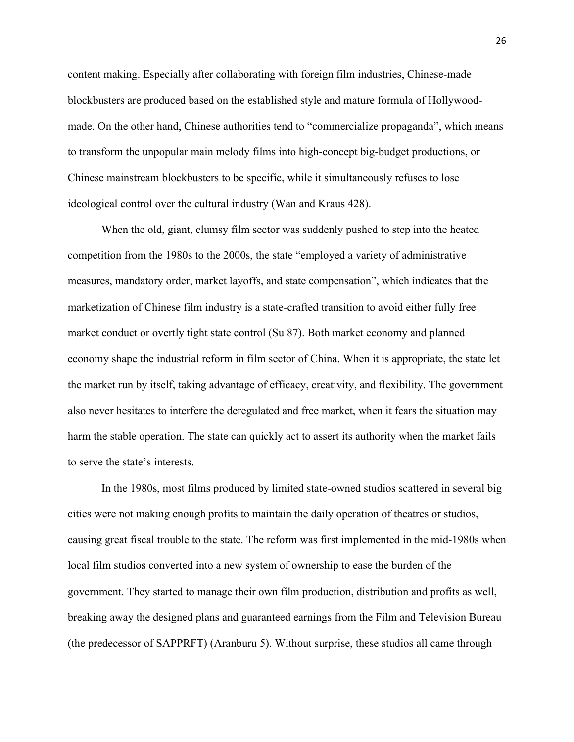content making. Especially after collaborating with foreign film industries, Chinese-made blockbusters are produced based on the established style and mature formula of Hollywood-made. On the other hand, Chinese authorities tend to "commercialize propaganda", which means to transform the unpopular main melody films into high-concept big-budget productions, or Chinese mainstream blockbusters to be specific, while it simultaneously refuses to lose ideological control over the cultural industry (Wan and Kraus 428).

When the old, giant, clumsy film sector was suddenly pushed to step into the heated competition from the 1980s to the 2000s, the state "employed a variety of administrative measures, mandatory order, market layoffs, and state compensation", which indicates that the marketization of Chinese film industry is a state-crafted transition to avoid either fully free market conduct or overtly tight state control (Su 87). Both market economy and planned economy shape the industrial reform in film sector of China. When it is appropriate, the state let the market run by itself, taking advantage of efficacy, creativity, and flexibility. The government also never hesitates to interfere the deregulated and free market, when it fears the situation may harm the stable operation. The state can quickly act to assert its authority when the market fails to serve the state's interests.

In the 1980s, most films produced by limited state-owned studios scattered in several big cities were not making enough profits to maintain the daily operation of theatres or studios, causing great fiscal trouble to the state. The reform was first implemented in the mid-1980s when local film studios converted into a new system of ownership to ease the burden of the government. They started to manage their own film production, distribution and profits as well, breaking away the designed plans and guaranteed earnings from the Film and Television Bureau (the predecessor of SAPPRFT) (Aranburu 5). Without surprise, these studios all came through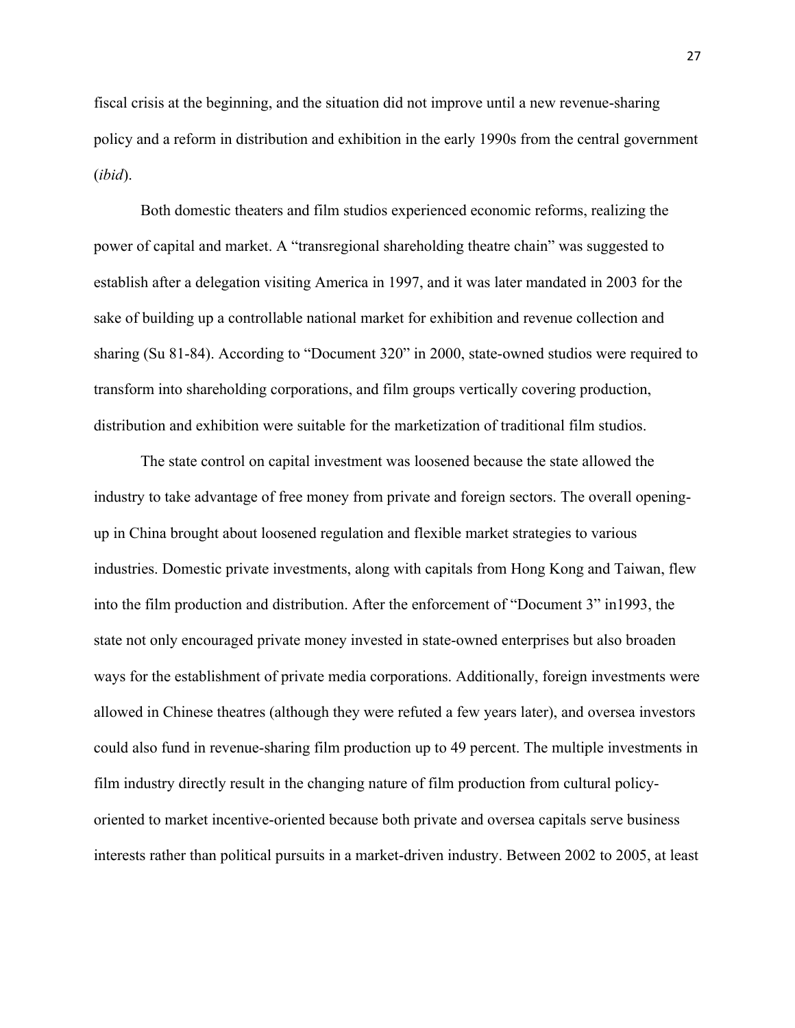fiscal crisis at the beginning, and the situation did not improve until a new revenue-sharing policy and a reform in distribution and exhibition in the early 1990s from the central government (*ibid*).

Both domestic theaters and film studios experienced economic reforms, realizing the power of capital and market. A "transregional shareholding theatre chain" was suggested to establish after a delegation visiting America in 1997, and it was later mandated in 2003 for the sake of building up a controllable national market for exhibition and revenue collection and sharing (Su 81-84). According to "Document 320" in 2000, state-owned studios were required to transform into shareholding corporations, and film groups vertically covering production, distribution and exhibition were suitable for the marketization of traditional film studios.

The state control on capital investment was loosened because the state allowed the industry to take advantage of free money from private and foreign sectors. The overall opening-up in China brought about loosened regulation and flexible market strategies to various industries. Domestic private investments, along with capitals from Hong Kong and Taiwan, flew into the film production and distribution. After the enforcement of "Document 3" in1993, the state not only encouraged private money invested in state-owned enterprises but also broaden ways for the establishment of private media corporations. Additionally, foreign investments were allowed in Chinese theatres (although they were refuted a few years later), and oversea investors could also fund in revenue-sharing film production up to 49 percent. The multiple investments in film industry directly result in the changing nature of film production from cultural policy-oriented to market incentive-oriented because both private and oversea capitals serve business interests rather than political pursuits in a market-driven industry. Between 2002 to 2005, at least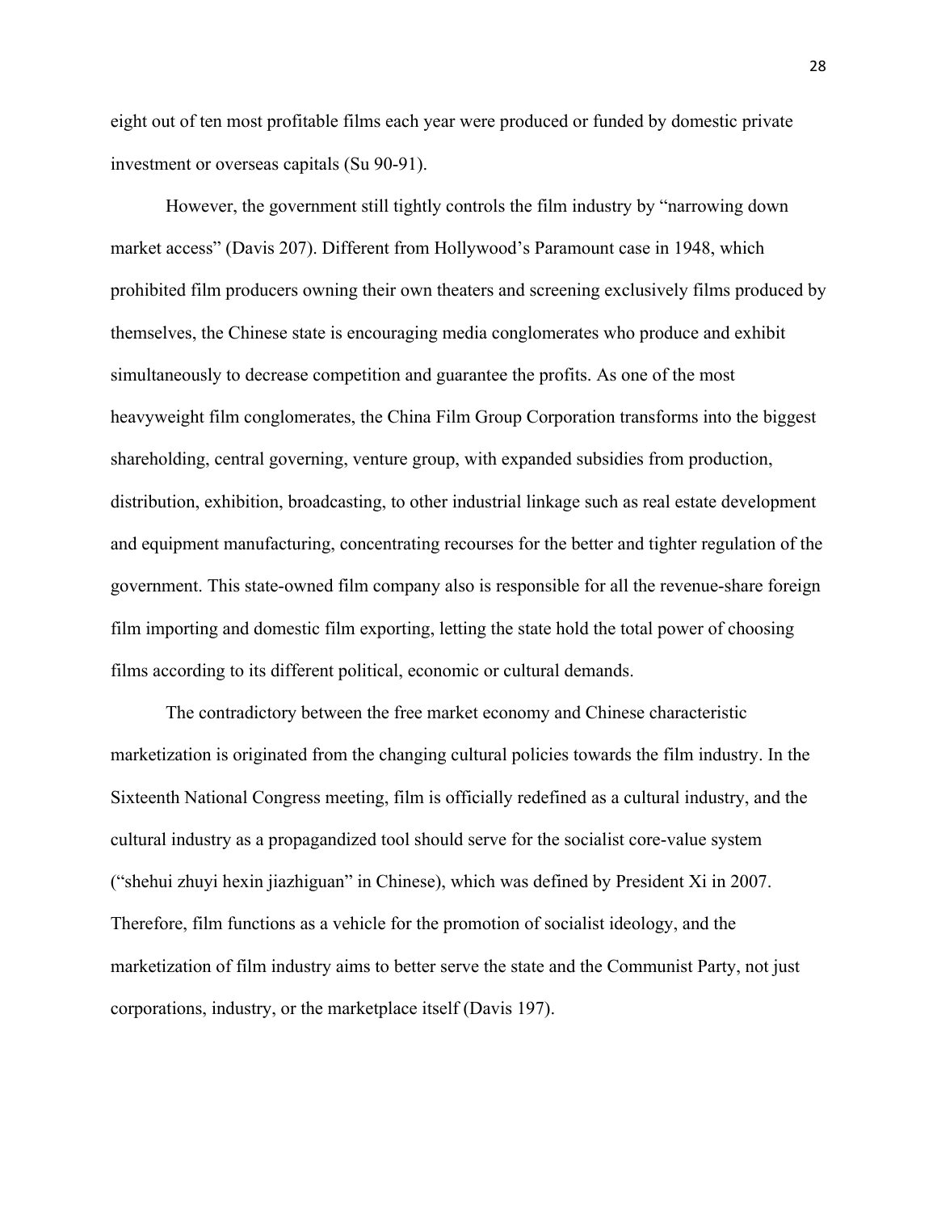eight out of ten most profitable films each year were produced or funded by domestic private investment or overseas capitals (Su 90-91).

However, the government still tightly controls the film industry by "narrowing down market access" (Davis 207). Different from Hollywood's Paramount case in 1948, which prohibited film producers owning their own theaters and screening exclusively films produced by themselves, the Chinese state is encouraging media conglomerates who produce and exhibit simultaneously to decrease competition and guarantee the profits. As one of the most heavyweight film conglomerates, the China Film Group Corporation transforms into the biggest shareholding, central governing, venture group, with expanded subsidies from production, distribution, exhibition, broadcasting, to other industrial linkage such as real estate development and equipment manufacturing, concentrating recourses for the better and tighter regulation of the government. This state-owned film company also is responsible for all the revenue-share foreign film importing and domestic film exporting, letting the state hold the total power of choosing films according to its different political, economic or cultural demands.

The contradictory between the free market economy and Chinese characteristic marketization is originated from the changing cultural policies towards the film industry. In the Sixteenth National Congress meeting, film is officially redefined as a cultural industry, and the cultural industry as a propagandized tool should serve for the socialist core-value system ("shehui zhuyi hexin jiazhiguan" in Chinese), which was defined by President Xi in 2007. Therefore, film functions as a vehicle for the promotion of socialist ideology, and the marketization of film industry aims to better serve the state and the Communist Party, not just corporations, industry, or the marketplace itself (Davis 197).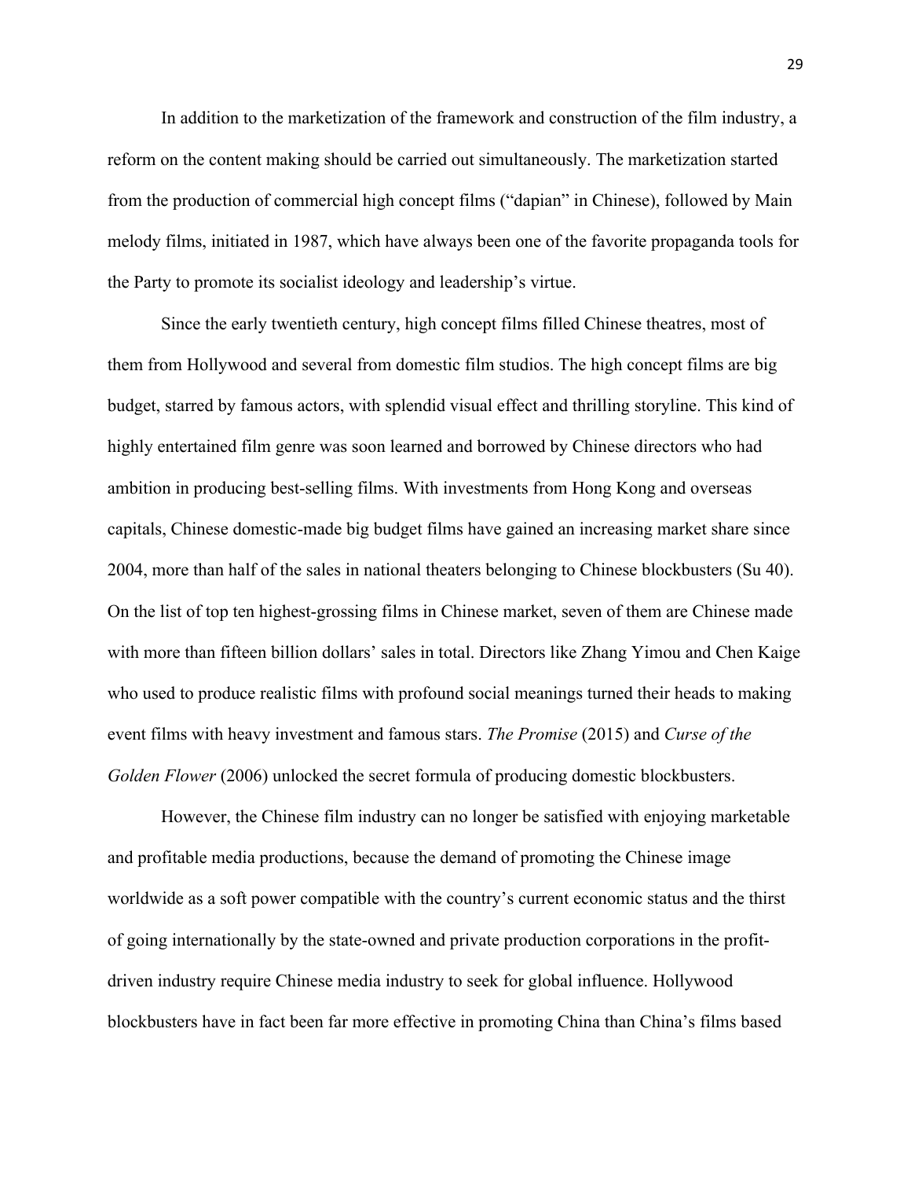In addition to the marketization of the framework and construction of the film industry, a reform on the content making should be carried out simultaneously. The marketization started from the production of commercial high concept films ("dapian" in Chinese), followed by Main melody films, initiated in 1987, which have always been one of the favorite propaganda tools for the Party to promote its socialist ideology and leadership's virtue.

Since the early twentieth century, high concept films filled Chinese theatres, most of them from Hollywood and several from domestic film studios. The high concept films are big budget, starred by famous actors, with splendid visual effect and thrilling storyline. This kind of highly entertained film genre was soon learned and borrowed by Chinese directors who had ambition in producing best-selling films. With investments from Hong Kong and overseas capitals, Chinese domestic-made big budget films have gained an increasing market share since 2004, more than half of the sales in national theaters belonging to Chinese blockbusters (Su 40). On the list of top ten highest-grossing films in Chinese market, seven of them are Chinese made with more than fifteen billion dollars' sales in total. Directors like Zhang Yimou and Chen Kaige who used to produce realistic films with profound social meanings turned their heads to making event films with heavy investment and famous stars. *The Promise* (2015) and *Curse of the Golden Flower* (2006) unlocked the secret formula of producing domestic blockbusters.

However, the Chinese film industry can no longer be satisfied with enjoying marketable and profitable media productions, because the demand of promoting the Chinese image worldwide as a soft power compatible with the country's current economic status and the thirst of going internationally by the state-owned and private production corporations in the profit-driven industry require Chinese media industry to seek for global influence. Hollywood blockbusters have in fact been far more effective in promoting China than China's films based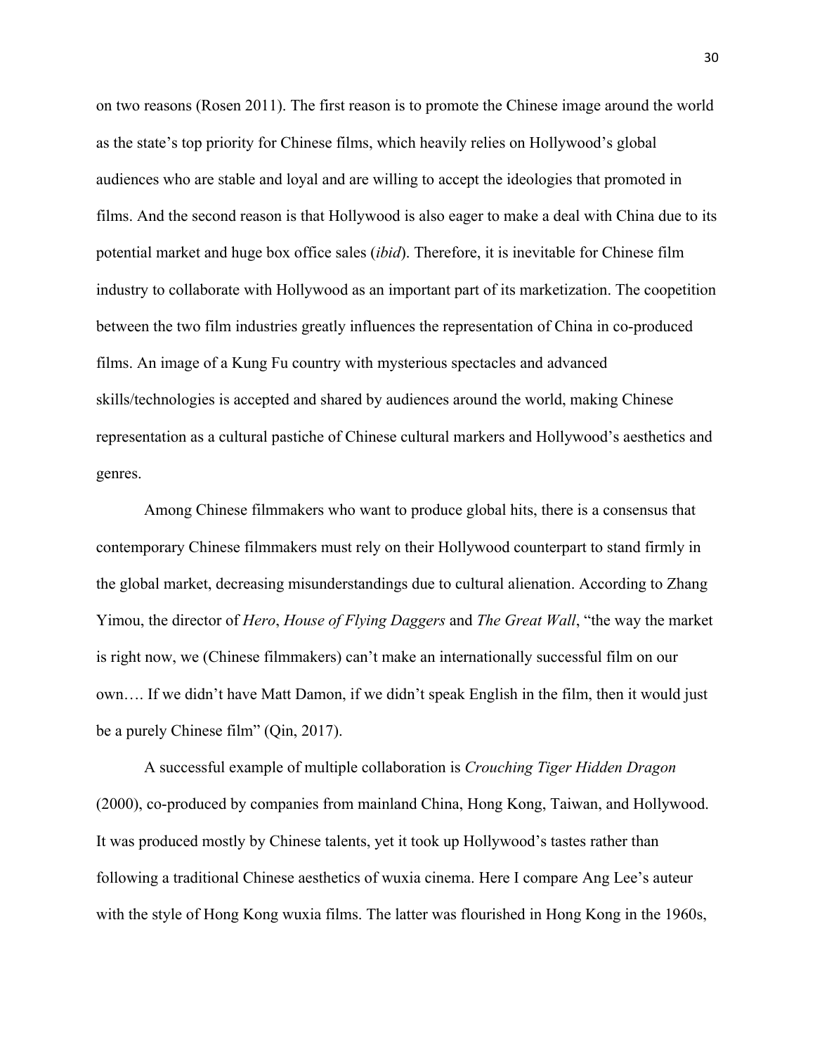on two reasons (Rosen 2011). The first reason is to promote the Chinese image around the world as the state's top priority for Chinese films, which heavily relies on Hollywood's global audiences who are stable and loyal and are willing to accept the ideologies that promoted in films. And the second reason is that Hollywood is also eager to make a deal with China due to its potential market and huge box office sales (*ibid*). Therefore, it is inevitable for Chinese film industry to collaborate with Hollywood as an important part of its marketization. The coopetition between the two film industries greatly influences the representation of China in co-produced films. An image of a Kung Fu country with mysterious spectacles and advanced skills/technologies is accepted and shared by audiences around the world, making Chinese representation as a cultural pastiche of Chinese cultural markers and Hollywood's aesthetics and genres.

Among Chinese filmmakers who want to produce global hits, there is a consensus that contemporary Chinese filmmakers must rely on their Hollywood counterpart to stand firmly in the global market, decreasing misunderstandings due to cultural alienation. According to Zhang Yimou, the director of *Hero*, *House of Flying Daggers* and *The Great Wall*, "the way the market is right now, we (Chinese filmmakers) can't make an internationally successful film on our own…. If we didn't have Matt Damon, if we didn't speak English in the film, then it would just be a purely Chinese film" (Qin, 2017).

A successful example of multiple collaboration is *Crouching Tiger Hidden Dragon* (2000), co-produced by companies from mainland China, Hong Kong, Taiwan, and Hollywood. It was produced mostly by Chinese talents, yet it took up Hollywood's tastes rather than following a traditional Chinese aesthetics of wuxia cinema. Here I compare Ang Lee's auteur with the style of Hong Kong wuxia films. The latter was flourished in Hong Kong in the 1960s,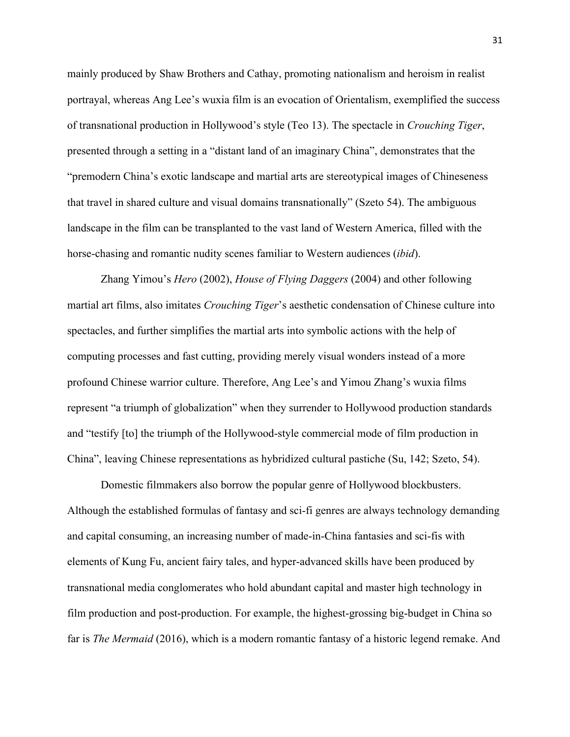mainly produced by Shaw Brothers and Cathay, promoting nationalism and heroism in realist portrayal, whereas Ang Lee's wuxia film is an evocation of Orientalism, exemplified the success of transnational production in Hollywood's style (Teo 13). The spectacle in *Crouching Tiger*, presented through a setting in a "distant land of an imaginary China", demonstrates that the "premodern China's exotic landscape and martial arts are stereotypical images of Chineseness that travel in shared culture and visual domains transnationally" (Szeto 54). The ambiguous landscape in the film can be transplanted to the vast land of Western America, filled with the horse-chasing and romantic nudity scenes familiar to Western audiences (*ibid*).

Zhang Yimou's *Hero* (2002), *House of Flying Daggers* (2004) and other following martial art films, also imitates *Crouching Tiger*'s aesthetic condensation of Chinese culture into spectacles, and further simplifies the martial arts into symbolic actions with the help of computing processes and fast cutting, providing merely visual wonders instead of a more profound Chinese warrior culture. Therefore, Ang Lee's and Yimou Zhang's wuxia films represent "a triumph of globalization" when they surrender to Hollywood production standards and "testify [to] the triumph of the Hollywood-style commercial mode of film production in China", leaving Chinese representations as hybridized cultural pastiche (Su, 142; Szeto, 54).

Domestic filmmakers also borrow the popular genre of Hollywood blockbusters. Although the established formulas of fantasy and sci-fi genres are always technology demanding and capital consuming, an increasing number of made-in-China fantasies and sci-fis with elements of Kung Fu, ancient fairy tales, and hyper-advanced skills have been produced by transnational media conglomerates who hold abundant capital and master high technology in film production and post-production. For example, the highest-grossing big-budget in China so far is *The Mermaid* (2016), which is a modern romantic fantasy of a historic legend remake. And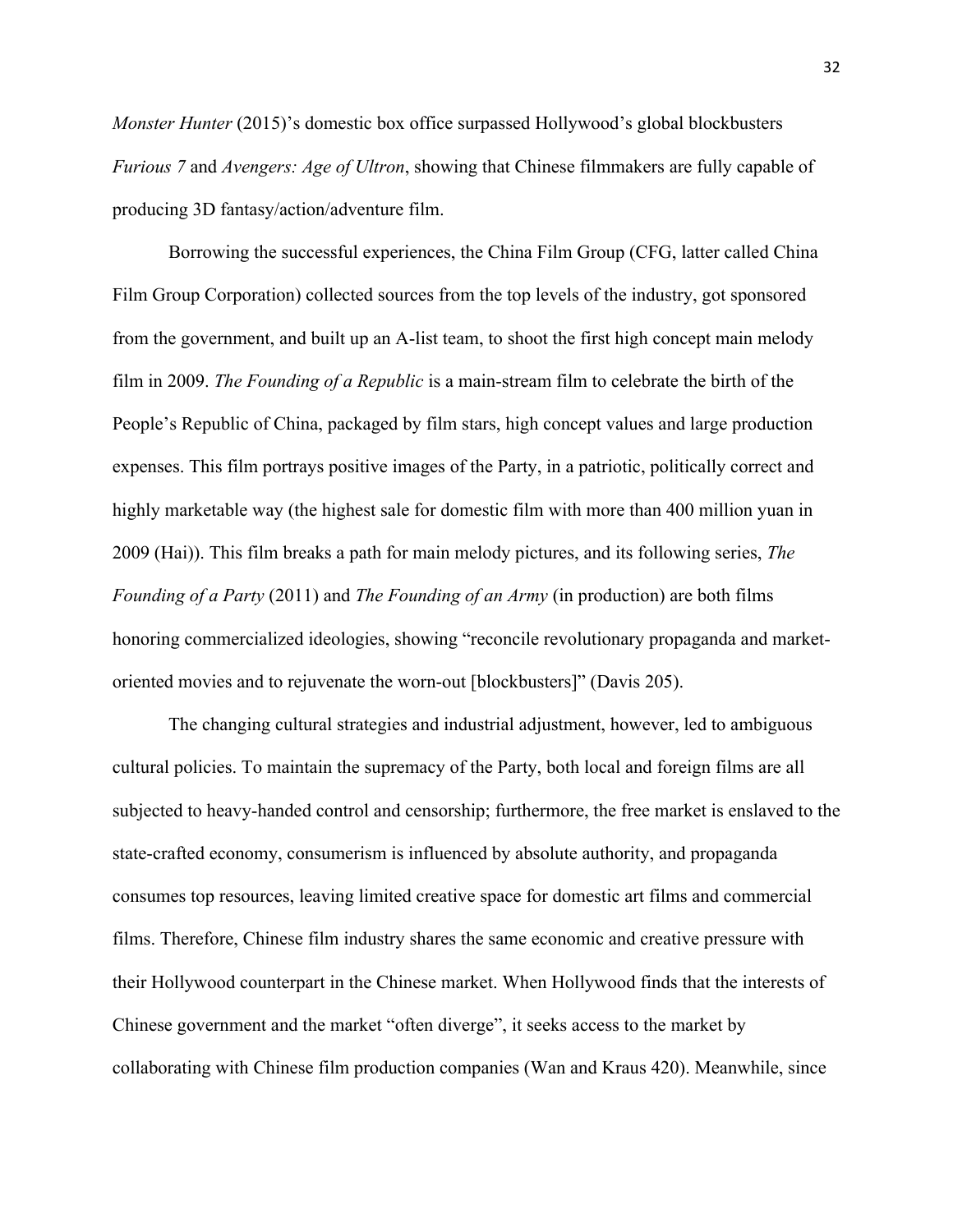*Monster Hunter* (2015)'s domestic box office surpassed Hollywood's global blockbusters *Furious 7* and *Avengers: Age of Ultron*, showing that Chinese filmmakers are fully capable of producing 3D fantasy/action/adventure film.

Borrowing the successful experiences, the China Film Group (CFG, latter called China Film Group Corporation) collected sources from the top levels of the industry, got sponsored from the government, and built up an A-list team, to shoot the first high concept main melody film in 2009. *The Founding of a Republic* is a main-stream film to celebrate the birth of the People's Republic of China, packaged by film stars, high concept values and large production expenses. This film portrays positive images of the Party, in a patriotic, politically correct and highly marketable way (the highest sale for domestic film with more than 400 million yuan in 2009 (Hai)). This film breaks a path for main melody pictures, and its following series, *The Founding of a Party* (2011) and *The Founding of an Army* (in production) are both films honoring commercialized ideologies, showing "reconcile revolutionary propaganda and market-oriented movies and to rejuvenate the worn-out [blockbusters]" (Davis 205).

The changing cultural strategies and industrial adjustment, however, led to ambiguous cultural policies. To maintain the supremacy of the Party, both local and foreign films are all subjected to heavy-handed control and censorship; furthermore, the free market is enslaved to the state-crafted economy, consumerism is influenced by absolute authority, and propaganda consumes top resources, leaving limited creative space for domestic art films and commercial films. Therefore, Chinese film industry shares the same economic and creative pressure with their Hollywood counterpart in the Chinese market. When Hollywood finds that the interests of Chinese government and the market "often diverge", it seeks access to the market by collaborating with Chinese film production companies (Wan and Kraus 420). Meanwhile, since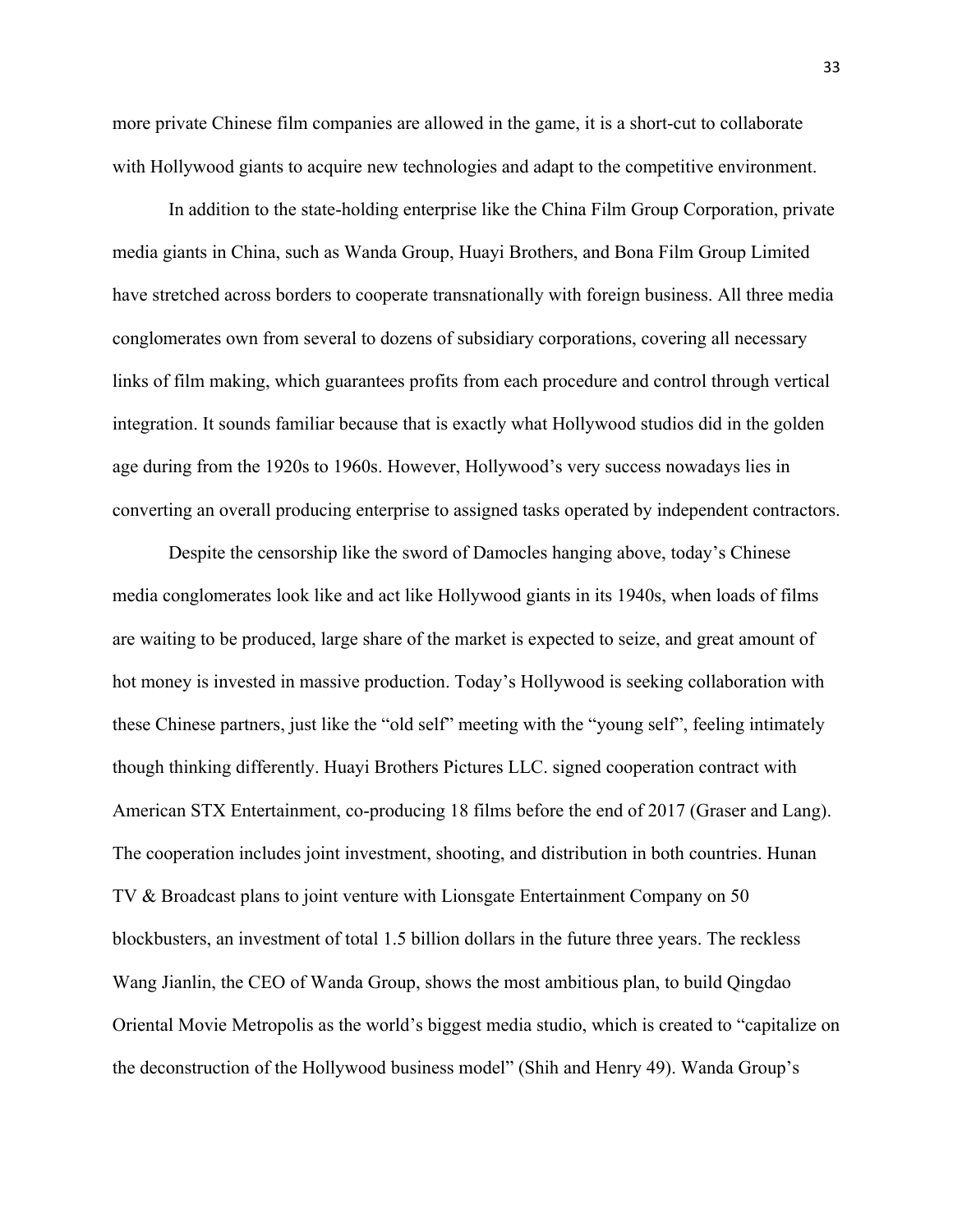more private Chinese film companies are allowed in the game, it is a short-cut to collaborate with Hollywood giants to acquire new technologies and adapt to the competitive environment.

In addition to the state-holding enterprise like the China Film Group Corporation, private media giants in China, such as Wanda Group, Huayi Brothers, and Bona Film Group Limited have stretched across borders to cooperate transnationally with foreign business. All three media conglomerates own from several to dozens of subsidiary corporations, covering all necessary links of film making, which guarantees profits from each procedure and control through vertical integration. It sounds familiar because that is exactly what Hollywood studios did in the golden age during from the 1920s to 1960s. However, Hollywood's very success nowadays lies in converting an overall producing enterprise to assigned tasks operated by independent contractors.

Despite the censorship like the sword of Damocles hanging above, today's Chinese media conglomerates look like and act like Hollywood giants in its 1940s, when loads of films are waiting to be produced, large share of the market is expected to seize, and great amount of hot money is invested in massive production. Today's Hollywood is seeking collaboration with these Chinese partners, just like the "old self" meeting with the "young self", feeling intimately though thinking differently. Huayi Brothers Pictures LLC. signed cooperation contract with American STX Entertainment, co-producing 18 films before the end of 2017 (Graser and Lang). The cooperation includes joint investment, shooting, and distribution in both countries. Hunan TV & Broadcast plans to joint venture with Lionsgate Entertainment Company on 50 blockbusters, an investment of total 1.5 billion dollars in the future three years. The reckless Wang Jianlin, the CEO of Wanda Group, shows the most ambitious plan, to build Qingdao Oriental Movie Metropolis as the world's biggest media studio, which is created to "capitalize on the deconstruction of the Hollywood business model" (Shih and Henry 49). Wanda Group's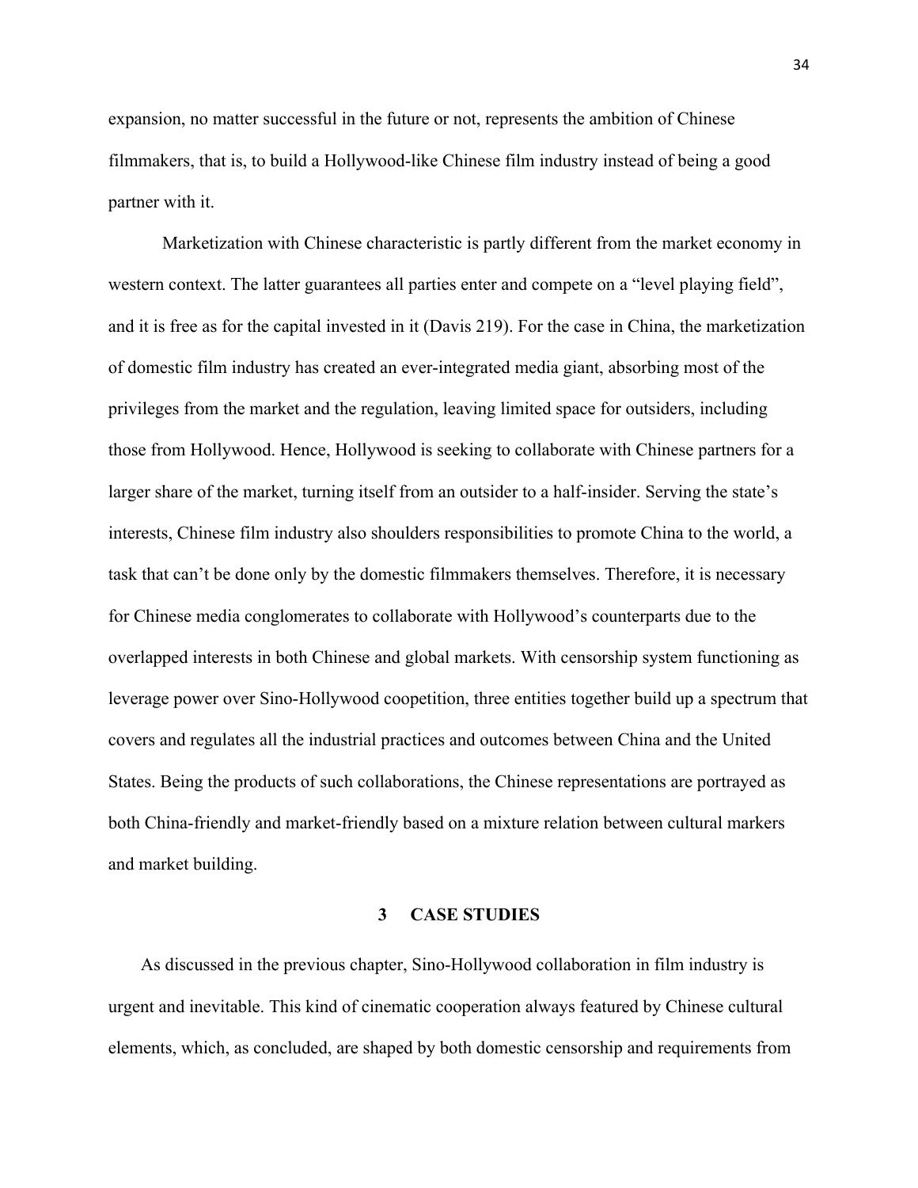expansion, no matter successful in the future or not, represents the ambition of Chinese filmmakers, that is, to build a Hollywood-like Chinese film industry instead of being a good partner with it.

Marketization with Chinese characteristic is partly different from the market economy in western context. The latter guarantees all parties enter and compete on a "level playing field", and it is free as for the capital invested in it (Davis 219). For the case in China, the marketization of domestic film industry has created an ever-integrated media giant, absorbing most of the privileges from the market and the regulation, leaving limited space for outsiders, including those from Hollywood. Hence, Hollywood is seeking to collaborate with Chinese partners for a larger share of the market, turning itself from an outsider to a half-insider. Serving the state's interests, Chinese film industry also shoulders responsibilities to promote China to the world, a task that can't be done only by the domestic filmmakers themselves. Therefore, it is necessary for Chinese media conglomerates to collaborate with Hollywood's counterparts due to the overlapped interests in both Chinese and global markets. With censorship system functioning as leverage power over Sino-Hollywood coopetition, three entities together build up a spectrum that covers and regulates all the industrial practices and outcomes between China and the United States. Being the products of such collaborations, the Chinese representations are portrayed as both China-friendly and market-friendly based on a mixture relation between cultural markers and market building.

# 3 CASE STUDIES

As discussed in the previous chapter, Sino-Hollywood collaboration in film industry is urgent and inevitable. This kind of cinematic cooperation always featured by Chinese cultural elements, which, as concluded, are shaped by both domestic censorship and requirements from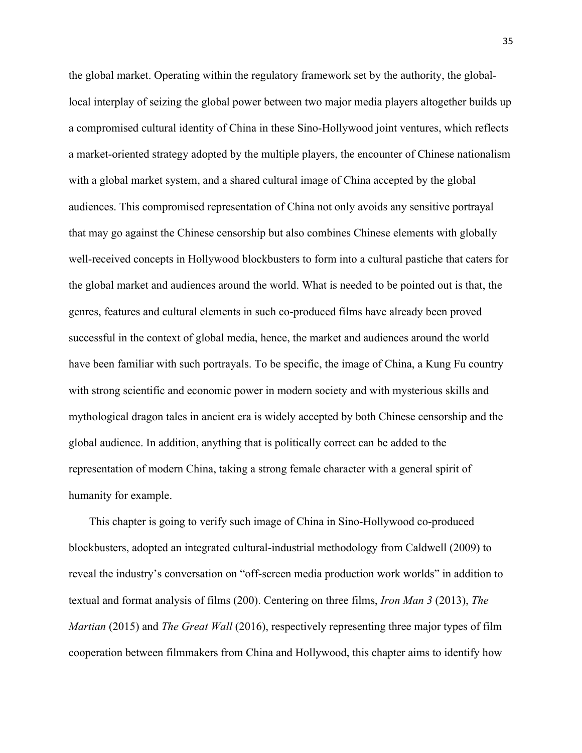the global market. Operating within the regulatory framework set by the authority, the global-local interplay of seizing the global power between two major media players altogether builds up a compromised cultural identity of China in these Sino-Hollywood joint ventures, which reflects a market-oriented strategy adopted by the multiple players, the encounter of Chinese nationalism with a global market system, and a shared cultural image of China accepted by the global audiences. This compromised representation of China not only avoids any sensitive portrayal that may go against the Chinese censorship but also combines Chinese elements with globally well-received concepts in Hollywood blockbusters to form into a cultural pastiche that caters for the global market and audiences around the world. What is needed to be pointed out is that, the genres, features and cultural elements in such co-produced films have already been proved successful in the context of global media, hence, the market and audiences around the world have been familiar with such portrayals. To be specific, the image of China, a Kung Fu country with strong scientific and economic power in modern society and with mysterious skills and mythological dragon tales in ancient era is widely accepted by both Chinese censorship and the global audience. In addition, anything that is politically correct can be added to the representation of modern China, taking a strong female character with a general spirit of humanity for example.

This chapter is going to verify such image of China in Sino-Hollywood co-produced blockbusters, adopted an integrated cultural-industrial methodology from Caldwell (2009) to reveal the industry's conversation on "off-screen media production work worlds" in addition to textual and format analysis of films (200). Centering on three films, *Iron Man 3* (2013), *The Martian* (2015) and *The Great Wall* (2016), respectively representing three major types of film cooperation between filmmakers from China and Hollywood, this chapter aims to identify how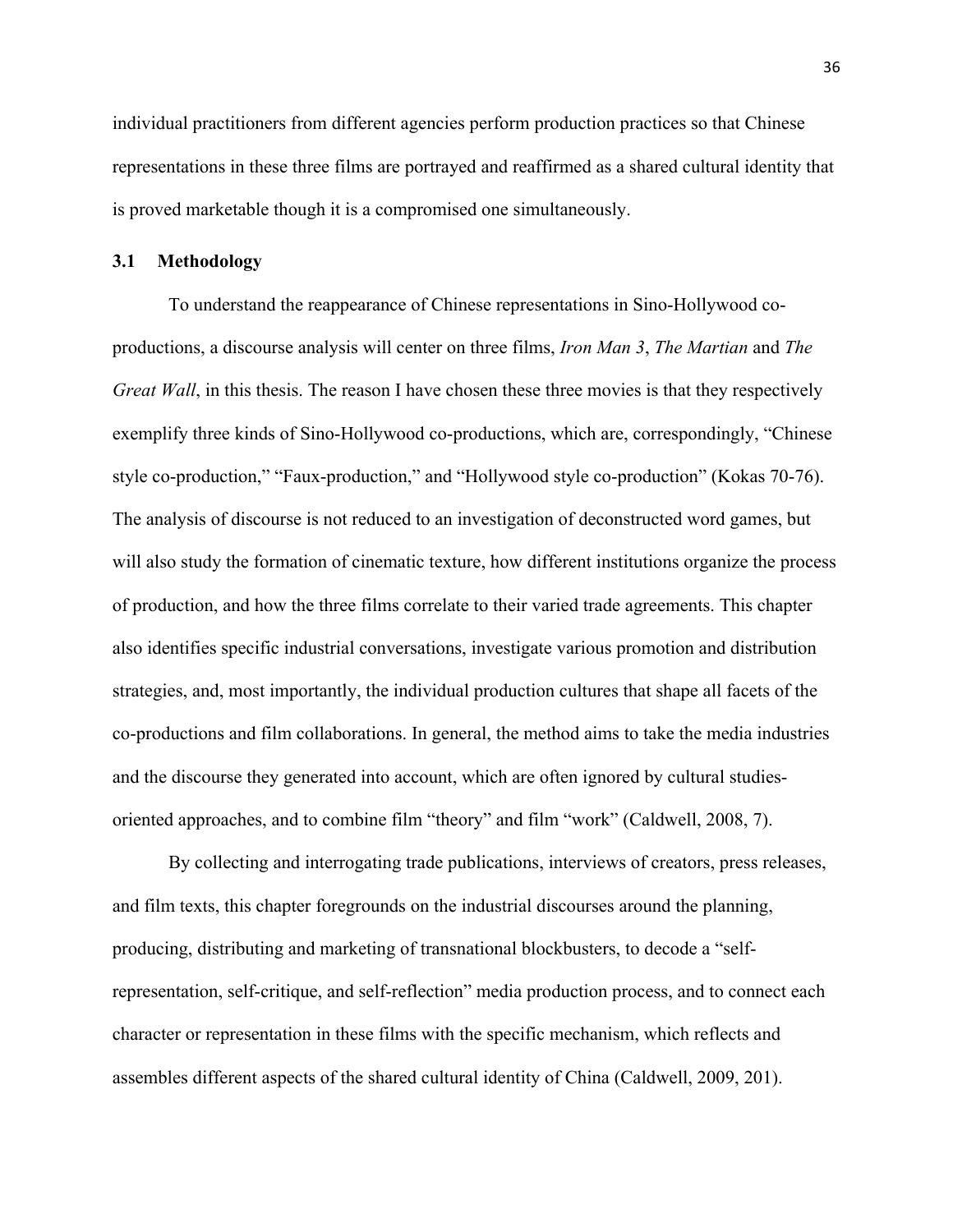individual practitioners from different agencies perform production practices so that Chinese representations in these three films are portrayed and reaffirmed as a shared cultural identity that is proved marketable though it is a compromised one simultaneously.

### 3.1 Methodology

To understand the reappearance of Chinese representations in Sino-Hollywood co-productions, a discourse analysis will center on three films, *Iron Man 3*, *The Martian* and *The Great Wall*, in this thesis. The reason I have chosen these three movies is that they respectively exemplify three kinds of Sino-Hollywood co-productions, which are, correspondingly, "Chinese style co-production," "Faux-production," and "Hollywood style co-production" (Kokas 70-76). The analysis of discourse is not reduced to an investigation of deconstructed word games, but will also study the formation of cinematic texture, how different institutions organize the process of production, and how the three films correlate to their varied trade agreements. This chapter also identifies specific industrial conversations, investigate various promotion and distribution strategies, and, most importantly, the individual production cultures that shape all facets of the co-productions and film collaborations. In general, the method aims to take the media industries and the discourse they generated into account, which are often ignored by cultural studies-oriented approaches, and to combine film "theory" and film "work" (Caldwell, 2008, 7).

By collecting and interrogating trade publications, interviews of creators, press releases, and film texts, this chapter foregrounds on the industrial discourses around the planning, producing, distributing and marketing of transnational blockbusters, to decode a "self-representation, self-critique, and self-reflection" media production process, and to connect each character or representation in these films with the specific mechanism, which reflects and assembles different aspects of the shared cultural identity of China (Caldwell, 2009, 201).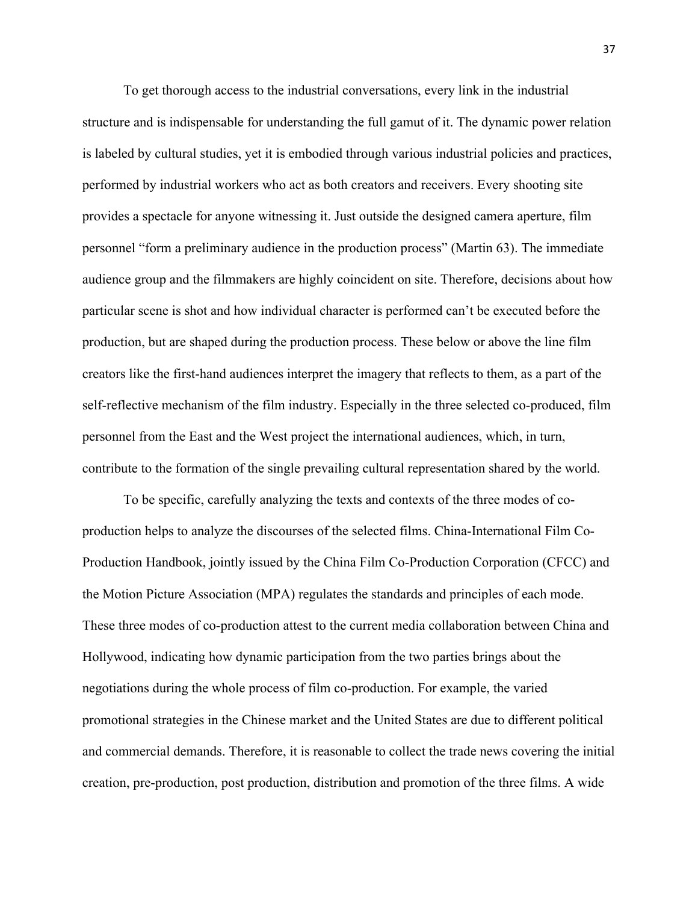To get thorough access to the industrial conversations, every link in the industrial structure and is indispensable for understanding the full gamut of it. The dynamic power relation is labeled by cultural studies, yet it is embodied through various industrial policies and practices, performed by industrial workers who act as both creators and receivers. Every shooting site provides a spectacle for anyone witnessing it. Just outside the designed camera aperture, film personnel "form a preliminary audience in the production process" (Martin 63). The immediate audience group and the filmmakers are highly coincident on site. Therefore, decisions about how particular scene is shot and how individual character is performed can't be executed before the production, but are shaped during the production process. These below or above the line film creators like the first-hand audiences interpret the imagery that reflects to them, as a part of the self-reflective mechanism of the film industry. Especially in the three selected co-produced, film personnel from the East and the West project the international audiences, which, in turn, contribute to the formation of the single prevailing cultural representation shared by the world.

To be specific, carefully analyzing the texts and contexts of the three modes of co-production helps to analyze the discourses of the selected films. China-International Film Co-Production Handbook, jointly issued by the China Film Co-Production Corporation (CFCC) and the Motion Picture Association (MPA) regulates the standards and principles of each mode. These three modes of co-production attest to the current media collaboration between China and Hollywood, indicating how dynamic participation from the two parties brings about the negotiations during the whole process of film co-production. For example, the varied promotional strategies in the Chinese market and the United States are due to different political and commercial demands. Therefore, it is reasonable to collect the trade news covering the initial creation, pre-production, post production, distribution and promotion of the three films. A wide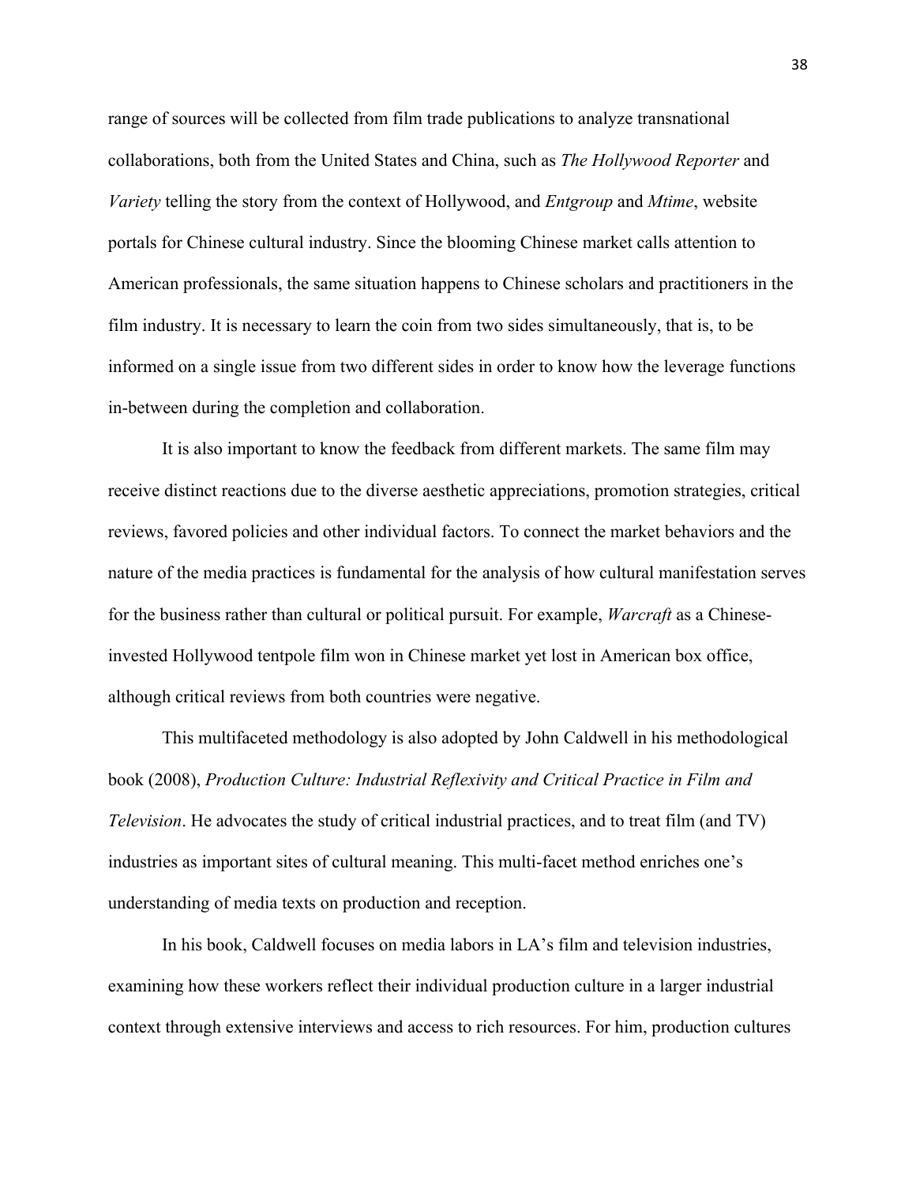range of sources will be collected from film trade publications to analyze transnational collaborations, both from the United States and China, such as *The Hollywood Reporter* and *Variety* telling the story from the context of Hollywood, and *Entgroup* and *Mtime*, website portals for Chinese cultural industry. Since the blooming Chinese market calls attention to American professionals, the same situation happens to Chinese scholars and practitioners in the film industry. It is necessary to learn the coin from two sides simultaneously, that is, to be informed on a single issue from two different sides in order to know how the leverage functions in-between during the completion and collaboration.

It is also important to know the feedback from different markets. The same film may receive distinct reactions due to the diverse aesthetic appreciations, promotion strategies, critical reviews, favored policies and other individual factors. To connect the market behaviors and the nature of the media practices is fundamental for the analysis of how cultural manifestation serves for the business rather than cultural or political pursuit. For example, *Warcraft* as a Chinese-invested Hollywood tentpole film won in Chinese market yet lost in American box office, although critical reviews from both countries were negative.

This multifaceted methodology is also adopted by John Caldwell in his methodological book (2008), *Production Culture: Industrial Reflexivity and Critical Practice in Film and Television*. He advocates the study of critical industrial practices, and to treat film (and TV) industries as important sites of cultural meaning. This multi-facet method enriches one's understanding of media texts on production and reception.

In his book, Caldwell focuses on media labors in LA's film and television industries, examining how these workers reflect their individual production culture in a larger industrial context through extensive interviews and access to rich resources. For him, production cultures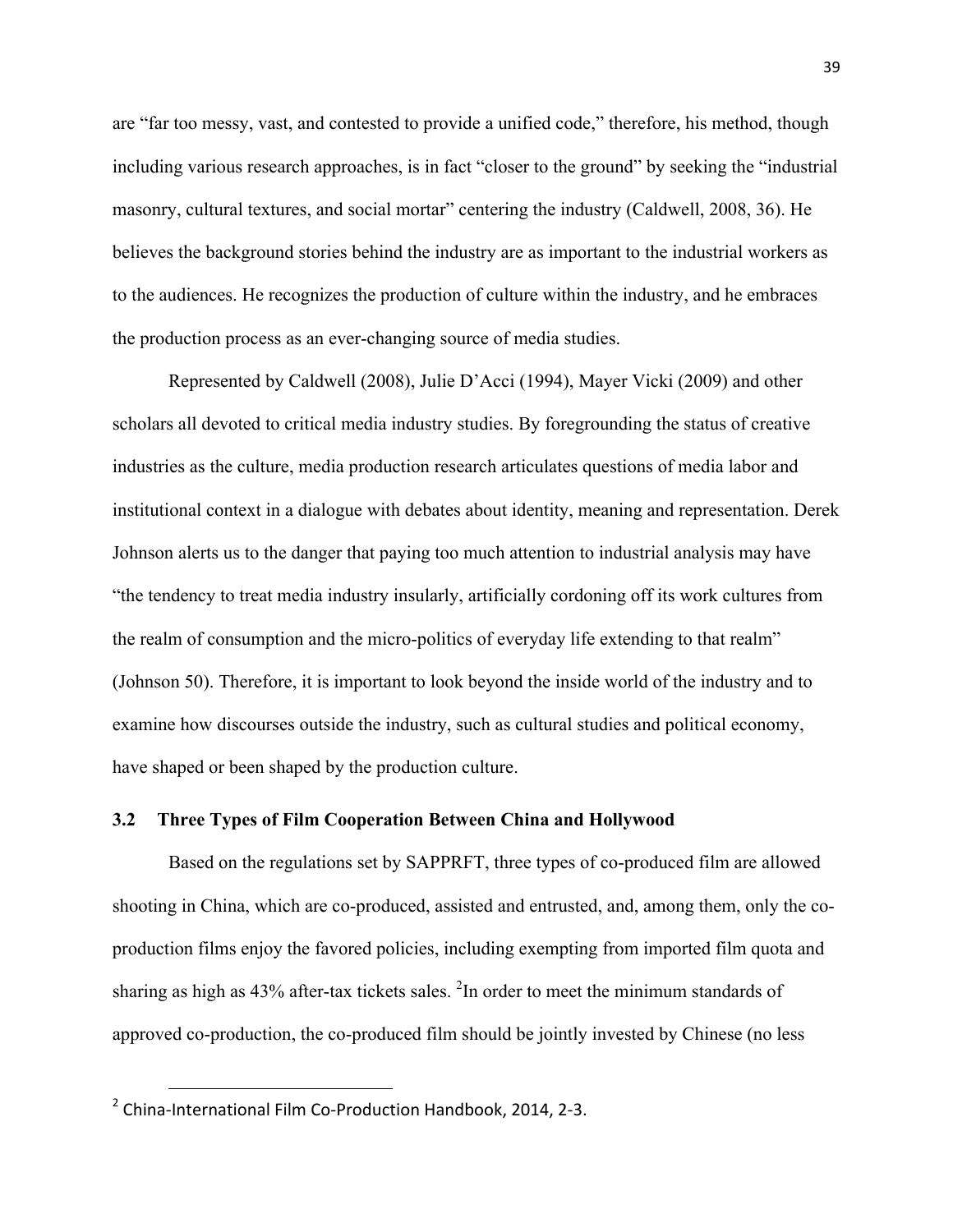are "far too messy, vast, and contested to provide a unified code," therefore, his method, though including various research approaches, is in fact "closer to the ground" by seeking the "industrial masonry, cultural textures, and social mortar" centering the industry (Caldwell, 2008, 36). He believes the background stories behind the industry are as important to the industrial workers as to the audiences. He recognizes the production of culture within the industry, and he embraces the production process as an ever-changing source of media studies.

Represented by Caldwell (2008), Julie D'Acci (1994), Mayer Vicki (2009) and other scholars all devoted to critical media industry studies. By foregrounding the status of creative industries as the culture, media production research articulates questions of media labor and institutional context in a dialogue with debates about identity, meaning and representation. Derek Johnson alerts us to the danger that paying too much attention to industrial analysis may have "the tendency to treat media industry insularly, artificially cordoning off its work cultures from the realm of consumption and the micro-politics of everyday life extending to that realm" (Johnson 50). Therefore, it is important to look beyond the inside world of the industry and to examine how discourses outside the industry, such as cultural studies and political economy, have shaped or been shaped by the production culture.

### 3.2 Three Types of Film Cooperation Between China and Hollywood

Based on the regulations set by SAPPRFT, three types of co-produced film are allowed shooting in China, which are co-produced, assisted and entrusted, and, among them, only the co-production films enjoy the favored policies, including exempting from imported film quota and sharing as high as 43% after-tax tickets sales. [2]In order to meet the minimum standards of approved co-production, the co-produced film should be jointly invested by Chinese (no less

[2] China-International Film Co-Production Handbook, 2014, 2-3.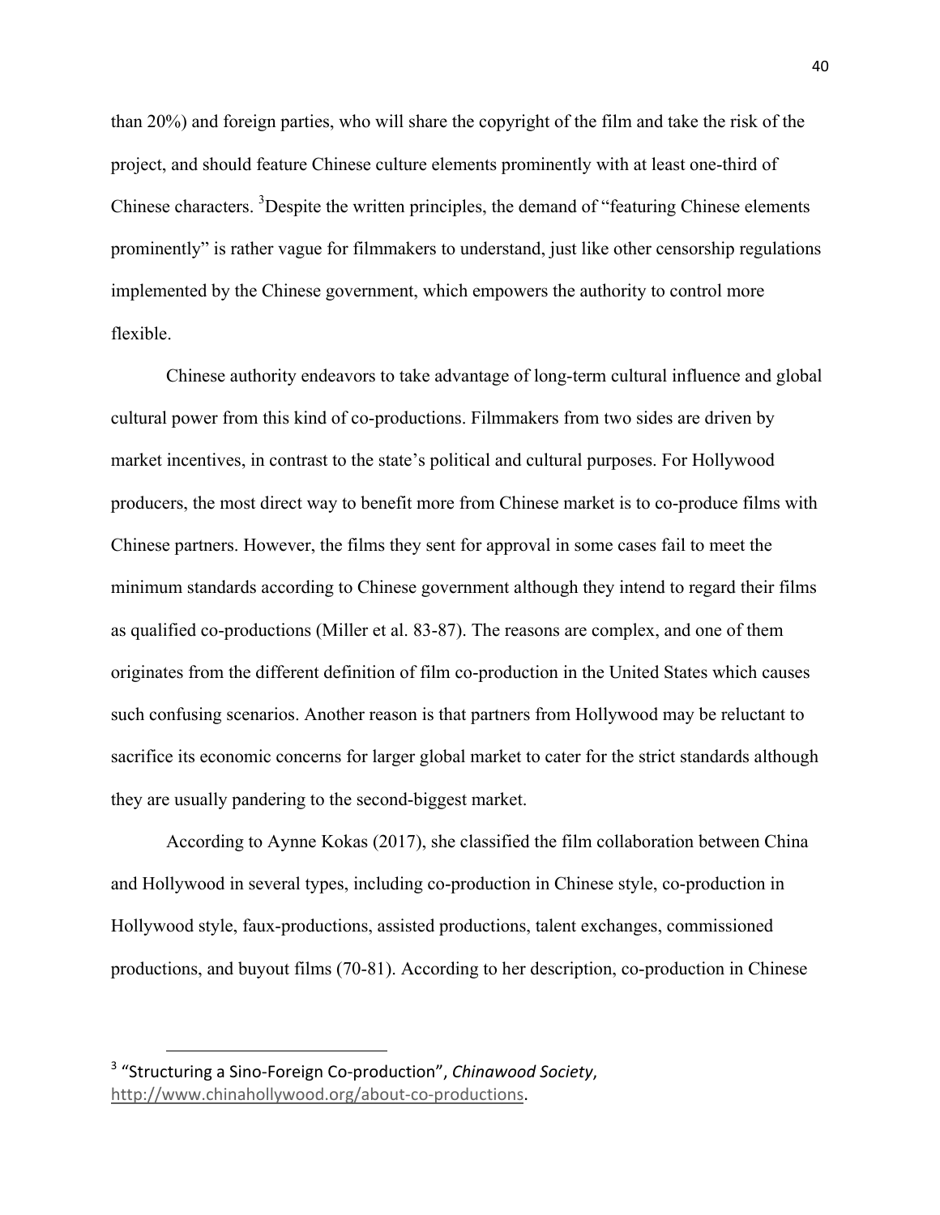than 20%) and foreign parties, who will share the copyright of the film and take the risk of the project, and should feature Chinese culture elements prominently with at least one-third of Chinese characters. [3]Despite the written principles, the demand of "featuring Chinese elements prominently" is rather vague for filmmakers to understand, just like other censorship regulations implemented by the Chinese government, which empowers the authority to control more flexible.

Chinese authority endeavors to take advantage of long-term cultural influence and global cultural power from this kind of co-productions. Filmmakers from two sides are driven by market incentives, in contrast to the state's political and cultural purposes. For Hollywood producers, the most direct way to benefit more from Chinese market is to co-produce films with Chinese partners. However, the films they sent for approval in some cases fail to meet the minimum standards according to Chinese government although they intend to regard their films as qualified co-productions (Miller et al. 83-87). The reasons are complex, and one of them originates from the different definition of film co-production in the United States which causes such confusing scenarios. Another reason is that partners from Hollywood may be reluctant to sacrifice its economic concerns for larger global market to cater for the strict standards although they are usually pandering to the second-biggest market.

According to Aynne Kokas (2017), she classified the film collaboration between China and Hollywood in several types, including co-production in Chinese style, co-production in Hollywood style, faux-productions, assisted productions, talent exchanges, commissioned productions, and buyout films (70-81). According to her description, co-production in Chinese

---

[3] "Structuring a Sino-Foreign Co-production", *Chinawood Society*, http://www.chinahollywood.org/about-co-productions.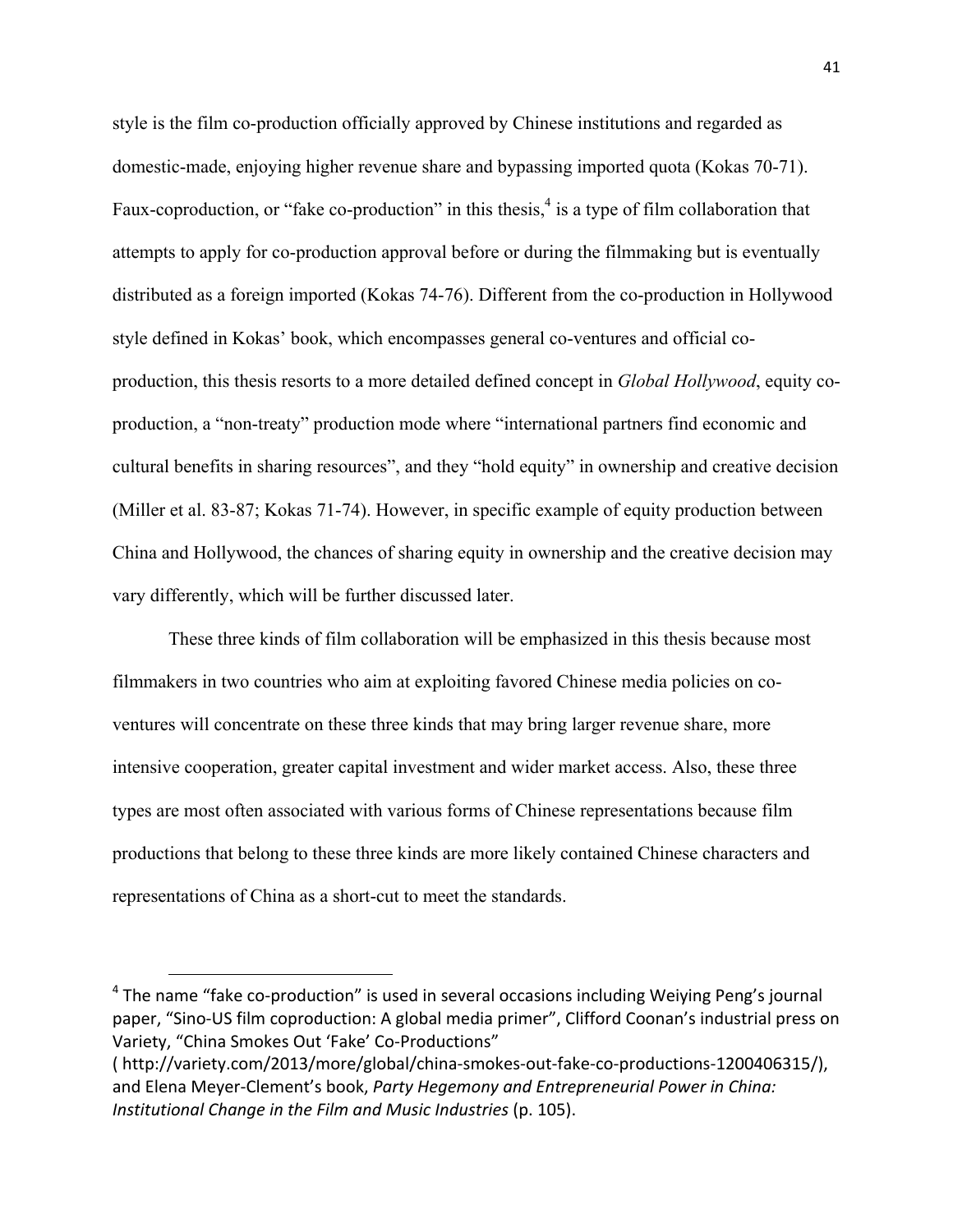style is the film co-production officially approved by Chinese institutions and regarded as domestic-made, enjoying higher revenue share and bypassing imported quota (Kokas 70-71). Faux-coproduction, or "fake co-production" in this thesis,[4] is a type of film collaboration that attempts to apply for co-production approval before or during the filmmaking but is eventually distributed as a foreign imported (Kokas 74-76). Different from the co-production in Hollywood style defined in Kokas' book, which encompasses general co-ventures and official co-production, this thesis resorts to a more detailed defined concept in *Global Hollywood*, equity co-production, a "non-treaty" production mode where "international partners find economic and cultural benefits in sharing resources", and they "hold equity" in ownership and creative decision (Miller et al. 83-87; Kokas 71-74). However, in specific example of equity production between China and Hollywood, the chances of sharing equity in ownership and the creative decision may vary differently, which will be further discussed later.

These three kinds of film collaboration will be emphasized in this thesis because most filmmakers in two countries who aim at exploiting favored Chinese media policies on co-ventures will concentrate on these three kinds that may bring larger revenue share, more intensive cooperation, greater capital investment and wider market access. Also, these three types are most often associated with various forms of Chinese representations because film productions that belong to these three kinds are more likely contained Chinese characters and representations of China as a short-cut to meet the standards.

---

[4] The name "fake co-production" is used in several occasions including Weiying Peng's journal paper, "Sino-US film coproduction: A global media primer", Clifford Coonan's industrial press on Variety, "China Smokes Out 'Fake' Co-Productions" ( http://variety.com/2013/more/global/china-smokes-out-fake-co-productions-1200406315/), and Elena Meyer-Clement's book, *Party Hegemony and Entrepreneurial Power in China: Institutional Change in the Film and Music Industries* (p. 105).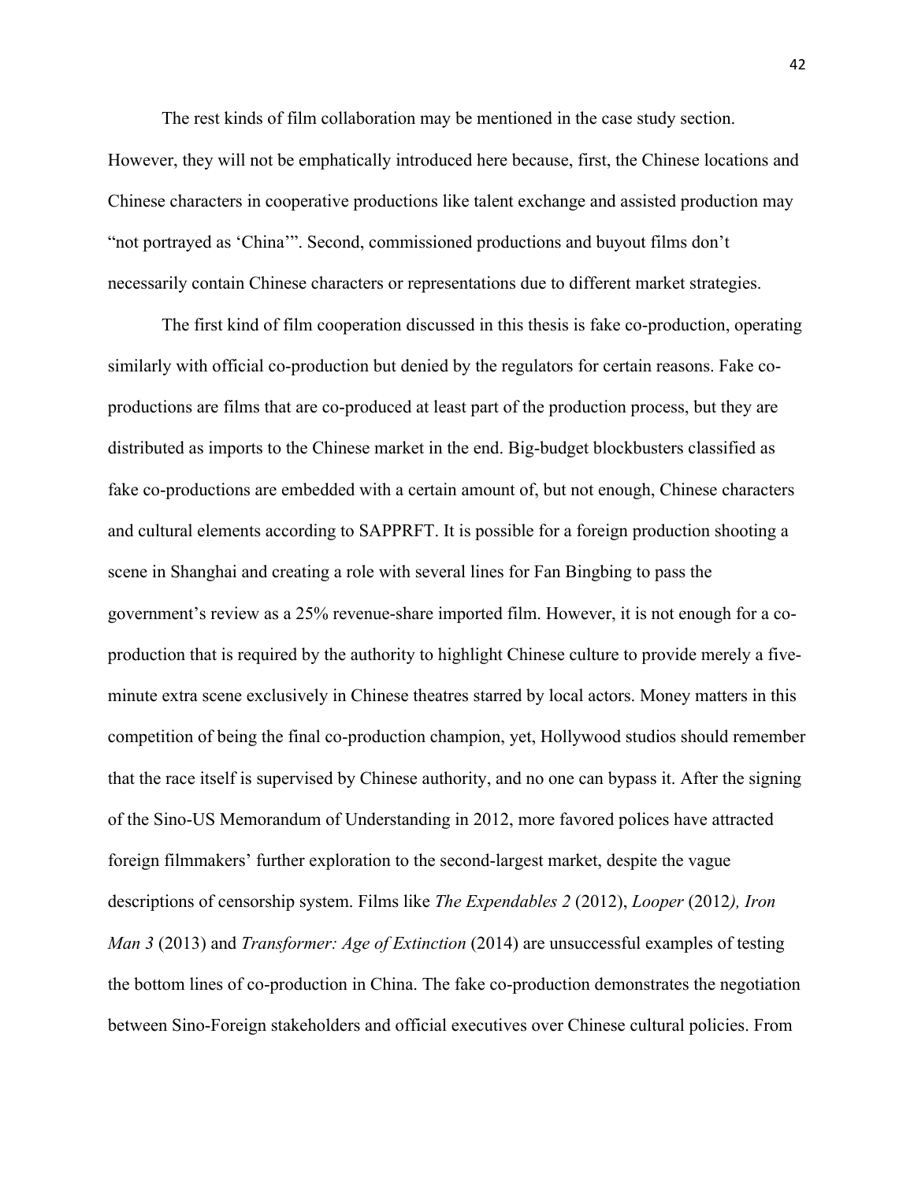The rest kinds of film collaboration may be mentioned in the case study section. However, they will not be emphatically introduced here because, first, the Chinese locations and Chinese characters in cooperative productions like talent exchange and assisted production may "not portrayed as 'China'". Second, commissioned productions and buyout films don't necessarily contain Chinese characters or representations due to different market strategies.

The first kind of film cooperation discussed in this thesis is fake co-production, operating similarly with official co-production but denied by the regulators for certain reasons. Fake co-productions are films that are co-produced at least part of the production process, but they are distributed as imports to the Chinese market in the end. Big-budget blockbusters classified as fake co-productions are embedded with a certain amount of, but not enough, Chinese characters and cultural elements according to SAPPRFT. It is possible for a foreign production shooting a scene in Shanghai and creating a role with several lines for Fan Bingbing to pass the government's review as a 25% revenue-share imported film. However, it is not enough for a co-production that is required by the authority to highlight Chinese culture to provide merely a five-minute extra scene exclusively in Chinese theatres starred by local actors. Money matters in this competition of being the final co-production champion, yet, Hollywood studios should remember that the race itself is supervised by Chinese authority, and no one can bypass it. After the signing of the Sino-US Memorandum of Understanding in 2012, more favored polices have attracted foreign filmmakers' further exploration to the second-largest market, despite the vague descriptions of censorship system. Films like *The Expendables 2* (2012), *Looper* (2012*), Iron Man 3* (2013) and *Transformer: Age of Extinction* (2014) are unsuccessful examples of testing the bottom lines of co-production in China. The fake co-production demonstrates the negotiation between Sino-Foreign stakeholders and official executives over Chinese cultural policies. From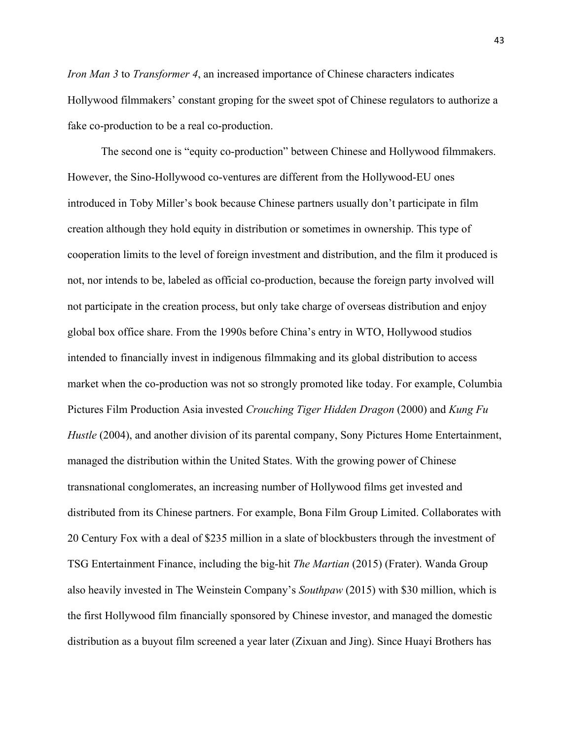*Iron Man 3* to *Transformer 4*, an increased importance of Chinese characters indicates Hollywood filmmakers' constant groping for the sweet spot of Chinese regulators to authorize a fake co-production to be a real co-production.

The second one is "equity co-production" between Chinese and Hollywood filmmakers. However, the Sino-Hollywood co-ventures are different from the Hollywood-EU ones introduced in Toby Miller's book because Chinese partners usually don't participate in film creation although they hold equity in distribution or sometimes in ownership. This type of cooperation limits to the level of foreign investment and distribution, and the film it produced is not, nor intends to be, labeled as official co-production, because the foreign party involved will not participate in the creation process, but only take charge of overseas distribution and enjoy global box office share. From the 1990s before China's entry in WTO, Hollywood studios intended to financially invest in indigenous filmmaking and its global distribution to access market when the co-production was not so strongly promoted like today. For example, Columbia Pictures Film Production Asia invested *Crouching Tiger Hidden Dragon* (2000) and *Kung Fu Hustle* (2004), and another division of its parental company, Sony Pictures Home Entertainment, managed the distribution within the United States. With the growing power of Chinese transnational conglomerates, an increasing number of Hollywood films get invested and distributed from its Chinese partners. For example, Bona Film Group Limited. Collaborates with 20 Century Fox with a deal of $235 million in a slate of blockbusters through the investment of TSG Entertainment Finance, including the big-hit *The Martian* (2015) (Frater). Wanda Group also heavily invested in The Weinstein Company's *Southpaw* (2015) with $30 million, which is the first Hollywood film financially sponsored by Chinese investor, and managed the domestic distribution as a buyout film screened a year later (Zixuan and Jing). Since Huayi Brothers has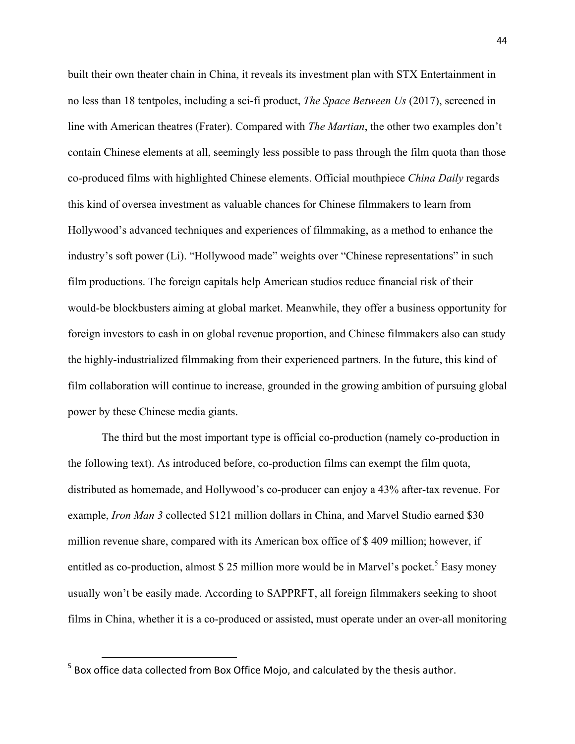built their own theater chain in China, it reveals its investment plan with STX Entertainment in no less than 18 tentpoles, including a sci-fi product, *The Space Between Us* (2017), screened in line with American theatres (Frater). Compared with *The Martian*, the other two examples don't contain Chinese elements at all, seemingly less possible to pass through the film quota than those co-produced films with highlighted Chinese elements. Official mouthpiece *China Daily* regards this kind of oversea investment as valuable chances for Chinese filmmakers to learn from Hollywood's advanced techniques and experiences of filmmaking, as a method to enhance the industry's soft power (Li). "Hollywood made" weights over "Chinese representations" in such film productions. The foreign capitals help American studios reduce financial risk of their would-be blockbusters aiming at global market. Meanwhile, they offer a business opportunity for foreign investors to cash in on global revenue proportion, and Chinese filmmakers also can study the highly-industrialized filmmaking from their experienced partners. In the future, this kind of film collaboration will continue to increase, grounded in the growing ambition of pursuing global power by these Chinese media giants.

The third but the most important type is official co-production (namely co-production in the following text). As introduced before, co-production films can exempt the film quota, distributed as homemade, and Hollywood's co-producer can enjoy a 43% after-tax revenue. For example, *Iron Man 3* collected $121 million dollars in China, and Marvel Studio earned $30 million revenue share, compared with its American box office of $ 409 million; however, if entitled as co-production, almost $ 25 million more would be in Marvel's pocket.[5] Easy money usually won't be easily made. According to SAPPRFT, all foreign filmmakers seeking to shoot films in China, whether it is a co-produced or assisted, must operate under an over-all monitoring

---

[5] Box office data collected from Box Office Mojo, and calculated by the thesis author.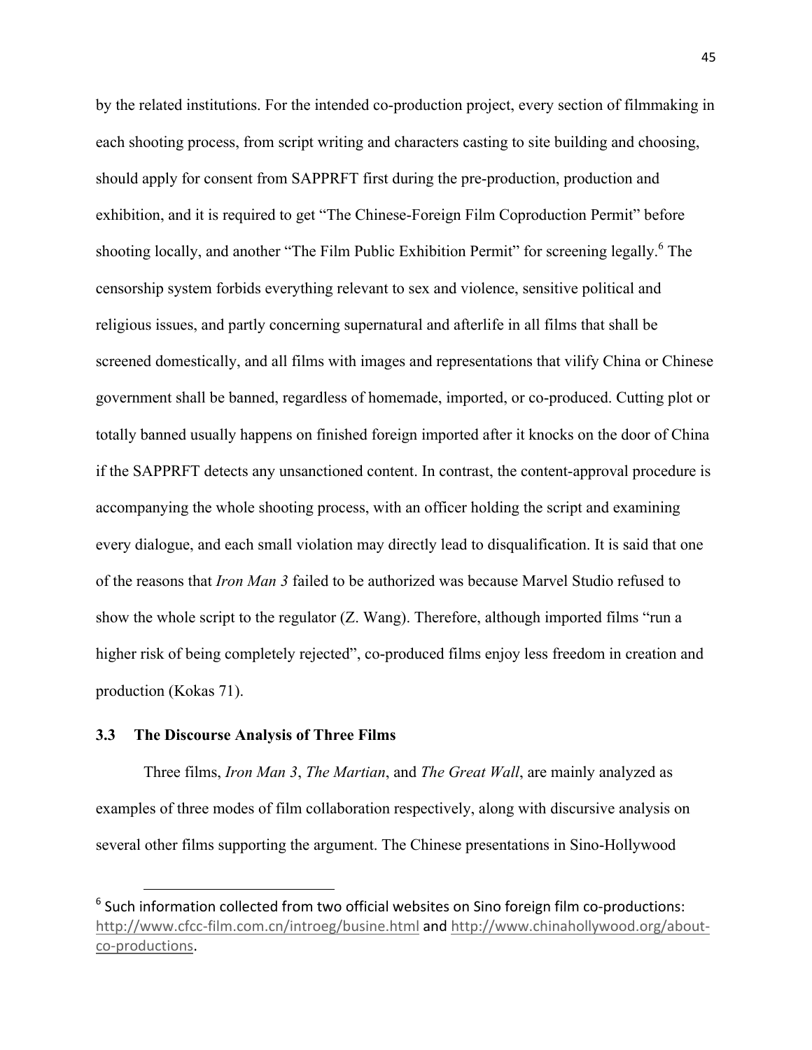by the related institutions. For the intended co-production project, every section of filmmaking in each shooting process, from script writing and characters casting to site building and choosing, should apply for consent from SAPPRFT first during the pre-production, production and exhibition, and it is required to get "The Chinese-Foreign Film Coproduction Permit" before shooting locally, and another "The Film Public Exhibition Permit" for screening legally.[6] The censorship system forbids everything relevant to sex and violence, sensitive political and religious issues, and partly concerning supernatural and afterlife in all films that shall be screened domestically, and all films with images and representations that vilify China or Chinese government shall be banned, regardless of homemade, imported, or co-produced. Cutting plot or totally banned usually happens on finished foreign imported after it knocks on the door of China if the SAPPRFT detects any unsanctioned content. In contrast, the content-approval procedure is accompanying the whole shooting process, with an officer holding the script and examining every dialogue, and each small violation may directly lead to disqualification. It is said that one of the reasons that *Iron Man 3* failed to be authorized was because Marvel Studio refused to show the whole script to the regulator (Z. Wang). Therefore, although imported films "run a higher risk of being completely rejected", co-produced films enjoy less freedom in creation and production (Kokas 71).

### 3.3 The Discourse Analysis of Three Films

Three films, *Iron Man 3*, *The Martian*, and *The Great Wall*, are mainly analyzed as examples of three modes of film collaboration respectively, along with discursive analysis on several other films supporting the argument. The Chinese presentations in Sino-Hollywood

---

[6] Such information collected from two official websites on Sino foreign film co-productions: http://www.cfcc-film.com.cn/introeg/busine.html and http://www.chinahollywood.org/about-co-productions.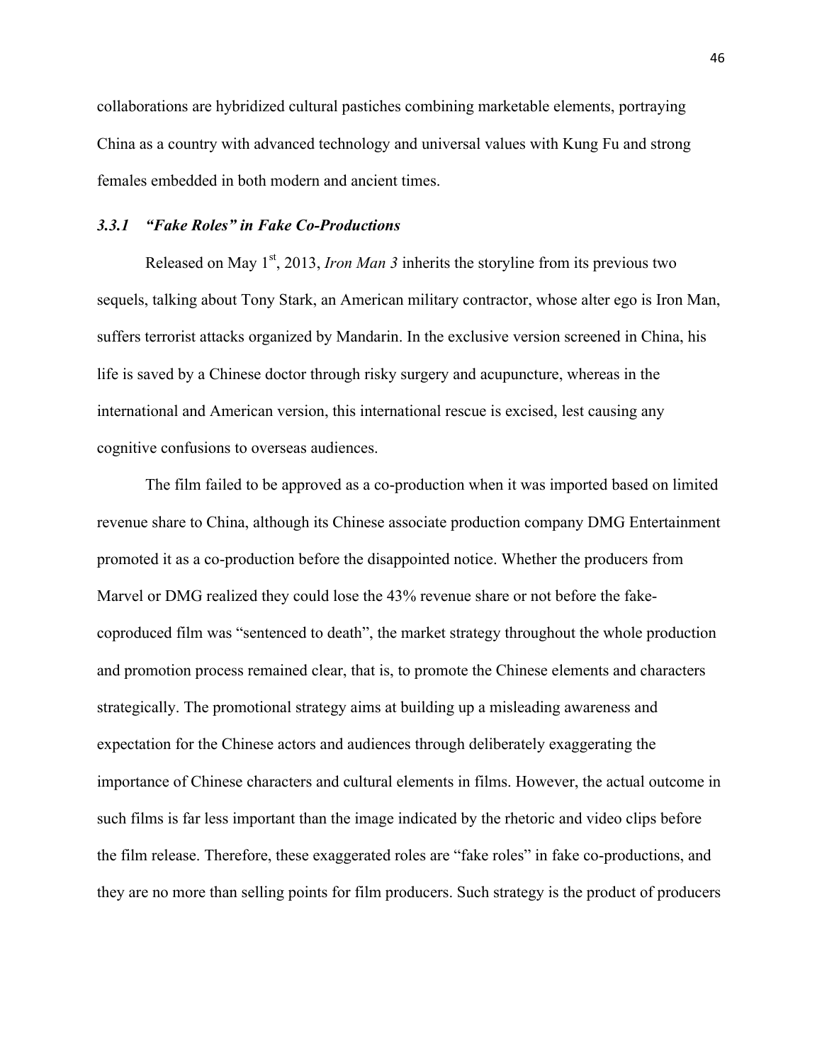collaborations are hybridized cultural pastiches combining marketable elements, portraying China as a country with advanced technology and universal values with Kung Fu and strong females embedded in both modern and ancient times.

### *3.3.1 "Fake Roles" in Fake Co-Productions*

Released on May 1st, 2013, *Iron Man 3* inherits the storyline from its previous two sequels, talking about Tony Stark, an American military contractor, whose alter ego is Iron Man, suffers terrorist attacks organized by Mandarin. In the exclusive version screened in China, his life is saved by a Chinese doctor through risky surgery and acupuncture, whereas in the international and American version, this international rescue is excised, lest causing any cognitive confusions to overseas audiences.

The film failed to be approved as a co-production when it was imported based on limited revenue share to China, although its Chinese associate production company DMG Entertainment promoted it as a co-production before the disappointed notice. Whether the producers from Marvel or DMG realized they could lose the 43% revenue share or not before the fake-coproduced film was "sentenced to death", the market strategy throughout the whole production and promotion process remained clear, that is, to promote the Chinese elements and characters strategically. The promotional strategy aims at building up a misleading awareness and expectation for the Chinese actors and audiences through deliberately exaggerating the importance of Chinese characters and cultural elements in films. However, the actual outcome in such films is far less important than the image indicated by the rhetoric and video clips before the film release. Therefore, these exaggerated roles are "fake roles" in fake co-productions, and they are no more than selling points for film producers. Such strategy is the product of producers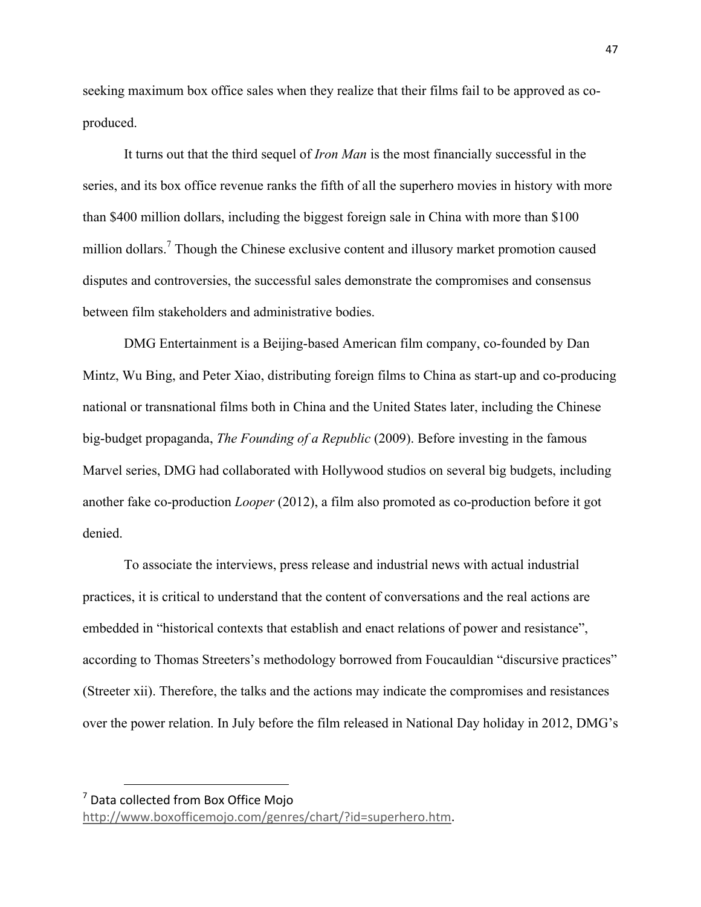seeking maximum box office sales when they realize that their films fail to be approved as co-produced.

It turns out that the third sequel of *Iron Man* is the most financially successful in the series, and its box office revenue ranks the fifth of all the superhero movies in history with more than $400 million dollars, including the biggest foreign sale in China with more than $100 million dollars.[7] Though the Chinese exclusive content and illusory market promotion caused disputes and controversies, the successful sales demonstrate the compromises and consensus between film stakeholders and administrative bodies.

DMG Entertainment is a Beijing-based American film company, co-founded by Dan Mintz, Wu Bing, and Peter Xiao, distributing foreign films to China as start-up and co-producing national or transnational films both in China and the United States later, including the Chinese big-budget propaganda, *The Founding of a Republic* (2009). Before investing in the famous Marvel series, DMG had collaborated with Hollywood studios on several big budgets, including another fake co-production *Looper* (2012), a film also promoted as co-production before it got denied.

To associate the interviews, press release and industrial news with actual industrial practices, it is critical to understand that the content of conversations and the real actions are embedded in "historical contexts that establish and enact relations of power and resistance", according to Thomas Streeters's methodology borrowed from Foucauldian "discursive practices" (Streeter xii). Therefore, the talks and the actions may indicate the compromises and resistances over the power relation. In July before the film released in National Day holiday in 2012, DMG's

---

[7] Data collected from Box Office Mojo http://www.boxofficemojo.com/genres/chart/?id=superhero.htm.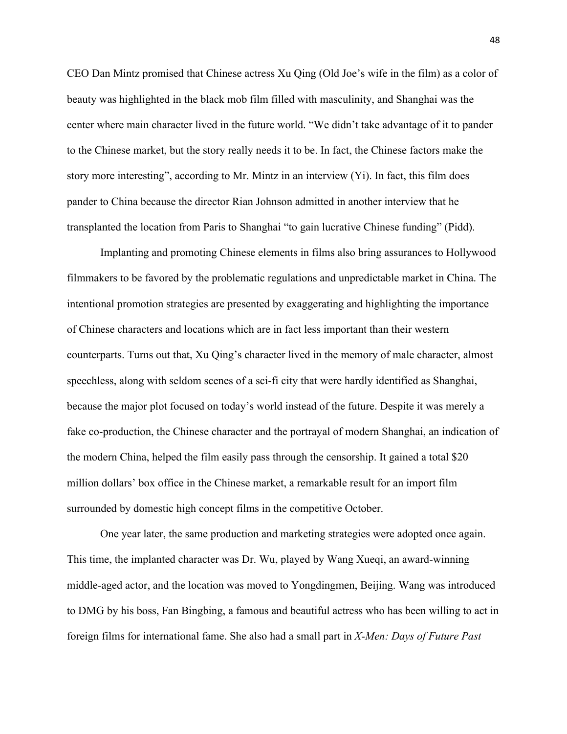CEO Dan Mintz promised that Chinese actress Xu Qing (Old Joe's wife in the film) as a color of beauty was highlighted in the black mob film filled with masculinity, and Shanghai was the center where main character lived in the future world. "We didn't take advantage of it to pander to the Chinese market, but the story really needs it to be. In fact, the Chinese factors make the story more interesting", according to Mr. Mintz in an interview (Yi). In fact, this film does pander to China because the director Rian Johnson admitted in another interview that he transplanted the location from Paris to Shanghai "to gain lucrative Chinese funding" (Pidd).

Implanting and promoting Chinese elements in films also bring assurances to Hollywood filmmakers to be favored by the problematic regulations and unpredictable market in China. The intentional promotion strategies are presented by exaggerating and highlighting the importance of Chinese characters and locations which are in fact less important than their western counterparts. Turns out that, Xu Qing's character lived in the memory of male character, almost speechless, along with seldom scenes of a sci-fi city that were hardly identified as Shanghai, because the major plot focused on today's world instead of the future. Despite it was merely a fake co-production, the Chinese character and the portrayal of modern Shanghai, an indication of the modern China, helped the film easily pass through the censorship. It gained a total $20 million dollars' box office in the Chinese market, a remarkable result for an import film surrounded by domestic high concept films in the competitive October.

One year later, the same production and marketing strategies were adopted once again. This time, the implanted character was Dr. Wu, played by Wang Xueqi, an award-winning middle-aged actor, and the location was moved to Yongdingmen, Beijing. Wang was introduced to DMG by his boss, Fan Bingbing, a famous and beautiful actress who has been willing to act in foreign films for international fame. She also had a small part in *X-Men: Days of Future Past*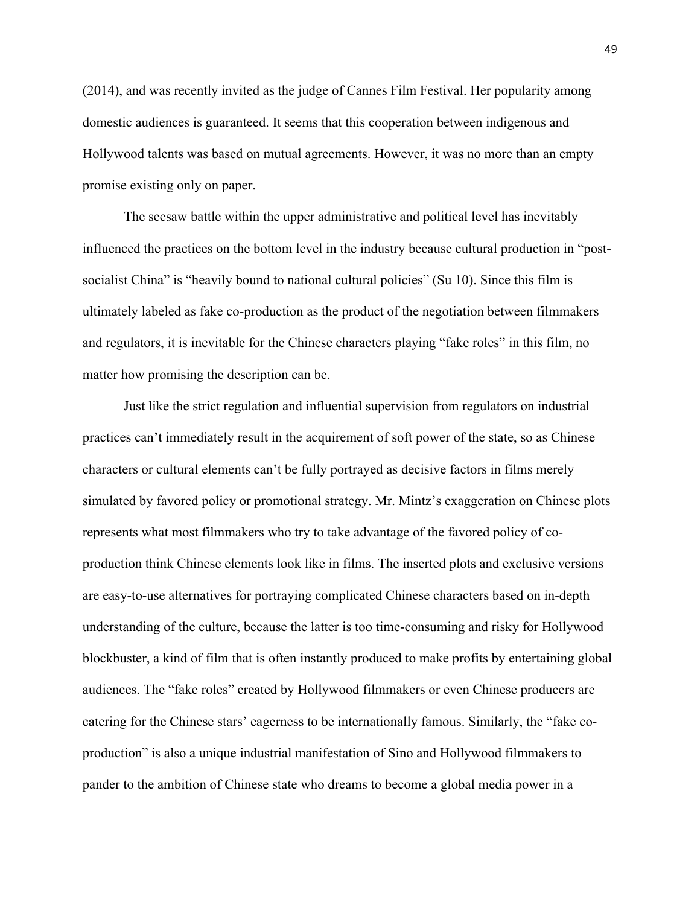(2014), and was recently invited as the judge of Cannes Film Festival. Her popularity among domestic audiences is guaranteed. It seems that this cooperation between indigenous and Hollywood talents was based on mutual agreements. However, it was no more than an empty promise existing only on paper.

The seesaw battle within the upper administrative and political level has inevitably influenced the practices on the bottom level in the industry because cultural production in "post-socialist China" is "heavily bound to national cultural policies" (Su 10). Since this film is ultimately labeled as fake co-production as the product of the negotiation between filmmakers and regulators, it is inevitable for the Chinese characters playing "fake roles" in this film, no matter how promising the description can be.

Just like the strict regulation and influential supervision from regulators on industrial practices can't immediately result in the acquirement of soft power of the state, so as Chinese characters or cultural elements can't be fully portrayed as decisive factors in films merely simulated by favored policy or promotional strategy. Mr. Mintz's exaggeration on Chinese plots represents what most filmmakers who try to take advantage of the favored policy of co-production think Chinese elements look like in films. The inserted plots and exclusive versions are easy-to-use alternatives for portraying complicated Chinese characters based on in-depth understanding of the culture, because the latter is too time-consuming and risky for Hollywood blockbuster, a kind of film that is often instantly produced to make profits by entertaining global audiences. The "fake roles" created by Hollywood filmmakers or even Chinese producers are catering for the Chinese stars' eagerness to be internationally famous. Similarly, the "fake co-production" is also a unique industrial manifestation of Sino and Hollywood filmmakers to pander to the ambition of Chinese state who dreams to become a global media power in a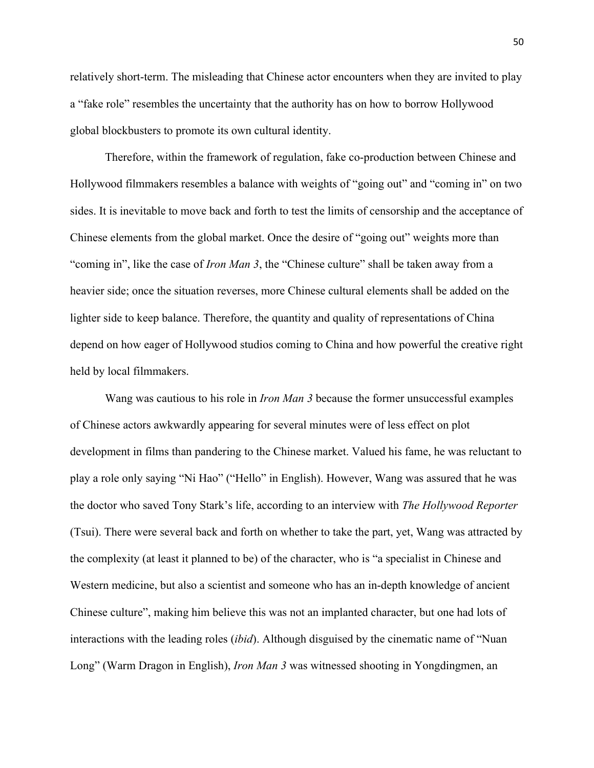relatively short-term. The misleading that Chinese actor encounters when they are invited to play a "fake role" resembles the uncertainty that the authority has on how to borrow Hollywood global blockbusters to promote its own cultural identity.

Therefore, within the framework of regulation, fake co-production between Chinese and Hollywood filmmakers resembles a balance with weights of "going out" and "coming in" on two sides. It is inevitable to move back and forth to test the limits of censorship and the acceptance of Chinese elements from the global market. Once the desire of "going out" weights more than "coming in", like the case of *Iron Man 3*, the "Chinese culture" shall be taken away from a heavier side; once the situation reverses, more Chinese cultural elements shall be added on the lighter side to keep balance. Therefore, the quantity and quality of representations of China depend on how eager of Hollywood studios coming to China and how powerful the creative right held by local filmmakers.

Wang was cautious to his role in *Iron Man 3* because the former unsuccessful examples of Chinese actors awkwardly appearing for several minutes were of less effect on plot development in films than pandering to the Chinese market. Valued his fame, he was reluctant to play a role only saying "Ni Hao" ("Hello" in English). However, Wang was assured that he was the doctor who saved Tony Stark's life, according to an interview with *The Hollywood Reporter* (Tsui). There were several back and forth on whether to take the part, yet, Wang was attracted by the complexity (at least it planned to be) of the character, who is "a specialist in Chinese and Western medicine, but also a scientist and someone who has an in-depth knowledge of ancient Chinese culture", making him believe this was not an implanted character, but one had lots of interactions with the leading roles (*ibid*). Although disguised by the cinematic name of "Nuan Long" (Warm Dragon in English), *Iron Man 3* was witnessed shooting in Yongdingmen, an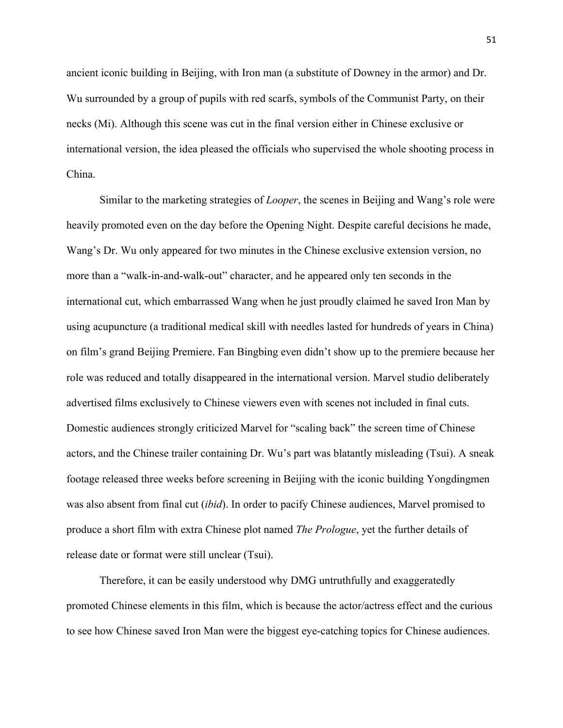ancient iconic building in Beijing, with Iron man (a substitute of Downey in the armor) and Dr. Wu surrounded by a group of pupils with red scarfs, symbols of the Communist Party, on their necks (Mi). Although this scene was cut in the final version either in Chinese exclusive or international version, the idea pleased the officials who supervised the whole shooting process in China.

Similar to the marketing strategies of *Looper*, the scenes in Beijing and Wang's role were heavily promoted even on the day before the Opening Night. Despite careful decisions he made, Wang's Dr. Wu only appeared for two minutes in the Chinese exclusive extension version, no more than a "walk-in-and-walk-out" character, and he appeared only ten seconds in the international cut, which embarrassed Wang when he just proudly claimed he saved Iron Man by using acupuncture (a traditional medical skill with needles lasted for hundreds of years in China) on film's grand Beijing Premiere. Fan Bingbing even didn't show up to the premiere because her role was reduced and totally disappeared in the international version. Marvel studio deliberately advertised films exclusively to Chinese viewers even with scenes not included in final cuts. Domestic audiences strongly criticized Marvel for "scaling back" the screen time of Chinese actors, and the Chinese trailer containing Dr. Wu's part was blatantly misleading (Tsui). A sneak footage released three weeks before screening in Beijing with the iconic building Yongdingmen was also absent from final cut (*ibid*). In order to pacify Chinese audiences, Marvel promised to produce a short film with extra Chinese plot named *The Prologue*, yet the further details of release date or format were still unclear (Tsui).

Therefore, it can be easily understood why DMG untruthfully and exaggeratedly promoted Chinese elements in this film, which is because the actor/actress effect and the curious to see how Chinese saved Iron Man were the biggest eye-catching topics for Chinese audiences.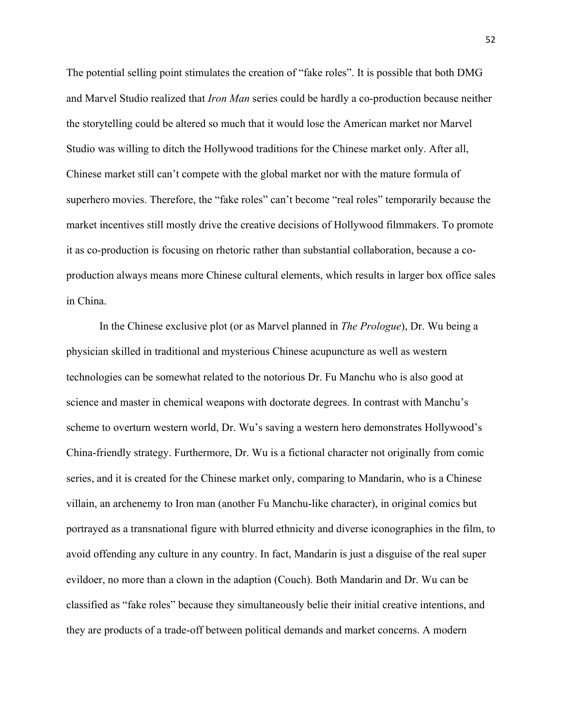The potential selling point stimulates the creation of "fake roles". It is possible that both DMG and Marvel Studio realized that *Iron Man* series could be hardly a co-production because neither the storytelling could be altered so much that it would lose the American market nor Marvel Studio was willing to ditch the Hollywood traditions for the Chinese market only. After all, Chinese market still can't compete with the global market nor with the mature formula of superhero movies. Therefore, the "fake roles" can't become "real roles" temporarily because the market incentives still mostly drive the creative decisions of Hollywood filmmakers. To promote it as co-production is focusing on rhetoric rather than substantial collaboration, because a co-production always means more Chinese cultural elements, which results in larger box office sales in China.

In the Chinese exclusive plot (or as Marvel planned in *The Prologue*), Dr. Wu being a physician skilled in traditional and mysterious Chinese acupuncture as well as western technologies can be somewhat related to the notorious Dr. Fu Manchu who is also good at science and master in chemical weapons with doctorate degrees. In contrast with Manchu's scheme to overturn western world, Dr. Wu's saving a western hero demonstrates Hollywood's China-friendly strategy. Furthermore, Dr. Wu is a fictional character not originally from comic series, and it is created for the Chinese market only, comparing to Mandarin, who is a Chinese villain, an archenemy to Iron man (another Fu Manchu-like character), in original comics but portrayed as a transnational figure with blurred ethnicity and diverse iconographies in the film, to avoid offending any culture in any country. In fact, Mandarin is just a disguise of the real super evildoer, no more than a clown in the adaption (Couch). Both Mandarin and Dr. Wu can be classified as "fake roles" because they simultaneously belie their initial creative intentions, and they are products of a trade-off between political demands and market concerns. A modern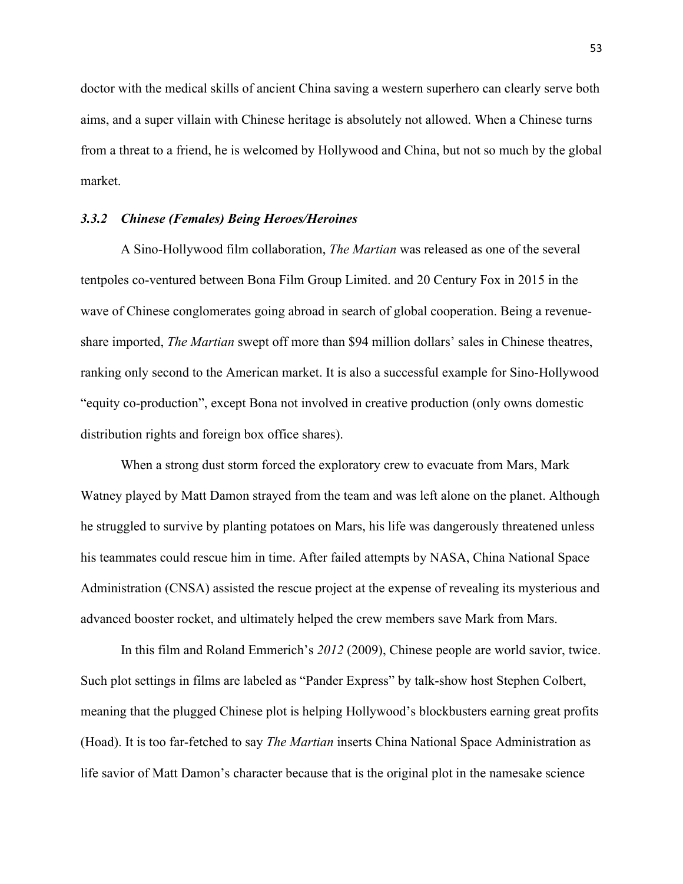doctor with the medical skills of ancient China saving a western superhero can clearly serve both aims, and a super villain with Chinese heritage is absolutely not allowed. When a Chinese turns from a threat to a friend, he is welcomed by Hollywood and China, but not so much by the global market.

### *3.3.2 Chinese (Females) Being Heroes/Heroines*

A Sino-Hollywood film collaboration, *The Martian* was released as one of the several tentpoles co-ventured between Bona Film Group Limited. and 20 Century Fox in 2015 in the wave of Chinese conglomerates going abroad in search of global cooperation. Being a revenue-share imported, *The Martian* swept off more than $94 million dollars' sales in Chinese theatres, ranking only second to the American market. It is also a successful example for Sino-Hollywood "equity co-production", except Bona not involved in creative production (only owns domestic distribution rights and foreign box office shares).

When a strong dust storm forced the exploratory crew to evacuate from Mars, Mark Watney played by Matt Damon strayed from the team and was left alone on the planet. Although he struggled to survive by planting potatoes on Mars, his life was dangerously threatened unless his teammates could rescue him in time. After failed attempts by NASA, China National Space Administration (CNSA) assisted the rescue project at the expense of revealing its mysterious and advanced booster rocket, and ultimately helped the crew members save Mark from Mars.

In this film and Roland Emmerich's *2012* (2009), Chinese people are world savior, twice. Such plot settings in films are labeled as "Pander Express" by talk-show host Stephen Colbert, meaning that the plugged Chinese plot is helping Hollywood's blockbusters earning great profits (Hoad). It is too far-fetched to say *The Martian* inserts China National Space Administration as life savior of Matt Damon's character because that is the original plot in the namesake science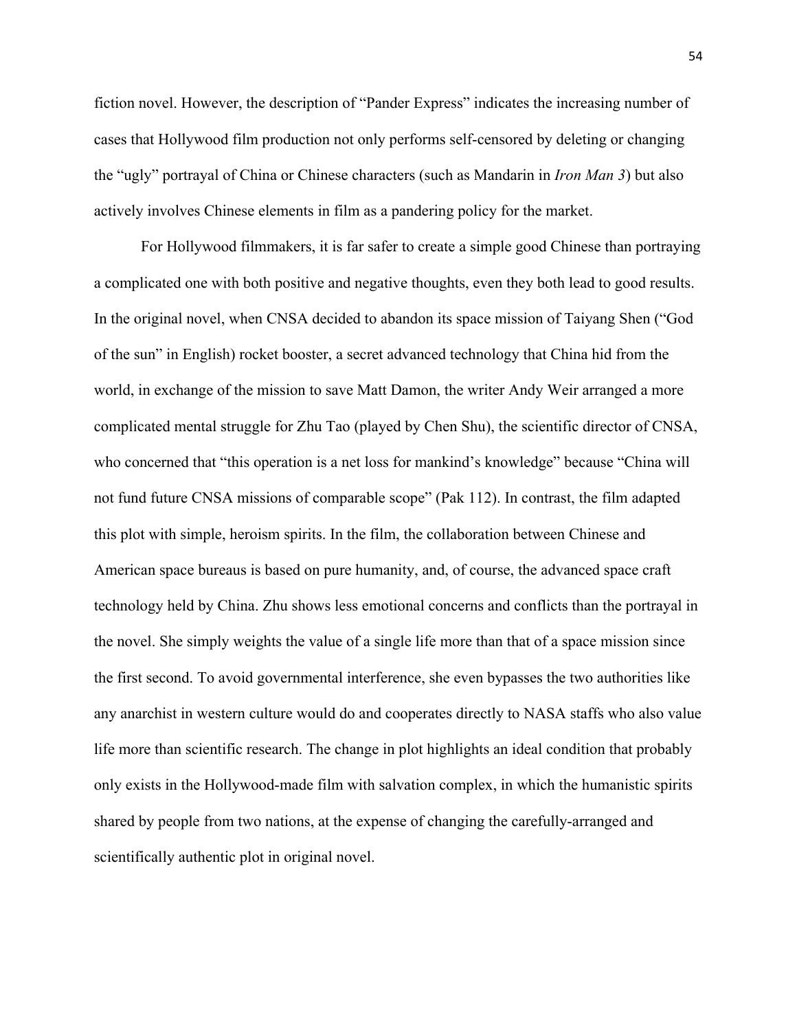fiction novel. However, the description of "Pander Express" indicates the increasing number of cases that Hollywood film production not only performs self-censored by deleting or changing the "ugly" portrayal of China or Chinese characters (such as Mandarin in *Iron Man 3*) but also actively involves Chinese elements in film as a pandering policy for the market.

For Hollywood filmmakers, it is far safer to create a simple good Chinese than portraying a complicated one with both positive and negative thoughts, even they both lead to good results. In the original novel, when CNSA decided to abandon its space mission of Taiyang Shen ("God of the sun" in English) rocket booster, a secret advanced technology that China hid from the world, in exchange of the mission to save Matt Damon, the writer Andy Weir arranged a more complicated mental struggle for Zhu Tao (played by Chen Shu), the scientific director of CNSA, who concerned that "this operation is a net loss for mankind's knowledge" because "China will not fund future CNSA missions of comparable scope" (Pak 112). In contrast, the film adapted this plot with simple, heroism spirits. In the film, the collaboration between Chinese and American space bureaus is based on pure humanity, and, of course, the advanced space craft technology held by China. Zhu shows less emotional concerns and conflicts than the portrayal in the novel. She simply weights the value of a single life more than that of a space mission since the first second. To avoid governmental interference, she even bypasses the two authorities like any anarchist in western culture would do and cooperates directly to NASA staffs who also value life more than scientific research. The change in plot highlights an ideal condition that probably only exists in the Hollywood-made film with salvation complex, in which the humanistic spirits shared by people from two nations, at the expense of changing the carefully-arranged and scientifically authentic plot in original novel.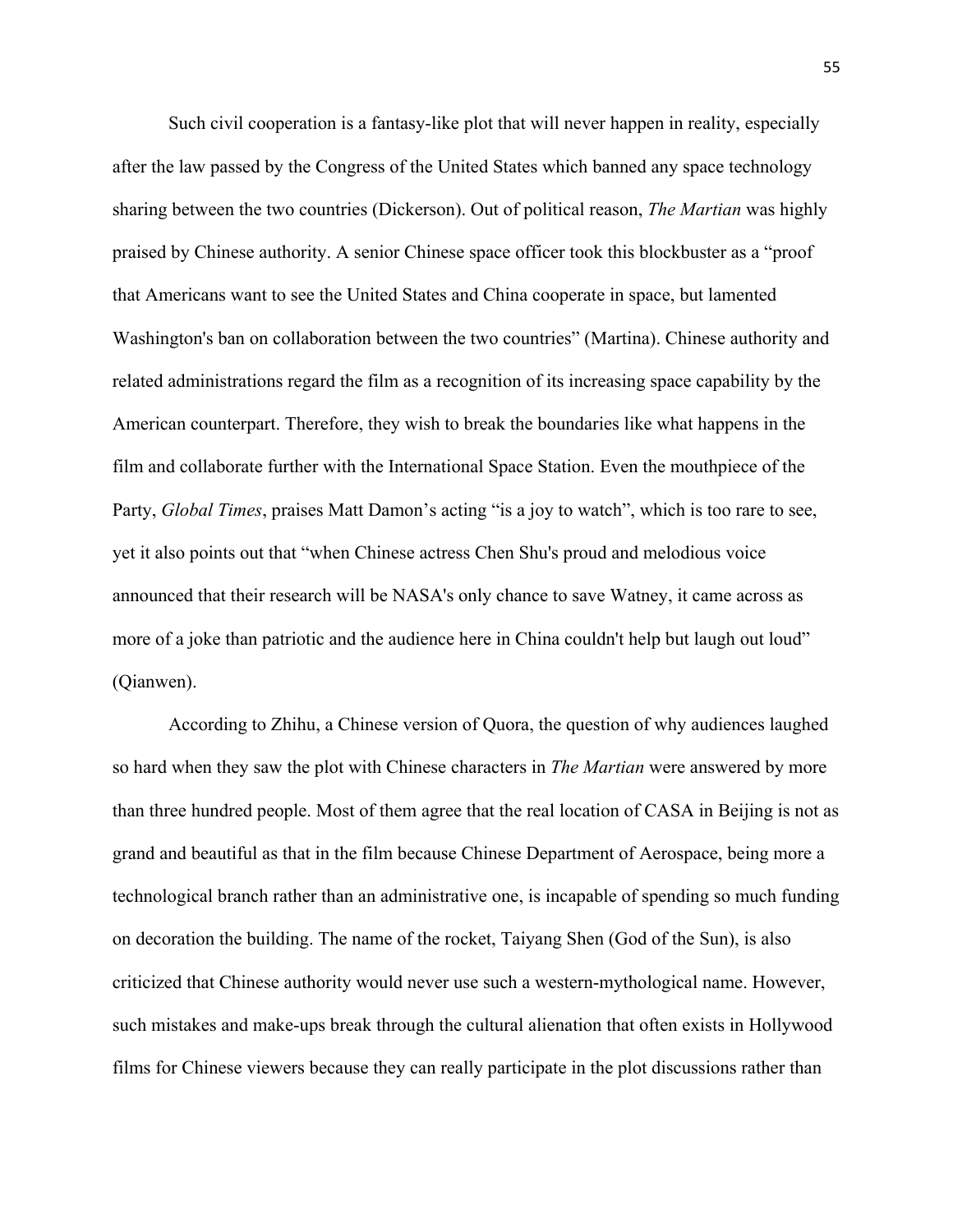Such civil cooperation is a fantasy-like plot that will never happen in reality, especially after the law passed by the Congress of the United States which banned any space technology sharing between the two countries (Dickerson). Out of political reason, *The Martian* was highly praised by Chinese authority. A senior Chinese space officer took this blockbuster as a "proof that Americans want to see the United States and China cooperate in space, but lamented Washington's ban on collaboration between the two countries" (Martina). Chinese authority and related administrations regard the film as a recognition of its increasing space capability by the American counterpart. Therefore, they wish to break the boundaries like what happens in the film and collaborate further with the International Space Station. Even the mouthpiece of the Party, *Global Times*, praises Matt Damon's acting "is a joy to watch", which is too rare to see, yet it also points out that "when Chinese actress Chen Shu's proud and melodious voice announced that their research will be NASA's only chance to save Watney, it came across as more of a joke than patriotic and the audience here in China couldn't help but laugh out loud" (Qianwen).

According to Zhihu, a Chinese version of Quora, the question of why audiences laughed so hard when they saw the plot with Chinese characters in *The Martian* were answered by more than three hundred people. Most of them agree that the real location of CASA in Beijing is not as grand and beautiful as that in the film because Chinese Department of Aerospace, being more a technological branch rather than an administrative one, is incapable of spending so much funding on decoration the building. The name of the rocket, Taiyang Shen (God of the Sun), is also criticized that Chinese authority would never use such a western-mythological name. However, such mistakes and make-ups break through the cultural alienation that often exists in Hollywood films for Chinese viewers because they can really participate in the plot discussions rather than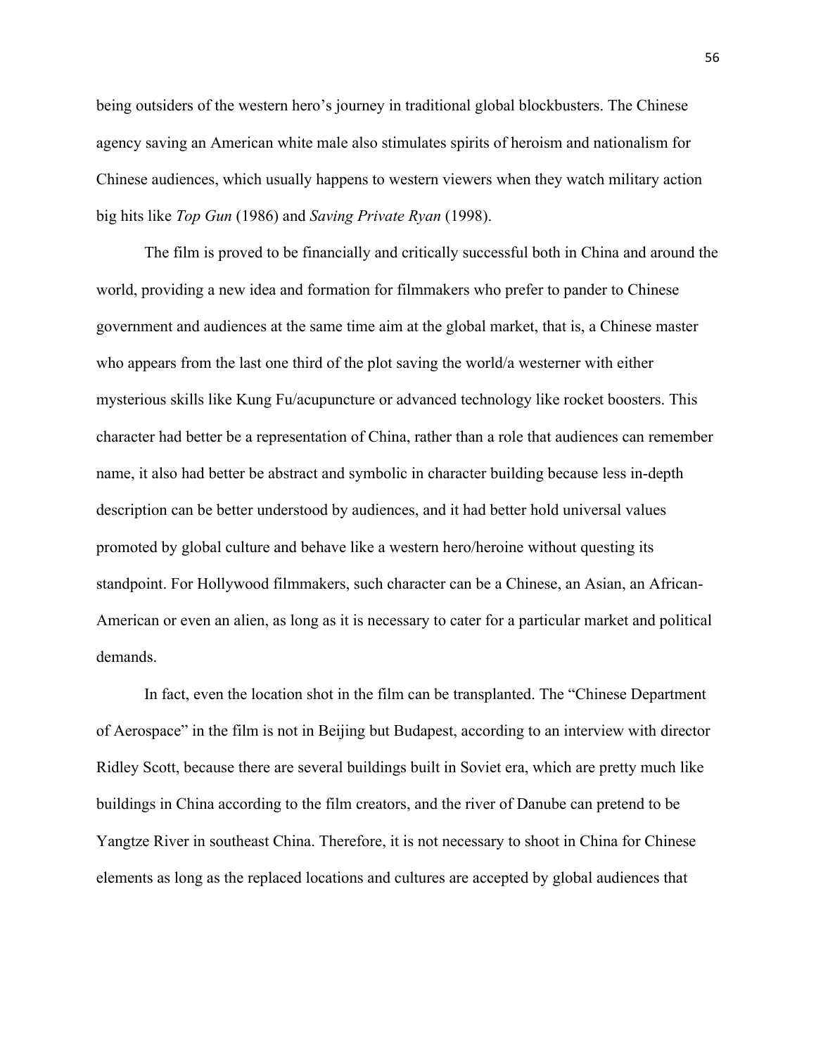being outsiders of the western hero's journey in traditional global blockbusters. The Chinese agency saving an American white male also stimulates spirits of heroism and nationalism for Chinese audiences, which usually happens to western viewers when they watch military action big hits like *Top Gun* (1986) and *Saving Private Ryan* (1998).

The film is proved to be financially and critically successful both in China and around the world, providing a new idea and formation for filmmakers who prefer to pander to Chinese government and audiences at the same time aim at the global market, that is, a Chinese master who appears from the last one third of the plot saving the world/a westerner with either mysterious skills like Kung Fu/acupuncture or advanced technology like rocket boosters. This character had better be a representation of China, rather than a role that audiences can remember name, it also had better be abstract and symbolic in character building because less in-depth description can be better understood by audiences, and it had better hold universal values promoted by global culture and behave like a western hero/heroine without questing its standpoint. For Hollywood filmmakers, such character can be a Chinese, an Asian, an African-American or even an alien, as long as it is necessary to cater for a particular market and political demands.

In fact, even the location shot in the film can be transplanted. The "Chinese Department of Aerospace" in the film is not in Beijing but Budapest, according to an interview with director Ridley Scott, because there are several buildings built in Soviet era, which are pretty much like buildings in China according to the film creators, and the river of Danube can pretend to be Yangtze River in southeast China. Therefore, it is not necessary to shoot in China for Chinese elements as long as the replaced locations and cultures are accepted by global audiences that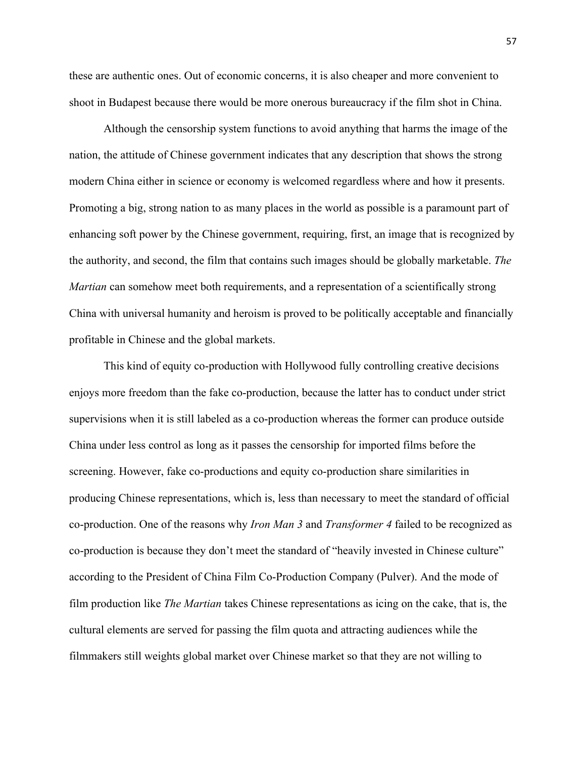these are authentic ones. Out of economic concerns, it is also cheaper and more convenient to shoot in Budapest because there would be more onerous bureaucracy if the film shot in China.

Although the censorship system functions to avoid anything that harms the image of the nation, the attitude of Chinese government indicates that any description that shows the strong modern China either in science or economy is welcomed regardless where and how it presents. Promoting a big, strong nation to as many places in the world as possible is a paramount part of enhancing soft power by the Chinese government, requiring, first, an image that is recognized by the authority, and second, the film that contains such images should be globally marketable. *The Martian* can somehow meet both requirements, and a representation of a scientifically strong China with universal humanity and heroism is proved to be politically acceptable and financially profitable in Chinese and the global markets.

This kind of equity co-production with Hollywood fully controlling creative decisions enjoys more freedom than the fake co-production, because the latter has to conduct under strict supervisions when it is still labeled as a co-production whereas the former can produce outside China under less control as long as it passes the censorship for imported films before the screening. However, fake co-productions and equity co-production share similarities in producing Chinese representations, which is, less than necessary to meet the standard of official co-production. One of the reasons why *Iron Man 3* and *Transformer 4* failed to be recognized as co-production is because they don't meet the standard of "heavily invested in Chinese culture" according to the President of China Film Co-Production Company (Pulver). And the mode of film production like *The Martian* takes Chinese representations as icing on the cake, that is, the cultural elements are served for passing the film quota and attracting audiences while the filmmakers still weights global market over Chinese market so that they are not willing to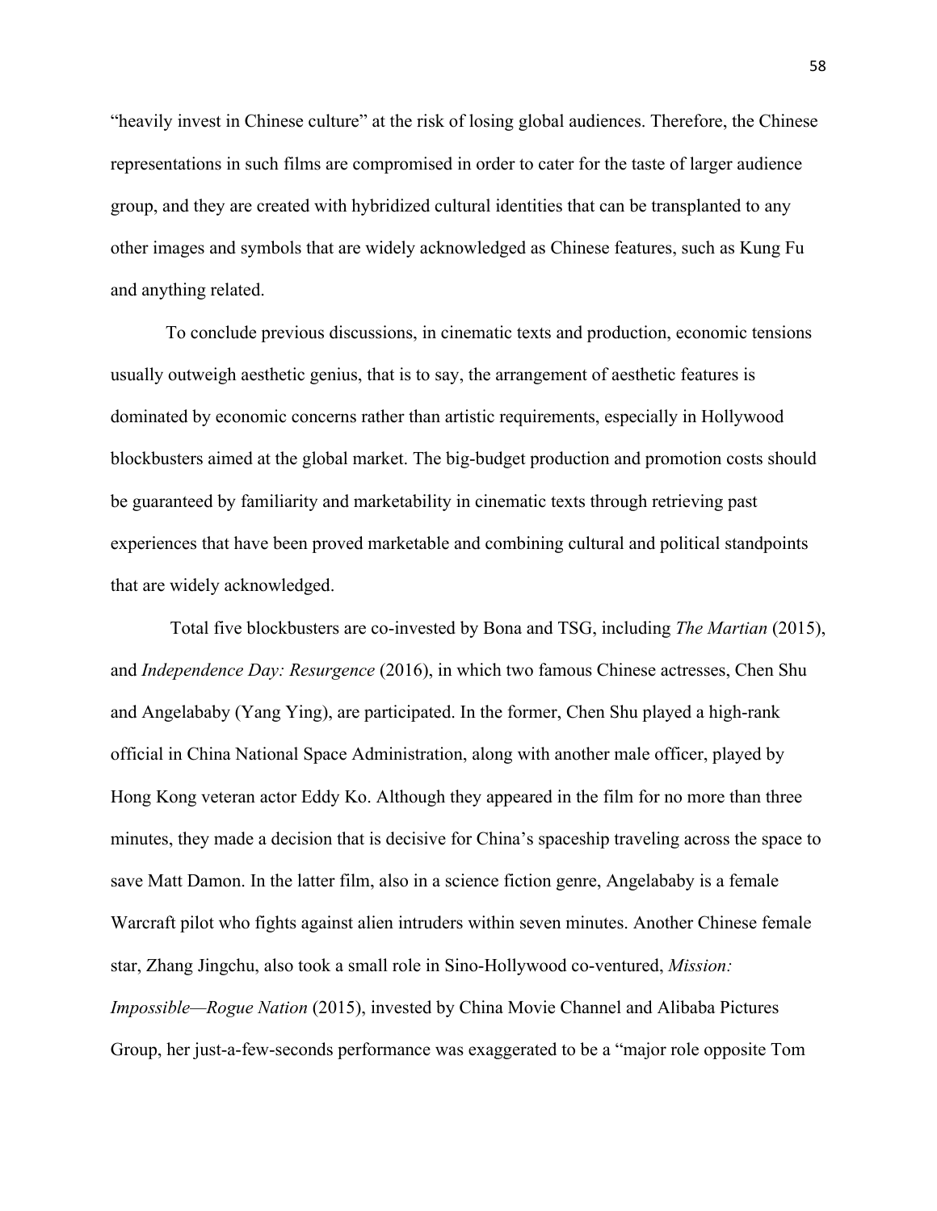"heavily invest in Chinese culture" at the risk of losing global audiences. Therefore, the Chinese representations in such films are compromised in order to cater for the taste of larger audience group, and they are created with hybridized cultural identities that can be transplanted to any other images and symbols that are widely acknowledged as Chinese features, such as Kung Fu and anything related.

To conclude previous discussions, in cinematic texts and production, economic tensions usually outweigh aesthetic genius, that is to say, the arrangement of aesthetic features is dominated by economic concerns rather than artistic requirements, especially in Hollywood blockbusters aimed at the global market. The big-budget production and promotion costs should be guaranteed by familiarity and marketability in cinematic texts through retrieving past experiences that have been proved marketable and combining cultural and political standpoints that are widely acknowledged.

Total five blockbusters are co-invested by Bona and TSG, including *The Martian* (2015), and *Independence Day: Resurgence* (2016), in which two famous Chinese actresses, Chen Shu and Angelababy (Yang Ying), are participated. In the former, Chen Shu played a high-rank official in China National Space Administration, along with another male officer, played by Hong Kong veteran actor Eddy Ko. Although they appeared in the film for no more than three minutes, they made a decision that is decisive for China's spaceship traveling across the space to save Matt Damon. In the latter film, also in a science fiction genre, Angelababy is a female Warcraft pilot who fights against alien intruders within seven minutes. Another Chinese female star, Zhang Jingchu, also took a small role in Sino-Hollywood co-ventured, *Mission: Impossible—Rogue Nation* (2015), invested by China Movie Channel and Alibaba Pictures Group, her just-a-few-seconds performance was exaggerated to be a "major role opposite Tom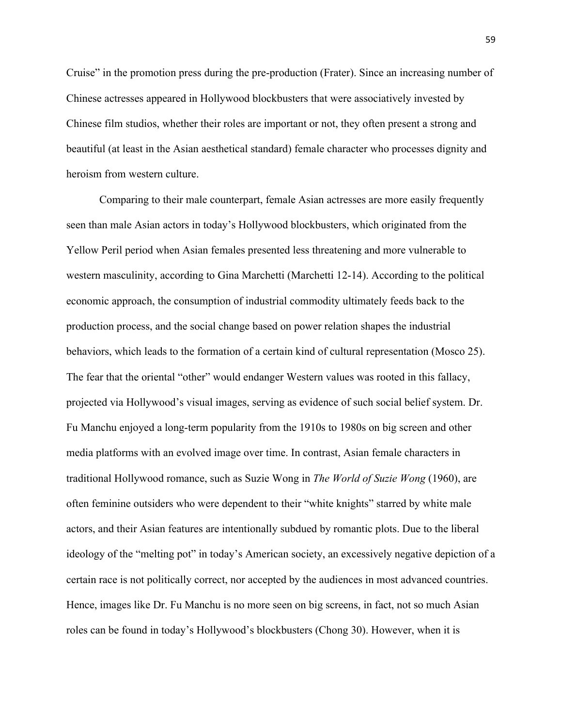Cruise" in the promotion press during the pre-production (Frater). Since an increasing number of Chinese actresses appeared in Hollywood blockbusters that were associatively invested by Chinese film studios, whether their roles are important or not, they often present a strong and beautiful (at least in the Asian aesthetical standard) female character who processes dignity and heroism from western culture.

Comparing to their male counterpart, female Asian actresses are more easily frequently seen than male Asian actors in today's Hollywood blockbusters, which originated from the Yellow Peril period when Asian females presented less threatening and more vulnerable to western masculinity, according to Gina Marchetti (Marchetti 12-14). According to the political economic approach, the consumption of industrial commodity ultimately feeds back to the production process, and the social change based on power relation shapes the industrial behaviors, which leads to the formation of a certain kind of cultural representation (Mosco 25). The fear that the oriental "other" would endanger Western values was rooted in this fallacy, projected via Hollywood's visual images, serving as evidence of such social belief system. Dr. Fu Manchu enjoyed a long-term popularity from the 1910s to 1980s on big screen and other media platforms with an evolved image over time. In contrast, Asian female characters in traditional Hollywood romance, such as Suzie Wong in *The World of Suzie Wong* (1960), are often feminine outsiders who were dependent to their "white knights" starred by white male actors, and their Asian features are intentionally subdued by romantic plots. Due to the liberal ideology of the "melting pot" in today's American society, an excessively negative depiction of a certain race is not politically correct, nor accepted by the audiences in most advanced countries. Hence, images like Dr. Fu Manchu is no more seen on big screens, in fact, not so much Asian roles can be found in today's Hollywood's blockbusters (Chong 30). However, when it is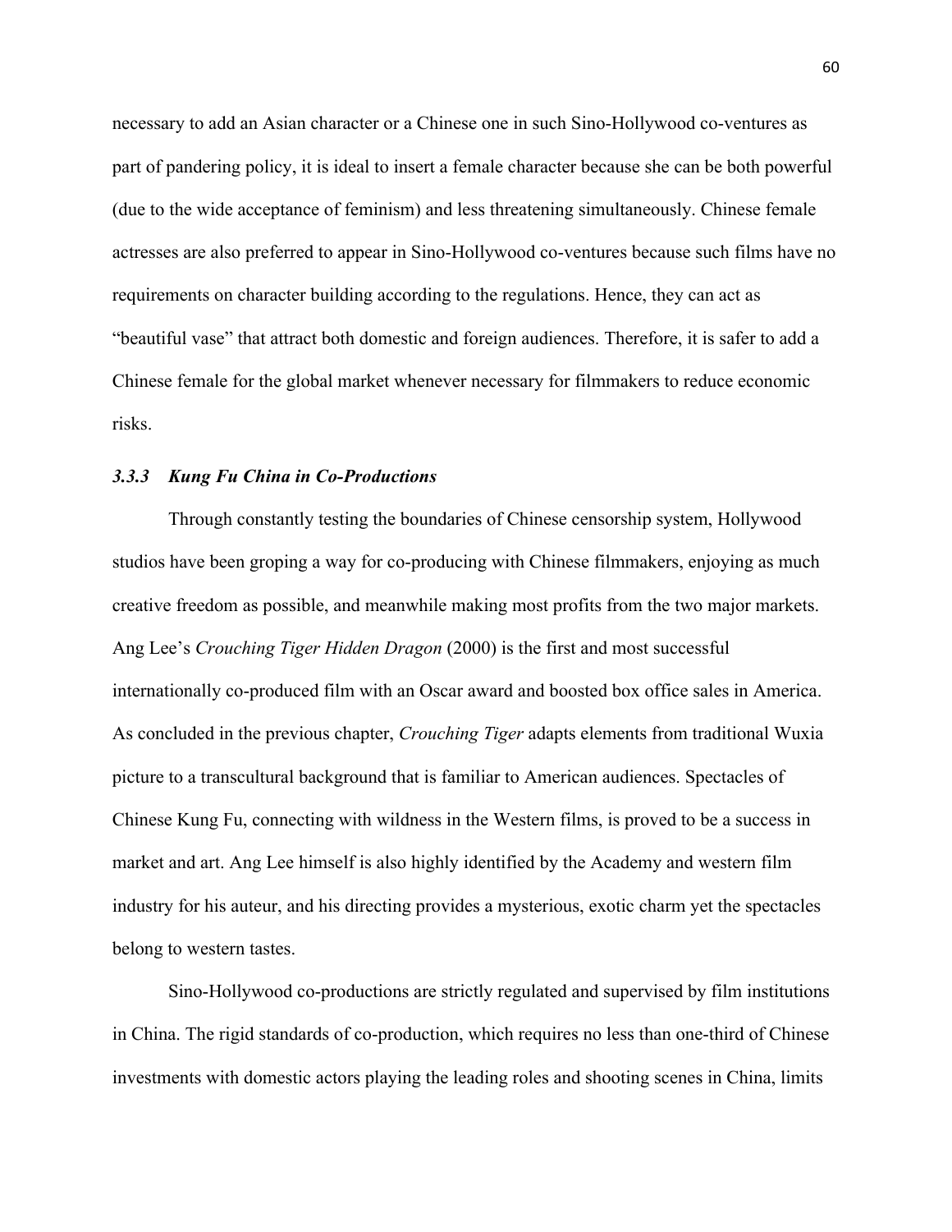necessary to add an Asian character or a Chinese one in such Sino-Hollywood co-ventures as part of pandering policy, it is ideal to insert a female character because she can be both powerful (due to the wide acceptance of feminism) and less threatening simultaneously. Chinese female actresses are also preferred to appear in Sino-Hollywood co-ventures because such films have no requirements on character building according to the regulations. Hence, they can act as "beautiful vase" that attract both domestic and foreign audiences. Therefore, it is safer to add a Chinese female for the global market whenever necessary for filmmakers to reduce economic risks.

### *3.3.3 Kung Fu China in Co-Productions*

Through constantly testing the boundaries of Chinese censorship system, Hollywood studios have been groping a way for co-producing with Chinese filmmakers, enjoying as much creative freedom as possible, and meanwhile making most profits from the two major markets. Ang Lee's *Crouching Tiger Hidden Dragon* (2000) is the first and most successful internationally co-produced film with an Oscar award and boosted box office sales in America. As concluded in the previous chapter, *Crouching Tiger* adapts elements from traditional Wuxia picture to a transcultural background that is familiar to American audiences. Spectacles of Chinese Kung Fu, connecting with wildness in the Western films, is proved to be a success in market and art. Ang Lee himself is also highly identified by the Academy and western film industry for his auteur, and his directing provides a mysterious, exotic charm yet the spectacles belong to western tastes.

Sino-Hollywood co-productions are strictly regulated and supervised by film institutions in China. The rigid standards of co-production, which requires no less than one-third of Chinese investments with domestic actors playing the leading roles and shooting scenes in China, limits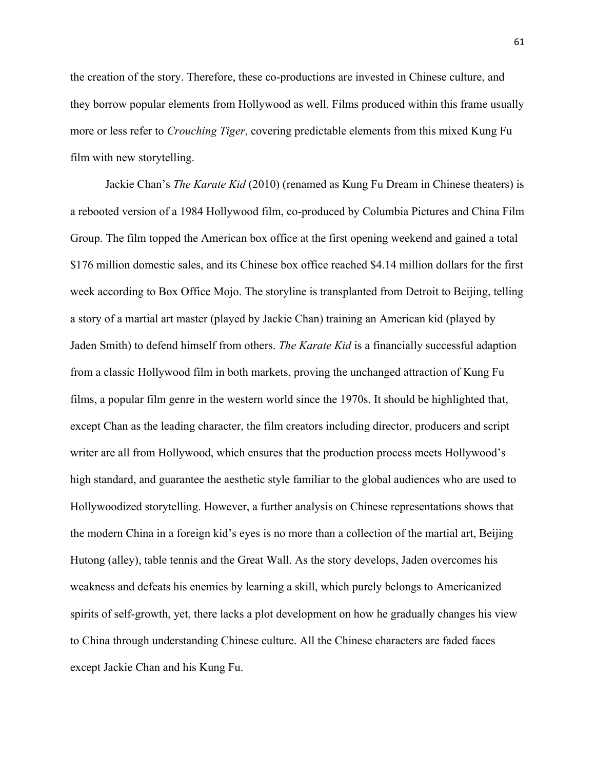the creation of the story. Therefore, these co-productions are invested in Chinese culture, and they borrow popular elements from Hollywood as well. Films produced within this frame usually more or less refer to *Crouching Tiger*, covering predictable elements from this mixed Kung Fu film with new storytelling.

Jackie Chan's *The Karate Kid* (2010) (renamed as Kung Fu Dream in Chinese theaters) is a rebooted version of a 1984 Hollywood film, co-produced by Columbia Pictures and China Film Group. The film topped the American box office at the first opening weekend and gained a total $176 million domestic sales, and its Chinese box office reached $4.14 million dollars for the first week according to Box Office Mojo. The storyline is transplanted from Detroit to Beijing, telling a story of a martial art master (played by Jackie Chan) training an American kid (played by Jaden Smith) to defend himself from others. *The Karate Kid* is a financially successful adaption from a classic Hollywood film in both markets, proving the unchanged attraction of Kung Fu films, a popular film genre in the western world since the 1970s. It should be highlighted that, except Chan as the leading character, the film creators including director, producers and script writer are all from Hollywood, which ensures that the production process meets Hollywood's high standard, and guarantee the aesthetic style familiar to the global audiences who are used to Hollywoodized storytelling. However, a further analysis on Chinese representations shows that the modern China in a foreign kid's eyes is no more than a collection of the martial art, Beijing Hutong (alley), table tennis and the Great Wall. As the story develops, Jaden overcomes his weakness and defeats his enemies by learning a skill, which purely belongs to Americanized spirits of self-growth, yet, there lacks a plot development on how he gradually changes his view to China through understanding Chinese culture. All the Chinese characters are faded faces except Jackie Chan and his Kung Fu.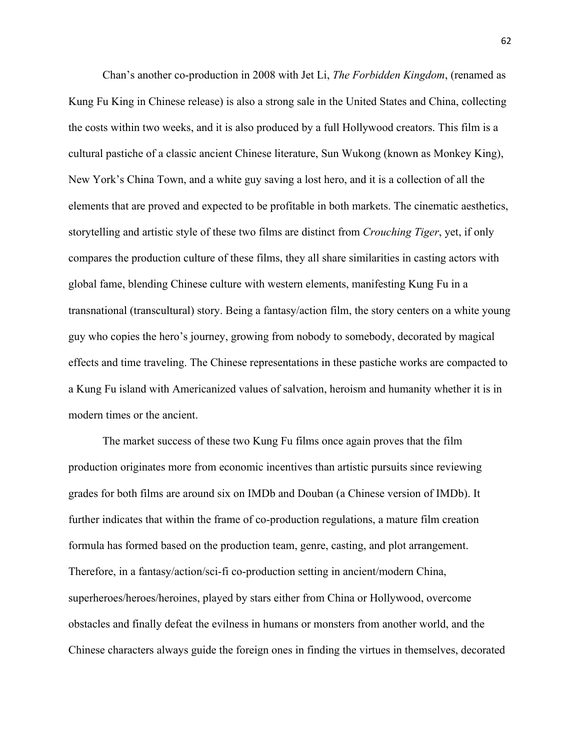Chan's another co-production in 2008 with Jet Li, *The Forbidden Kingdom*, (renamed as Kung Fu King in Chinese release) is also a strong sale in the United States and China, collecting the costs within two weeks, and it is also produced by a full Hollywood creators. This film is a cultural pastiche of a classic ancient Chinese literature, Sun Wukong (known as Monkey King), New York's China Town, and a white guy saving a lost hero, and it is a collection of all the elements that are proved and expected to be profitable in both markets. The cinematic aesthetics, storytelling and artistic style of these two films are distinct from *Crouching Tiger*, yet, if only compares the production culture of these films, they all share similarities in casting actors with global fame, blending Chinese culture with western elements, manifesting Kung Fu in a transnational (transcultural) story. Being a fantasy/action film, the story centers on a white young guy who copies the hero's journey, growing from nobody to somebody, decorated by magical effects and time traveling. The Chinese representations in these pastiche works are compacted to a Kung Fu island with Americanized values of salvation, heroism and humanity whether it is in modern times or the ancient.

The market success of these two Kung Fu films once again proves that the film production originates more from economic incentives than artistic pursuits since reviewing grades for both films are around six on IMDb and Douban (a Chinese version of IMDb). It further indicates that within the frame of co-production regulations, a mature film creation formula has formed based on the production team, genre, casting, and plot arrangement. Therefore, in a fantasy/action/sci-fi co-production setting in ancient/modern China, superheroes/heroes/heroines, played by stars either from China or Hollywood, overcome obstacles and finally defeat the evilness in humans or monsters from another world, and the Chinese characters always guide the foreign ones in finding the virtues in themselves, decorated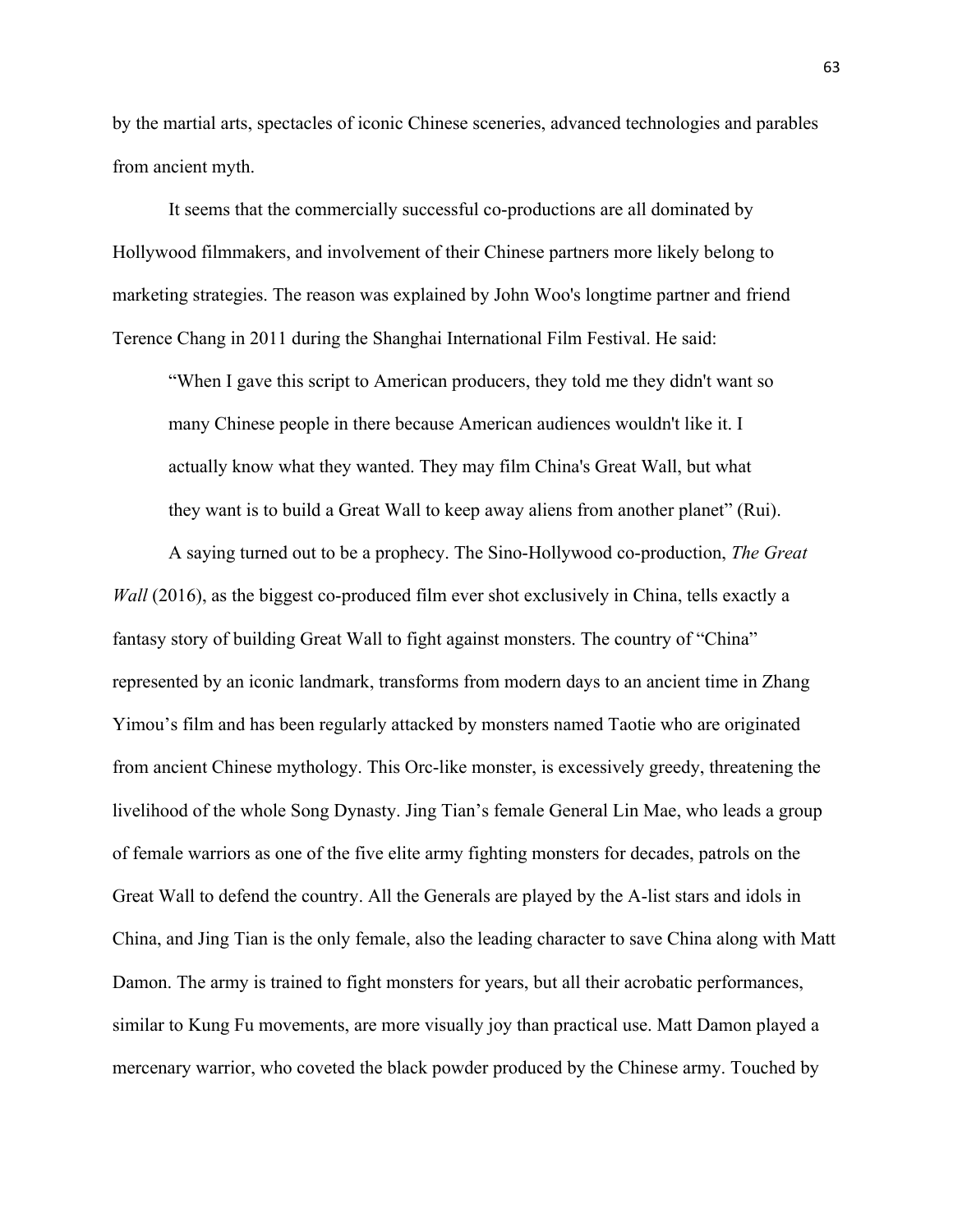by the martial arts, spectacles of iconic Chinese sceneries, advanced technologies and parables from ancient myth.

It seems that the commercially successful co-productions are all dominated by Hollywood filmmakers, and involvement of their Chinese partners more likely belong to marketing strategies. The reason was explained by John Woo's longtime partner and friend Terence Chang in 2011 during the Shanghai International Film Festival. He said:

> "When I gave this script to American producers, they told me they didn't want so many Chinese people in there because American audiences wouldn't like it. I actually know what they wanted. They may film China's Great Wall, but what they want is to build a Great Wall to keep away aliens from another planet" (Rui).

A saying turned out to be a prophecy. The Sino-Hollywood co-production, *The Great Wall* (2016), as the biggest co-produced film ever shot exclusively in China, tells exactly a fantasy story of building Great Wall to fight against monsters. The country of "China" represented by an iconic landmark, transforms from modern days to an ancient time in Zhang Yimou's film and has been regularly attacked by monsters named Taotie who are originated from ancient Chinese mythology. This Orc-like monster, is excessively greedy, threatening the livelihood of the whole Song Dynasty. Jing Tian's female General Lin Mae, who leads a group of female warriors as one of the five elite army fighting monsters for decades, patrols on the Great Wall to defend the country. All the Generals are played by the A-list stars and idols in China, and Jing Tian is the only female, also the leading character to save China along with Matt Damon. The army is trained to fight monsters for years, but all their acrobatic performances, similar to Kung Fu movements, are more visually joy than practical use. Matt Damon played a mercenary warrior, who coveted the black powder produced by the Chinese army. Touched by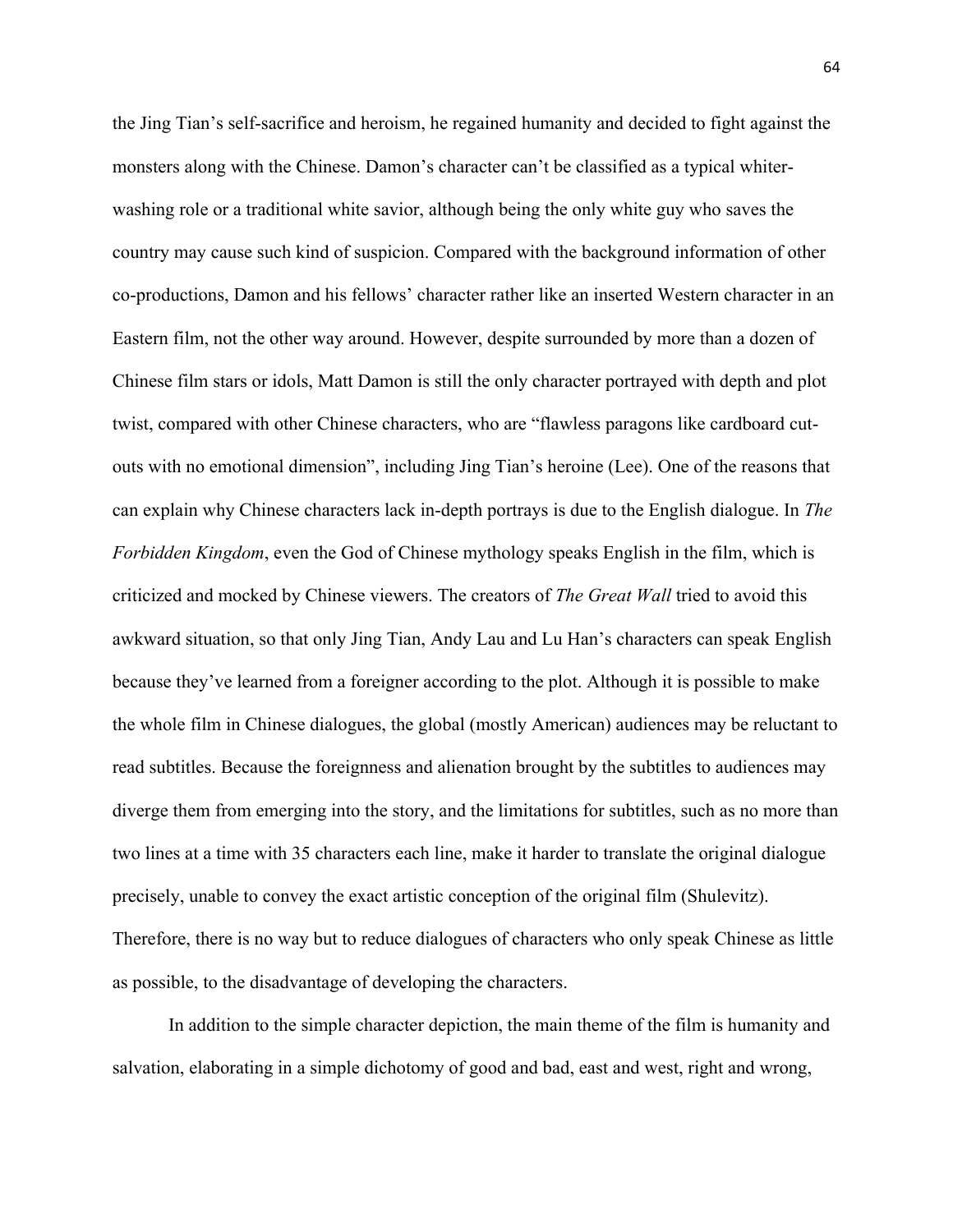the Jing Tian's self-sacrifice and heroism, he regained humanity and decided to fight against the monsters along with the Chinese. Damon's character can't be classified as a typical whiter-washing role or a traditional white savior, although being the only white guy who saves the country may cause such kind of suspicion. Compared with the background information of other co-productions, Damon and his fellows' character rather like an inserted Western character in an Eastern film, not the other way around. However, despite surrounded by more than a dozen of Chinese film stars or idols, Matt Damon is still the only character portrayed with depth and plot twist, compared with other Chinese characters, who are "flawless paragons like cardboard cut-outs with no emotional dimension", including Jing Tian's heroine (Lee). One of the reasons that can explain why Chinese characters lack in-depth portrays is due to the English dialogue. In *The Forbidden Kingdom*, even the God of Chinese mythology speaks English in the film, which is criticized and mocked by Chinese viewers. The creators of *The Great Wall* tried to avoid this awkward situation, so that only Jing Tian, Andy Lau and Lu Han's characters can speak English because they've learned from a foreigner according to the plot. Although it is possible to make the whole film in Chinese dialogues, the global (mostly American) audiences may be reluctant to read subtitles. Because the foreignness and alienation brought by the subtitles to audiences may diverge them from emerging into the story, and the limitations for subtitles, such as no more than two lines at a time with 35 characters each line, make it harder to translate the original dialogue precisely, unable to convey the exact artistic conception of the original film (Shulevitz). Therefore, there is no way but to reduce dialogues of characters who only speak Chinese as little as possible, to the disadvantage of developing the characters.

In addition to the simple character depiction, the main theme of the film is humanity and salvation, elaborating in a simple dichotomy of good and bad, east and west, right and wrong,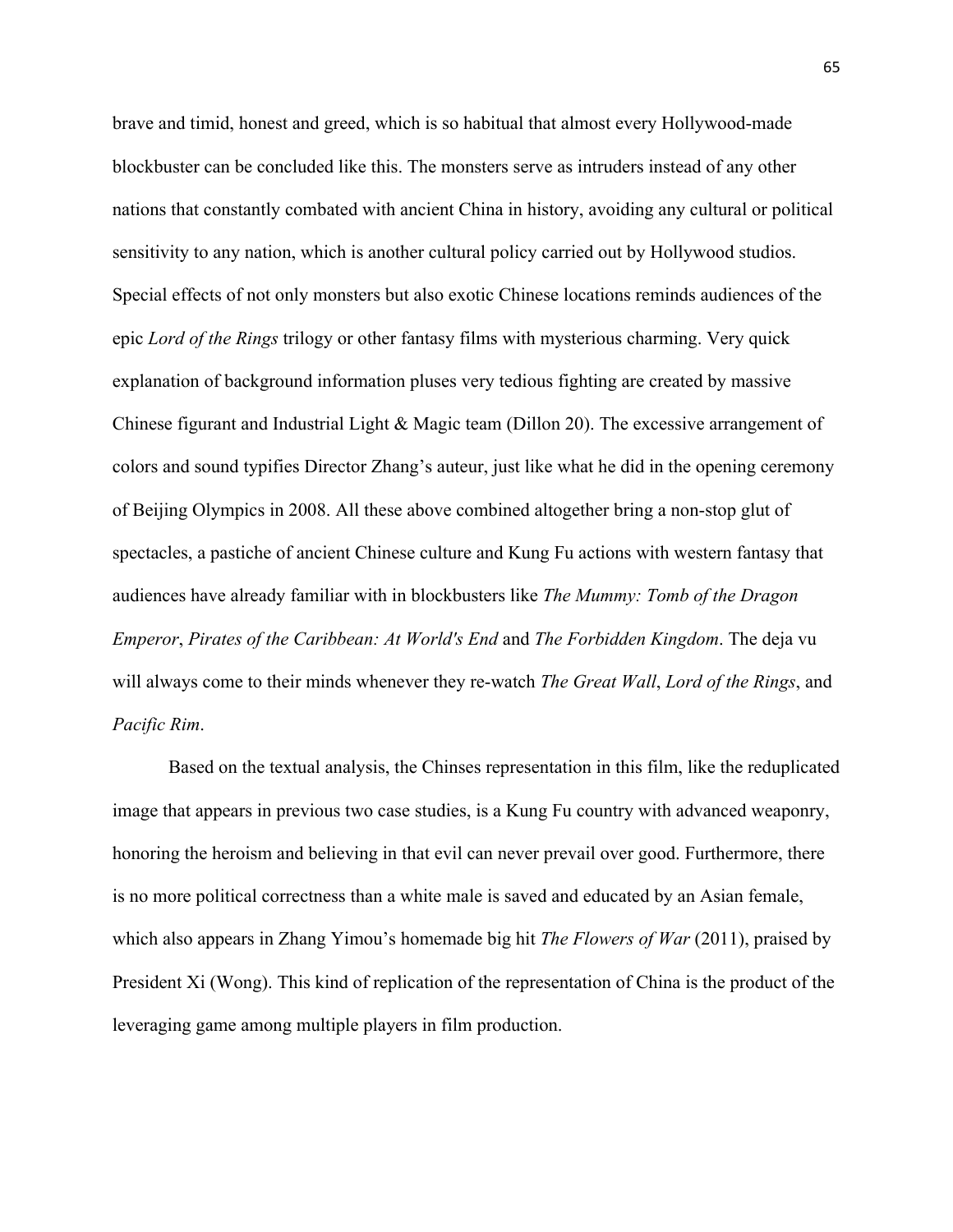brave and timid, honest and greed, which is so habitual that almost every Hollywood-made blockbuster can be concluded like this. The monsters serve as intruders instead of any other nations that constantly combated with ancient China in history, avoiding any cultural or political sensitivity to any nation, which is another cultural policy carried out by Hollywood studios. Special effects of not only monsters but also exotic Chinese locations reminds audiences of the epic *Lord of the Rings* trilogy or other fantasy films with mysterious charming. Very quick explanation of background information pluses very tedious fighting are created by massive Chinese figurant and Industrial Light & Magic team (Dillon 20). The excessive arrangement of colors and sound typifies Director Zhang's auteur, just like what he did in the opening ceremony of Beijing Olympics in 2008. All these above combined altogether bring a non-stop glut of spectacles, a pastiche of ancient Chinese culture and Kung Fu actions with western fantasy that audiences have already familiar with in blockbusters like *The Mummy: Tomb of the Dragon Emperor*, *Pirates of the Caribbean: At World's End* and *The Forbidden Kingdom*. The deja vu will always come to their minds whenever they re-watch *The Great Wall*, *Lord of the Rings*, and *Pacific Rim*.

Based on the textual analysis, the Chinses representation in this film, like the reduplicated image that appears in previous two case studies, is a Kung Fu country with advanced weaponry, honoring the heroism and believing in that evil can never prevail over good. Furthermore, there is no more political correctness than a white male is saved and educated by an Asian female, which also appears in Zhang Yimou's homemade big hit *The Flowers of War* (2011), praised by President Xi (Wong). This kind of replication of the representation of China is the product of the leveraging game among multiple players in film production.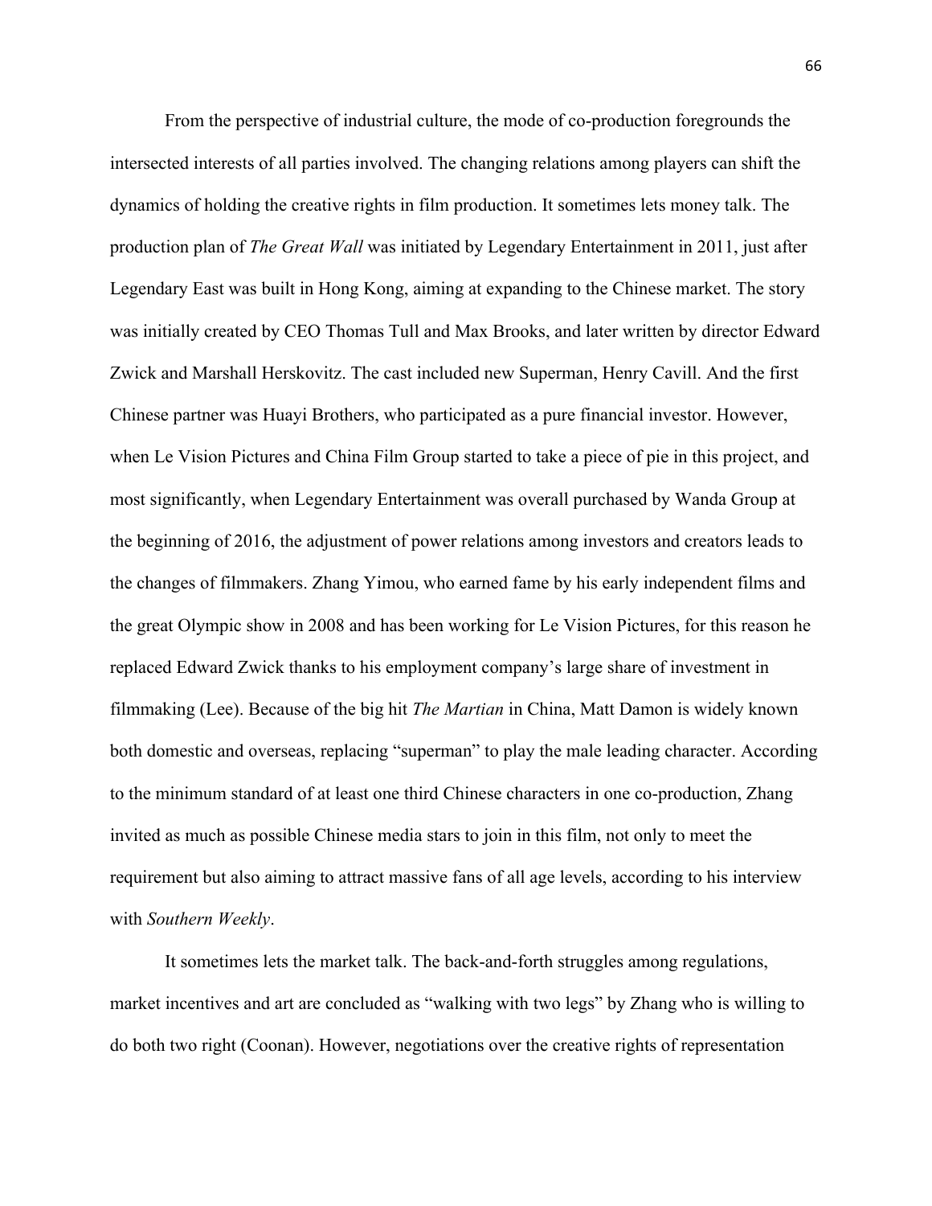From the perspective of industrial culture, the mode of co-production foregrounds the intersected interests of all parties involved. The changing relations among players can shift the dynamics of holding the creative rights in film production. It sometimes lets money talk. The production plan of *The Great Wall* was initiated by Legendary Entertainment in 2011, just after Legendary East was built in Hong Kong, aiming at expanding to the Chinese market. The story was initially created by CEO Thomas Tull and Max Brooks, and later written by director Edward Zwick and Marshall Herskovitz. The cast included new Superman, Henry Cavill. And the first Chinese partner was Huayi Brothers, who participated as a pure financial investor. However, when Le Vision Pictures and China Film Group started to take a piece of pie in this project, and most significantly, when Legendary Entertainment was overall purchased by Wanda Group at the beginning of 2016, the adjustment of power relations among investors and creators leads to the changes of filmmakers. Zhang Yimou, who earned fame by his early independent films and the great Olympic show in 2008 and has been working for Le Vision Pictures, for this reason he replaced Edward Zwick thanks to his employment company's large share of investment in filmmaking (Lee). Because of the big hit *The Martian* in China, Matt Damon is widely known both domestic and overseas, replacing "superman" to play the male leading character. According to the minimum standard of at least one third Chinese characters in one co-production, Zhang invited as much as possible Chinese media stars to join in this film, not only to meet the requirement but also aiming to attract massive fans of all age levels, according to his interview with *Southern Weekly*.

It sometimes lets the market talk. The back-and-forth struggles among regulations, market incentives and art are concluded as "walking with two legs" by Zhang who is willing to do both two right (Coonan). However, negotiations over the creative rights of representation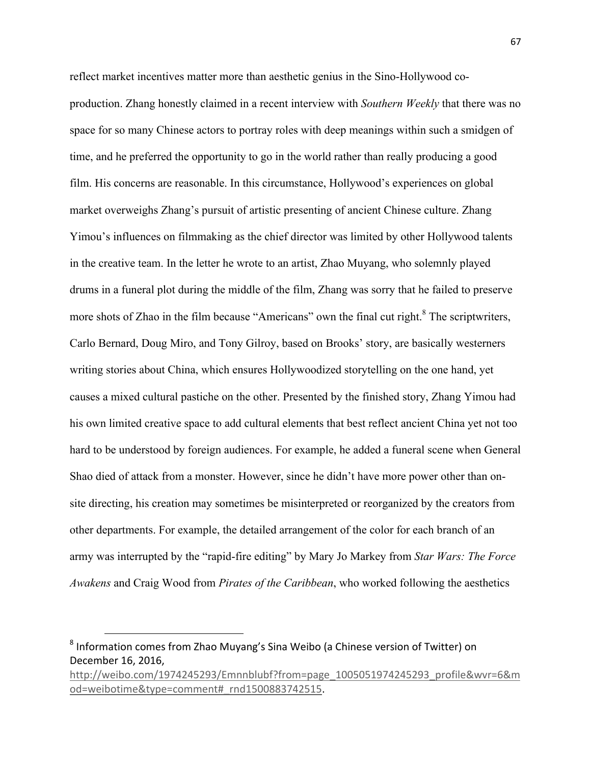reflect market incentives matter more than aesthetic genius in the Sino-Hollywood co-production. Zhang honestly claimed in a recent interview with *Southern Weekly* that there was no space for so many Chinese actors to portray roles with deep meanings within such a smidgen of time, and he preferred the opportunity to go in the world rather than really producing a good film. His concerns are reasonable. In this circumstance, Hollywood's experiences on global market overweighs Zhang's pursuit of artistic presenting of ancient Chinese culture. Zhang Yimou's influences on filmmaking as the chief director was limited by other Hollywood talents in the creative team. In the letter he wrote to an artist, Zhao Muyang, who solemnly played drums in a funeral plot during the middle of the film, Zhang was sorry that he failed to preserve more shots of Zhao in the film because "Americans" own the final cut right.[8] The scriptwriters, Carlo Bernard, Doug Miro, and Tony Gilroy, based on Brooks' story, are basically westerners writing stories about China, which ensures Hollywoodized storytelling on the one hand, yet causes a mixed cultural pastiche on the other. Presented by the finished story, Zhang Yimou had his own limited creative space to add cultural elements that best reflect ancient China yet not too hard to be understood by foreign audiences. For example, he added a funeral scene when General Shao died of attack from a monster. However, since he didn't have more power other than on-site directing, his creation may sometimes be misinterpreted or reorganized by the creators from other departments. For example, the detailed arrangement of the color for each branch of an army was interrupted by the "rapid-fire editing" by Mary Jo Markey from *Star Wars: The Force Awakens* and Craig Wood from *Pirates of the Caribbean*, who worked following the aesthetics

[8] Information comes from Zhao Muyang's Sina Weibo (a Chinese version of Twitter) on December 16, 2016, http://weibo.com/1974245293/Emnnblubf?from=page_1005051974245293_profile&wvr=6&mod=weibotime&type=comment#_rnd1500883742515.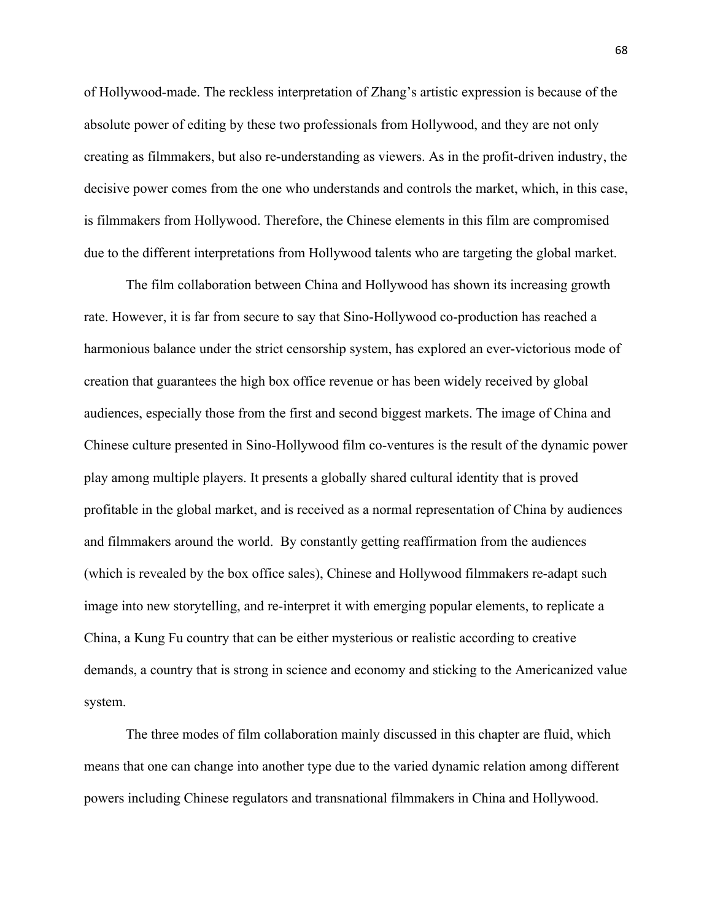of Hollywood-made. The reckless interpretation of Zhang's artistic expression is because of the absolute power of editing by these two professionals from Hollywood, and they are not only creating as filmmakers, but also re-understanding as viewers. As in the profit-driven industry, the decisive power comes from the one who understands and controls the market, which, in this case, is filmmakers from Hollywood. Therefore, the Chinese elements in this film are compromised due to the different interpretations from Hollywood talents who are targeting the global market.

The film collaboration between China and Hollywood has shown its increasing growth rate. However, it is far from secure to say that Sino-Hollywood co-production has reached a harmonious balance under the strict censorship system, has explored an ever-victorious mode of creation that guarantees the high box office revenue or has been widely received by global audiences, especially those from the first and second biggest markets. The image of China and Chinese culture presented in Sino-Hollywood film co-ventures is the result of the dynamic power play among multiple players. It presents a globally shared cultural identity that is proved profitable in the global market, and is received as a normal representation of China by audiences and filmmakers around the world. By constantly getting reaffirmation from the audiences (which is revealed by the box office sales), Chinese and Hollywood filmmakers re-adapt such image into new storytelling, and re-interpret it with emerging popular elements, to replicate a China, a Kung Fu country that can be either mysterious or realistic according to creative demands, a country that is strong in science and economy and sticking to the Americanized value system.

The three modes of film collaboration mainly discussed in this chapter are fluid, which means that one can change into another type due to the varied dynamic relation among different powers including Chinese regulators and transnational filmmakers in China and Hollywood.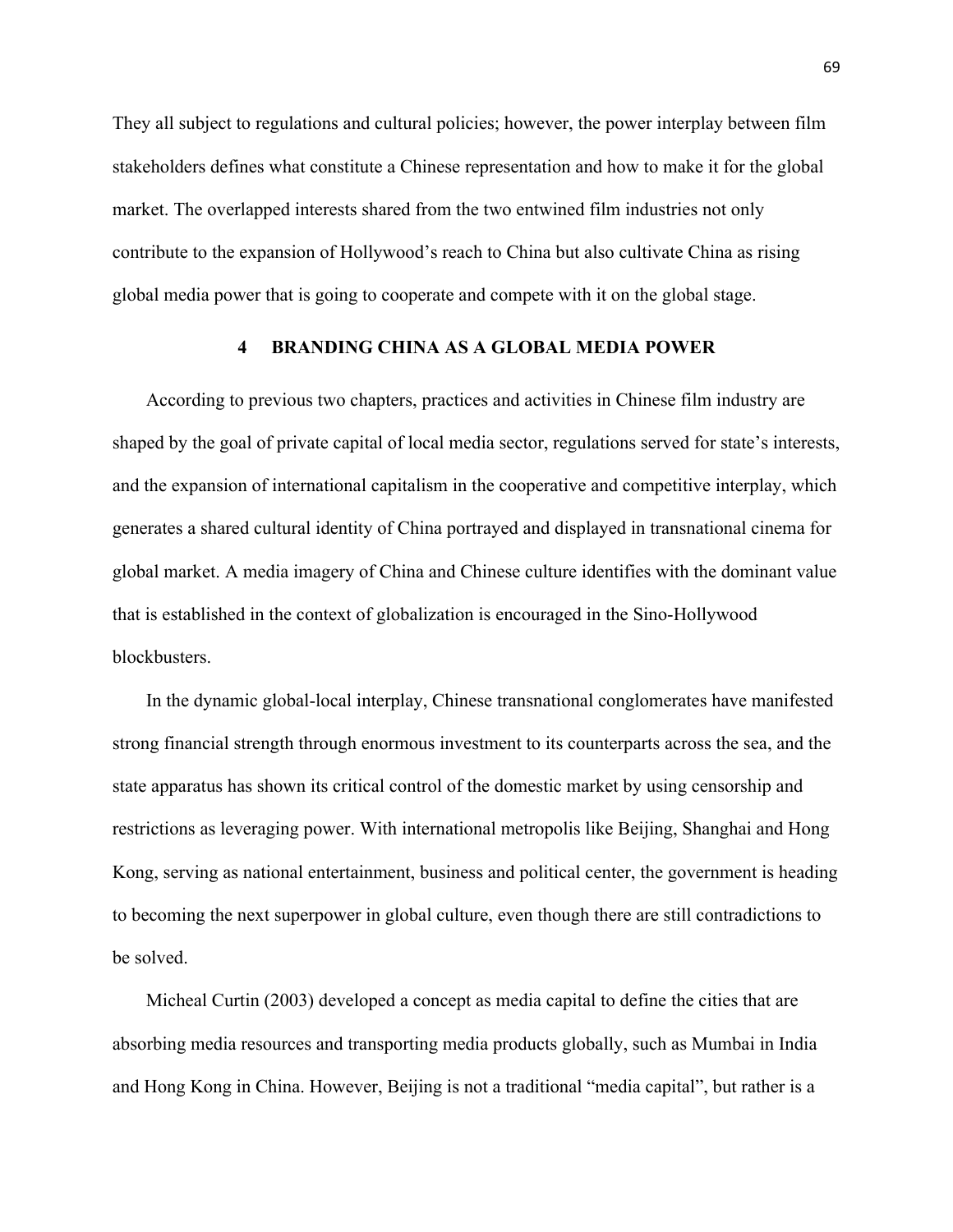They all subject to regulations and cultural policies; however, the power interplay between film stakeholders defines what constitute a Chinese representation and how to make it for the global market. The overlapped interests shared from the two entwined film industries not only contribute to the expansion of Hollywood's reach to China but also cultivate China as rising global media power that is going to cooperate and compete with it on the global stage.

# 4 BRANDING CHINA AS A GLOBAL MEDIA POWER

According to previous two chapters, practices and activities in Chinese film industry are shaped by the goal of private capital of local media sector, regulations served for state's interests, and the expansion of international capitalism in the cooperative and competitive interplay, which generates a shared cultural identity of China portrayed and displayed in transnational cinema for global market. A media imagery of China and Chinese culture identifies with the dominant value that is established in the context of globalization is encouraged in the Sino-Hollywood blockbusters.

In the dynamic global-local interplay, Chinese transnational conglomerates have manifested strong financial strength through enormous investment to its counterparts across the sea, and the state apparatus has shown its critical control of the domestic market by using censorship and restrictions as leveraging power. With international metropolis like Beijing, Shanghai and Hong Kong, serving as national entertainment, business and political center, the government is heading to becoming the next superpower in global culture, even though there are still contradictions to be solved.

Micheal Curtin (2003) developed a concept as media capital to define the cities that are absorbing media resources and transporting media products globally, such as Mumbai in India and Hong Kong in China. However, Beijing is not a traditional "media capital", but rather is a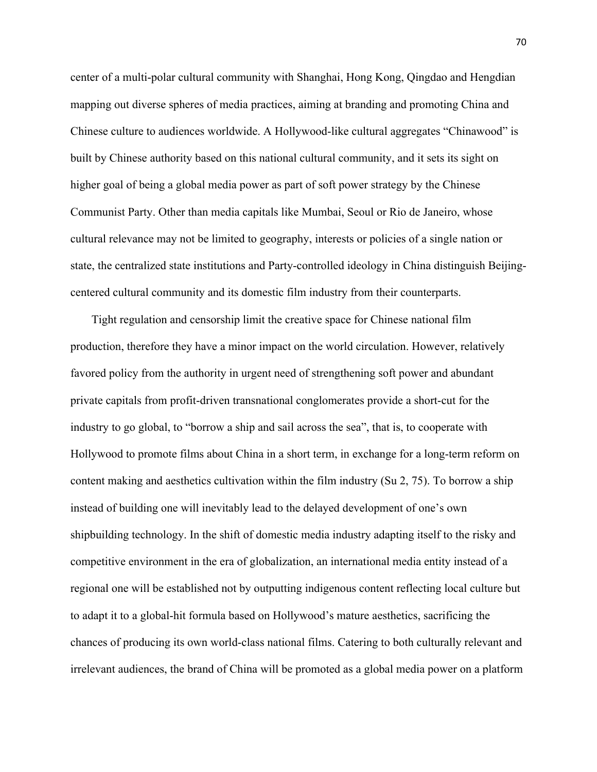center of a multi-polar cultural community with Shanghai, Hong Kong, Qingdao and Hengdian mapping out diverse spheres of media practices, aiming at branding and promoting China and Chinese culture to audiences worldwide. A Hollywood-like cultural aggregates "Chinawood" is built by Chinese authority based on this national cultural community, and it sets its sight on higher goal of being a global media power as part of soft power strategy by the Chinese Communist Party. Other than media capitals like Mumbai, Seoul or Rio de Janeiro, whose cultural relevance may not be limited to geography, interests or policies of a single nation or state, the centralized state institutions and Party-controlled ideology in China distinguish Beijing-centered cultural community and its domestic film industry from their counterparts.

Tight regulation and censorship limit the creative space for Chinese national film production, therefore they have a minor impact on the world circulation. However, relatively favored policy from the authority in urgent need of strengthening soft power and abundant private capitals from profit-driven transnational conglomerates provide a short-cut for the industry to go global, to "borrow a ship and sail across the sea", that is, to cooperate with Hollywood to promote films about China in a short term, in exchange for a long-term reform on content making and aesthetics cultivation within the film industry (Su 2, 75). To borrow a ship instead of building one will inevitably lead to the delayed development of one's own shipbuilding technology. In the shift of domestic media industry adapting itself to the risky and competitive environment in the era of globalization, an international media entity instead of a regional one will be established not by outputting indigenous content reflecting local culture but to adapt it to a global-hit formula based on Hollywood's mature aesthetics, sacrificing the chances of producing its own world-class national films. Catering to both culturally relevant and irrelevant audiences, the brand of China will be promoted as a global media power on a platform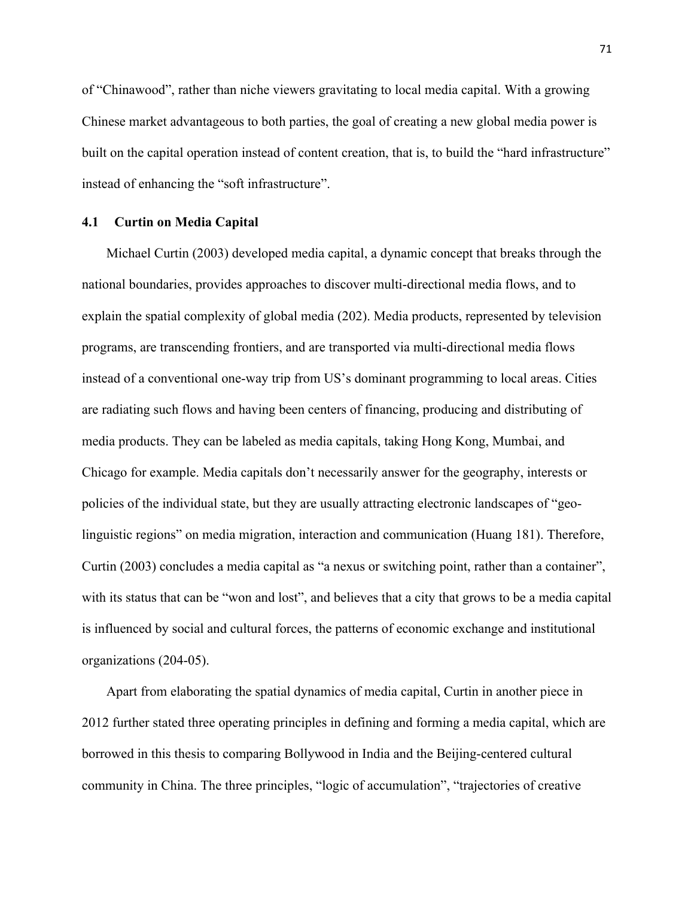of "Chinawood", rather than niche viewers gravitating to local media capital. With a growing Chinese market advantageous to both parties, the goal of creating a new global media power is built on the capital operation instead of content creation, that is, to build the "hard infrastructure" instead of enhancing the "soft infrastructure".

## 4.1 Curtin on Media Capital

Michael Curtin (2003) developed media capital, a dynamic concept that breaks through the national boundaries, provides approaches to discover multi-directional media flows, and to explain the spatial complexity of global media (202). Media products, represented by television programs, are transcending frontiers, and are transported via multi-directional media flows instead of a conventional one-way trip from US's dominant programming to local areas. Cities are radiating such flows and having been centers of financing, producing and distributing of media products. They can be labeled as media capitals, taking Hong Kong, Mumbai, and Chicago for example. Media capitals don't necessarily answer for the geography, interests or policies of the individual state, but they are usually attracting electronic landscapes of "geo-linguistic regions" on media migration, interaction and communication (Huang 181). Therefore, Curtin (2003) concludes a media capital as "a nexus or switching point, rather than a container", with its status that can be "won and lost", and believes that a city that grows to be a media capital is influenced by social and cultural forces, the patterns of economic exchange and institutional organizations (204-05).

Apart from elaborating the spatial dynamics of media capital, Curtin in another piece in 2012 further stated three operating principles in defining and forming a media capital, which are borrowed in this thesis to comparing Bollywood in India and the Beijing-centered cultural community in China. The three principles, "logic of accumulation", "trajectories of creative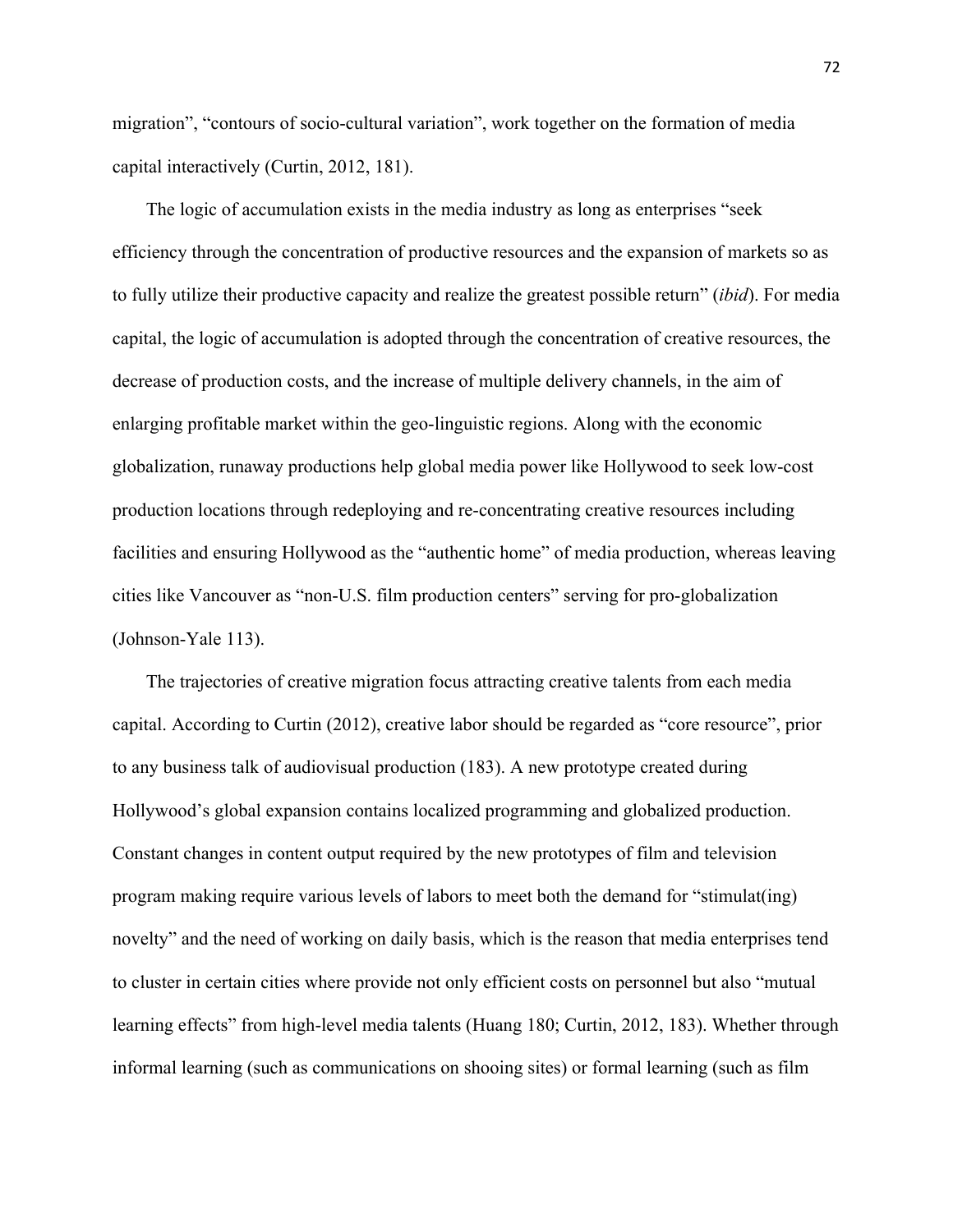migration", "contours of socio-cultural variation", work together on the formation of media capital interactively (Curtin, 2012, 181).

The logic of accumulation exists in the media industry as long as enterprises "seek efficiency through the concentration of productive resources and the expansion of markets so as to fully utilize their productive capacity and realize the greatest possible return" (*ibid*). For media capital, the logic of accumulation is adopted through the concentration of creative resources, the decrease of production costs, and the increase of multiple delivery channels, in the aim of enlarging profitable market within the geo-linguistic regions. Along with the economic globalization, runaway productions help global media power like Hollywood to seek low-cost production locations through redeploying and re-concentrating creative resources including facilities and ensuring Hollywood as the "authentic home" of media production, whereas leaving cities like Vancouver as "non-U.S. film production centers" serving for pro-globalization (Johnson-Yale 113).

The trajectories of creative migration focus attracting creative talents from each media capital. According to Curtin (2012), creative labor should be regarded as "core resource", prior to any business talk of audiovisual production (183). A new prototype created during Hollywood's global expansion contains localized programming and globalized production. Constant changes in content output required by the new prototypes of film and television program making require various levels of labors to meet both the demand for "stimulat(ing) novelty" and the need of working on daily basis, which is the reason that media enterprises tend to cluster in certain cities where provide not only efficient costs on personnel but also "mutual learning effects" from high-level media talents (Huang 180; Curtin, 2012, 183). Whether through informal learning (such as communications on shooing sites) or formal learning (such as film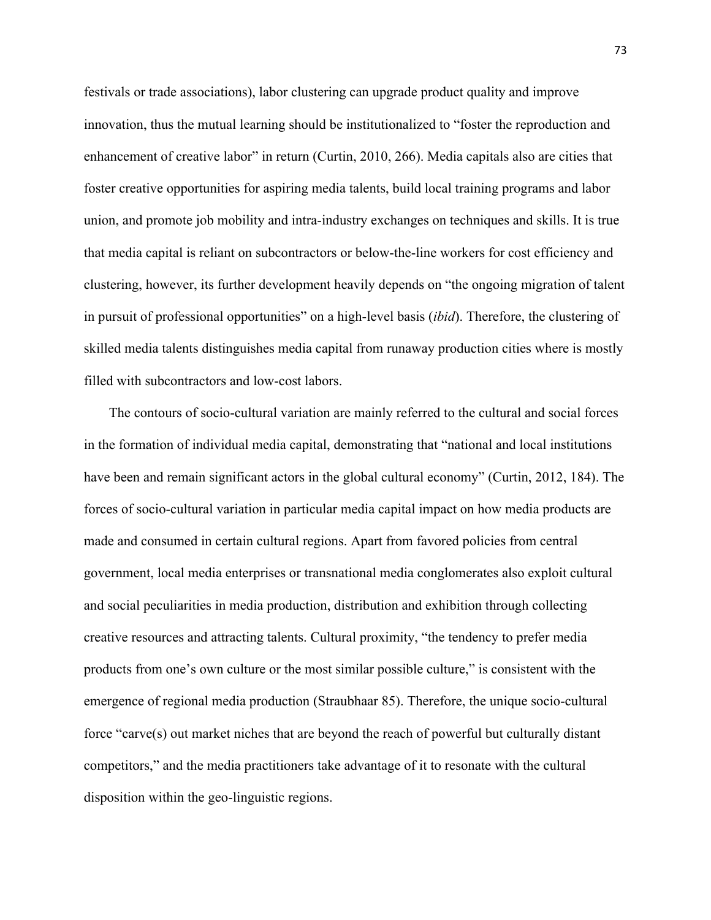festivals or trade associations), labor clustering can upgrade product quality and improve innovation, thus the mutual learning should be institutionalized to "foster the reproduction and enhancement of creative labor" in return (Curtin, 2010, 266). Media capitals also are cities that foster creative opportunities for aspiring media talents, build local training programs and labor union, and promote job mobility and intra-industry exchanges on techniques and skills. It is true that media capital is reliant on subcontractors or below-the-line workers for cost efficiency and clustering, however, its further development heavily depends on "the ongoing migration of talent in pursuit of professional opportunities" on a high-level basis (*ibid*). Therefore, the clustering of skilled media talents distinguishes media capital from runaway production cities where is mostly filled with subcontractors and low-cost labors.

The contours of socio-cultural variation are mainly referred to the cultural and social forces in the formation of individual media capital, demonstrating that "national and local institutions have been and remain significant actors in the global cultural economy" (Curtin, 2012, 184). The forces of socio-cultural variation in particular media capital impact on how media products are made and consumed in certain cultural regions. Apart from favored policies from central government, local media enterprises or transnational media conglomerates also exploit cultural and social peculiarities in media production, distribution and exhibition through collecting creative resources and attracting talents. Cultural proximity, "the tendency to prefer media products from one's own culture or the most similar possible culture," is consistent with the emergence of regional media production (Straubhaar 85). Therefore, the unique socio-cultural force "carve(s) out market niches that are beyond the reach of powerful but culturally distant competitors," and the media practitioners take advantage of it to resonate with the cultural disposition within the geo-linguistic regions.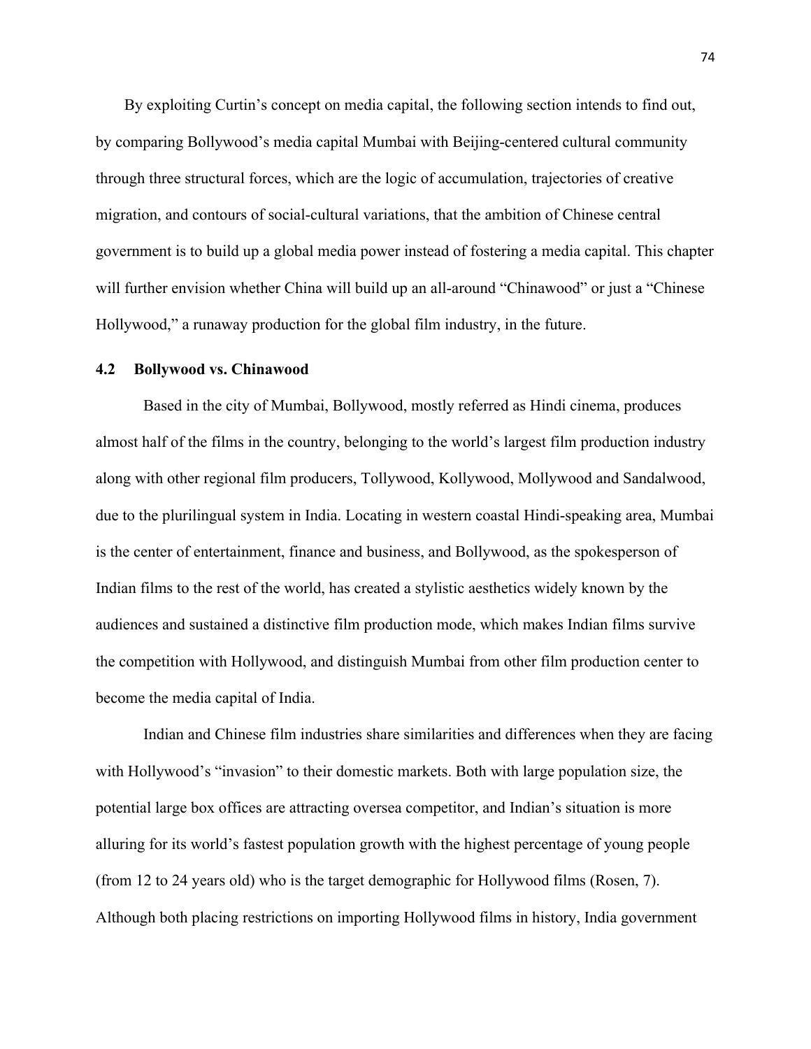By exploiting Curtin's concept on media capital, the following section intends to find out, by comparing Bollywood's media capital Mumbai with Beijing-centered cultural community through three structural forces, which are the logic of accumulation, trajectories of creative migration, and contours of social-cultural variations, that the ambition of Chinese central government is to build up a global media power instead of fostering a media capital. This chapter will further envision whether China will build up an all-around "Chinawood" or just a "Chinese Hollywood," a runaway production for the global film industry, in the future.

### 4.2 Bollywood vs. Chinawood

Based in the city of Mumbai, Bollywood, mostly referred as Hindi cinema, produces almost half of the films in the country, belonging to the world's largest film production industry along with other regional film producers, Tollywood, Kollywood, Mollywood and Sandalwood, due to the plurilingual system in India. Locating in western coastal Hindi-speaking area, Mumbai is the center of entertainment, finance and business, and Bollywood, as the spokesperson of Indian films to the rest of the world, has created a stylistic aesthetics widely known by the audiences and sustained a distinctive film production mode, which makes Indian films survive the competition with Hollywood, and distinguish Mumbai from other film production center to become the media capital of India.

Indian and Chinese film industries share similarities and differences when they are facing with Hollywood's "invasion" to their domestic markets. Both with large population size, the potential large box offices are attracting oversea competitor, and Indian's situation is more alluring for its world's fastest population growth with the highest percentage of young people (from 12 to 24 years old) who is the target demographic for Hollywood films (Rosen, 7). Although both placing restrictions on importing Hollywood films in history, India government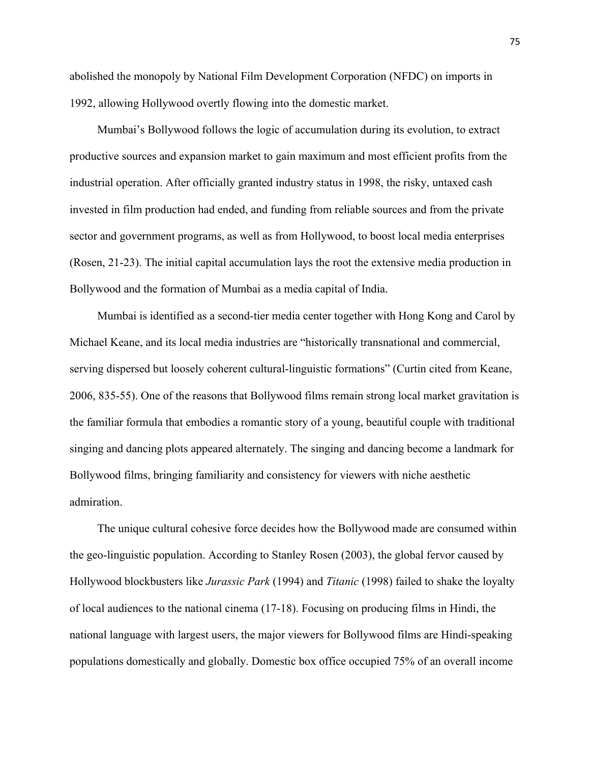abolished the monopoly by National Film Development Corporation (NFDC) on imports in 1992, allowing Hollywood overtly flowing into the domestic market.

Mumbai's Bollywood follows the logic of accumulation during its evolution, to extract productive sources and expansion market to gain maximum and most efficient profits from the industrial operation. After officially granted industry status in 1998, the risky, untaxed cash invested in film production had ended, and funding from reliable sources and from the private sector and government programs, as well as from Hollywood, to boost local media enterprises (Rosen, 21-23). The initial capital accumulation lays the root the extensive media production in Bollywood and the formation of Mumbai as a media capital of India.

Mumbai is identified as a second-tier media center together with Hong Kong and Carol by Michael Keane, and its local media industries are "historically transnational and commercial, serving dispersed but loosely coherent cultural-linguistic formations" (Curtin cited from Keane, 2006, 835-55). One of the reasons that Bollywood films remain strong local market gravitation is the familiar formula that embodies a romantic story of a young, beautiful couple with traditional singing and dancing plots appeared alternately. The singing and dancing become a landmark for Bollywood films, bringing familiarity and consistency for viewers with niche aesthetic admiration.

The unique cultural cohesive force decides how the Bollywood made are consumed within the geo-linguistic population. According to Stanley Rosen (2003), the global fervor caused by Hollywood blockbusters like *Jurassic Park* (1994) and *Titanic* (1998) failed to shake the loyalty of local audiences to the national cinema (17-18). Focusing on producing films in Hindi, the national language with largest users, the major viewers for Bollywood films are Hindi-speaking populations domestically and globally. Domestic box office occupied 75% of an overall income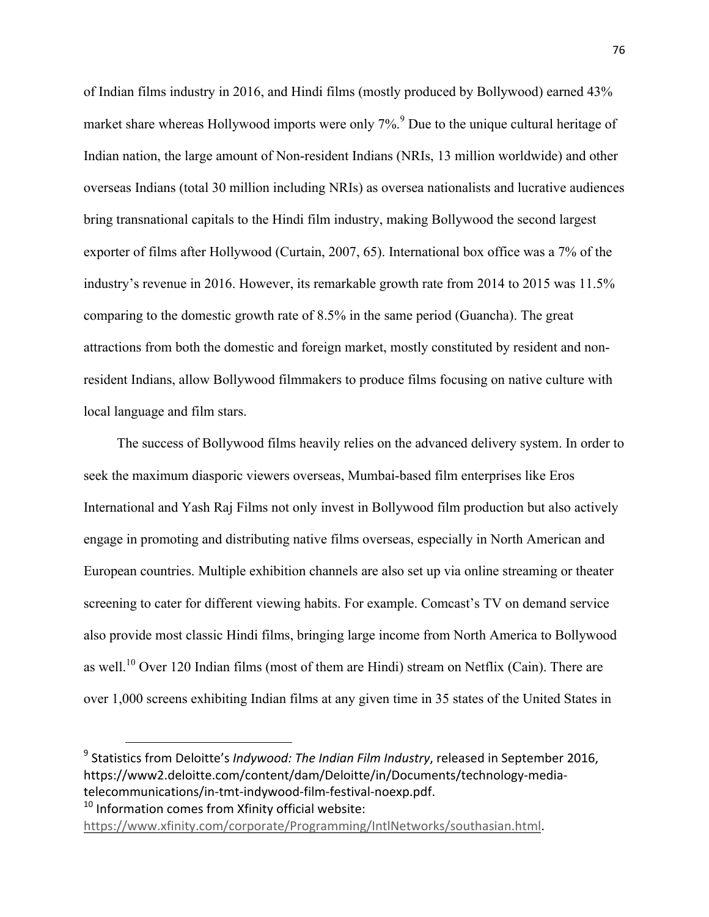of Indian films industry in 2016, and Hindi films (mostly produced by Bollywood) earned 43% market share whereas Hollywood imports were only 7%.[9] Due to the unique cultural heritage of Indian nation, the large amount of Non-resident Indians (NRIs, 13 million worldwide) and other overseas Indians (total 30 million including NRIs) as oversea nationalists and lucrative audiences bring transnational capitals to the Hindi film industry, making Bollywood the second largest exporter of films after Hollywood (Curtain, 2007, 65). International box office was a 7% of the industry's revenue in 2016. However, its remarkable growth rate from 2014 to 2015 was 11.5% comparing to the domestic growth rate of 8.5% in the same period (Guancha). The great attractions from both the domestic and foreign market, mostly constituted by resident and non-resident Indians, allow Bollywood filmmakers to produce films focusing on native culture with local language and film stars.

The success of Bollywood films heavily relies on the advanced delivery system. In order to seek the maximum diasporic viewers overseas, Mumbai-based film enterprises like Eros International and Yash Raj Films not only invest in Bollywood film production but also actively engage in promoting and distributing native films overseas, especially in North American and European countries. Multiple exhibition channels are also set up via online streaming or theater screening to cater for different viewing habits. For example. Comcast's TV on demand service also provide most classic Hindi films, bringing large income from North America to Bollywood as well.[10] Over 120 Indian films (most of them are Hindi) stream on Netflix (Cain). There are over 1,000 screens exhibiting Indian films at any given time in 35 states of the United States in

---

[9] Statistics from Deloitte's *Indywood: The Indian Film Industry*, released in September 2016, https://www2.deloitte.com/content/dam/Deloitte/in/Documents/technology-media-telecommunications/in-tmt-indywood-film-festival-noexp.pdf.

[10] Information comes from Xfinity official website: https://www.xfinity.com/corporate/Programming/IntlNetworks/southasian.html.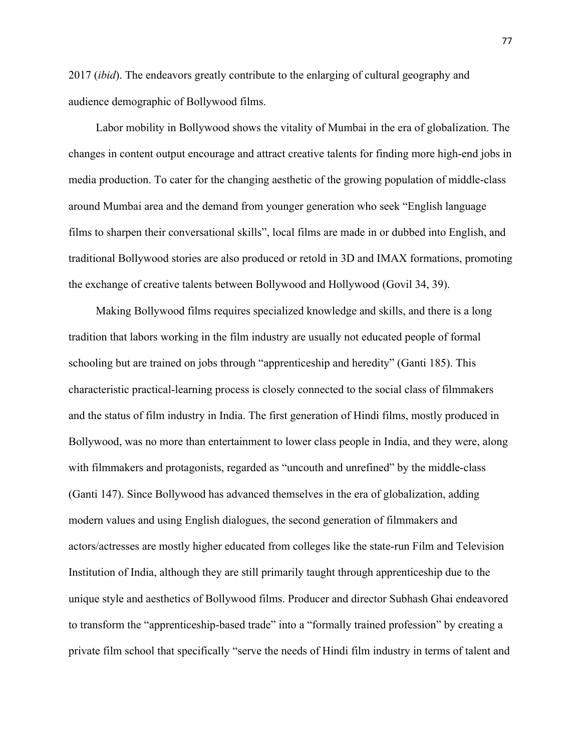2017 (*ibid*). The endeavors greatly contribute to the enlarging of cultural geography and audience demographic of Bollywood films.

Labor mobility in Bollywood shows the vitality of Mumbai in the era of globalization. The changes in content output encourage and attract creative talents for finding more high-end jobs in media production. To cater for the changing aesthetic of the growing population of middle-class around Mumbai area and the demand from younger generation who seek "English language films to sharpen their conversational skills", local films are made in or dubbed into English, and traditional Bollywood stories are also produced or retold in 3D and IMAX formations, promoting the exchange of creative talents between Bollywood and Hollywood (Govil 34, 39).

Making Bollywood films requires specialized knowledge and skills, and there is a long tradition that labors working in the film industry are usually not educated people of formal schooling but are trained on jobs through "apprenticeship and heredity" (Ganti 185). This characteristic practical-learning process is closely connected to the social class of filmmakers and the status of film industry in India. The first generation of Hindi films, mostly produced in Bollywood, was no more than entertainment to lower class people in India, and they were, along with filmmakers and protagonists, regarded as "uncouth and unrefined" by the middle-class (Ganti 147). Since Bollywood has advanced themselves in the era of globalization, adding modern values and using English dialogues, the second generation of filmmakers and actors/actresses are mostly higher educated from colleges like the state-run Film and Television Institution of India, although they are still primarily taught through apprenticeship due to the unique style and aesthetics of Bollywood films. Producer and director Subhash Ghai endeavored to transform the "apprenticeship-based trade" into a "formally trained profession" by creating a private film school that specifically "serve the needs of Hindi film industry in terms of talent and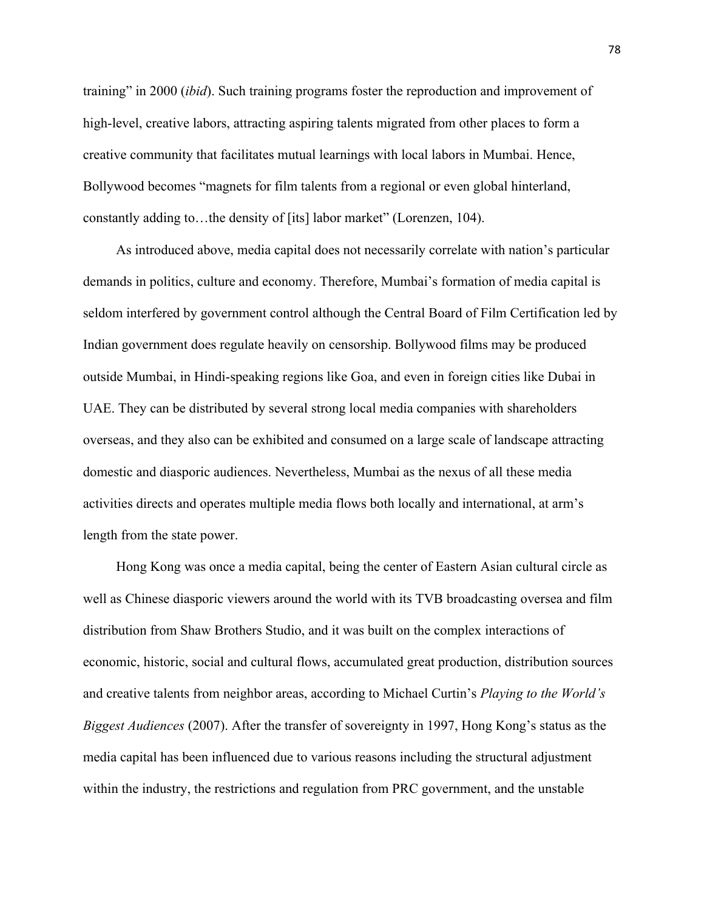training" in 2000 (*ibid*). Such training programs foster the reproduction and improvement of high-level, creative labors, attracting aspiring talents migrated from other places to form a creative community that facilitates mutual learnings with local labors in Mumbai. Hence, Bollywood becomes "magnets for film talents from a regional or even global hinterland, constantly adding to…the density of [its] labor market" (Lorenzen, 104).

As introduced above, media capital does not necessarily correlate with nation's particular demands in politics, culture and economy. Therefore, Mumbai's formation of media capital is seldom interfered by government control although the Central Board of Film Certification led by Indian government does regulate heavily on censorship. Bollywood films may be produced outside Mumbai, in Hindi-speaking regions like Goa, and even in foreign cities like Dubai in UAE. They can be distributed by several strong local media companies with shareholders overseas, and they also can be exhibited and consumed on a large scale of landscape attracting domestic and diasporic audiences. Nevertheless, Mumbai as the nexus of all these media activities directs and operates multiple media flows both locally and international, at arm's length from the state power.

Hong Kong was once a media capital, being the center of Eastern Asian cultural circle as well as Chinese diasporic viewers around the world with its TVB broadcasting oversea and film distribution from Shaw Brothers Studio, and it was built on the complex interactions of economic, historic, social and cultural flows, accumulated great production, distribution sources and creative talents from neighbor areas, according to Michael Curtin's *Playing to the World's Biggest Audiences* (2007). After the transfer of sovereignty in 1997, Hong Kong's status as the media capital has been influenced due to various reasons including the structural adjustment within the industry, the restrictions and regulation from PRC government, and the unstable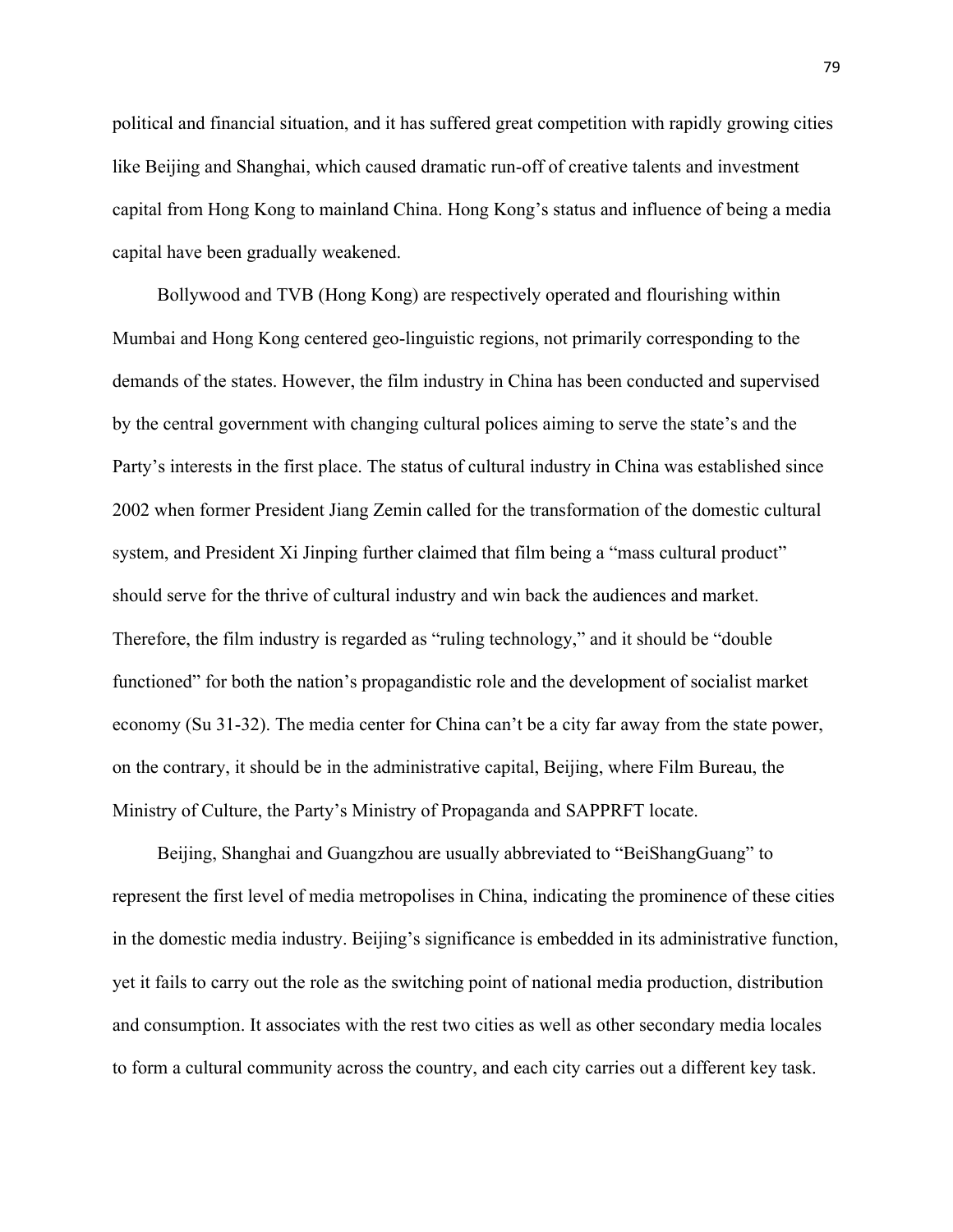political and financial situation, and it has suffered great competition with rapidly growing cities like Beijing and Shanghai, which caused dramatic run-off of creative talents and investment capital from Hong Kong to mainland China. Hong Kong's status and influence of being a media capital have been gradually weakened.

Bollywood and TVB (Hong Kong) are respectively operated and flourishing within Mumbai and Hong Kong centered geo-linguistic regions, not primarily corresponding to the demands of the states. However, the film industry in China has been conducted and supervised by the central government with changing cultural polices aiming to serve the state's and the Party's interests in the first place. The status of cultural industry in China was established since 2002 when former President Jiang Zemin called for the transformation of the domestic cultural system, and President Xi Jinping further claimed that film being a "mass cultural product" should serve for the thrive of cultural industry and win back the audiences and market. Therefore, the film industry is regarded as "ruling technology," and it should be "double functioned" for both the nation's propagandistic role and the development of socialist market economy (Su 31-32). The media center for China can't be a city far away from the state power, on the contrary, it should be in the administrative capital, Beijing, where Film Bureau, the Ministry of Culture, the Party's Ministry of Propaganda and SAPPRFT locate.

Beijing, Shanghai and Guangzhou are usually abbreviated to "BeiShangGuang" to represent the first level of media metropolises in China, indicating the prominence of these cities in the domestic media industry. Beijing's significance is embedded in its administrative function, yet it fails to carry out the role as the switching point of national media production, distribution and consumption. It associates with the rest two cities as well as other secondary media locales to form a cultural community across the country, and each city carries out a different key task.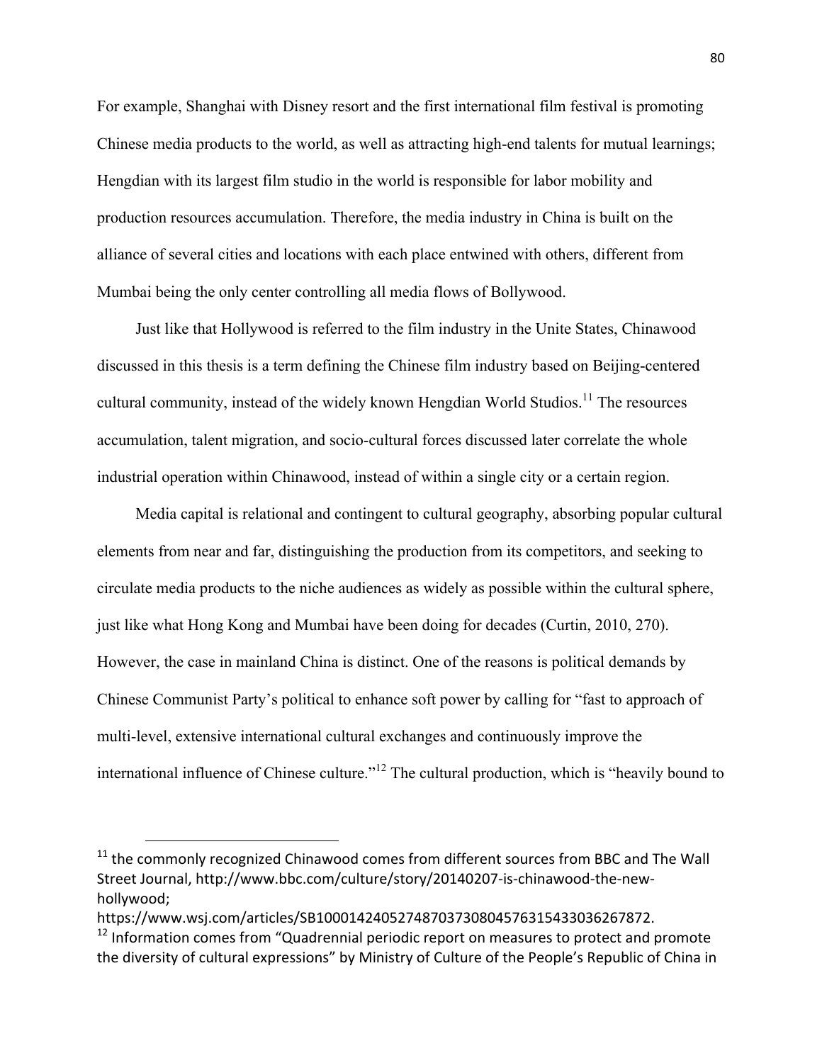For example, Shanghai with Disney resort and the first international film festival is promoting Chinese media products to the world, as well as attracting high-end talents for mutual learnings; Hengdian with its largest film studio in the world is responsible for labor mobility and production resources accumulation. Therefore, the media industry in China is built on the alliance of several cities and locations with each place entwined with others, different from Mumbai being the only center controlling all media flows of Bollywood.

Just like that Hollywood is referred to the film industry in the Unite States, Chinawood discussed in this thesis is a term defining the Chinese film industry based on Beijing-centered cultural community, instead of the widely known Hengdian World Studios.[11] The resources accumulation, talent migration, and socio-cultural forces discussed later correlate the whole industrial operation within Chinawood, instead of within a single city or a certain region.

Media capital is relational and contingent to cultural geography, absorbing popular cultural elements from near and far, distinguishing the production from its competitors, and seeking to circulate media products to the niche audiences as widely as possible within the cultural sphere, just like what Hong Kong and Mumbai have been doing for decades (Curtin, 2010, 270). However, the case in mainland China is distinct. One of the reasons is political demands by Chinese Communist Party's political to enhance soft power by calling for "fast to approach of multi-level, extensive international cultural exchanges and continuously improve the international influence of Chinese culture."[12] The cultural production, which is "heavily bound to

---

[11] the commonly recognized Chinawood comes from different sources from BBC and The Wall Street Journal, http://www.bbc.com/culture/story/20140207-is-chinawood-the-new-hollywood; https://www.wsj.com/articles/SB10001424052748703730804576315433036267872.

[12] Information comes from "Quadrennial periodic report on measures to protect and promote the diversity of cultural expressions" by Ministry of Culture of the People's Republic of China in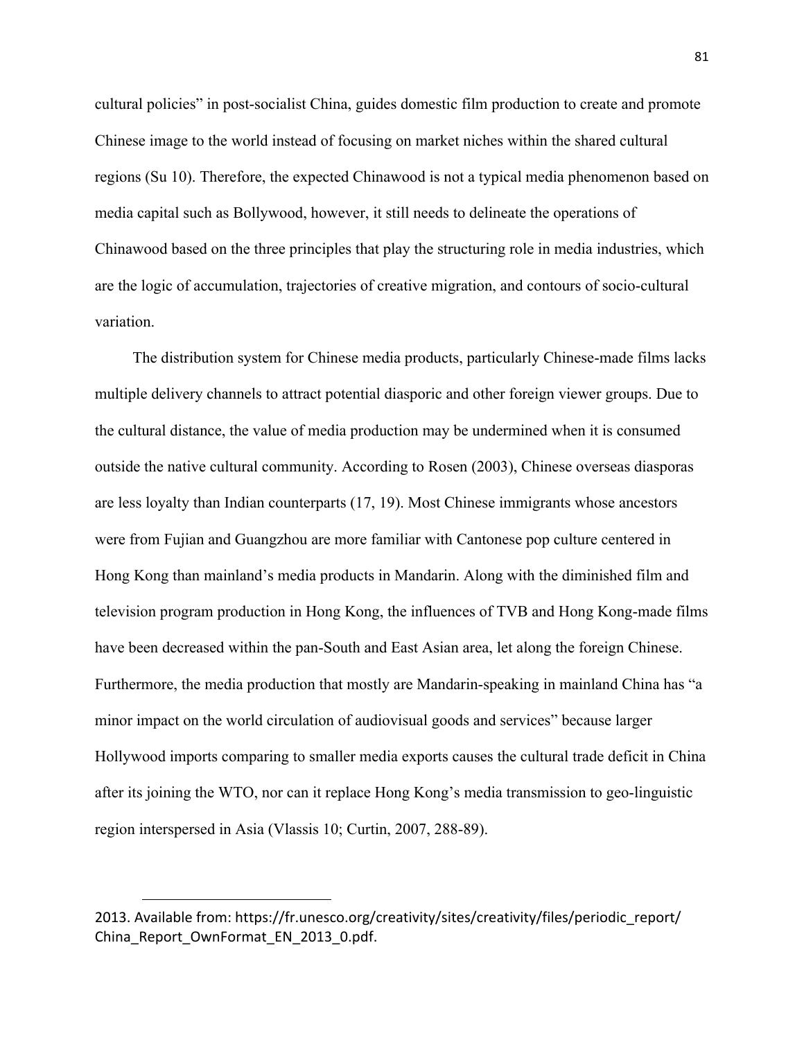cultural policies" in post-socialist China, guides domestic film production to create and promote Chinese image to the world instead of focusing on market niches within the shared cultural regions (Su 10). Therefore, the expected Chinawood is not a typical media phenomenon based on media capital such as Bollywood, however, it still needs to delineate the operations of Chinawood based on the three principles that play the structuring role in media industries, which are the logic of accumulation, trajectories of creative migration, and contours of socio-cultural variation.

The distribution system for Chinese media products, particularly Chinese-made films lacks multiple delivery channels to attract potential diasporic and other foreign viewer groups. Due to the cultural distance, the value of media production may be undermined when it is consumed outside the native cultural community. According to Rosen (2003), Chinese overseas diasporas are less loyalty than Indian counterparts (17, 19). Most Chinese immigrants whose ancestors were from Fujian and Guangzhou are more familiar with Cantonese pop culture centered in Hong Kong than mainland's media products in Mandarin. Along with the diminished film and television program production in Hong Kong, the influences of TVB and Hong Kong-made films have been decreased within the pan-South and East Asian area, let along the foreign Chinese. Furthermore, the media production that mostly are Mandarin-speaking in mainland China has "a minor impact on the world circulation of audiovisual goods and services" because larger Hollywood imports comparing to smaller media exports causes the cultural trade deficit in China after its joining the WTO, nor can it replace Hong Kong's media transmission to geo-linguistic region interspersed in Asia (Vlassis 10; Curtin, 2007, 288-89).

---

2013. Available from: https://fr.unesco.org/creativity/sites/creativity/files/periodic_report/China_Report_OwnFormat_EN_2013_0.pdf.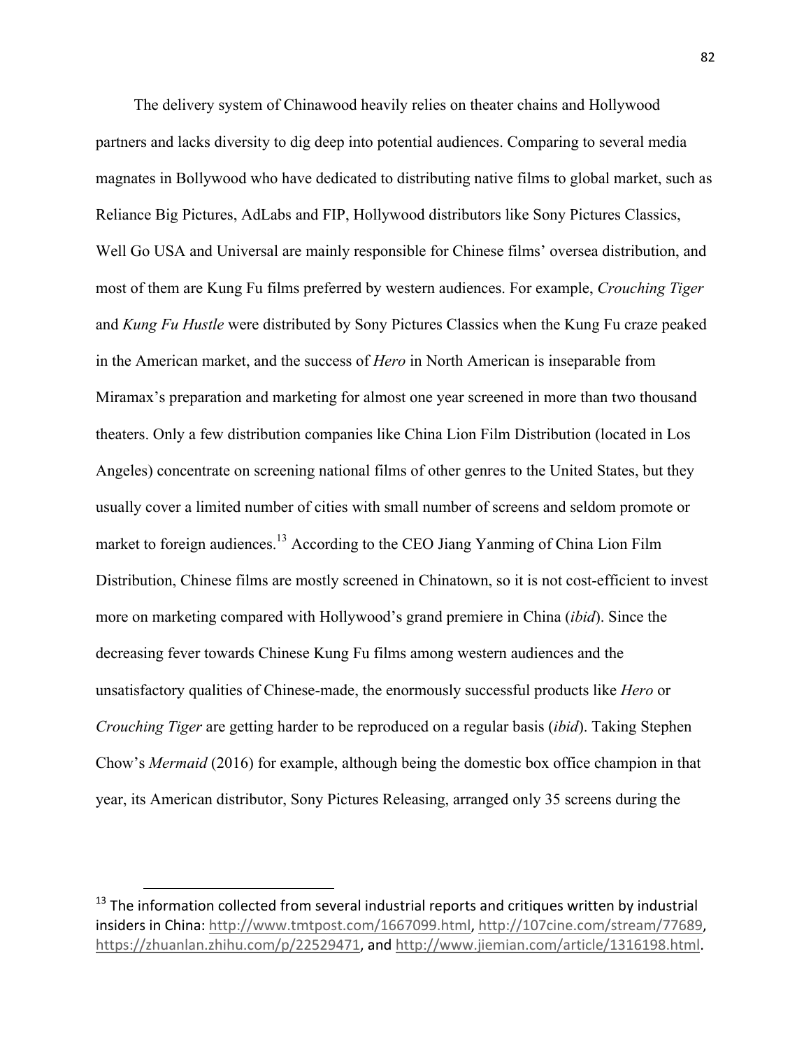The delivery system of Chinawood heavily relies on theater chains and Hollywood partners and lacks diversity to dig deep into potential audiences. Comparing to several media magnates in Bollywood who have dedicated to distributing native films to global market, such as Reliance Big Pictures, AdLabs and FIP, Hollywood distributors like Sony Pictures Classics, Well Go USA and Universal are mainly responsible for Chinese films' oversea distribution, and most of them are Kung Fu films preferred by western audiences. For example, *Crouching Tiger* and *Kung Fu Hustle* were distributed by Sony Pictures Classics when the Kung Fu craze peaked in the American market, and the success of *Hero* in North American is inseparable from Miramax's preparation and marketing for almost one year screened in more than two thousand theaters. Only a few distribution companies like China Lion Film Distribution (located in Los Angeles) concentrate on screening national films of other genres to the United States, but they usually cover a limited number of cities with small number of screens and seldom promote or market to foreign audiences.[13] According to the CEO Jiang Yanming of China Lion Film Distribution, Chinese films are mostly screened in Chinatown, so it is not cost-efficient to invest more on marketing compared with Hollywood's grand premiere in China (*ibid*). Since the decreasing fever towards Chinese Kung Fu films among western audiences and the unsatisfactory qualities of Chinese-made, the enormously successful products like *Hero* or *Crouching Tiger* are getting harder to be reproduced on a regular basis (*ibid*). Taking Stephen Chow's *Mermaid* (2016) for example, although being the domestic box office champion in that year, its American distributor, Sony Pictures Releasing, arranged only 35 screens during the

[13] The information collected from several industrial reports and critiques written by industrial insiders in China: http://www.tmtpost.com/1667099.html, http://107cine.com/stream/77689, https://zhuanlan.zhihu.com/p/22529471, and http://www.jiemian.com/article/1316198.html.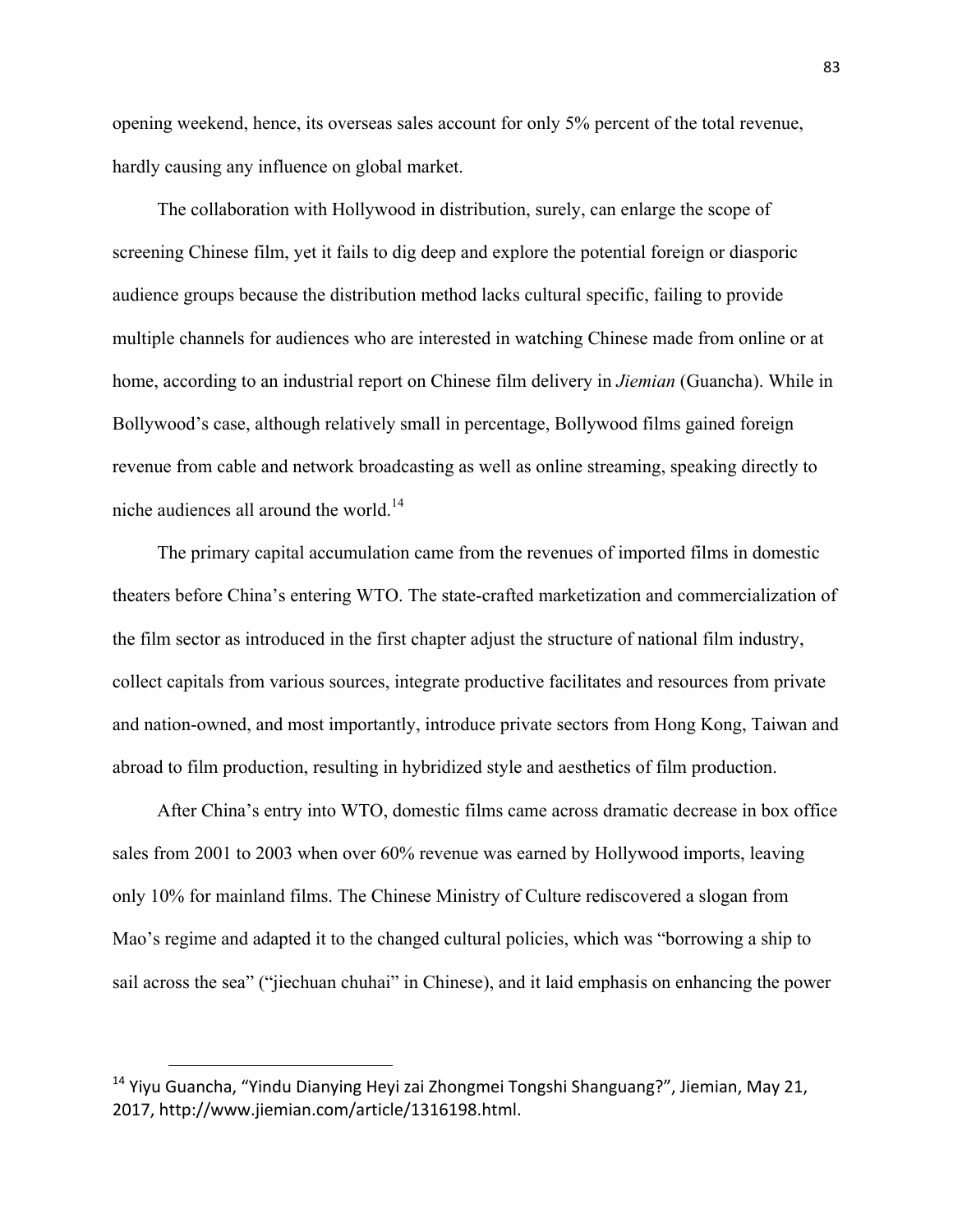opening weekend, hence, its overseas sales account for only 5% percent of the total revenue, hardly causing any influence on global market.

The collaboration with Hollywood in distribution, surely, can enlarge the scope of screening Chinese film, yet it fails to dig deep and explore the potential foreign or diasporic audience groups because the distribution method lacks cultural specific, failing to provide multiple channels for audiences who are interested in watching Chinese made from online or at home, according to an industrial report on Chinese film delivery in *Jiemian* (Guancha). While in Bollywood's case, although relatively small in percentage, Bollywood films gained foreign revenue from cable and network broadcasting as well as online streaming, speaking directly to niche audiences all around the world.[14]

The primary capital accumulation came from the revenues of imported films in domestic theaters before China's entering WTO. The state-crafted marketization and commercialization of the film sector as introduced in the first chapter adjust the structure of national film industry, collect capitals from various sources, integrate productive facilitates and resources from private and nation-owned, and most importantly, introduce private sectors from Hong Kong, Taiwan and abroad to film production, resulting in hybridized style and aesthetics of film production.

After China's entry into WTO, domestic films came across dramatic decrease in box office sales from 2001 to 2003 when over 60% revenue was earned by Hollywood imports, leaving only 10% for mainland films. The Chinese Ministry of Culture rediscovered a slogan from Mao's regime and adapted it to the changed cultural policies, which was "borrowing a ship to sail across the sea" ("jiechuan chuhai" in Chinese), and it laid emphasis on enhancing the power

---

[14] Yiyu Guancha, "Yindu Dianying Heyi zai Zhongmei Tongshi Shanguang?", Jiemian, May 21, 2017, http://www.jiemian.com/article/1316198.html.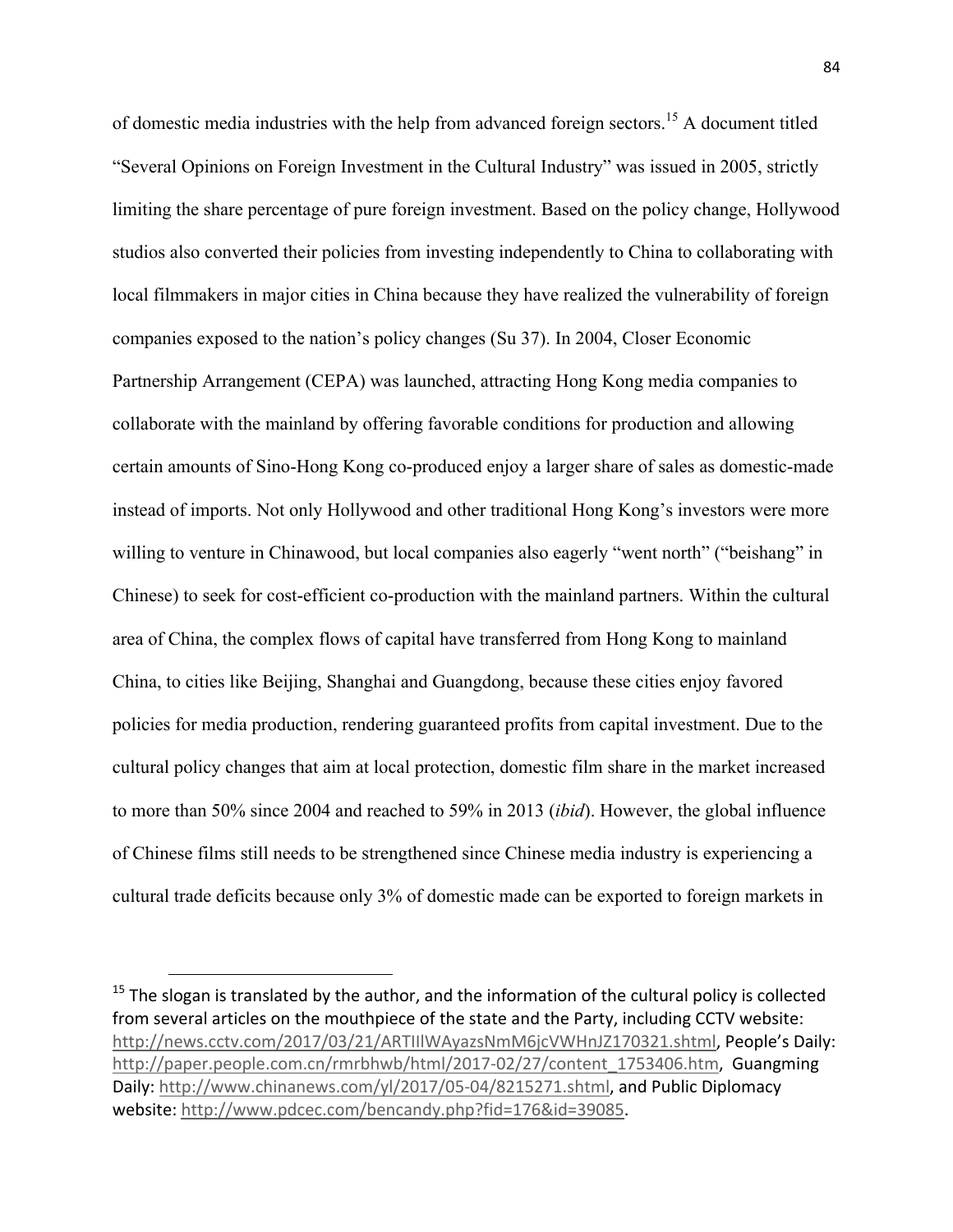of domestic media industries with the help from advanced foreign sectors.[15] A document titled "Several Opinions on Foreign Investment in the Cultural Industry" was issued in 2005, strictly limiting the share percentage of pure foreign investment. Based on the policy change, Hollywood studios also converted their policies from investing independently to China to collaborating with local filmmakers in major cities in China because they have realized the vulnerability of foreign companies exposed to the nation's policy changes (Su 37). In 2004, Closer Economic Partnership Arrangement (CEPA) was launched, attracting Hong Kong media companies to collaborate with the mainland by offering favorable conditions for production and allowing certain amounts of Sino-Hong Kong co-produced enjoy a larger share of sales as domestic-made instead of imports. Not only Hollywood and other traditional Hong Kong's investors were more willing to venture in Chinawood, but local companies also eagerly "went north" ("beishang" in Chinese) to seek for cost-efficient co-production with the mainland partners. Within the cultural area of China, the complex flows of capital have transferred from Hong Kong to mainland China, to cities like Beijing, Shanghai and Guangdong, because these cities enjoy favored policies for media production, rendering guaranteed profits from capital investment. Due to the cultural policy changes that aim at local protection, domestic film share in the market increased to more than 50% since 2004 and reached to 59% in 2013 (*ibid*). However, the global influence of Chinese films still needs to be strengthened since Chinese media industry is experiencing a cultural trade deficits because only 3% of domestic made can be exported to foreign markets in

---

[15] The slogan is translated by the author, and the information of the cultural policy is collected from several articles on the mouthpiece of the state and the Party, including CCTV website: http://news.cctv.com/2017/03/21/ARTIIlWAyazsNmM6jcVWHnJZ170321.shtml, People's Daily: http://paper.people.com.cn/rmrbhwb/html/2017-02/27/content_1753406.htm, Guangming Daily: http://www.chinanews.com/yl/2017/05-04/8215271.shtml, and Public Diplomacy website: http://www.pdcec.com/bencandy.php?fid=176&id=39085.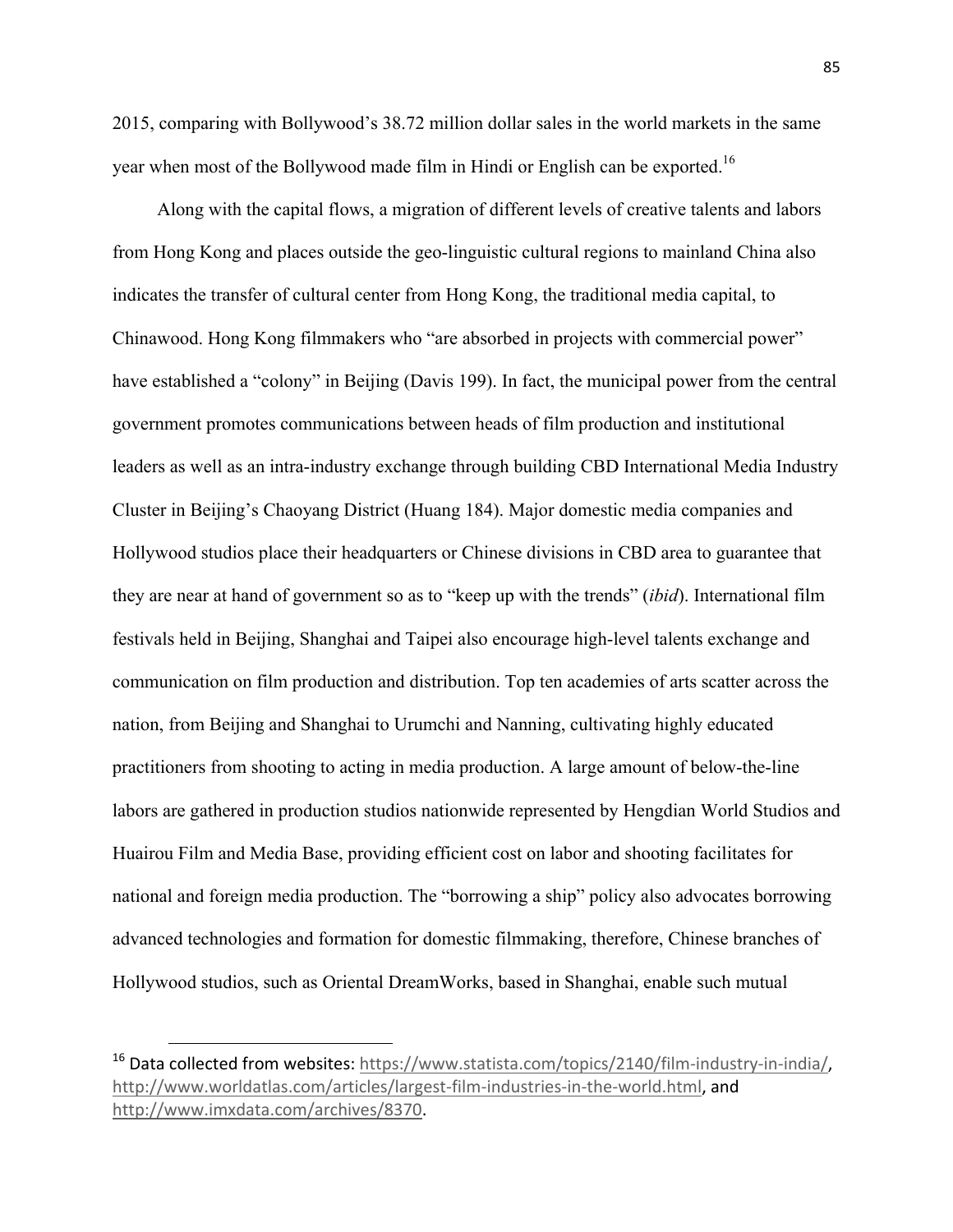2015, comparing with Bollywood's 38.72 million dollar sales in the world markets in the same year when most of the Bollywood made film in Hindi or English can be exported.[16]

Along with the capital flows, a migration of different levels of creative talents and labors from Hong Kong and places outside the geo-linguistic cultural regions to mainland China also indicates the transfer of cultural center from Hong Kong, the traditional media capital, to Chinawood. Hong Kong filmmakers who "are absorbed in projects with commercial power" have established a "colony" in Beijing (Davis 199). In fact, the municipal power from the central government promotes communications between heads of film production and institutional leaders as well as an intra-industry exchange through building CBD International Media Industry Cluster in Beijing's Chaoyang District (Huang 184). Major domestic media companies and Hollywood studios place their headquarters or Chinese divisions in CBD area to guarantee that they are near at hand of government so as to "keep up with the trends" (*ibid*). International film festivals held in Beijing, Shanghai and Taipei also encourage high-level talents exchange and communication on film production and distribution. Top ten academies of arts scatter across the nation, from Beijing and Shanghai to Urumchi and Nanning, cultivating highly educated practitioners from shooting to acting in media production. A large amount of below-the-line labors are gathered in production studios nationwide represented by Hengdian World Studios and Huairou Film and Media Base, providing efficient cost on labor and shooting facilitates for national and foreign media production. The "borrowing a ship" policy also advocates borrowing advanced technologies and formation for domestic filmmaking, therefore, Chinese branches of Hollywood studios, such as Oriental DreamWorks, based in Shanghai, enable such mutual

---

[16] Data collected from websites: https://www.statista.com/topics/2140/film-industry-in-india/, http://www.worldatlas.com/articles/largest-film-industries-in-the-world.html, and http://www.imxdata.com/archives/8370.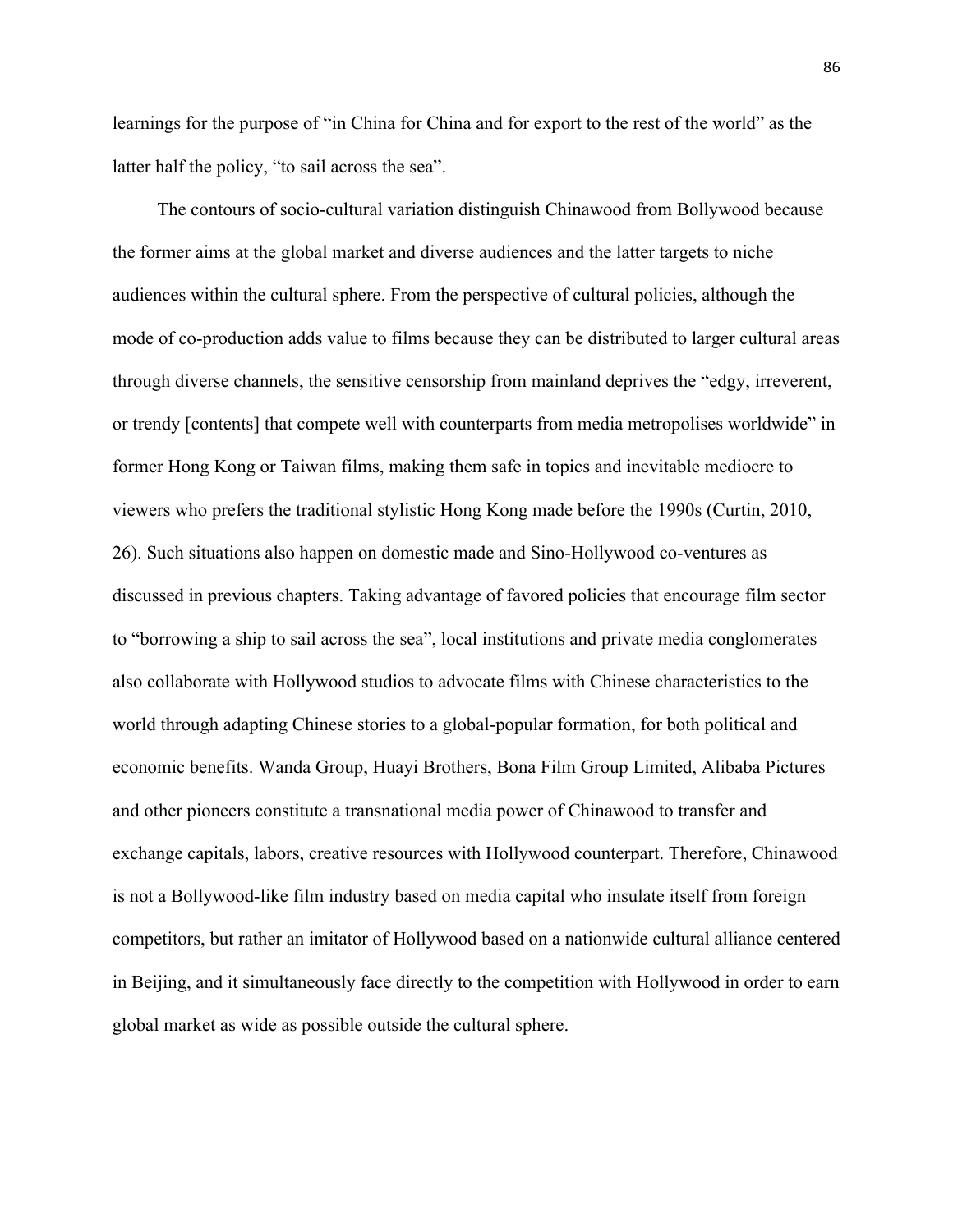learnings for the purpose of "in China for China and for export to the rest of the world" as the latter half the policy, "to sail across the sea".

The contours of socio-cultural variation distinguish Chinawood from Bollywood because the former aims at the global market and diverse audiences and the latter targets to niche audiences within the cultural sphere. From the perspective of cultural policies, although the mode of co-production adds value to films because they can be distributed to larger cultural areas through diverse channels, the sensitive censorship from mainland deprives the "edgy, irreverent, or trendy [contents] that compete well with counterparts from media metropolises worldwide" in former Hong Kong or Taiwan films, making them safe in topics and inevitable mediocre to viewers who prefers the traditional stylistic Hong Kong made before the 1990s (Curtin, 2010, 26). Such situations also happen on domestic made and Sino-Hollywood co-ventures as discussed in previous chapters. Taking advantage of favored policies that encourage film sector to "borrowing a ship to sail across the sea", local institutions and private media conglomerates also collaborate with Hollywood studios to advocate films with Chinese characteristics to the world through adapting Chinese stories to a global-popular formation, for both political and economic benefits. Wanda Group, Huayi Brothers, Bona Film Group Limited, Alibaba Pictures and other pioneers constitute a transnational media power of Chinawood to transfer and exchange capitals, labors, creative resources with Hollywood counterpart. Therefore, Chinawood is not a Bollywood-like film industry based on media capital who insulate itself from foreign competitors, but rather an imitator of Hollywood based on a nationwide cultural alliance centered in Beijing, and it simultaneously face directly to the competition with Hollywood in order to earn global market as wide as possible outside the cultural sphere.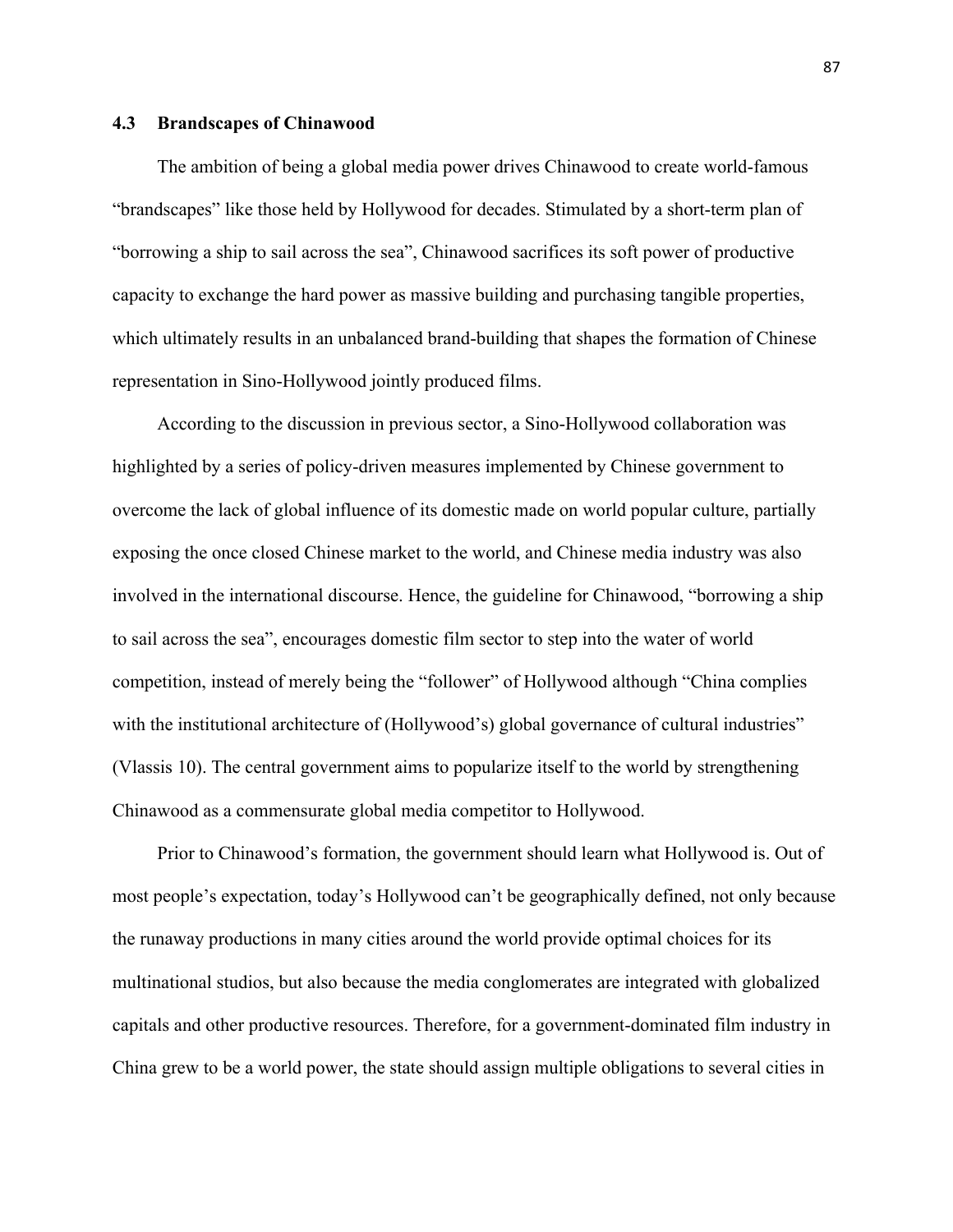### 4.3 Brandscapes of Chinawood

The ambition of being a global media power drives Chinawood to create world-famous "brandscapes" like those held by Hollywood for decades. Stimulated by a short-term plan of "borrowing a ship to sail across the sea", Chinawood sacrifices its soft power of productive capacity to exchange the hard power as massive building and purchasing tangible properties, which ultimately results in an unbalanced brand-building that shapes the formation of Chinese representation in Sino-Hollywood jointly produced films.

According to the discussion in previous sector, a Sino-Hollywood collaboration was highlighted by a series of policy-driven measures implemented by Chinese government to overcome the lack of global influence of its domestic made on world popular culture, partially exposing the once closed Chinese market to the world, and Chinese media industry was also involved in the international discourse. Hence, the guideline for Chinawood, "borrowing a ship to sail across the sea", encourages domestic film sector to step into the water of world competition, instead of merely being the "follower" of Hollywood although "China complies with the institutional architecture of (Hollywood's) global governance of cultural industries" (Vlassis 10). The central government aims to popularize itself to the world by strengthening Chinawood as a commensurate global media competitor to Hollywood.

Prior to Chinawood's formation, the government should learn what Hollywood is. Out of most people's expectation, today's Hollywood can't be geographically defined, not only because the runaway productions in many cities around the world provide optimal choices for its multinational studios, but also because the media conglomerates are integrated with globalized capitals and other productive resources. Therefore, for a government-dominated film industry in China grew to be a world power, the state should assign multiple obligations to several cities in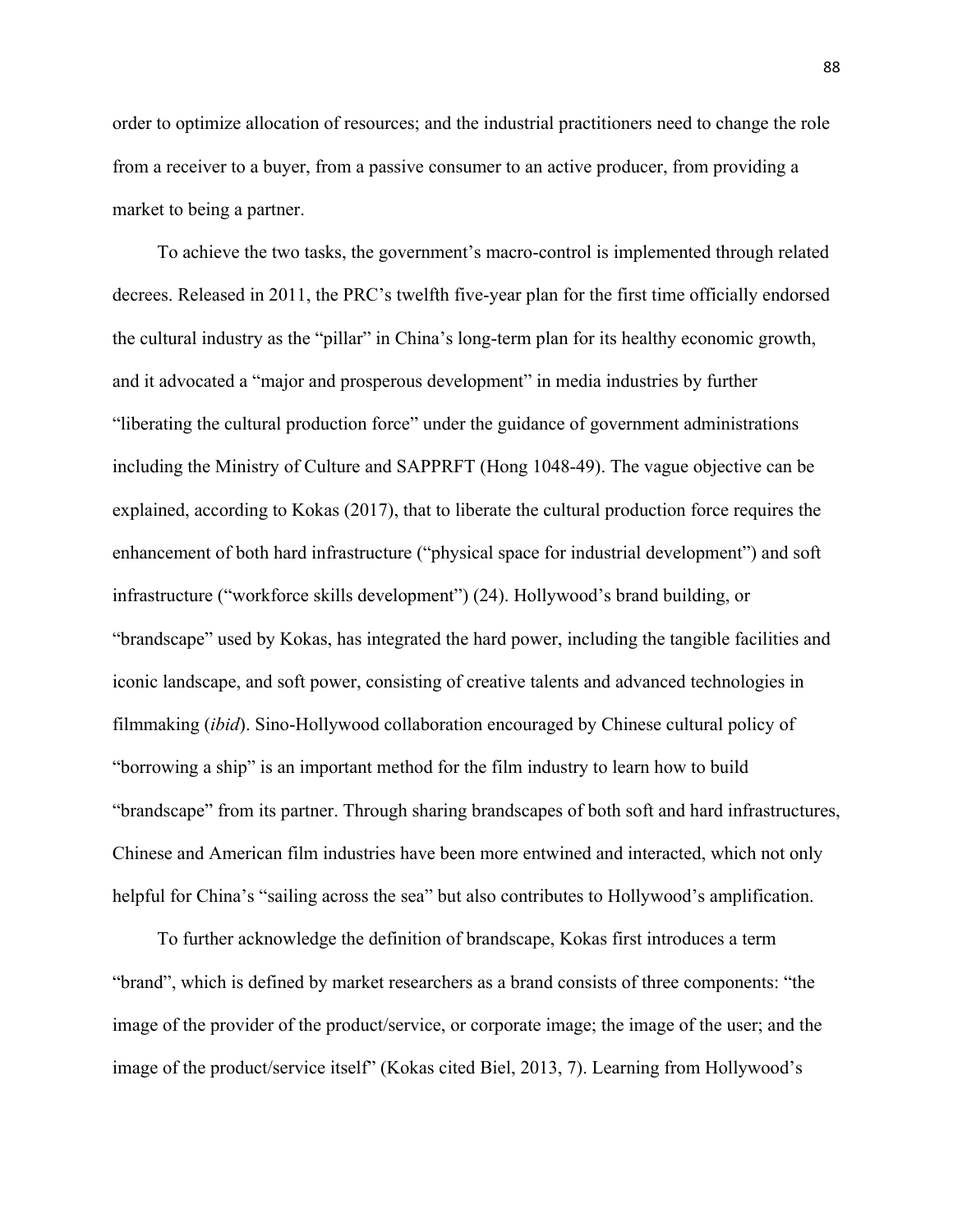order to optimize allocation of resources; and the industrial practitioners need to change the role from a receiver to a buyer, from a passive consumer to an active producer, from providing a market to being a partner.

To achieve the two tasks, the government's macro-control is implemented through related decrees. Released in 2011, the PRC's twelfth five-year plan for the first time officially endorsed the cultural industry as the "pillar" in China's long-term plan for its healthy economic growth, and it advocated a "major and prosperous development" in media industries by further "liberating the cultural production force" under the guidance of government administrations including the Ministry of Culture and SAPPRFT (Hong 1048-49). The vague objective can be explained, according to Kokas (2017), that to liberate the cultural production force requires the enhancement of both hard infrastructure ("physical space for industrial development") and soft infrastructure ("workforce skills development") (24). Hollywood's brand building, or "brandscape" used by Kokas, has integrated the hard power, including the tangible facilities and iconic landscape, and soft power, consisting of creative talents and advanced technologies in filmmaking (*ibid*). Sino-Hollywood collaboration encouraged by Chinese cultural policy of "borrowing a ship" is an important method for the film industry to learn how to build "brandscape" from its partner. Through sharing brandscapes of both soft and hard infrastructures, Chinese and American film industries have been more entwined and interacted, which not only helpful for China's "sailing across the sea" but also contributes to Hollywood's amplification.

To further acknowledge the definition of brandscape, Kokas first introduces a term "brand", which is defined by market researchers as a brand consists of three components: "the image of the provider of the product/service, or corporate image; the image of the user; and the image of the product/service itself" (Kokas cited Biel, 2013, 7). Learning from Hollywood's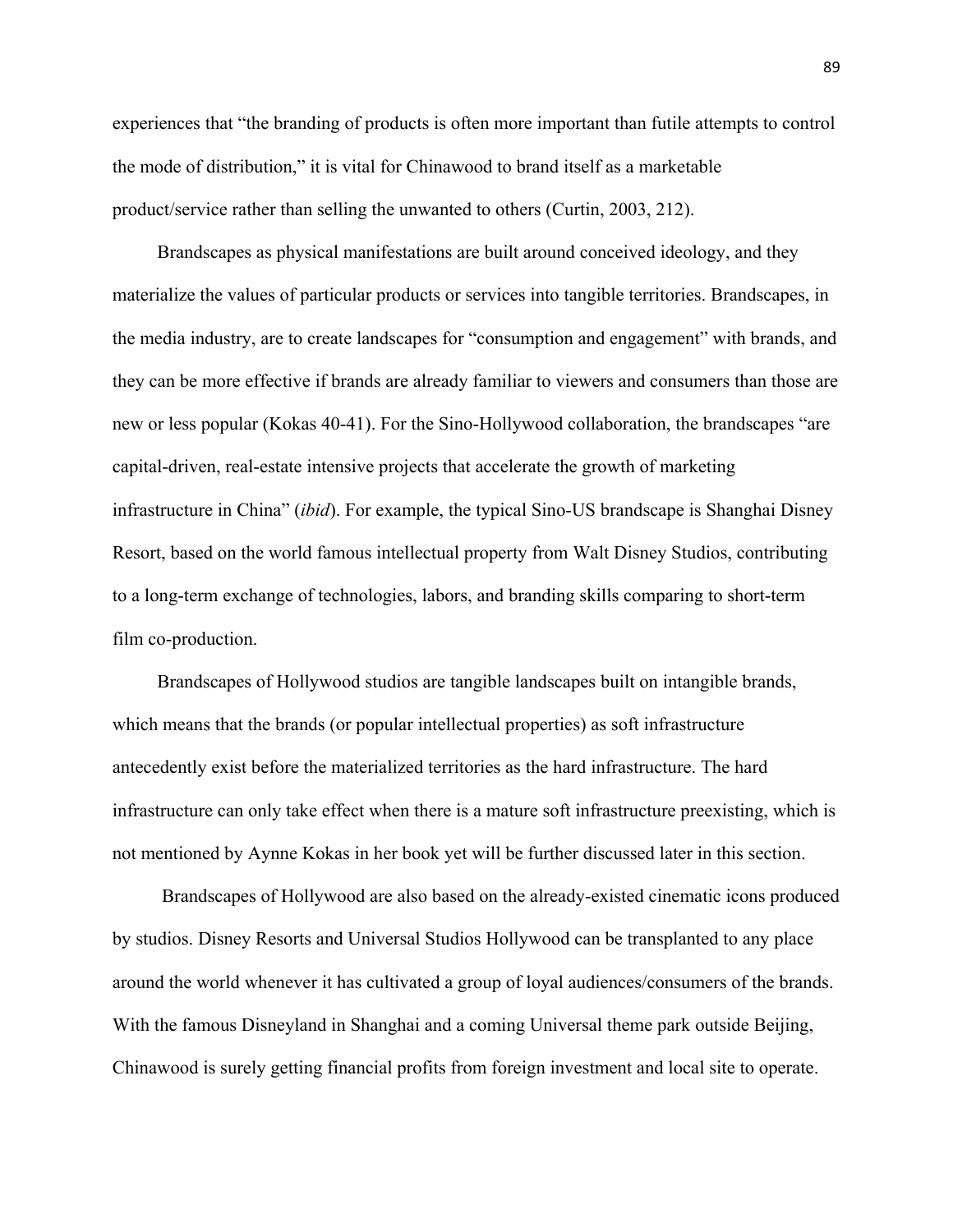experiences that "the branding of products is often more important than futile attempts to control the mode of distribution," it is vital for Chinawood to brand itself as a marketable product/service rather than selling the unwanted to others (Curtin, 2003, 212).

Brandscapes as physical manifestations are built around conceived ideology, and they materialize the values of particular products or services into tangible territories. Brandscapes, in the media industry, are to create landscapes for "consumption and engagement" with brands, and they can be more effective if brands are already familiar to viewers and consumers than those are new or less popular (Kokas 40-41). For the Sino-Hollywood collaboration, the brandscapes "are capital-driven, real-estate intensive projects that accelerate the growth of marketing infrastructure in China" (*ibid*). For example, the typical Sino-US brandscape is Shanghai Disney Resort, based on the world famous intellectual property from Walt Disney Studios, contributing to a long-term exchange of technologies, labors, and branding skills comparing to short-term film co-production.

Brandscapes of Hollywood studios are tangible landscapes built on intangible brands, which means that the brands (or popular intellectual properties) as soft infrastructure antecedently exist before the materialized territories as the hard infrastructure. The hard infrastructure can only take effect when there is a mature soft infrastructure preexisting, which is not mentioned by Aynne Kokas in her book yet will be further discussed later in this section.

Brandscapes of Hollywood are also based on the already-existed cinematic icons produced by studios. Disney Resorts and Universal Studios Hollywood can be transplanted to any place around the world whenever it has cultivated a group of loyal audiences/consumers of the brands. With the famous Disneyland in Shanghai and a coming Universal theme park outside Beijing, Chinawood is surely getting financial profits from foreign investment and local site to operate.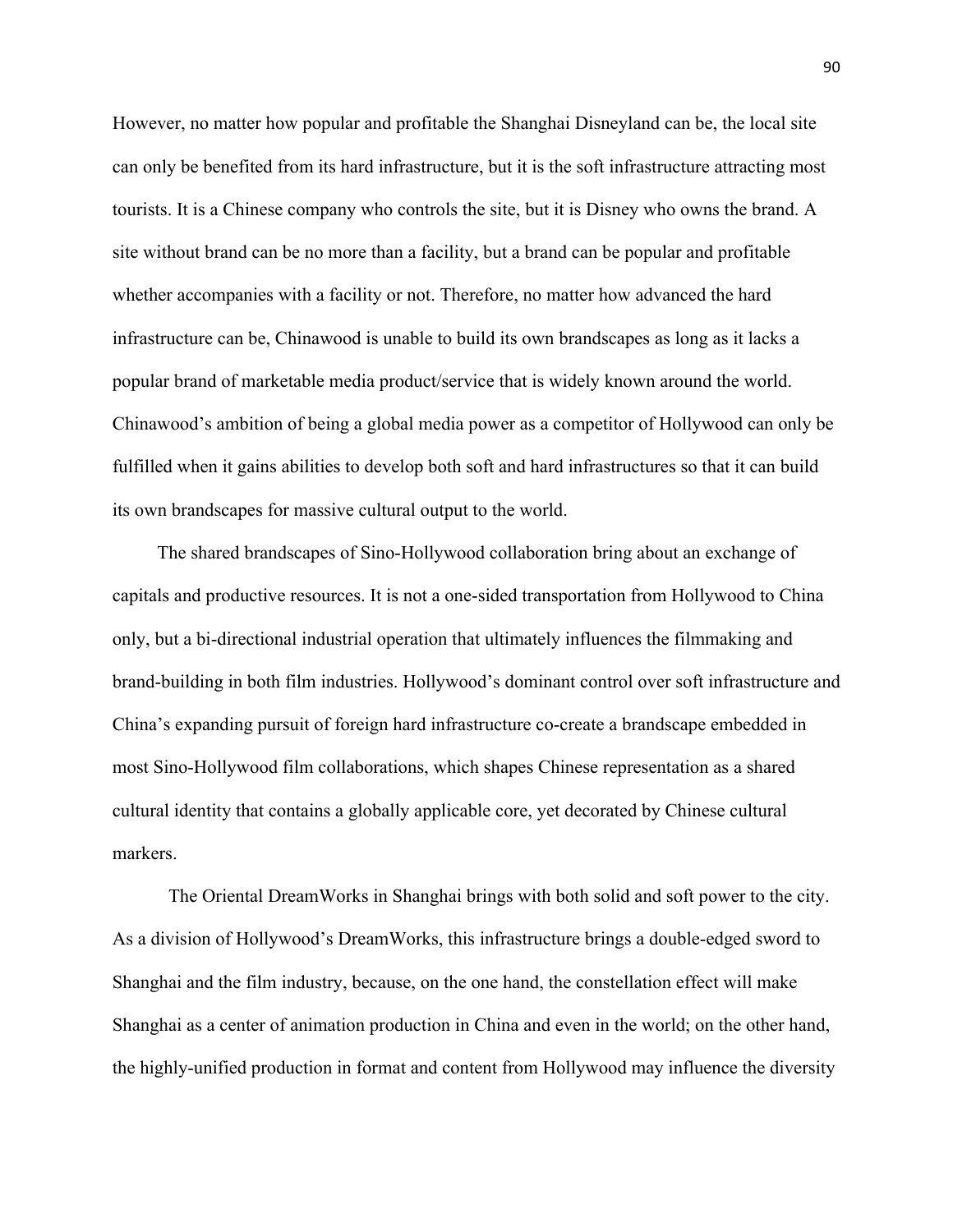However, no matter how popular and profitable the Shanghai Disneyland can be, the local site can only be benefited from its hard infrastructure, but it is the soft infrastructure attracting most tourists. It is a Chinese company who controls the site, but it is Disney who owns the brand. A site without brand can be no more than a facility, but a brand can be popular and profitable whether accompanies with a facility or not. Therefore, no matter how advanced the hard infrastructure can be, Chinawood is unable to build its own brandscapes as long as it lacks a popular brand of marketable media product/service that is widely known around the world. Chinawood's ambition of being a global media power as a competitor of Hollywood can only be fulfilled when it gains abilities to develop both soft and hard infrastructures so that it can build its own brandscapes for massive cultural output to the world.

The shared brandscapes of Sino-Hollywood collaboration bring about an exchange of capitals and productive resources. It is not a one-sided transportation from Hollywood to China only, but a bi-directional industrial operation that ultimately influences the filmmaking and brand-building in both film industries. Hollywood's dominant control over soft infrastructure and China's expanding pursuit of foreign hard infrastructure co-create a brandscape embedded in most Sino-Hollywood film collaborations, which shapes Chinese representation as a shared cultural identity that contains a globally applicable core, yet decorated by Chinese cultural markers.

The Oriental DreamWorks in Shanghai brings with both solid and soft power to the city. As a division of Hollywood's DreamWorks, this infrastructure brings a double-edged sword to Shanghai and the film industry, because, on the one hand, the constellation effect will make Shanghai as a center of animation production in China and even in the world; on the other hand, the highly-unified production in format and content from Hollywood may influence the diversity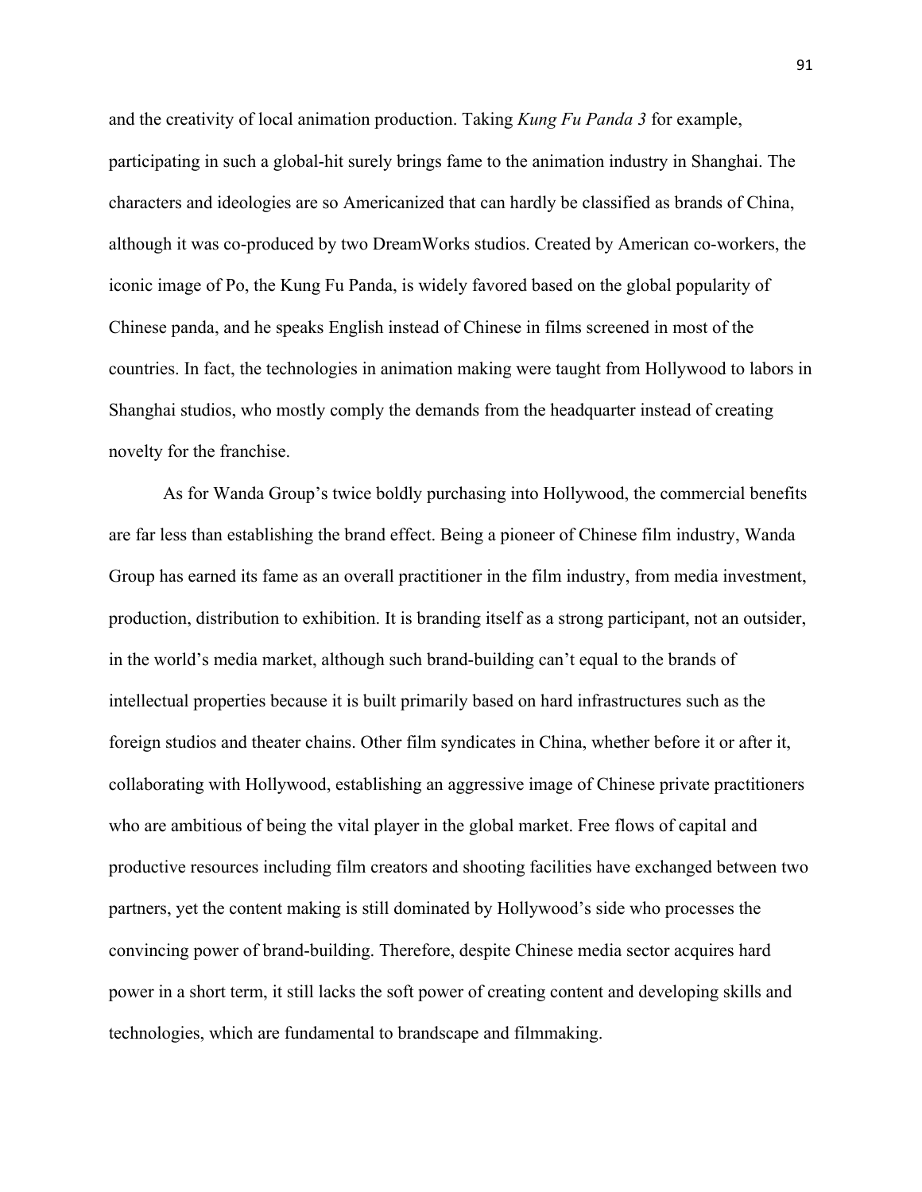and the creativity of local animation production. Taking *Kung Fu Panda 3* for example, participating in such a global-hit surely brings fame to the animation industry in Shanghai. The characters and ideologies are so Americanized that can hardly be classified as brands of China, although it was co-produced by two DreamWorks studios. Created by American co-workers, the iconic image of Po, the Kung Fu Panda, is widely favored based on the global popularity of Chinese panda, and he speaks English instead of Chinese in films screened in most of the countries. In fact, the technologies in animation making were taught from Hollywood to labors in Shanghai studios, who mostly comply the demands from the headquarter instead of creating novelty for the franchise.

As for Wanda Group's twice boldly purchasing into Hollywood, the commercial benefits are far less than establishing the brand effect. Being a pioneer of Chinese film industry, Wanda Group has earned its fame as an overall practitioner in the film industry, from media investment, production, distribution to exhibition. It is branding itself as a strong participant, not an outsider, in the world's media market, although such brand-building can't equal to the brands of intellectual properties because it is built primarily based on hard infrastructures such as the foreign studios and theater chains. Other film syndicates in China, whether before it or after it, collaborating with Hollywood, establishing an aggressive image of Chinese private practitioners who are ambitious of being the vital player in the global market. Free flows of capital and productive resources including film creators and shooting facilities have exchanged between two partners, yet the content making is still dominated by Hollywood's side who processes the convincing power of brand-building. Therefore, despite Chinese media sector acquires hard power in a short term, it still lacks the soft power of creating content and developing skills and technologies, which are fundamental to brandscape and filmmaking.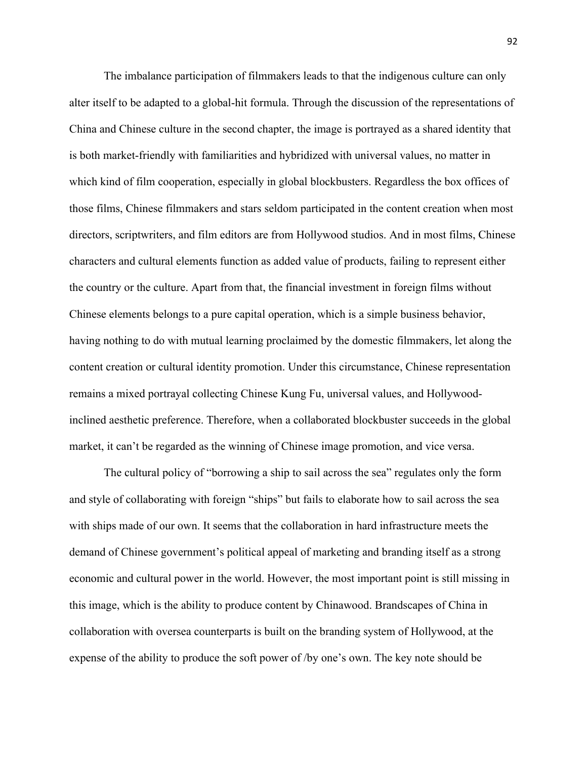The imbalance participation of filmmakers leads to that the indigenous culture can only alter itself to be adapted to a global-hit formula. Through the discussion of the representations of China and Chinese culture in the second chapter, the image is portrayed as a shared identity that is both market-friendly with familiarities and hybridized with universal values, no matter in which kind of film cooperation, especially in global blockbusters. Regardless the box offices of those films, Chinese filmmakers and stars seldom participated in the content creation when most directors, scriptwriters, and film editors are from Hollywood studios. And in most films, Chinese characters and cultural elements function as added value of products, failing to represent either the country or the culture. Apart from that, the financial investment in foreign films without Chinese elements belongs to a pure capital operation, which is a simple business behavior, having nothing to do with mutual learning proclaimed by the domestic filmmakers, let along the content creation or cultural identity promotion. Under this circumstance, Chinese representation remains a mixed portrayal collecting Chinese Kung Fu, universal values, and Hollywood-inclined aesthetic preference. Therefore, when a collaborated blockbuster succeeds in the global market, it can't be regarded as the winning of Chinese image promotion, and vice versa.

The cultural policy of "borrowing a ship to sail across the sea" regulates only the form and style of collaborating with foreign "ships" but fails to elaborate how to sail across the sea with ships made of our own. It seems that the collaboration in hard infrastructure meets the demand of Chinese government's political appeal of marketing and branding itself as a strong economic and cultural power in the world. However, the most important point is still missing in this image, which is the ability to produce content by Chinawood. Brandscapes of China in collaboration with oversea counterparts is built on the branding system of Hollywood, at the expense of the ability to produce the soft power of /by one's own. The key note should be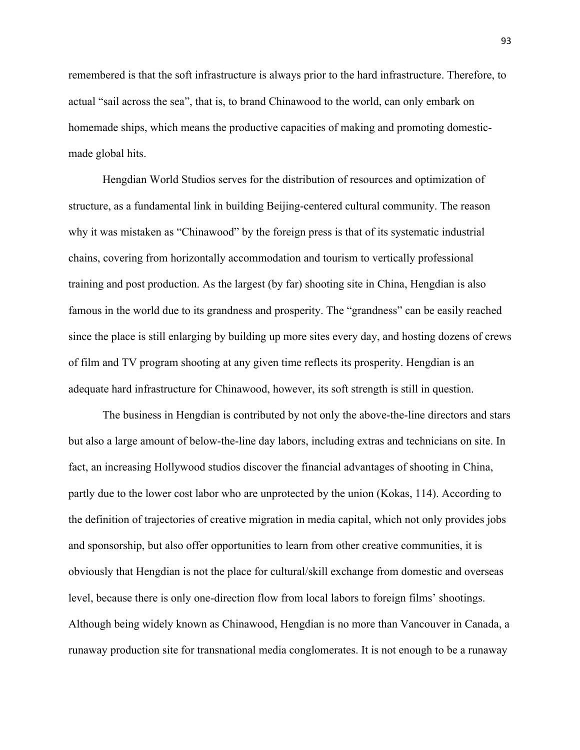remembered is that the soft infrastructure is always prior to the hard infrastructure. Therefore, to actual "sail across the sea", that is, to brand Chinawood to the world, can only embark on homemade ships, which means the productive capacities of making and promoting domestic-made global hits.

Hengdian World Studios serves for the distribution of resources and optimization of structure, as a fundamental link in building Beijing-centered cultural community. The reason why it was mistaken as "Chinawood" by the foreign press is that of its systematic industrial chains, covering from horizontally accommodation and tourism to vertically professional training and post production. As the largest (by far) shooting site in China, Hengdian is also famous in the world due to its grandness and prosperity. The "grandness" can be easily reached since the place is still enlarging by building up more sites every day, and hosting dozens of crews of film and TV program shooting at any given time reflects its prosperity. Hengdian is an adequate hard infrastructure for Chinawood, however, its soft strength is still in question.

The business in Hengdian is contributed by not only the above-the-line directors and stars but also a large amount of below-the-line day labors, including extras and technicians on site. In fact, an increasing Hollywood studios discover the financial advantages of shooting in China, partly due to the lower cost labor who are unprotected by the union (Kokas, 114). According to the definition of trajectories of creative migration in media capital, which not only provides jobs and sponsorship, but also offer opportunities to learn from other creative communities, it is obviously that Hengdian is not the place for cultural/skill exchange from domestic and overseas level, because there is only one-direction flow from local labors to foreign films' shootings. Although being widely known as Chinawood, Hengdian is no more than Vancouver in Canada, a runaway production site for transnational media conglomerates. It is not enough to be a runaway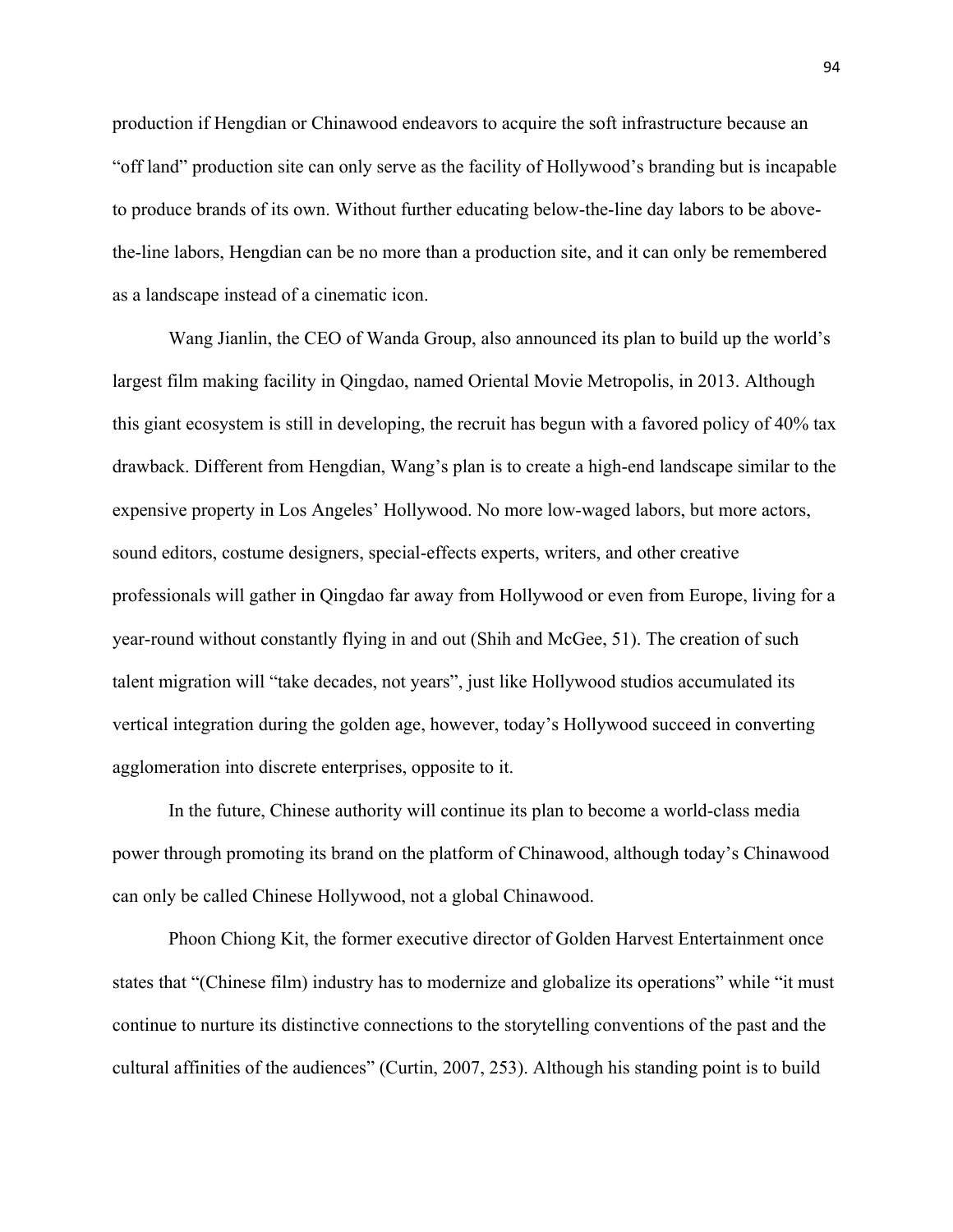production if Hengdian or Chinawood endeavors to acquire the soft infrastructure because an "off land" production site can only serve as the facility of Hollywood's branding but is incapable to produce brands of its own. Without further educating below-the-line day labors to be above-the-line labors, Hengdian can be no more than a production site, and it can only be remembered as a landscape instead of a cinematic icon.

Wang Jianlin, the CEO of Wanda Group, also announced its plan to build up the world's largest film making facility in Qingdao, named Oriental Movie Metropolis, in 2013. Although this giant ecosystem is still in developing, the recruit has begun with a favored policy of 40% tax drawback. Different from Hengdian, Wang's plan is to create a high-end landscape similar to the expensive property in Los Angeles' Hollywood. No more low-waged labors, but more actors, sound editors, costume designers, special-effects experts, writers, and other creative professionals will gather in Qingdao far away from Hollywood or even from Europe, living for a year-round without constantly flying in and out (Shih and McGee, 51). The creation of such talent migration will "take decades, not years", just like Hollywood studios accumulated its vertical integration during the golden age, however, today's Hollywood succeed in converting agglomeration into discrete enterprises, opposite to it.

In the future, Chinese authority will continue its plan to become a world-class media power through promoting its brand on the platform of Chinawood, although today's Chinawood can only be called Chinese Hollywood, not a global Chinawood.

Phoon Chiong Kit, the former executive director of Golden Harvest Entertainment once states that "(Chinese film) industry has to modernize and globalize its operations" while "it must continue to nurture its distinctive connections to the storytelling conventions of the past and the cultural affinities of the audiences" (Curtin, 2007, 253). Although his standing point is to build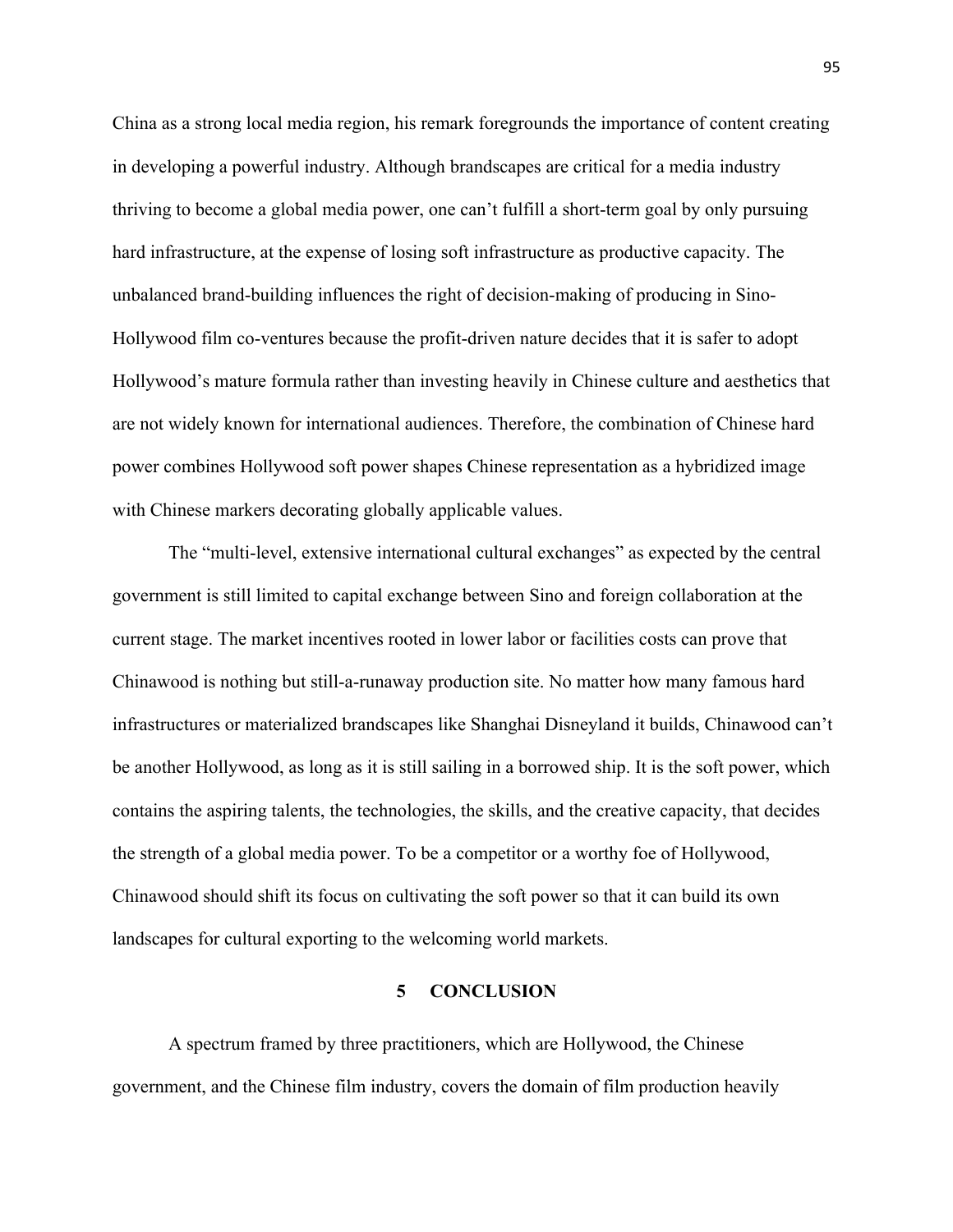China as a strong local media region, his remark foregrounds the importance of content creating in developing a powerful industry. Although brandscapes are critical for a media industry thriving to become a global media power, one can't fulfill a short-term goal by only pursuing hard infrastructure, at the expense of losing soft infrastructure as productive capacity. The unbalanced brand-building influences the right of decision-making of producing in Sino-Hollywood film co-ventures because the profit-driven nature decides that it is safer to adopt Hollywood's mature formula rather than investing heavily in Chinese culture and aesthetics that are not widely known for international audiences. Therefore, the combination of Chinese hard power combines Hollywood soft power shapes Chinese representation as a hybridized image with Chinese markers decorating globally applicable values.

The "multi-level, extensive international cultural exchanges" as expected by the central government is still limited to capital exchange between Sino and foreign collaboration at the current stage. The market incentives rooted in lower labor or facilities costs can prove that Chinawood is nothing but still-a-runaway production site. No matter how many famous hard infrastructures or materialized brandscapes like Shanghai Disneyland it builds, Chinawood can't be another Hollywood, as long as it is still sailing in a borrowed ship. It is the soft power, which contains the aspiring talents, the technologies, the skills, and the creative capacity, that decides the strength of a global media power. To be a competitor or a worthy foe of Hollywood, Chinawood should shift its focus on cultivating the soft power so that it can build its own landscapes for cultural exporting to the welcoming world markets.

# 5 CONCLUSION

A spectrum framed by three practitioners, which are Hollywood, the Chinese government, and the Chinese film industry, covers the domain of film production heavily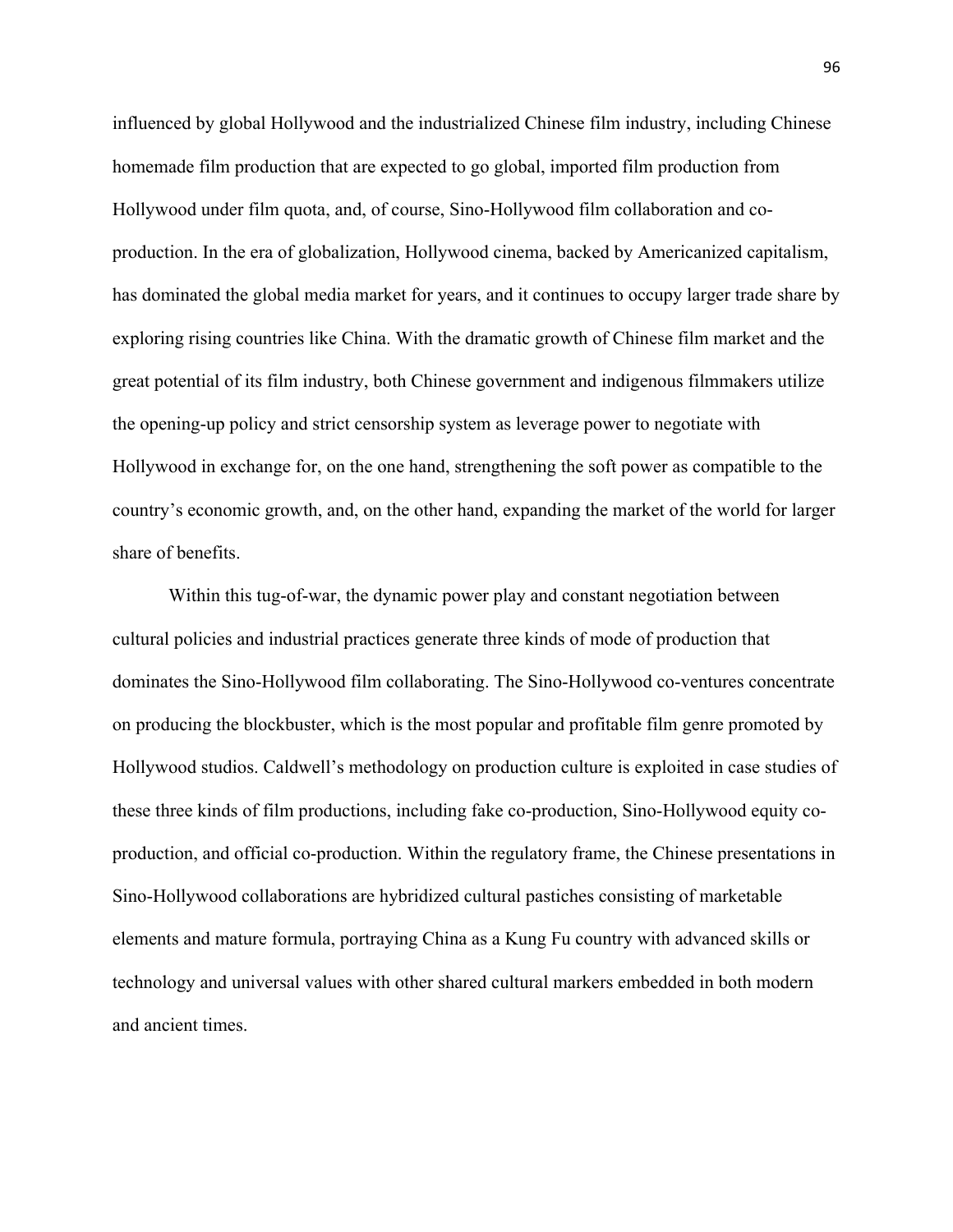influenced by global Hollywood and the industrialized Chinese film industry, including Chinese homemade film production that are expected to go global, imported film production from Hollywood under film quota, and, of course, Sino-Hollywood film collaboration and co-production. In the era of globalization, Hollywood cinema, backed by Americanized capitalism, has dominated the global media market for years, and it continues to occupy larger trade share by exploring rising countries like China. With the dramatic growth of Chinese film market and the great potential of its film industry, both Chinese government and indigenous filmmakers utilize the opening-up policy and strict censorship system as leverage power to negotiate with Hollywood in exchange for, on the one hand, strengthening the soft power as compatible to the country's economic growth, and, on the other hand, expanding the market of the world for larger share of benefits.

Within this tug-of-war, the dynamic power play and constant negotiation between cultural policies and industrial practices generate three kinds of mode of production that dominates the Sino-Hollywood film collaborating. The Sino-Hollywood co-ventures concentrate on producing the blockbuster, which is the most popular and profitable film genre promoted by Hollywood studios. Caldwell's methodology on production culture is exploited in case studies of these three kinds of film productions, including fake co-production, Sino-Hollywood equity co-production, and official co-production. Within the regulatory frame, the Chinese presentations in Sino-Hollywood collaborations are hybridized cultural pastiches consisting of marketable elements and mature formula, portraying China as a Kung Fu country with advanced skills or technology and universal values with other shared cultural markers embedded in both modern and ancient times.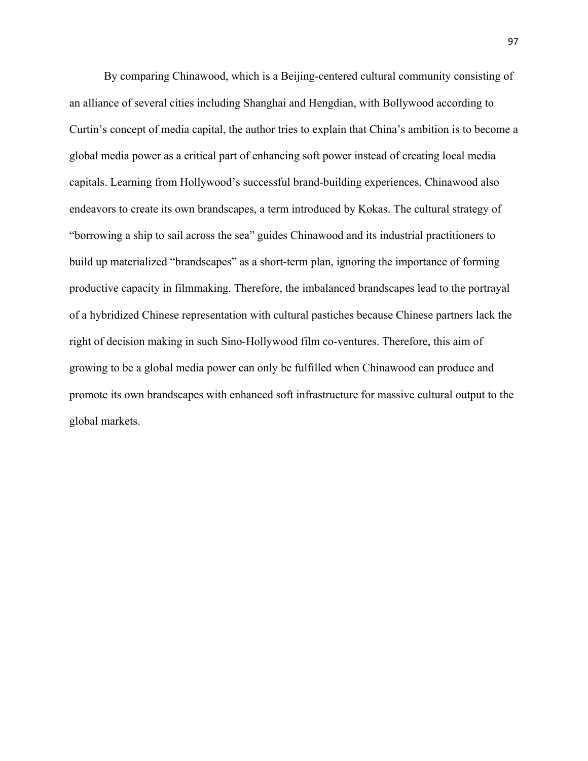By comparing Chinawood, which is a Beijing-centered cultural community consisting of an alliance of several cities including Shanghai and Hengdian, with Bollywood according to Curtin's concept of media capital, the author tries to explain that China's ambition is to become a global media power as a critical part of enhancing soft power instead of creating local media capitals. Learning from Hollywood's successful brand-building experiences, Chinawood also endeavors to create its own brandscapes, a term introduced by Kokas. The cultural strategy of "borrowing a ship to sail across the sea" guides Chinawood and its industrial practitioners to build up materialized "brandscapes" as a short-term plan, ignoring the importance of forming productive capacity in filmmaking. Therefore, the imbalanced brandscapes lead to the portrayal of a hybridized Chinese representation with cultural pastiches because Chinese partners lack the right of decision making in such Sino-Hollywood film co-ventures. Therefore, this aim of growing to be a global media power can only be fulfilled when Chinawood can produce and promote its own brandscapes with enhanced soft infrastructure for massive cultural output to the global markets.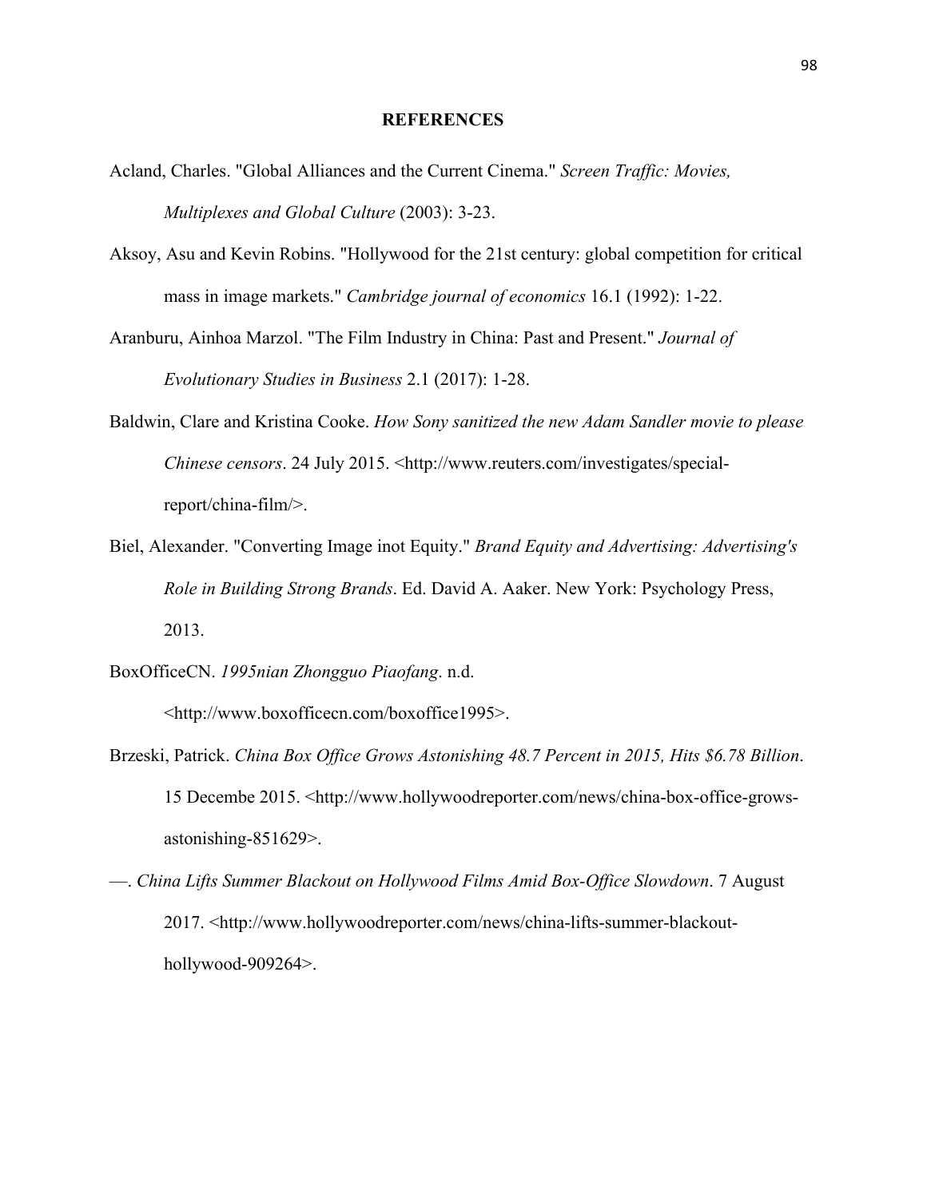# REFERENCES

Acland, Charles. "Global Alliances and the Current Cinema." *Screen Traffic: Movies, Multiplexes and Global Culture* (2003): 3-23.

Aksoy, Asu and Kevin Robins. "Hollywood for the 21st century: global competition for critical mass in image markets." *Cambridge journal of economics* 16.1 (1992): 1-22.

Aranburu, Ainhoa Marzol. "The Film Industry in China: Past and Present." *Journal of Evolutionary Studies in Business* 2.1 (2017): 1-28.

Baldwin, Clare and Kristina Cooke. *How Sony sanitized the new Adam Sandler movie to please Chinese censors*. 24 July 2015. <http://www.reuters.com/investigates/special-report/china-film/>.

Biel, Alexander. "Converting Image inot Equity." *Brand Equity and Advertising: Advertising's Role in Building Strong Brands*. Ed. David A. Aaker. New York: Psychology Press, 2013.

BoxOfficeCN. *1995nian Zhongguo Piaofang*. n.d. <http://www.boxofficecn.com/boxoffice1995>.

Brzeski, Patrick. *China Box Office Grows Astonishing 48.7 Percent in 2015, Hits $6.78 Billion*. 15 Decembe 2015. <http://www.hollywoodreporter.com/news/china-box-office-grows-astonishing-851629>.

—. *China Lifts Summer Blackout on Hollywood Films Amid Box-Office Slowdown*. 7 August 2017. <http://www.hollywoodreporter.com/news/china-lifts-summer-blackout-hollywood-909264>.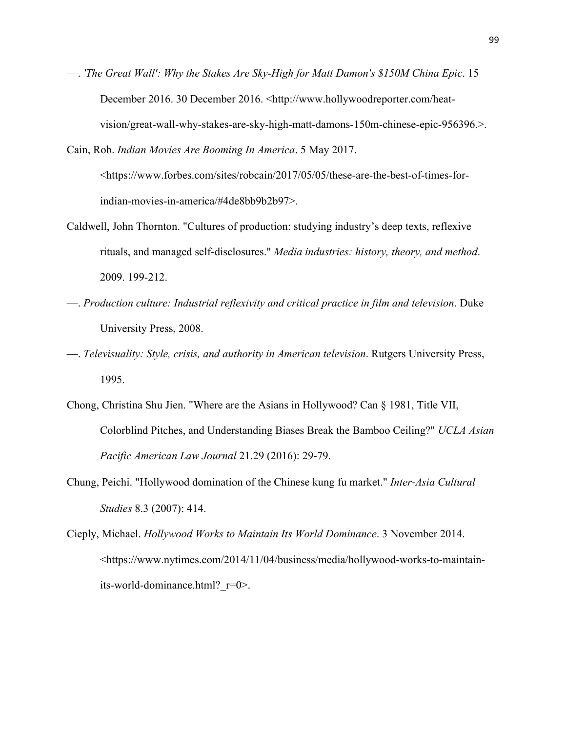—. *'The Great Wall': Why the Stakes Are Sky-High for Matt Damon's $150M China Epic*. 15 December 2016. 30 December 2016. <http://www.hollywoodreporter.com/heat-vision/great-wall-why-stakes-are-sky-high-matt-damons-150m-chinese-epic-956396.>.

Cain, Rob. *Indian Movies Are Booming In America*. 5 May 2017. <https://www.forbes.com/sites/robcain/2017/05/05/these-are-the-best-of-times-for-indian-movies-in-america/#4de8bb9b2b97>.

Caldwell, John Thornton. "Cultures of production: studying industry's deep texts, reflexive rituals, and managed self-disclosures." *Media industries: history, theory, and method*. 2009. 199-212.

—. *Production culture: Industrial reflexivity and critical practice in film and television*. Duke University Press, 2008.

—. *Televisuality: Style, crisis, and authority in American television*. Rutgers University Press, 1995.

Chong, Christina Shu Jien. "Where are the Asians in Hollywood? Can § 1981, Title VII, Colorblind Pitches, and Understanding Biases Break the Bamboo Ceiling?" *UCLA Asian Pacific American Law Journal* 21.29 (2016): 29-79.

Chung, Peichi. "Hollywood domination of the Chinese kung fu market." *Inter-Asia Cultural Studies* 8.3 (2007): 414.

Cieply, Michael. *Hollywood Works to Maintain Its World Dominance*. 3 November 2014. <https://www.nytimes.com/2014/11/04/business/media/hollywood-works-to-maintain-its-world-dominance.html?_r=0>.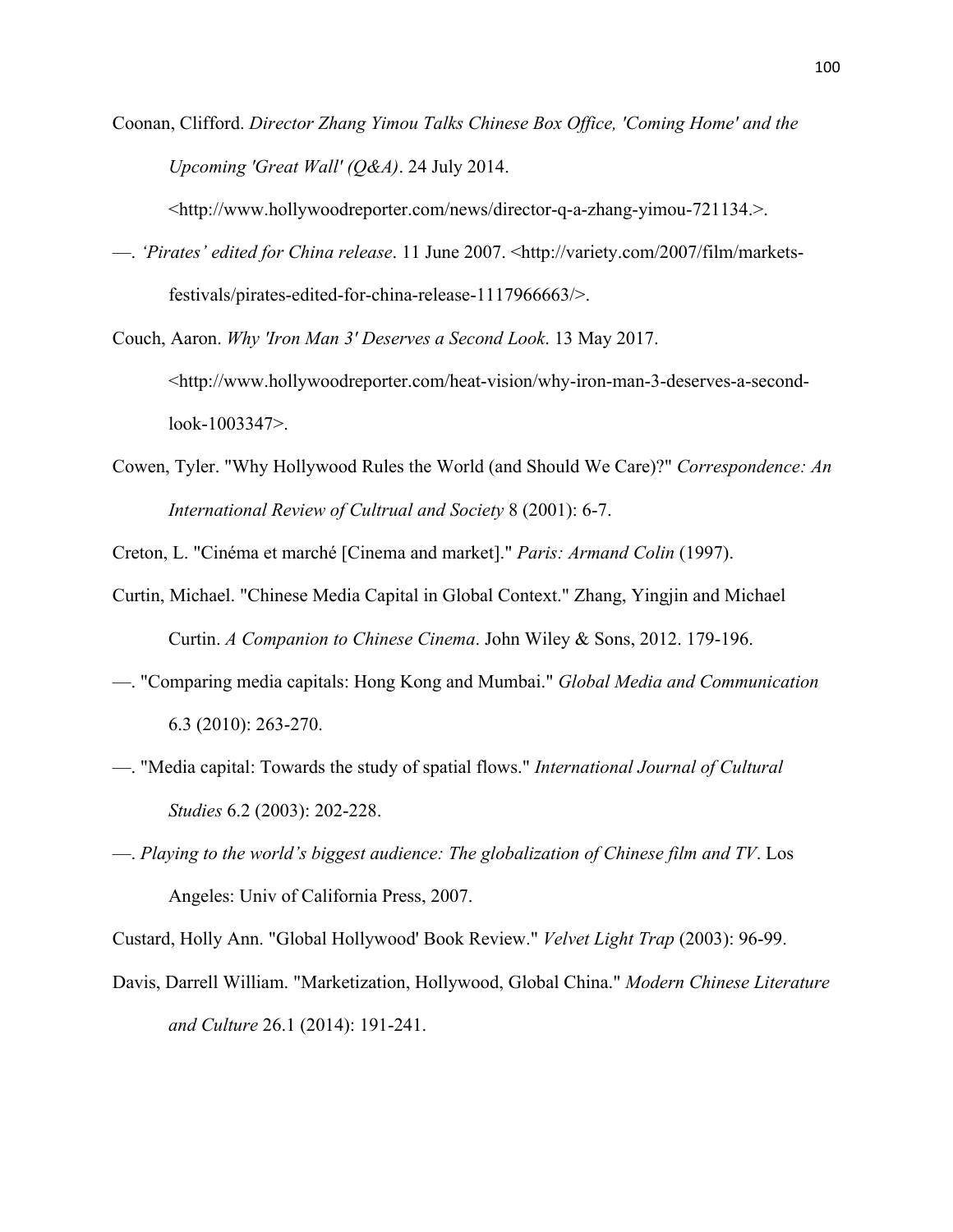Coonan, Clifford. *Director Zhang Yimou Talks Chinese Box Office, 'Coming Home' and the Upcoming 'Great Wall' (Q&A)*. 24 July 2014. <http://www.hollywoodreporter.com/news/director-q-a-zhang-yimou-721134.>.

—. *'Pirates' edited for China release*. 11 June 2007. <http://variety.com/2007/film/markets-festivals/pirates-edited-for-china-release-1117966663/>.

Couch, Aaron. *Why 'Iron Man 3' Deserves a Second Look*. 13 May 2017. <http://www.hollywoodreporter.com/heat-vision/why-iron-man-3-deserves-a-second-look-1003347>.

Cowen, Tyler. "Why Hollywood Rules the World (and Should We Care)?" *Correspondence: An International Review of Cultrual and Society* 8 (2001): 6-7.

Creton, L. "Cinéma et marché [Cinema and market]." *Paris: Armand Colin* (1997).

Curtin, Michael. "Chinese Media Capital in Global Context." Zhang, Yingjin and Michael Curtin. *A Companion to Chinese Cinema*. John Wiley & Sons, 2012. 179-196.

—. "Comparing media capitals: Hong Kong and Mumbai." *Global Media and Communication* 6.3 (2010): 263-270.

—. "Media capital: Towards the study of spatial flows." *International Journal of Cultural Studies* 6.2 (2003): 202-228.

—. *Playing to the world's biggest audience: The globalization of Chinese film and TV*. Los Angeles: Univ of California Press, 2007.

Custard, Holly Ann. "Global Hollywood' Book Review." *Velvet Light Trap* (2003): 96-99.

Davis, Darrell William. "Marketization, Hollywood, Global China." *Modern Chinese Literature and Culture* 26.1 (2014): 191-241.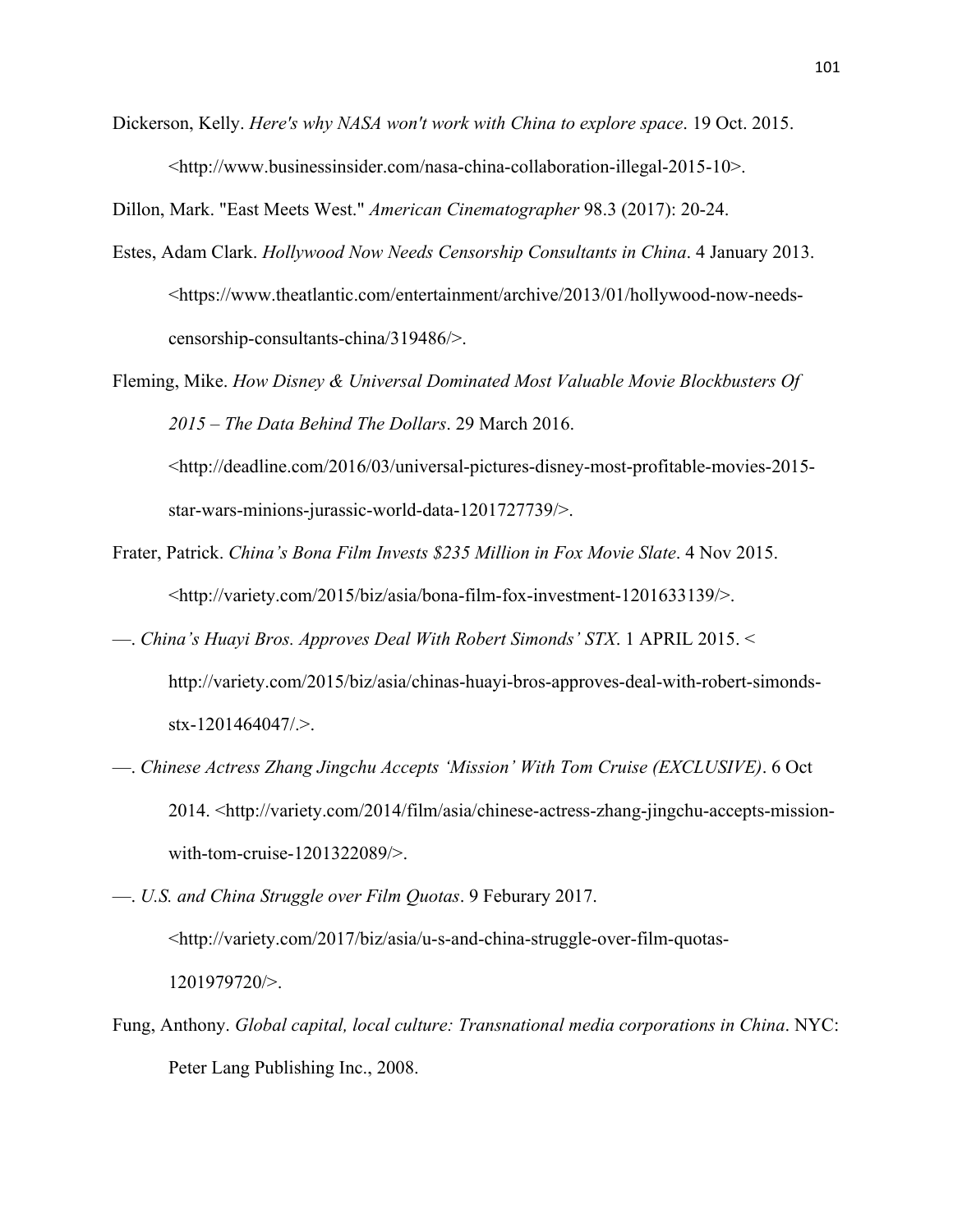Dickerson, Kelly. *Here's why NASA won't work with China to explore space*. 19 Oct. 2015. <http://www.businessinsider.com/nasa-china-collaboration-illegal-2015-10>.

Dillon, Mark. "East Meets West." *American Cinematographer* 98.3 (2017): 20-24.

Estes, Adam Clark. *Hollywood Now Needs Censorship Consultants in China*. 4 January 2013. <https://www.theatlantic.com/entertainment/archive/2013/01/hollywood-now-needs-censorship-consultants-china/319486/>.

Fleming, Mike. *How Disney & Universal Dominated Most Valuable Movie Blockbusters Of 2015 – The Data Behind The Dollars*. 29 March 2016. <http://deadline.com/2016/03/universal-pictures-disney-most-profitable-movies-2015-star-wars-minions-jurassic-world-data-1201727739/>.

Frater, Patrick. *China's Bona Film Invests $235 Million in Fox Movie Slate*. 4 Nov 2015. <http://variety.com/2015/biz/asia/bona-film-fox-investment-1201633139/>.

—. *China's Huayi Bros. Approves Deal With Robert Simonds' STX*. 1 APRIL 2015. < http://variety.com/2015/biz/asia/chinas-huayi-bros-approves-deal-with-robert-simonds-stx-1201464047/.>.

—. *Chinese Actress Zhang Jingchu Accepts 'Mission' With Tom Cruise (EXCLUSIVE)*. 6 Oct 2014. <http://variety.com/2014/film/asia/chinese-actress-zhang-jingchu-accepts-mission-with-tom-cruise-1201322089/>.

—. *U.S. and China Struggle over Film Quotas*. 9 Feburary 2017. <http://variety.com/2017/biz/asia/u-s-and-china-struggle-over-film-quotas-1201979720/>.

Fung, Anthony. *Global capital, local culture: Transnational media corporations in China*. NYC: Peter Lang Publishing Inc., 2008.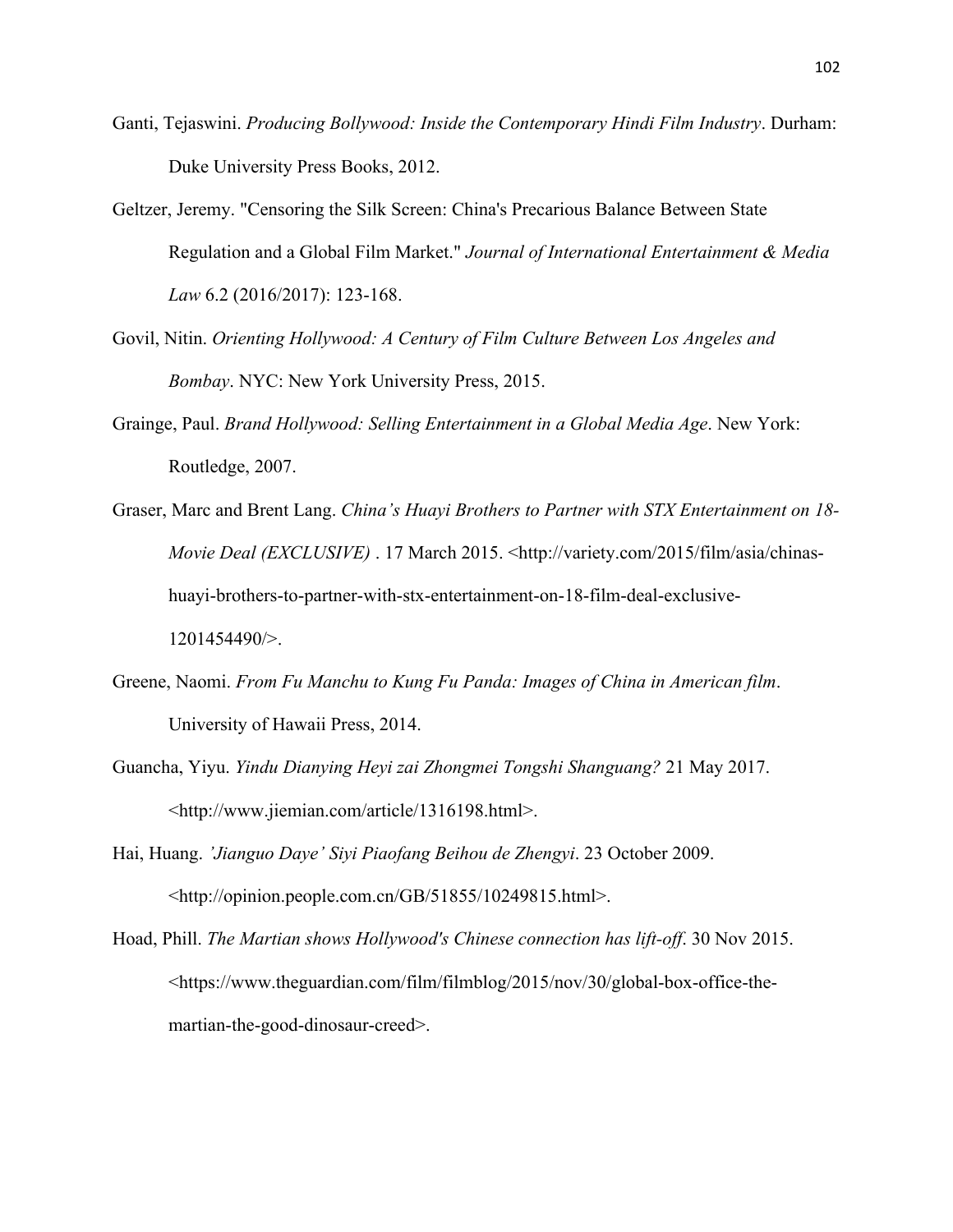Ganti, Tejaswini. *Producing Bollywood: Inside the Contemporary Hindi Film Industry*. Durham: Duke University Press Books, 2012.

Geltzer, Jeremy. "Censoring the Silk Screen: China's Precarious Balance Between State Regulation and a Global Film Market." *Journal of International Entertainment & Media Law* 6.2 (2016/2017): 123-168.

Govil, Nitin. *Orienting Hollywood: A Century of Film Culture Between Los Angeles and Bombay*. NYC: New York University Press, 2015.

Grainge, Paul. *Brand Hollywood: Selling Entertainment in a Global Media Age*. New York: Routledge, 2007.

Graser, Marc and Brent Lang. *China's Huayi Brothers to Partner with STX Entertainment on 18-Movie Deal (EXCLUSIVE)* . 17 March 2015. <http://variety.com/2015/film/asia/chinas-huayi-brothers-to-partner-with-stx-entertainment-on-18-film-deal-exclusive-1201454490/>.

Greene, Naomi. *From Fu Manchu to Kung Fu Panda: Images of China in American film*. University of Hawaii Press, 2014.

Guancha, Yiyu. *Yindu Dianying Heyi zai Zhongmei Tongshi Shanguang?* 21 May 2017. <http://www.jiemian.com/article/1316198.html>.

Hai, Huang. *'Jianguo Daye' Siyi Piaofang Beihou de Zhengyi*. 23 October 2009. <http://opinion.people.com.cn/GB/51855/10249815.html>.

Hoad, Phill. *The Martian shows Hollywood's Chinese connection has lift-off*. 30 Nov 2015. <https://www.theguardian.com/film/filmblog/2015/nov/30/global-box-office-the-martian-the-good-dinosaur-creed>.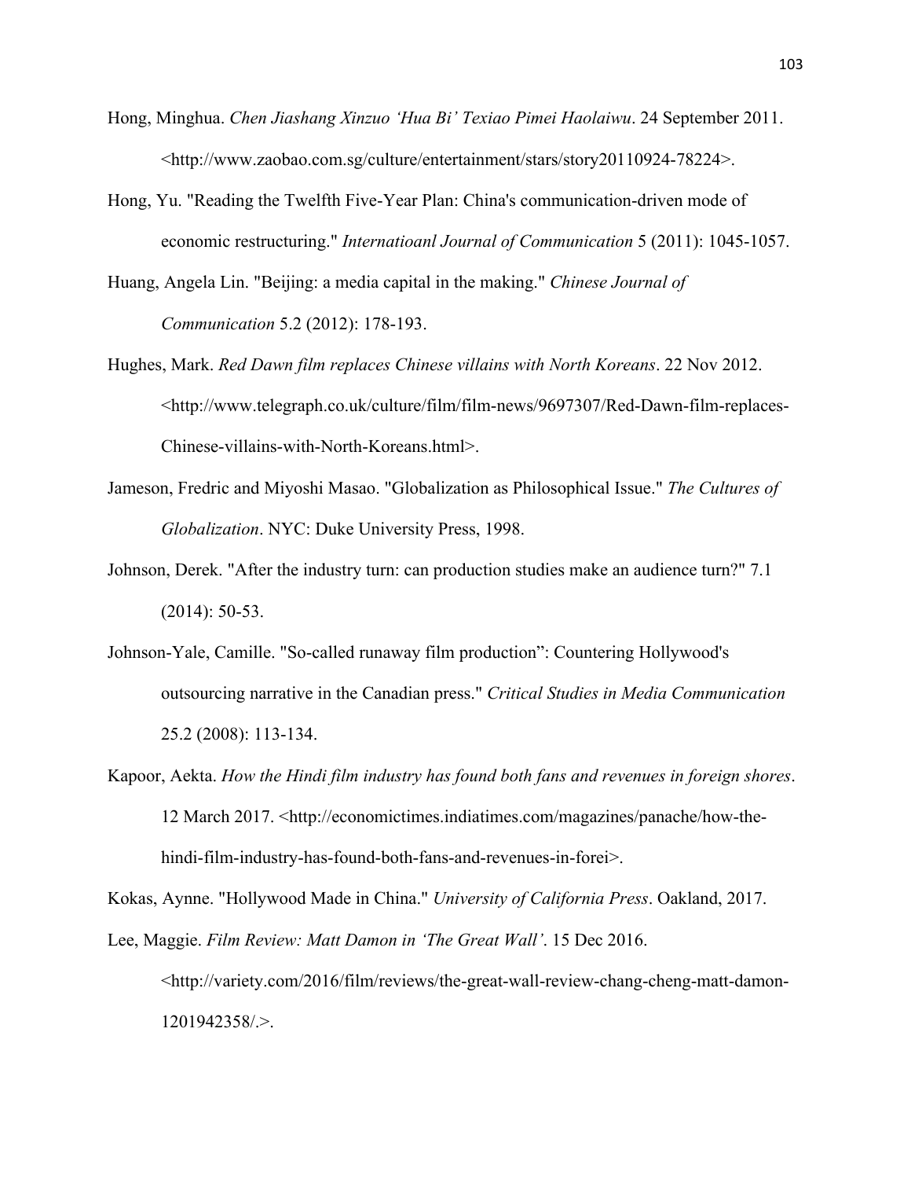Hong, Minghua. *Chen Jiashang Xinzuo 'Hua Bi' Texiao Pimei Haolaiwu*. 24 September 2011. <http://www.zaobao.com.sg/culture/entertainment/stars/story20110924-78224>.

Hong, Yu. "Reading the Twelfth Five-Year Plan: China's communication-driven mode of economic restructuring." *Internatioanl Journal of Communication* 5 (2011): 1045-1057.

Huang, Angela Lin. "Beijing: a media capital in the making." *Chinese Journal of Communication* 5.2 (2012): 178-193.

Hughes, Mark. *Red Dawn film replaces Chinese villains with North Koreans*. 22 Nov 2012. <http://www.telegraph.co.uk/culture/film/film-news/9697307/Red-Dawn-film-replaces-Chinese-villains-with-North-Koreans.html>.

Jameson, Fredric and Miyoshi Masao. "Globalization as Philosophical Issue." *The Cultures of Globalization*. NYC: Duke University Press, 1998.

Johnson, Derek. "After the industry turn: can production studies make an audience turn?" 7.1 (2014): 50-53.

Johnson-Yale, Camille. "So-called runaway film production": Countering Hollywood's outsourcing narrative in the Canadian press." *Critical Studies in Media Communication* 25.2 (2008): 113-134.

Kapoor, Aekta. *How the Hindi film industry has found both fans and revenues in foreign shores*. 12 March 2017. <http://economictimes.indiatimes.com/magazines/panache/how-the-hindi-film-industry-has-found-both-fans-and-revenues-in-forei>.

Kokas, Aynne. "Hollywood Made in China." *University of California Press*. Oakland, 2017.

Lee, Maggie. *Film Review: Matt Damon in 'The Great Wall'*. 15 Dec 2016. <http://variety.com/2016/film/reviews/the-great-wall-review-chang-cheng-matt-damon-1201942358/.>.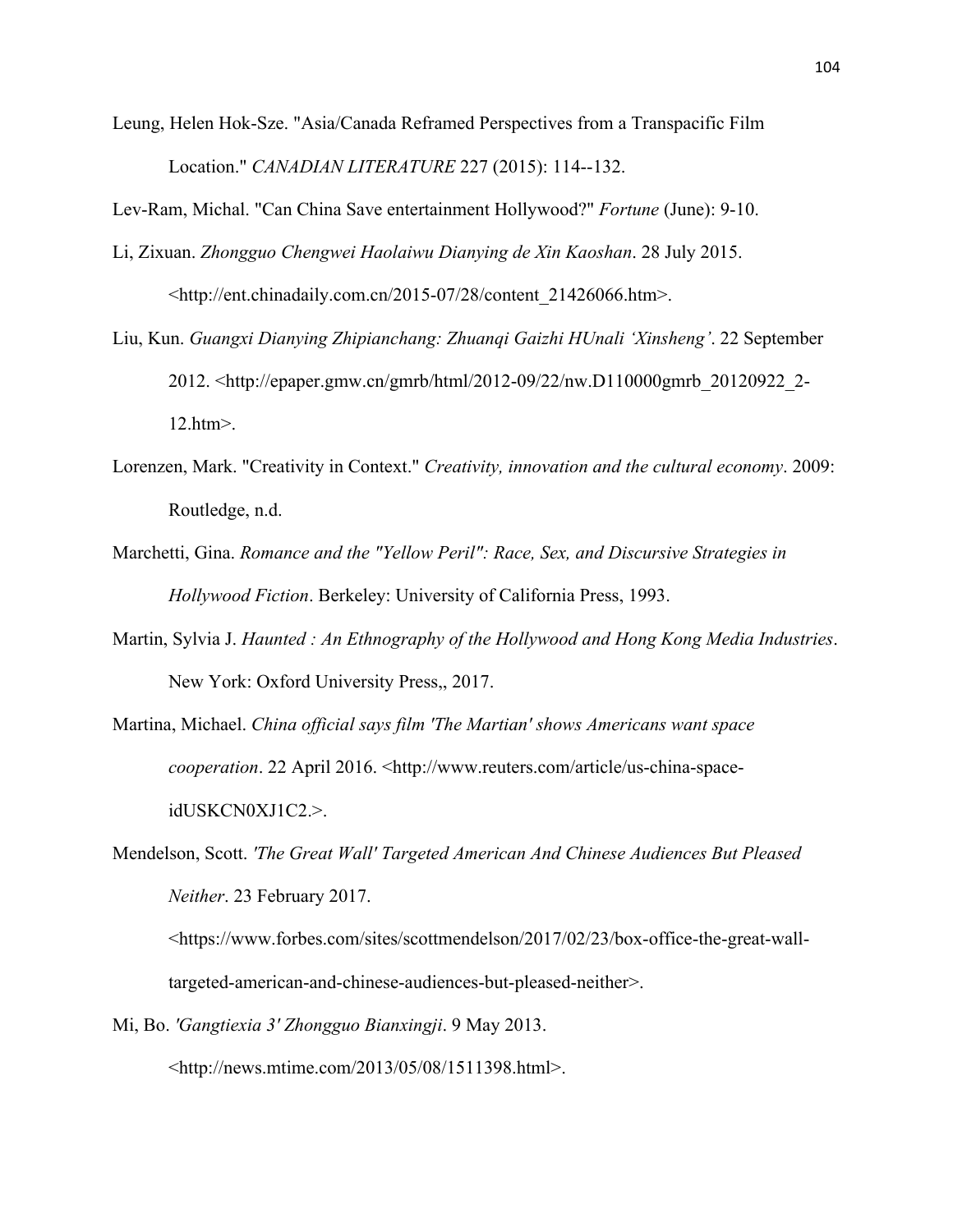Leung, Helen Hok-Sze. "Asia/Canada Reframed Perspectives from a Transpacific Film Location." *CANADIAN LITERATURE* 227 (2015): 114--132.

Lev-Ram, Michal. "Can China Save entertainment Hollywood?" *Fortune* (June): 9-10.

Li, Zixuan. *Zhongguo Chengwei Haolaiwu Dianying de Xin Kaoshan*. 28 July 2015. <http://ent.chinadaily.com.cn/2015-07/28/content_21426066.htm>.

Liu, Kun. *Guangxi Dianying Zhipianchang: Zhuanqi Gaizhi HUnali 'Xinsheng'*. 22 September 2012. <http://epaper.gmw.cn/gmrb/html/2012-09/22/nw.D110000gmrb_20120922_2-12.htm>.

Lorenzen, Mark. "Creativity in Context." *Creativity, innovation and the cultural economy*. 2009: Routledge, n.d.

Marchetti, Gina. *Romance and the "Yellow Peril": Race, Sex, and Discursive Strategies in Hollywood Fiction*. Berkeley: University of California Press, 1993.

Martin, Sylvia J. *Haunted : An Ethnography of the Hollywood and Hong Kong Media Industries*. New York: Oxford University Press,, 2017.

Martina, Michael. *China official says film 'The Martian' shows Americans want space cooperation*. 22 April 2016. <http://www.reuters.com/article/us-china-space-idUSKCN0XJ1C2.>.

Mendelson, Scott. *'The Great Wall' Targeted American And Chinese Audiences But Pleased Neither*. 23 February 2017. <https://www.forbes.com/sites/scottmendelson/2017/02/23/box-office-the-great-wall-targeted-american-and-chinese-audiences-but-pleased-neither>.

Mi, Bo. *'Gangtiexia 3' Zhongguo Bianxingji*. 9 May 2013. <http://news.mtime.com/2013/05/08/1511398.html>.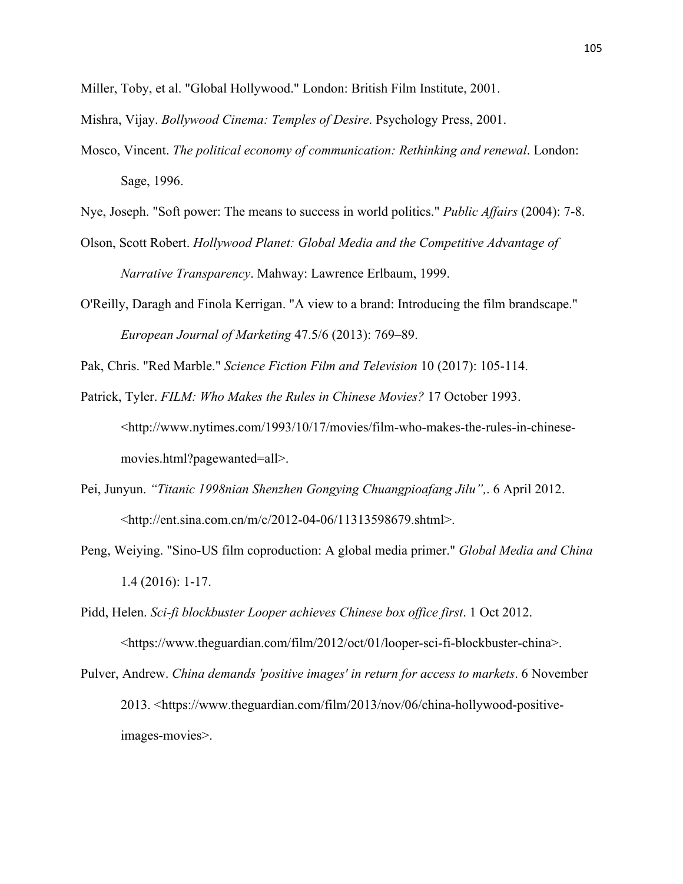Miller, Toby, et al. "Global Hollywood." London: British Film Institute, 2001.

Mishra, Vijay. *Bollywood Cinema: Temples of Desire*. Psychology Press, 2001.

Mosco, Vincent. *The political economy of communication: Rethinking and renewal*. London: Sage, 1996.

Nye, Joseph. "Soft power: The means to success in world politics." *Public Affairs* (2004): 7-8.

Olson, Scott Robert. *Hollywood Planet: Global Media and the Competitive Advantage of Narrative Transparency*. Mahway: Lawrence Erlbaum, 1999.

O'Reilly, Daragh and Finola Kerrigan. "A view to a brand: Introducing the film brandscape." *European Journal of Marketing* 47.5/6 (2013): 769–89.

Pak, Chris. "Red Marble." *Science Fiction Film and Television* 10 (2017): 105-114.

Patrick, Tyler. *FILM: Who Makes the Rules in Chinese Movies?* 17 October 1993. <http://www.nytimes.com/1993/10/17/movies/film-who-makes-the-rules-in-chinese-movies.html?pagewanted=all>.

Pei, Junyun. *"Titanic 1998nian Shenzhen Gongying Chuangpioafang Jilu",*. 6 April 2012. <http://ent.sina.com.cn/m/c/2012-04-06/11313598679.shtml>.

Peng, Weiying. "Sino-US film coproduction: A global media primer." *Global Media and China* 1.4 (2016): 1-17.

Pidd, Helen. *Sci-fi blockbuster Looper achieves Chinese box office first*. 1 Oct 2012. <https://www.theguardian.com/film/2012/oct/01/looper-sci-fi-blockbuster-china>.

Pulver, Andrew. *China demands 'positive images' in return for access to markets*. 6 November 2013. <https://www.theguardian.com/film/2013/nov/06/china-hollywood-positive-images-movies>.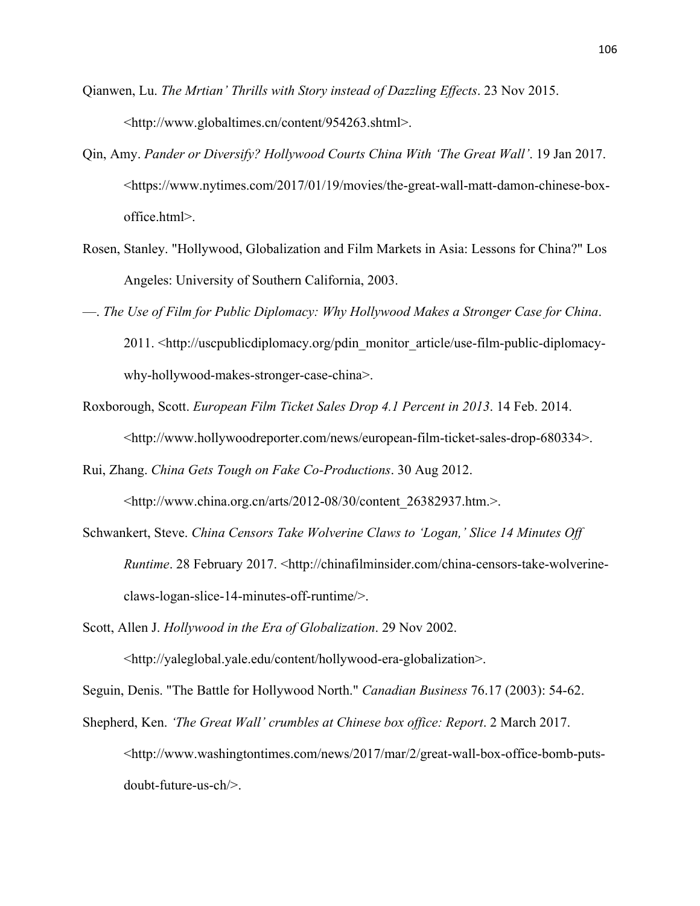Qianwen, Lu. *The Mrtian' Thrills with Story instead of Dazzling Effects*. 23 Nov 2015. <http://www.globaltimes.cn/content/954263.shtml>.

Qin, Amy. *Pander or Diversify? Hollywood Courts China With 'The Great Wall'*. 19 Jan 2017. <https://www.nytimes.com/2017/01/19/movies/the-great-wall-matt-damon-chinese-box-office.html>.

Rosen, Stanley. "Hollywood, Globalization and Film Markets in Asia: Lessons for China?" Los Angeles: University of Southern California, 2003.

—. *The Use of Film for Public Diplomacy: Why Hollywood Makes a Stronger Case for China*. 2011. <http://uscpublicdiplomacy.org/pdin_monitor_article/use-film-public-diplomacy-why-hollywood-makes-stronger-case-china>.

Roxborough, Scott. *European Film Ticket Sales Drop 4.1 Percent in 2013*. 14 Feb. 2014. <http://www.hollywoodreporter.com/news/european-film-ticket-sales-drop-680334>.

Rui, Zhang. *China Gets Tough on Fake Co-Productions*. 30 Aug 2012. <http://www.china.org.cn/arts/2012-08/30/content_26382937.htm.>.

Schwankert, Steve. *China Censors Take Wolverine Claws to 'Logan,' Slice 14 Minutes Off Runtime*. 28 February 2017. <http://chinafilminsider.com/china-censors-take-wolverine-claws-logan-slice-14-minutes-off-runtime/>.

Scott, Allen J. *Hollywood in the Era of Globalization*. 29 Nov 2002. <http://yaleglobal.yale.edu/content/hollywood-era-globalization>.

Seguin, Denis. "The Battle for Hollywood North." *Canadian Business* 76.17 (2003): 54-62.

Shepherd, Ken. *'The Great Wall' crumbles at Chinese box office: Report*. 2 March 2017. <http://www.washingtontimes.com/news/2017/mar/2/great-wall-box-office-bomb-puts-doubt-future-us-ch/>.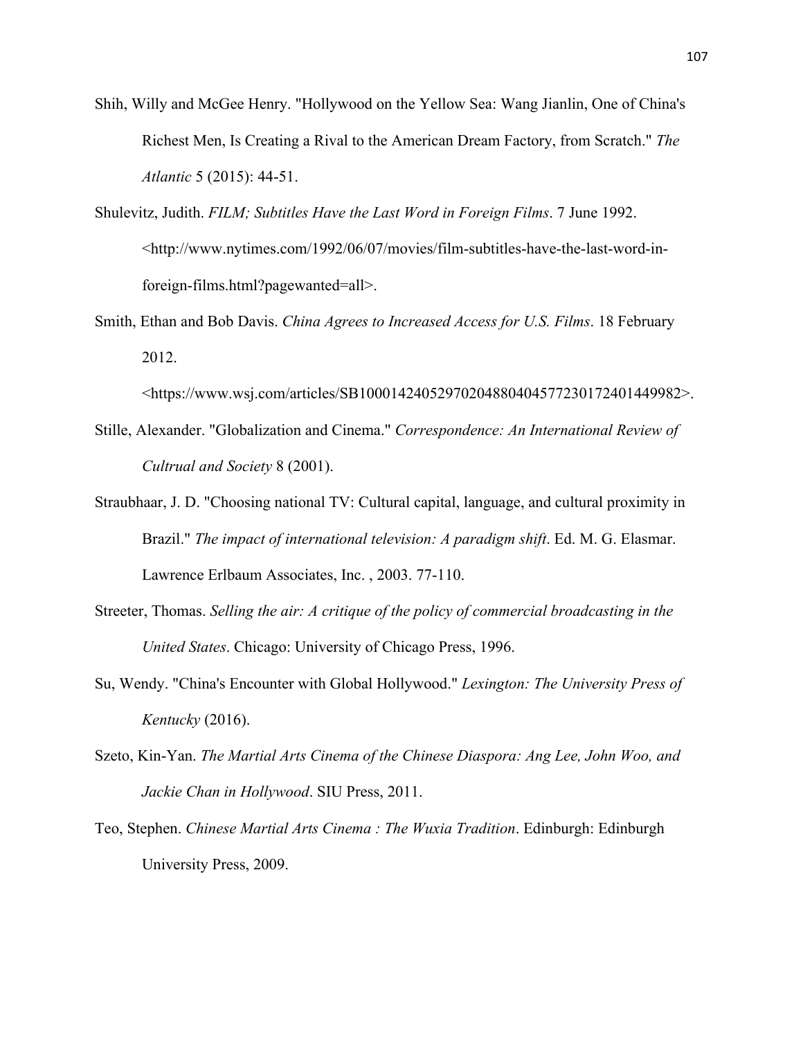Shih, Willy and McGee Henry. "Hollywood on the Yellow Sea: Wang Jianlin, One of China's Richest Men, Is Creating a Rival to the American Dream Factory, from Scratch." *The Atlantic* 5 (2015): 44-51.

Shulevitz, Judith. *FILM; Subtitles Have the Last Word in Foreign Films*. 7 June 1992. <http://www.nytimes.com/1992/06/07/movies/film-subtitles-have-the-last-word-in-foreign-films.html?pagewanted=all>.

Smith, Ethan and Bob Davis. *China Agrees to Increased Access for U.S. Films*. 18 February 2012. <https://www.wsj.com/articles/SB10001424052970204880404577230172401449982>.

Stille, Alexander. "Globalization and Cinema." *Correspondence: An International Review of Cultrual and Society* 8 (2001).

Straubhaar, J. D. "Choosing national TV: Cultural capital, language, and cultural proximity in Brazil." *The impact of international television: A paradigm shift*. Ed. M. G. Elasmar. Lawrence Erlbaum Associates, Inc. , 2003. 77-110.

Streeter, Thomas. *Selling the air: A critique of the policy of commercial broadcasting in the United States*. Chicago: University of Chicago Press, 1996.

Su, Wendy. "China's Encounter with Global Hollywood." *Lexington: The University Press of Kentucky* (2016).

Szeto, Kin-Yan. *The Martial Arts Cinema of the Chinese Diaspora: Ang Lee, John Woo, and Jackie Chan in Hollywood*. SIU Press, 2011.

Teo, Stephen. *Chinese Martial Arts Cinema : The Wuxia Tradition*. Edinburgh: Edinburgh University Press, 2009.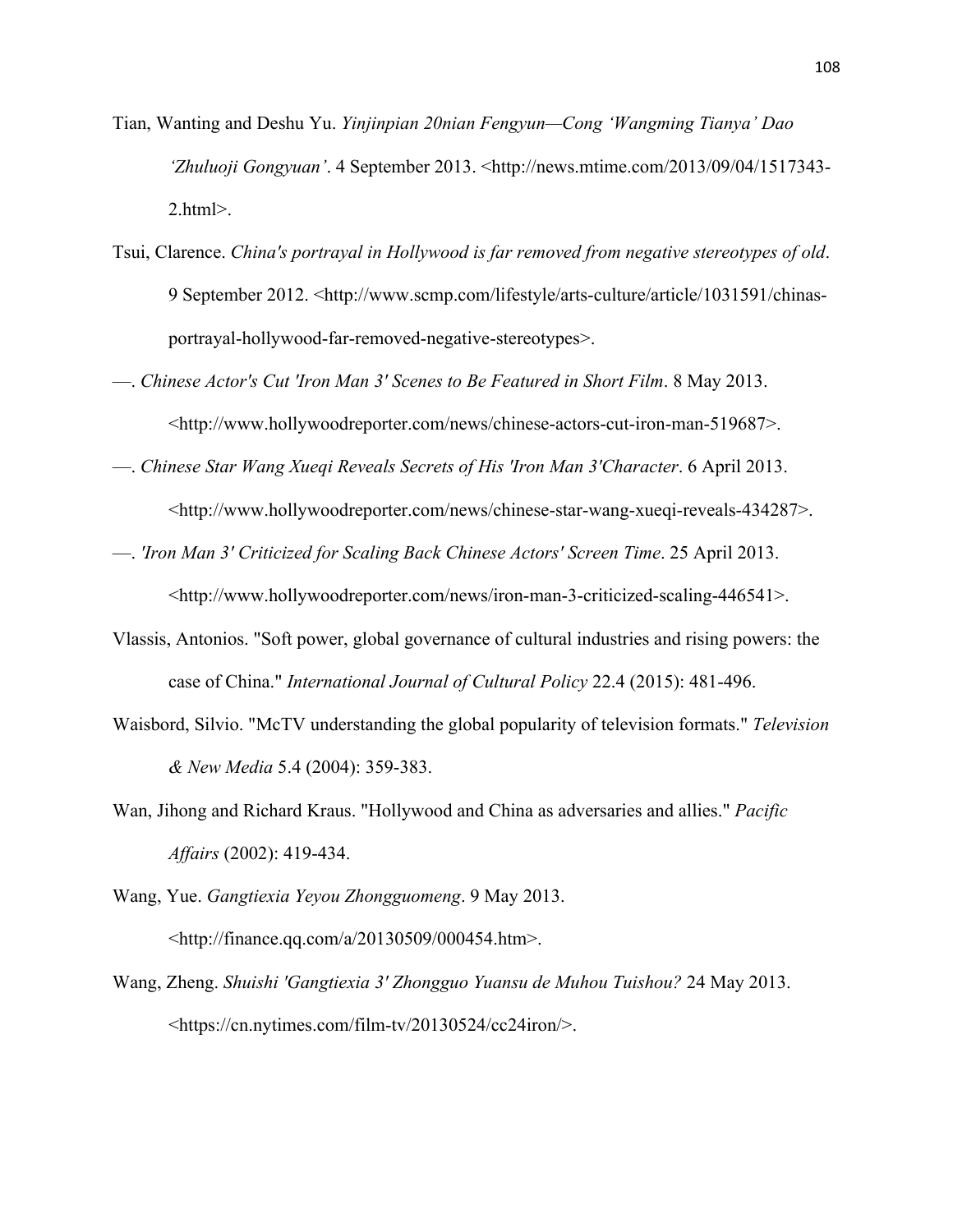Tian, Wanting and Deshu Yu. *Yinjinpian 20nian Fengyun—Cong 'Wangming Tianya' Dao 'Zhuluoji Gongyuan'*. 4 September 2013. <http://news.mtime.com/2013/09/04/1517343-2.html>.

Tsui, Clarence. *China's portrayal in Hollywood is far removed from negative stereotypes of old*. 9 September 2012. <http://www.scmp.com/lifestyle/arts-culture/article/1031591/chinas-portrayal-hollywood-far-removed-negative-stereotypes>.

—. *Chinese Actor's Cut 'Iron Man 3' Scenes to Be Featured in Short Film*. 8 May 2013. <http://www.hollywoodreporter.com/news/chinese-actors-cut-iron-man-519687>.

—. *Chinese Star Wang Xueqi Reveals Secrets of His 'Iron Man 3'Character*. 6 April 2013. <http://www.hollywoodreporter.com/news/chinese-star-wang-xueqi-reveals-434287>.

—. *'Iron Man 3' Criticized for Scaling Back Chinese Actors' Screen Time*. 25 April 2013. <http://www.hollywoodreporter.com/news/iron-man-3-criticized-scaling-446541>.

Vlassis, Antonios. "Soft power, global governance of cultural industries and rising powers: the case of China." *International Journal of Cultural Policy* 22.4 (2015): 481-496.

Waisbord, Silvio. "McTV understanding the global popularity of television formats." *Television & New Media* 5.4 (2004): 359-383.

Wan, Jihong and Richard Kraus. "Hollywood and China as adversaries and allies." *Pacific Affairs* (2002): 419-434.

Wang, Yue. *Gangtiexia Yeyou Zhongguomeng*. 9 May 2013. <http://finance.qq.com/a/20130509/000454.htm>.

Wang, Zheng. *Shuishi 'Gangtiexia 3' Zhongguo Yuansu de Muhou Tuishou?* 24 May 2013. <https://cn.nytimes.com/film-tv/20130524/cc24iron/>.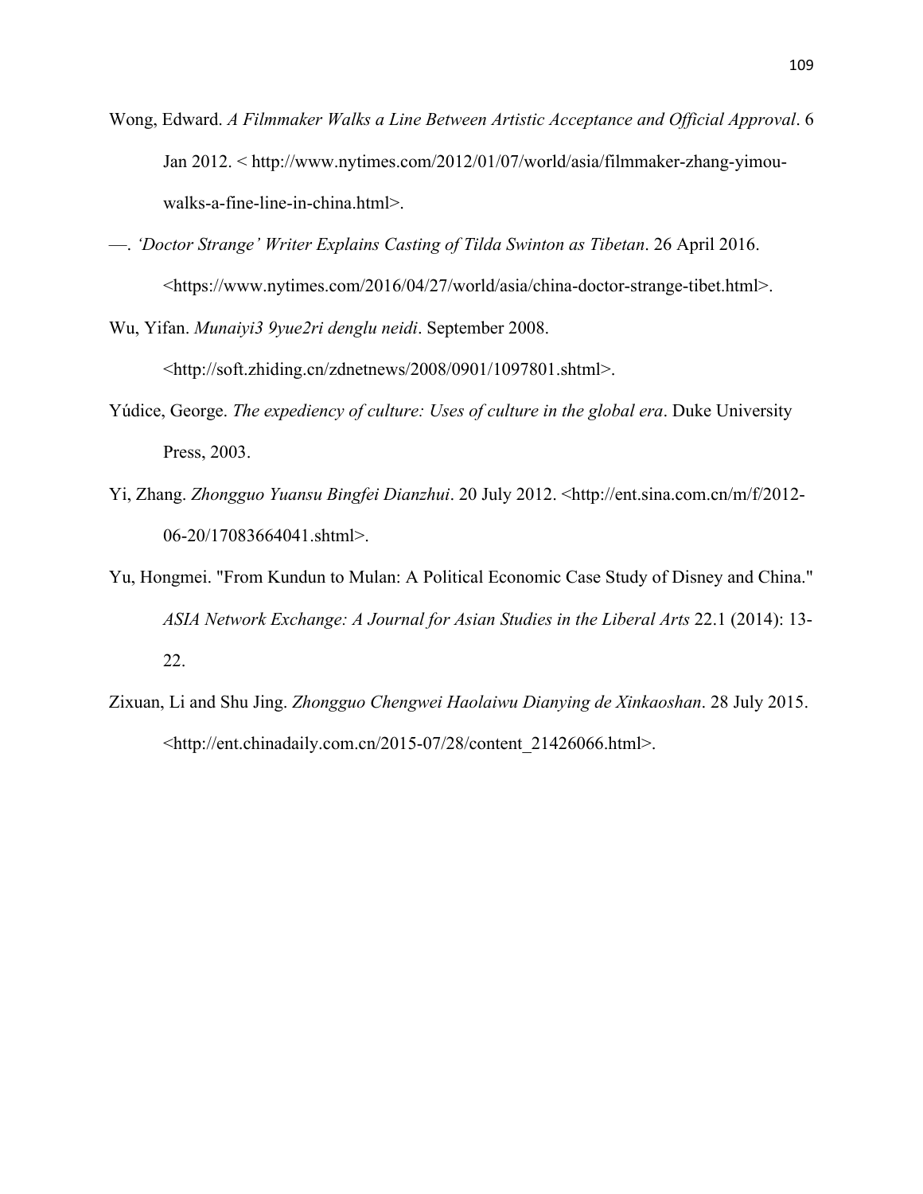Wong, Edward. *A Filmmaker Walks a Line Between Artistic Acceptance and Official Approval*. 6 Jan 2012. < http://www.nytimes.com/2012/01/07/world/asia/filmmaker-zhang-yimou-walks-a-fine-line-in-china.html>.

—. *'Doctor Strange' Writer Explains Casting of Tilda Swinton as Tibetan*. 26 April 2016. <https://www.nytimes.com/2016/04/27/world/asia/china-doctor-strange-tibet.html>.

Wu, Yifan. *Munaiyi3 9yue2ri denglu neidi*. September 2008. <http://soft.zhiding.cn/zdnetnews/2008/0901/1097801.shtml>.

Yúdice, George. *The expediency of culture: Uses of culture in the global era*. Duke University Press, 2003.

Yi, Zhang. *Zhongguo Yuansu Bingfei Dianzhui*. 20 July 2012. <http://ent.sina.com.cn/m/f/2012-06-20/17083664041.shtml>.

Yu, Hongmei. "From Kundun to Mulan: A Political Economic Case Study of Disney and China." *ASIA Network Exchange: A Journal for Asian Studies in the Liberal Arts* 22.1 (2014): 13-22.

Zixuan, Li and Shu Jing. *Zhongguo Chengwei Haolaiwu Dianying de Xinkaoshan*. 28 July 2015. <http://ent.chinadaily.com.cn/2015-07/28/content_21426066.html>.